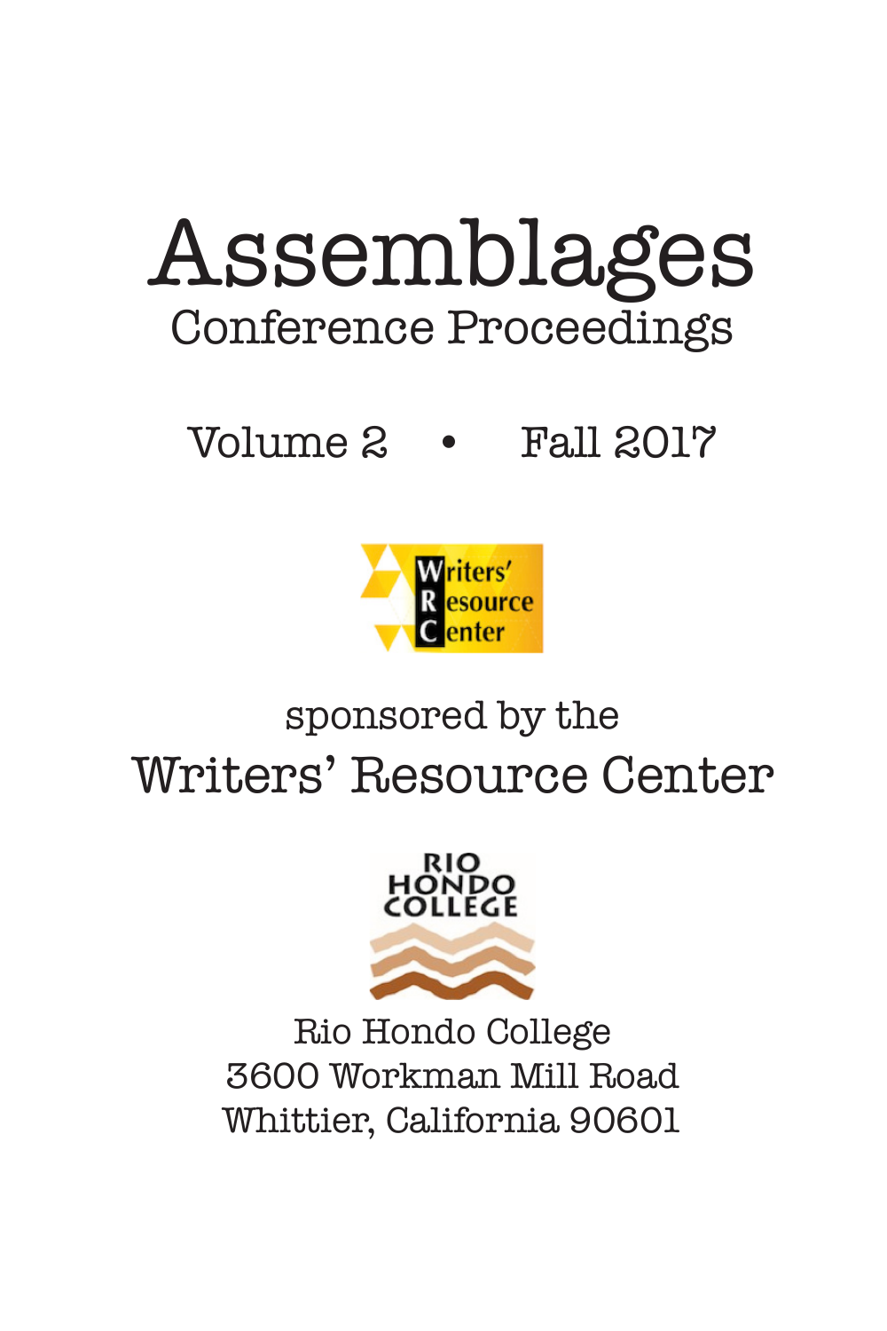# Assemblages

## Conference Proceedings

Volume 2 • Fall 2017

Writers' Resource Center

sponsored by the

## Writers' Resource Center

RIO HONDO COLLEGE

Rio Hondo College
3600 Workman Mill Road
Whittier, California 90601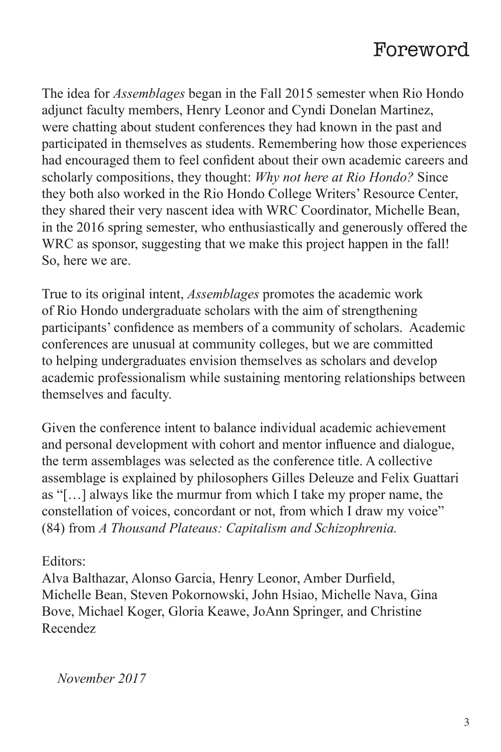# Foreword

The idea for *Assemblages* began in the Fall 2015 semester when Rio Hondo adjunct faculty members, Henry Leonor and Cyndi Donelan Martinez, were chatting about student conferences they had known in the past and participated in themselves as students. Remembering how those experiences had encouraged them to feel confident about their own academic careers and scholarly compositions, they thought: *Why not here at Rio Hondo?* Since they both also worked in the Rio Hondo College Writers' Resource Center, they shared their very nascent idea with WRC Coordinator, Michelle Bean, in the 2016 spring semester, who enthusiastically and generously offered the WRC as sponsor, suggesting that we make this project happen in the fall! So, here we are.

True to its original intent, *Assemblages* promotes the academic work of Rio Hondo undergraduate scholars with the aim of strengthening participants' confidence as members of a community of scholars. Academic conferences are unusual at community colleges, but we are committed to helping undergraduates envision themselves as scholars and develop academic professionalism while sustaining mentoring relationships between themselves and faculty.

Given the conference intent to balance individual academic achievement and personal development with cohort and mentor influence and dialogue, the term assemblages was selected as the conference title. A collective assemblage is explained by philosophers Gilles Deleuze and Felix Guattari as "[…] always like the murmur from which I take my proper name, the constellation of voices, concordant or not, from which I draw my voice" (84) from *A Thousand Plateaus: Capitalism and Schizophrenia.*

Editors:
Alva Balthazar, Alonso Garcia, Henry Leonor, Amber Durfield, Michelle Bean, Steven Pokornowski, John Hsiao, Michelle Nava, Gina Bove, Michael Koger, Gloria Keawe, JoAnn Springer, and Christine Recendez

*November 2017*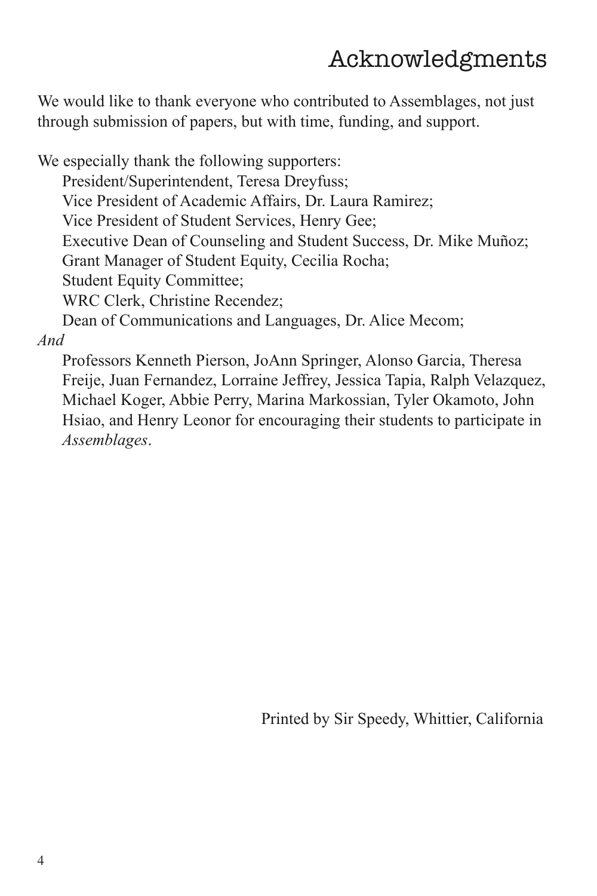# Acknowledgments

We would like to thank everyone who contributed to Assemblages, not just through submission of papers, but with time, funding, and support.

We especially thank the following supporters:

President/Superintendent, Teresa Dreyfuss;
Vice President of Academic Affairs, Dr. Laura Ramirez;
Vice President of Student Services, Henry Gee;
Executive Dean of Counseling and Student Success, Dr. Mike Muñoz;
Grant Manager of Student Equity, Cecilia Rocha;
Student Equity Committee;
WRC Clerk, Christine Recendez;
Dean of Communications and Languages, Dr. Alice Mecom;

*And*

Professors Kenneth Pierson, JoAnn Springer, Alonso Garcia, Theresa Freije, Juan Fernandez, Lorraine Jeffrey, Jessica Tapia, Ralph Velazquez, Michael Koger, Abbie Perry, Marina Markossian, Tyler Okamoto, John Hsiao, and Henry Leonor for encouraging their students to participate in *Assemblages*.

Printed by Sir Speedy, Whittier, California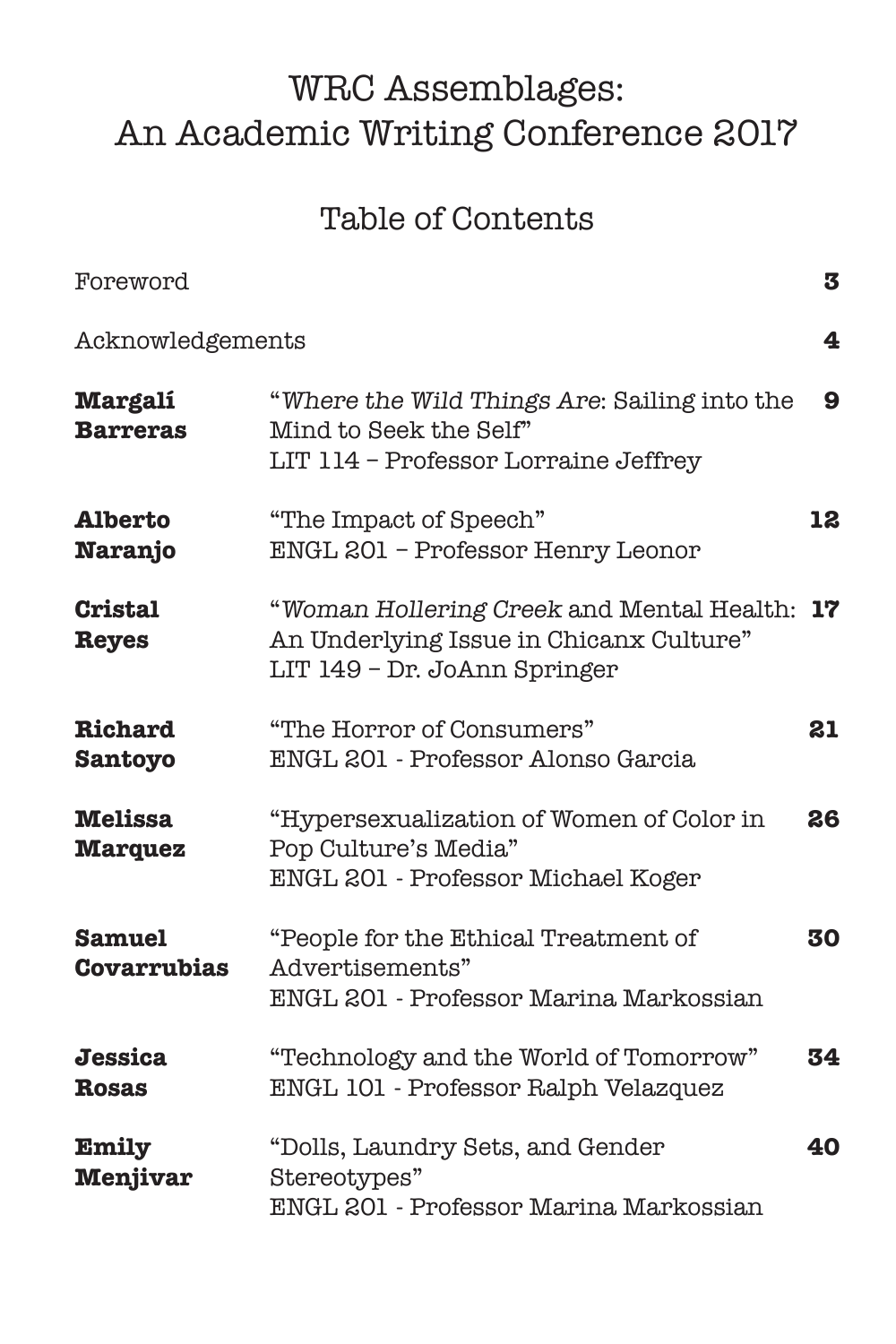# WRC Assemblages: An Academic Writing Conference 2017

## Table of Contents

| | | |
|---|---|---|
| Foreword | | **3** |
| Acknowledgements | | **4** |
| **Margalí Barreras** | "*Where the Wild Things Are*: Sailing into the Mind to Seek the Self" LIT 114 – Professor Lorraine Jeffrey | **9** |
| **Alberto Naranjo** | "The Impact of Speech" ENGL 201 – Professor Henry Leonor | **12** |
| **Cristal Reyes** | "*Woman Hollering Creek* and Mental Health: An Underlying Issue in Chicanx Culture" LIT 149 – Dr. JoAnn Springer | **17** |
| **Richard Santoyo** | "The Horror of Consumers" ENGL 201 - Professor Alonso Garcia | **21** |
| **Melissa Marquez** | "Hypersexualization of Women of Color in Pop Culture's Media" ENGL 201 - Professor Michael Koger | **26** |
| **Samuel Covarrubias** | "People for the Ethical Treatment of Advertisements" ENGL 201 - Professor Marina Markossian | **30** |
| **Jessica Rosas** | "Technology and the World of Tomorrow" ENGL 101 - Professor Ralph Velazquez | **34** |
| **Emily Menjivar** | "Dolls, Laundry Sets, and Gender Stereotypes" ENGL 201 - Professor Marina Markossian | **40** |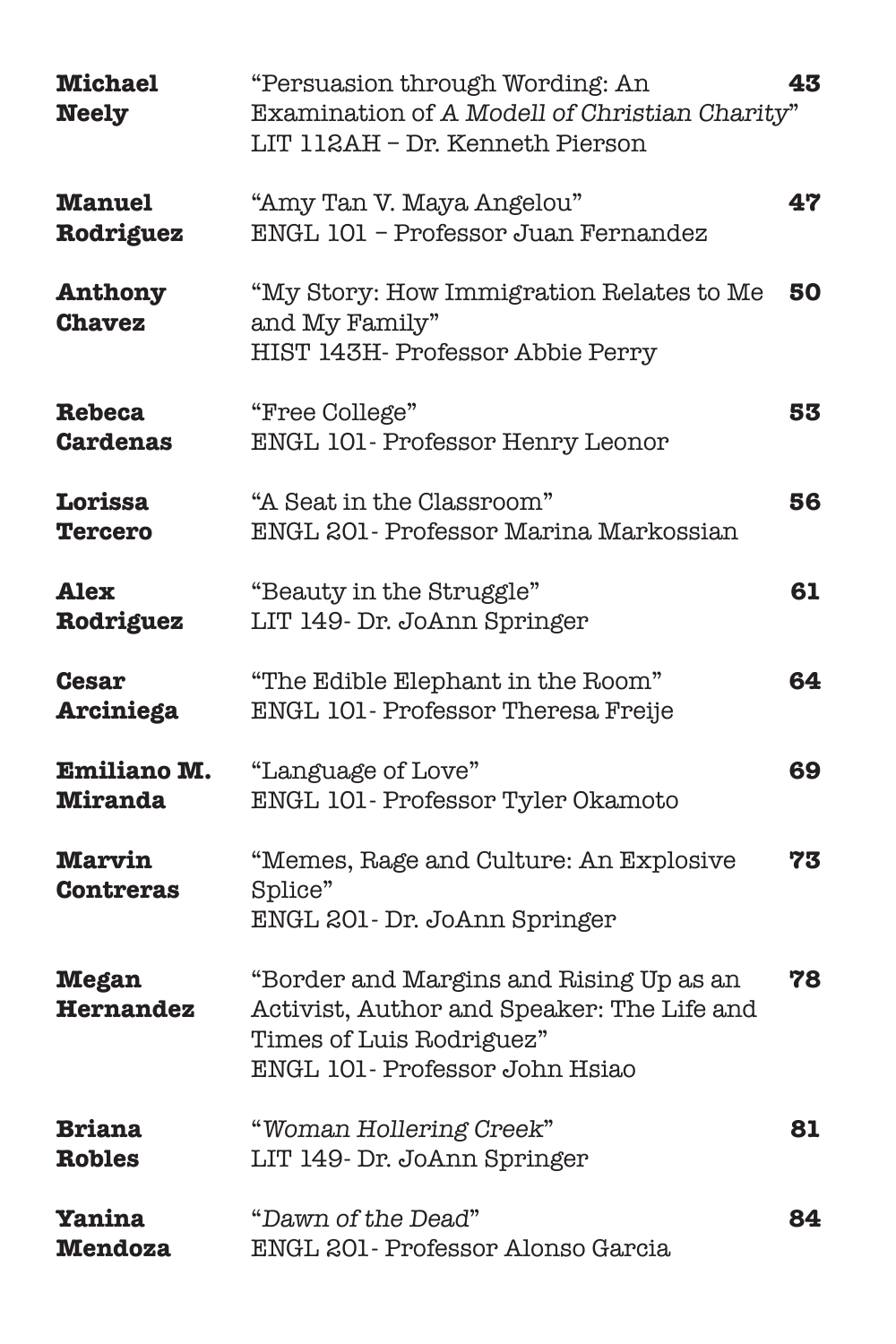| | | |
|---|---|---|
| **Michael Neely** | "Persuasion through Wording: An Examination of *A Modell of Christian Charity*"<br>LIT 112AH – Dr. Kenneth Pierson | **43** |
| **Manuel Rodriguez** | "Amy Tan V. Maya Angelou"<br>ENGL 101 – Professor Juan Fernandez | **47** |
| **Anthony Chavez** | "My Story: How Immigration Relates to Me and My Family"<br>HIST 143H- Professor Abbie Perry | **50** |
| **Rebeca Cardenas** | "Free College"<br>ENGL 101- Professor Henry Leonor | **53** |
| **Lorissa Tercero** | "A Seat in the Classroom"<br>ENGL 201- Professor Marina Markossian | **56** |
| **Alex Rodriguez** | "Beauty in the Struggle"<br>LIT 149- Dr. JoAnn Springer | **61** |
| **Cesar Arciniega** | "The Edible Elephant in the Room"<br>ENGL 101- Professor Theresa Freije | **64** |
| **Emiliano M. Miranda** | "Language of Love"<br>ENGL 101- Professor Tyler Okamoto | **69** |
| **Marvin Contreras** | "Memes, Rage and Culture: An Explosive Splice"<br>ENGL 201- Dr. JoAnn Springer | **73** |
| **Megan Hernandez** | "Border and Margins and Rising Up as an Activist, Author and Speaker: The Life and Times of Luis Rodriguez"<br>ENGL 101- Professor John Hsiao | **78** |
| **Briana Robles** | "*Woman Hollering Creek*"<br>LIT 149- Dr. JoAnn Springer | **81** |
| **Yanina Mendoza** | "*Dawn of the Dead*"<br>ENGL 201- Professor Alonso Garcia | **84** |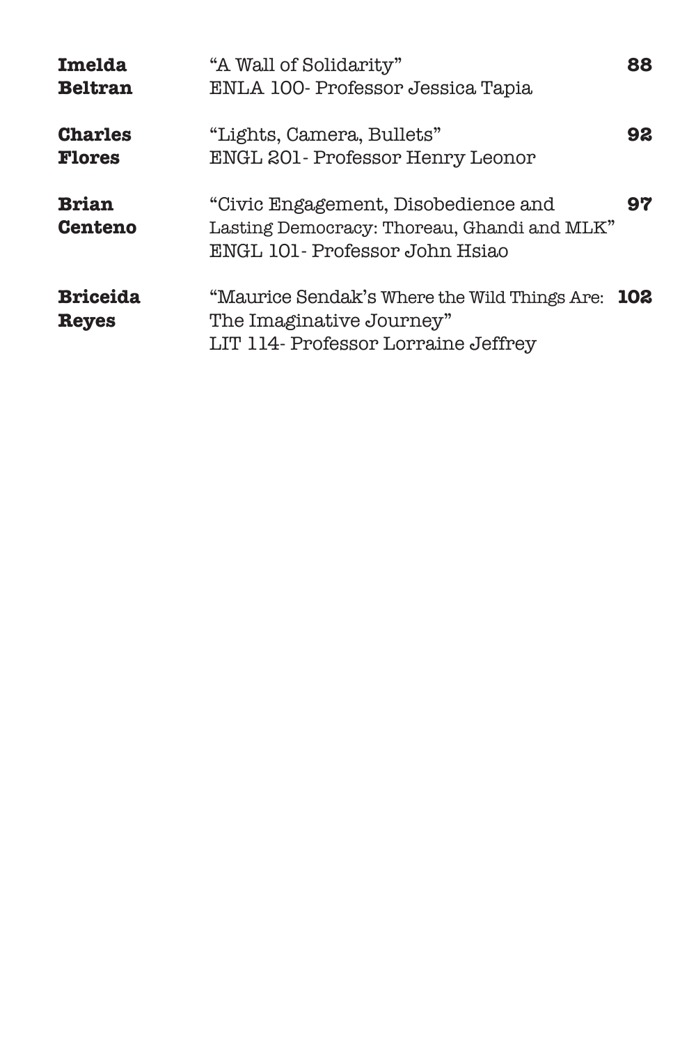| | | |
|---|---|---|
| **Imelda Beltran** | "A Wall of Solidarity"<br>ENLA 100- Professor Jessica Tapia | **88** |
| **Charles Flores** | "Lights, Camera, Bullets"<br>ENGL 201- Professor Henry Leonor | **92** |
| **Brian Centeno** | "Civic Engagement, Disobedience and Lasting Democracy: Thoreau, Ghandi and MLK"<br>ENGL 101- Professor John Hsiao | **97** |
| **Briceida Reyes** | "Maurice Sendak's Where the Wild Things Are: The Imaginative Journey"<br>LIT 114- Professor Lorraine Jeffrey | **102** |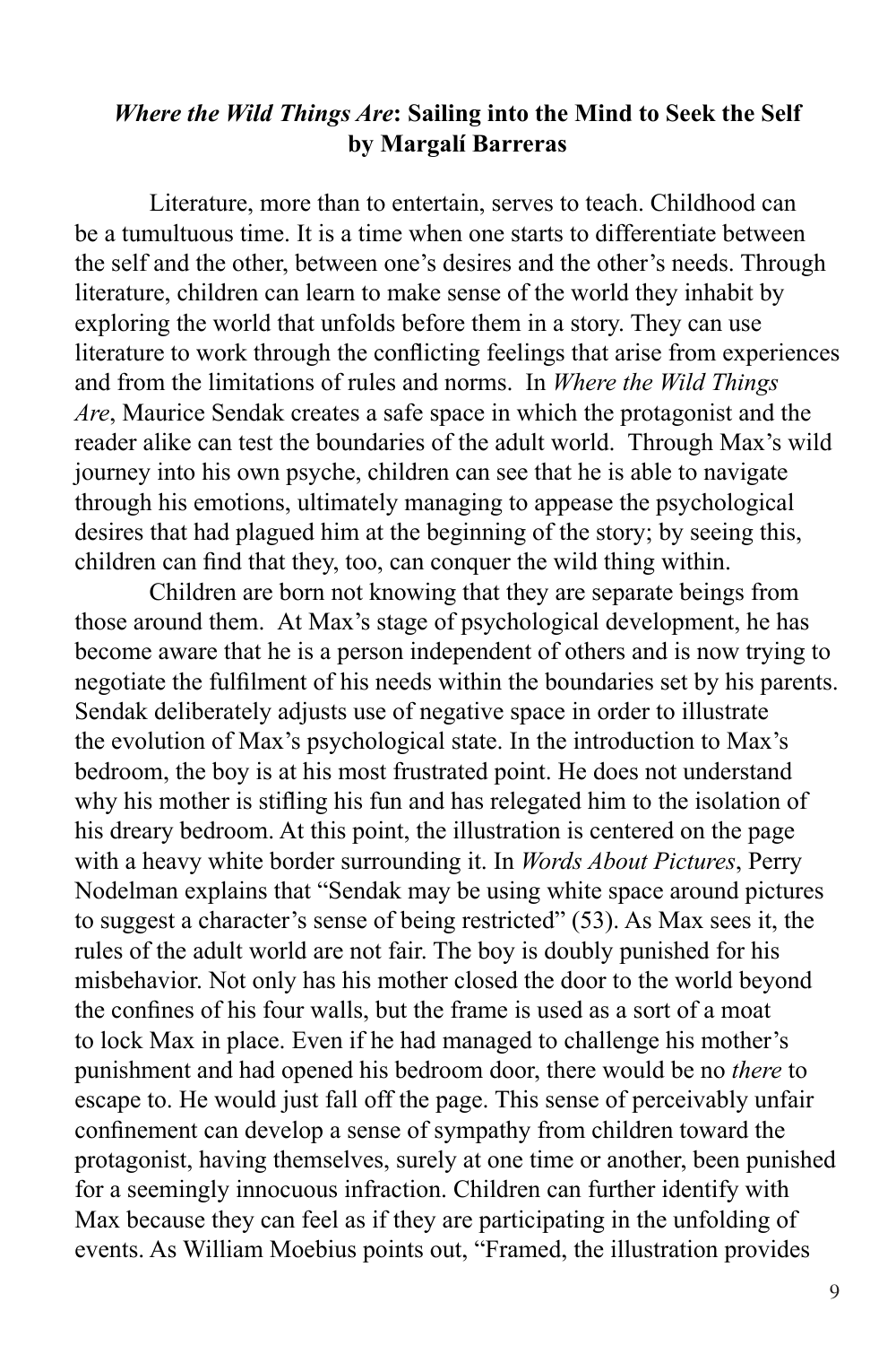## *Where the Wild Things Are*: Sailing into the Mind to Seek the Self
### by Margalí Barreras

Literature, more than to entertain, serves to teach. Childhood can be a tumultuous time. It is a time when one starts to differentiate between the self and the other, between one's desires and the other's needs. Through literature, children can learn to make sense of the world they inhabit by exploring the world that unfolds before them in a story. They can use literature to work through the conflicting feelings that arise from experiences and from the limitations of rules and norms. In *Where the Wild Things Are*, Maurice Sendak creates a safe space in which the protagonist and the reader alike can test the boundaries of the adult world. Through Max's wild journey into his own psyche, children can see that he is able to navigate through his emotions, ultimately managing to appease the psychological desires that had plagued him at the beginning of the story; by seeing this, children can find that they, too, can conquer the wild thing within.

Children are born not knowing that they are separate beings from those around them. At Max's stage of psychological development, he has become aware that he is a person independent of others and is now trying to negotiate the fulfilment of his needs within the boundaries set by his parents. Sendak deliberately adjusts use of negative space in order to illustrate the evolution of Max's psychological state. In the introduction to Max's bedroom, the boy is at his most frustrated point. He does not understand why his mother is stifling his fun and has relegated him to the isolation of his dreary bedroom. At this point, the illustration is centered on the page with a heavy white border surrounding it. In *Words About Pictures*, Perry Nodelman explains that "Sendak may be using white space around pictures to suggest a character's sense of being restricted" (53). As Max sees it, the rules of the adult world are not fair. The boy is doubly punished for his misbehavior. Not only has his mother closed the door to the world beyond the confines of his four walls, but the frame is used as a sort of a moat to lock Max in place. Even if he had managed to challenge his mother's punishment and had opened his bedroom door, there would be no *there* to escape to. He would just fall off the page. This sense of perceivably unfair confinement can develop a sense of sympathy from children toward the protagonist, having themselves, surely at one time or another, been punished for a seemingly innocuous infraction. Children can further identify with Max because they can feel as if they are participating in the unfolding of events. As William Moebius points out, "Framed, the illustration provides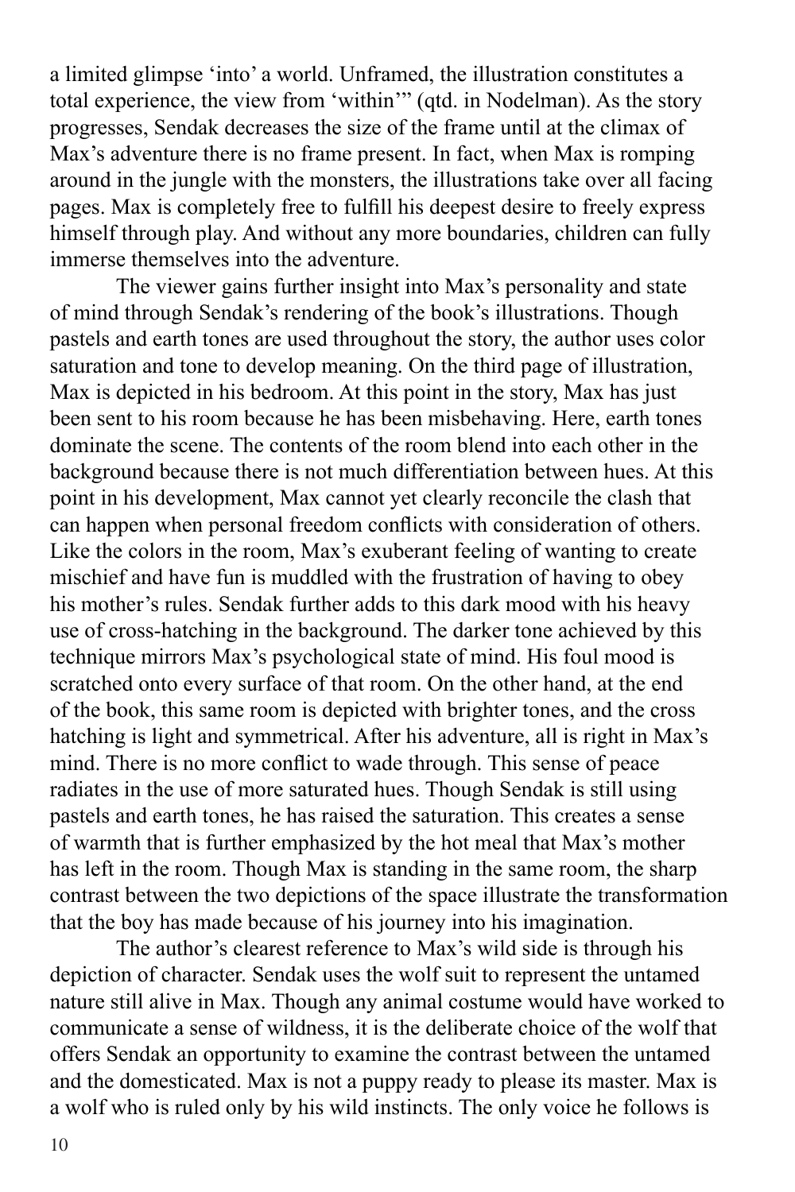a limited glimpse 'into' a world. Unframed, the illustration constitutes a total experience, the view from 'within'" (qtd. in Nodelman). As the story progresses, Sendak decreases the size of the frame until at the climax of Max's adventure there is no frame present. In fact, when Max is romping around in the jungle with the monsters, the illustrations take over all facing pages. Max is completely free to fulfill his deepest desire to freely express himself through play. And without any more boundaries, children can fully immerse themselves into the adventure.

The viewer gains further insight into Max's personality and state of mind through Sendak's rendering of the book's illustrations. Though pastels and earth tones are used throughout the story, the author uses color saturation and tone to develop meaning. On the third page of illustration, Max is depicted in his bedroom. At this point in the story, Max has just been sent to his room because he has been misbehaving. Here, earth tones dominate the scene. The contents of the room blend into each other in the background because there is not much differentiation between hues. At this point in his development, Max cannot yet clearly reconcile the clash that can happen when personal freedom conflicts with consideration of others. Like the colors in the room, Max's exuberant feeling of wanting to create mischief and have fun is muddled with the frustration of having to obey his mother's rules. Sendak further adds to this dark mood with his heavy use of cross-hatching in the background. The darker tone achieved by this technique mirrors Max's psychological state of mind. His foul mood is scratched onto every surface of that room. On the other hand, at the end of the book, this same room is depicted with brighter tones, and the cross hatching is light and symmetrical. After his adventure, all is right in Max's mind. There is no more conflict to wade through. This sense of peace radiates in the use of more saturated hues. Though Sendak is still using pastels and earth tones, he has raised the saturation. This creates a sense of warmth that is further emphasized by the hot meal that Max's mother has left in the room. Though Max is standing in the same room, the sharp contrast between the two depictions of the space illustrate the transformation that the boy has made because of his journey into his imagination.

The author's clearest reference to Max's wild side is through his depiction of character. Sendak uses the wolf suit to represent the untamed nature still alive in Max. Though any animal costume would have worked to communicate a sense of wildness, it is the deliberate choice of the wolf that offers Sendak an opportunity to examine the contrast between the untamed and the domesticated. Max is not a puppy ready to please its master. Max is a wolf who is ruled only by his wild instincts. The only voice he follows is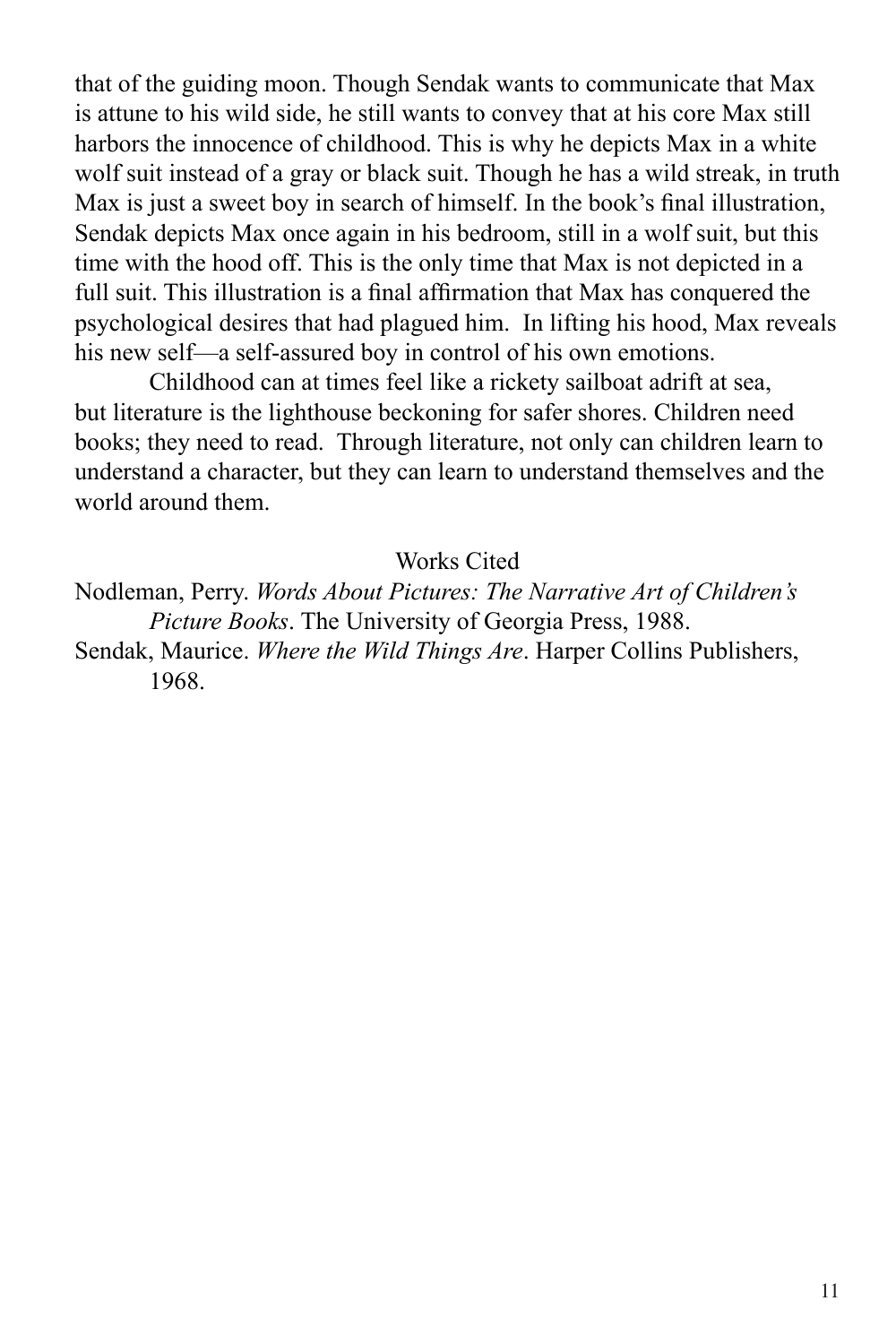that of the guiding moon. Though Sendak wants to communicate that Max is attune to his wild side, he still wants to convey that at his core Max still harbors the innocence of childhood. This is why he depicts Max in a white wolf suit instead of a gray or black suit. Though he has a wild streak, in truth Max is just a sweet boy in search of himself. In the book's final illustration, Sendak depicts Max once again in his bedroom, still in a wolf suit, but this time with the hood off. This is the only time that Max is not depicted in a full suit. This illustration is a final affirmation that Max has conquered the psychological desires that had plagued him. In lifting his hood, Max reveals his new self—a self-assured boy in control of his own emotions.

Childhood can at times feel like a rickety sailboat adrift at sea, but literature is the lighthouse beckoning for safer shores. Children need books; they need to read. Through literature, not only can children learn to understand a character, but they can learn to understand themselves and the world around them.

Works Cited

Nodleman, Perry. *Words About Pictures: The Narrative Art of Children's Picture Books*. The University of Georgia Press, 1988.

Sendak, Maurice. *Where the Wild Things Are*. Harper Collins Publishers, 1968.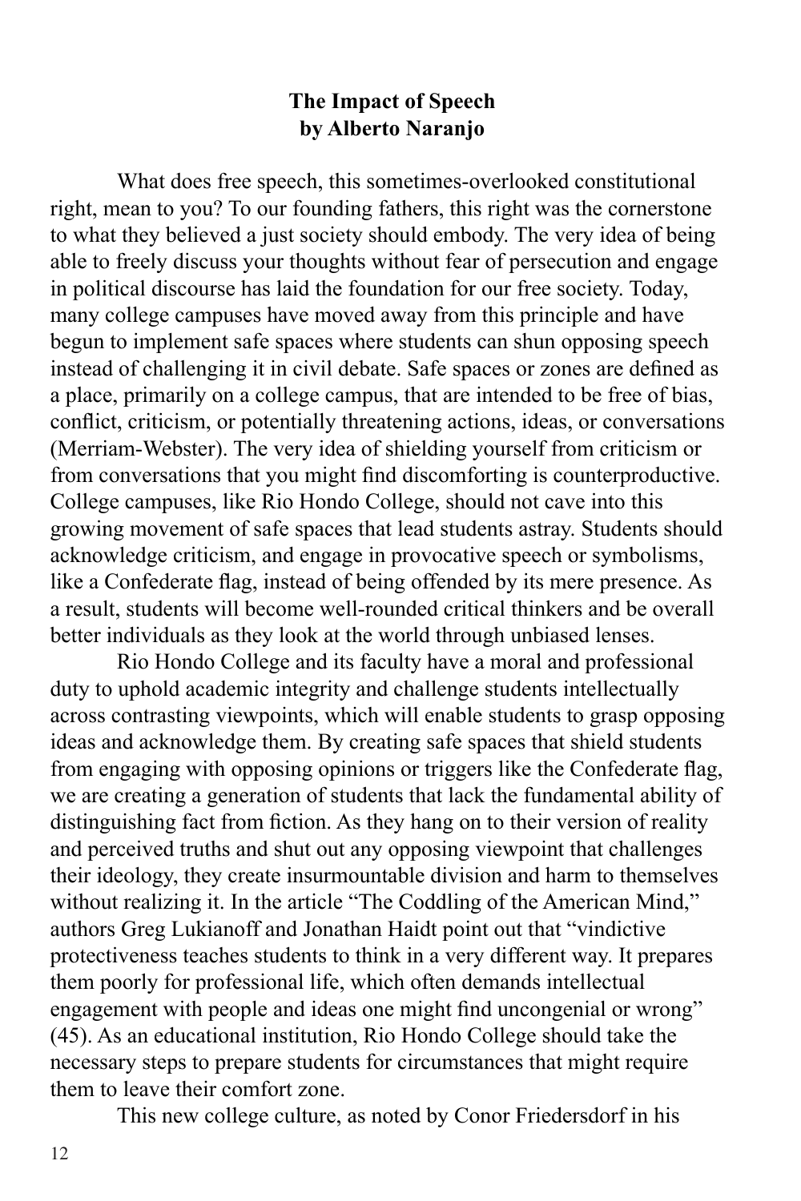## The Impact of Speech
### by Alberto Naranjo

What does free speech, this sometimes-overlooked constitutional right, mean to you? To our founding fathers, this right was the cornerstone to what they believed a just society should embody. The very idea of being able to freely discuss your thoughts without fear of persecution and engage in political discourse has laid the foundation for our free society. Today, many college campuses have moved away from this principle and have begun to implement safe spaces where students can shun opposing speech instead of challenging it in civil debate. Safe spaces or zones are defined as a place, primarily on a college campus, that are intended to be free of bias, conflict, criticism, or potentially threatening actions, ideas, or conversations (Merriam-Webster). The very idea of shielding yourself from criticism or from conversations that you might find discomforting is counterproductive. College campuses, like Rio Hondo College, should not cave into this growing movement of safe spaces that lead students astray. Students should acknowledge criticism, and engage in provocative speech or symbolisms, like a Confederate flag, instead of being offended by its mere presence. As a result, students will become well-rounded critical thinkers and be overall better individuals as they look at the world through unbiased lenses.

Rio Hondo College and its faculty have a moral and professional duty to uphold academic integrity and challenge students intellectually across contrasting viewpoints, which will enable students to grasp opposing ideas and acknowledge them. By creating safe spaces that shield students from engaging with opposing opinions or triggers like the Confederate flag, we are creating a generation of students that lack the fundamental ability of distinguishing fact from fiction. As they hang on to their version of reality and perceived truths and shut out any opposing viewpoint that challenges their ideology, they create insurmountable division and harm to themselves without realizing it. In the article "The Coddling of the American Mind," authors Greg Lukianoff and Jonathan Haidt point out that "vindictive protectiveness teaches students to think in a very different way. It prepares them poorly for professional life, which often demands intellectual engagement with people and ideas one might find uncongenial or wrong" (45). As an educational institution, Rio Hondo College should take the necessary steps to prepare students for circumstances that might require them to leave their comfort zone.

This new college culture, as noted by Conor Friedersdorf in his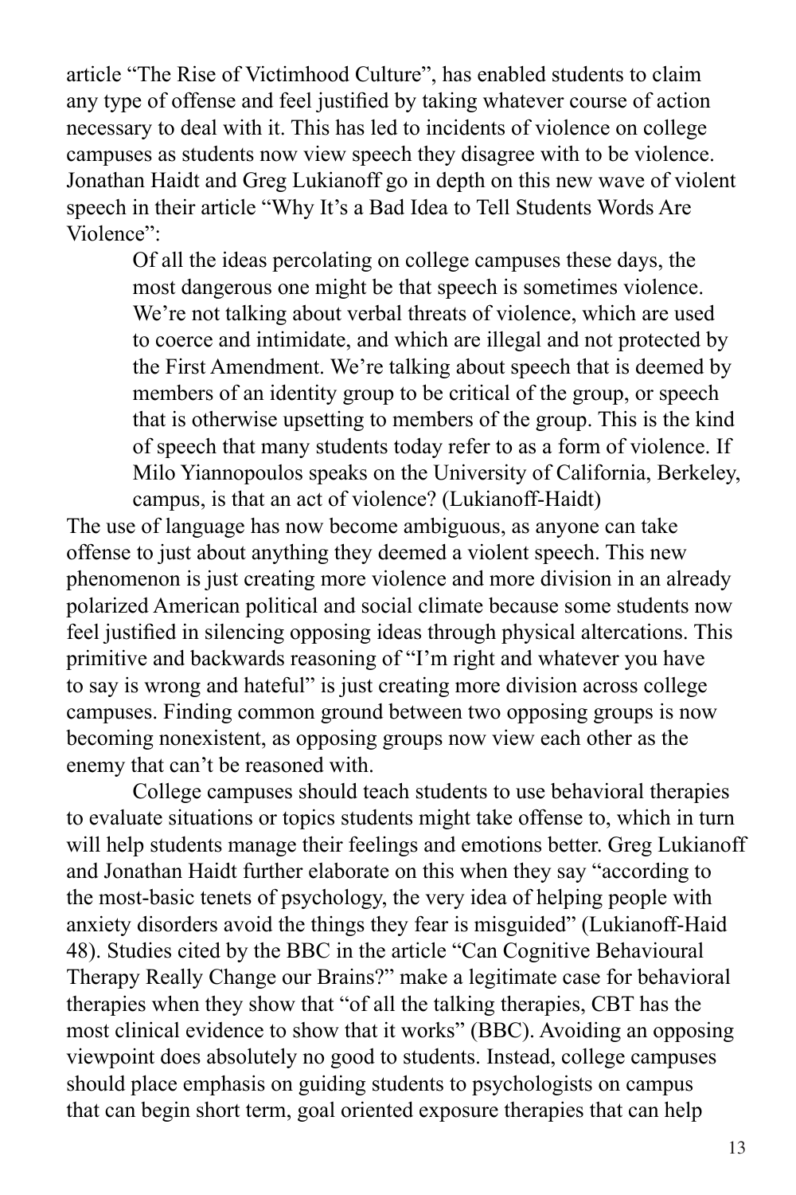article "The Rise of Victimhood Culture", has enabled students to claim any type of offense and feel justified by taking whatever course of action necessary to deal with it. This has led to incidents of violence on college campuses as students now view speech they disagree with to be violence. Jonathan Haidt and Greg Lukianoff go in depth on this new wave of violent speech in their article "Why It's a Bad Idea to Tell Students Words Are Violence":

> Of all the ideas percolating on college campuses these days, the most dangerous one might be that speech is sometimes violence. We're not talking about verbal threats of violence, which are used to coerce and intimidate, and which are illegal and not protected by the First Amendment. We're talking about speech that is deemed by members of an identity group to be critical of the group, or speech that is otherwise upsetting to members of the group. This is the kind of speech that many students today refer to as a form of violence. If Milo Yiannopoulos speaks on the University of California, Berkeley, campus, is that an act of violence? (Lukianoff-Haidt)

The use of language has now become ambiguous, as anyone can take offense to just about anything they deemed a violent speech. This new phenomenon is just creating more violence and more division in an already polarized American political and social climate because some students now feel justified in silencing opposing ideas through physical altercations. This primitive and backwards reasoning of "I'm right and whatever you have to say is wrong and hateful" is just creating more division across college campuses. Finding common ground between two opposing groups is now becoming nonexistent, as opposing groups now view each other as the enemy that can't be reasoned with.

College campuses should teach students to use behavioral therapies to evaluate situations or topics students might take offense to, which in turn will help students manage their feelings and emotions better. Greg Lukianoff and Jonathan Haidt further elaborate on this when they say "according to the most-basic tenets of psychology, the very idea of helping people with anxiety disorders avoid the things they fear is misguided" (Lukianoff-Haid 48). Studies cited by the BBC in the article "Can Cognitive Behavioural Therapy Really Change our Brains?" make a legitimate case for behavioral therapies when they show that "of all the talking therapies, CBT has the most clinical evidence to show that it works" (BBC). Avoiding an opposing viewpoint does absolutely no good to students. Instead, college campuses should place emphasis on guiding students to psychologists on campus that can begin short term, goal oriented exposure therapies that can help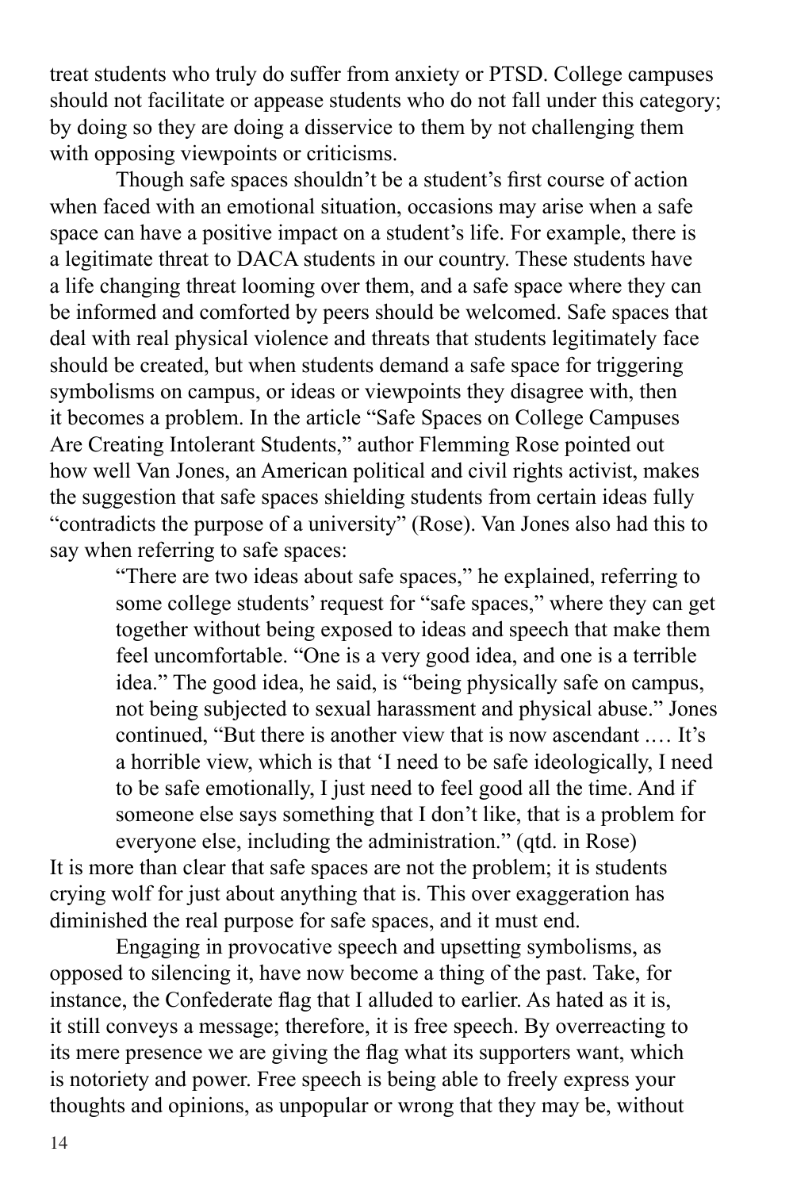treat students who truly do suffer from anxiety or PTSD. College campuses should not facilitate or appease students who do not fall under this category; by doing so they are doing a disservice to them by not challenging them with opposing viewpoints or criticisms.

Though safe spaces shouldn't be a student's first course of action when faced with an emotional situation, occasions may arise when a safe space can have a positive impact on a student's life. For example, there is a legitimate threat to DACA students in our country. These students have a life changing threat looming over them, and a safe space where they can be informed and comforted by peers should be welcomed. Safe spaces that deal with real physical violence and threats that students legitimately face should be created, but when students demand a safe space for triggering symbolisms on campus, or ideas or viewpoints they disagree with, then it becomes a problem. In the article "Safe Spaces on College Campuses Are Creating Intolerant Students," author Flemming Rose pointed out how well Van Jones, an American political and civil rights activist, makes the suggestion that safe spaces shielding students from certain ideas fully "contradicts the purpose of a university" (Rose). Van Jones also had this to say when referring to safe spaces:

> "There are two ideas about safe spaces," he explained, referring to some college students' request for "safe spaces," where they can get together without being exposed to ideas and speech that make them feel uncomfortable. "One is a very good idea, and one is a terrible idea." The good idea, he said, is "being physically safe on campus, not being subjected to sexual harassment and physical abuse." Jones continued, "But there is another view that is now ascendant .… It's a horrible view, which is that 'I need to be safe ideologically, I need to be safe emotionally, I just need to feel good all the time. And if someone else says something that I don't like, that is a problem for everyone else, including the administration." (qtd. in Rose)

It is more than clear that safe spaces are not the problem; it is students crying wolf for just about anything that is. This over exaggeration has diminished the real purpose for safe spaces, and it must end.

Engaging in provocative speech and upsetting symbolisms, as opposed to silencing it, have now become a thing of the past. Take, for instance, the Confederate flag that I alluded to earlier. As hated as it is, it still conveys a message; therefore, it is free speech. By overreacting to its mere presence we are giving the flag what its supporters want, which is notoriety and power. Free speech is being able to freely express your thoughts and opinions, as unpopular or wrong that they may be, without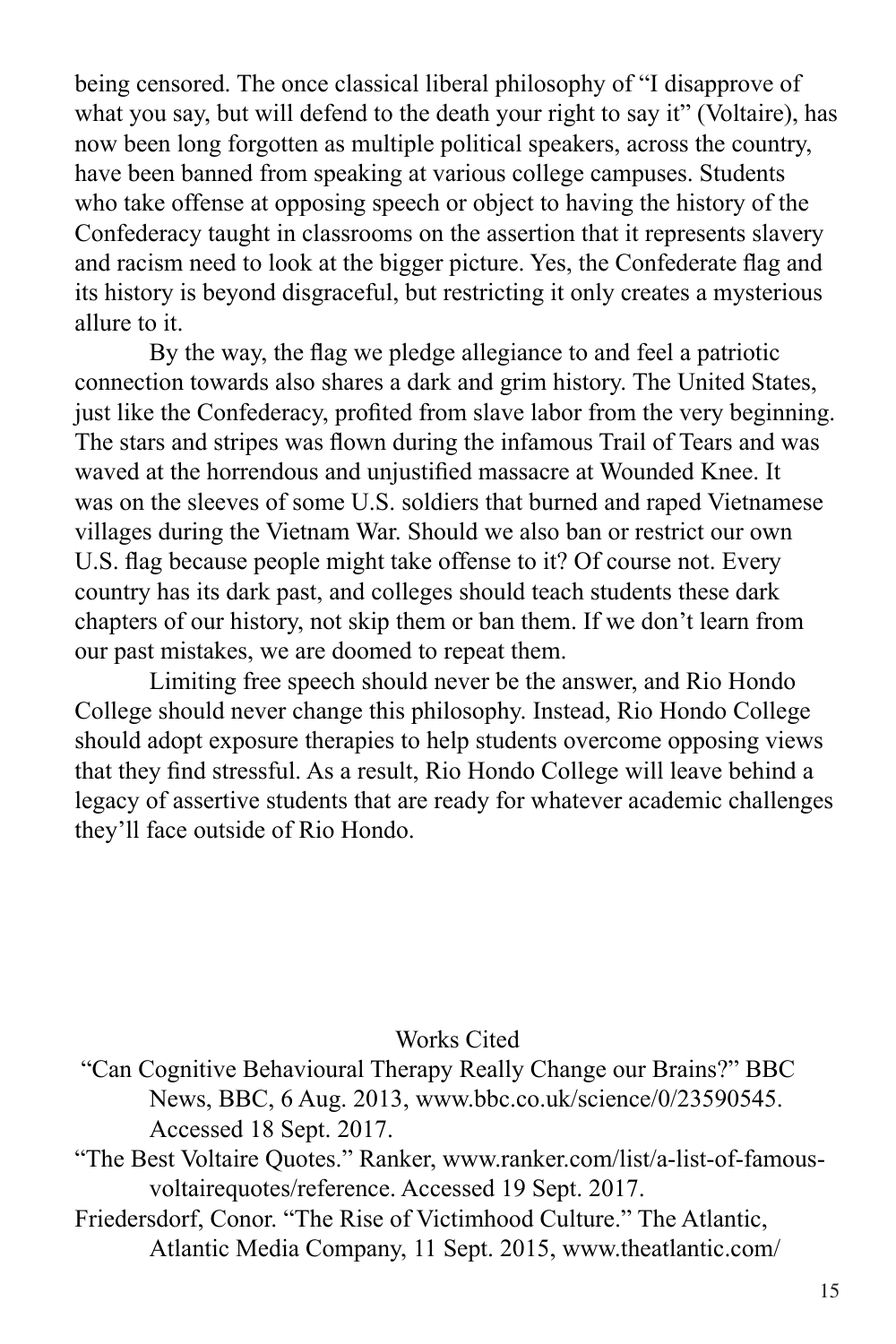being censored. The once classical liberal philosophy of "I disapprove of what you say, but will defend to the death your right to say it" (Voltaire), has now been long forgotten as multiple political speakers, across the country, have been banned from speaking at various college campuses. Students who take offense at opposing speech or object to having the history of the Confederacy taught in classrooms on the assertion that it represents slavery and racism need to look at the bigger picture. Yes, the Confederate flag and its history is beyond disgraceful, but restricting it only creates a mysterious allure to it.

By the way, the flag we pledge allegiance to and feel a patriotic connection towards also shares a dark and grim history. The United States, just like the Confederacy, profited from slave labor from the very beginning. The stars and stripes was flown during the infamous Trail of Tears and was waved at the horrendous and unjustified massacre at Wounded Knee. It was on the sleeves of some U.S. soldiers that burned and raped Vietnamese villages during the Vietnam War. Should we also ban or restrict our own U.S. flag because people might take offense to it? Of course not. Every country has its dark past, and colleges should teach students these dark chapters of our history, not skip them or ban them. If we don't learn from our past mistakes, we are doomed to repeat them.

Limiting free speech should never be the answer, and Rio Hondo College should never change this philosophy. Instead, Rio Hondo College should adopt exposure therapies to help students overcome opposing views that they find stressful. As a result, Rio Hondo College will leave behind a legacy of assertive students that are ready for whatever academic challenges they'll face outside of Rio Hondo.

Works Cited

"Can Cognitive Behavioural Therapy Really Change our Brains?" BBC News, BBC, 6 Aug. 2013, www.bbc.co.uk/science/0/23590545. Accessed 18 Sept. 2017.

"The Best Voltaire Quotes." Ranker, www.ranker.com/list/a-list-of-famous-voltairequotes/reference. Accessed 19 Sept. 2017.

Friedersdorf, Conor. "The Rise of Victimhood Culture." The Atlantic, Atlantic Media Company, 11 Sept. 2015, www.theatlantic.com/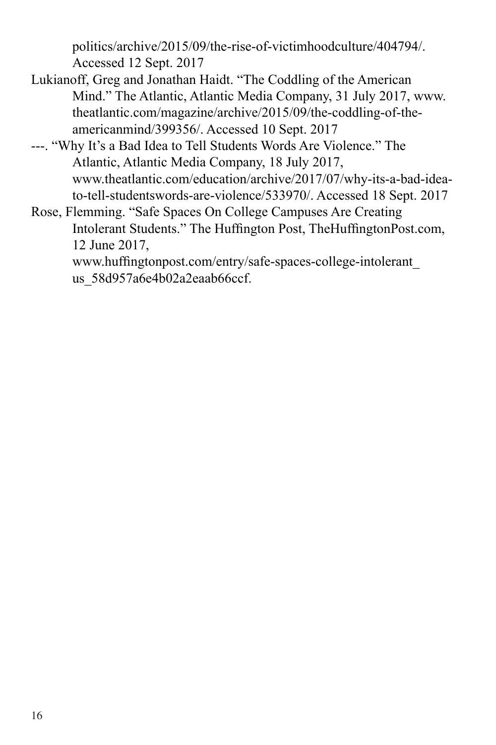politics/archive/2015/09/the-rise-of-victimhoodculture/404794/. Accessed 12 Sept. 2017

Lukianoff, Greg and Jonathan Haidt. "The Coddling of the American Mind." The Atlantic, Atlantic Media Company, 31 July 2017, www.theatlantic.com/magazine/archive/2015/09/the-coddling-of-the-americanmind/399356/. Accessed 10 Sept. 2017

---. "Why It's a Bad Idea to Tell Students Words Are Violence." The Atlantic, Atlantic Media Company, 18 July 2017, www.theatlantic.com/education/archive/2017/07/why-its-a-bad-idea-to-tell-studentswords-are-violence/533970/. Accessed 18 Sept. 2017

Rose, Flemming. "Safe Spaces On College Campuses Are Creating Intolerant Students." The Huffington Post, TheHuffingtonPost.com, 12 June 2017, www.huffingtonpost.com/entry/safe-spaces-college-intolerant_us_58d957a6e4b02a2eaab66ccf.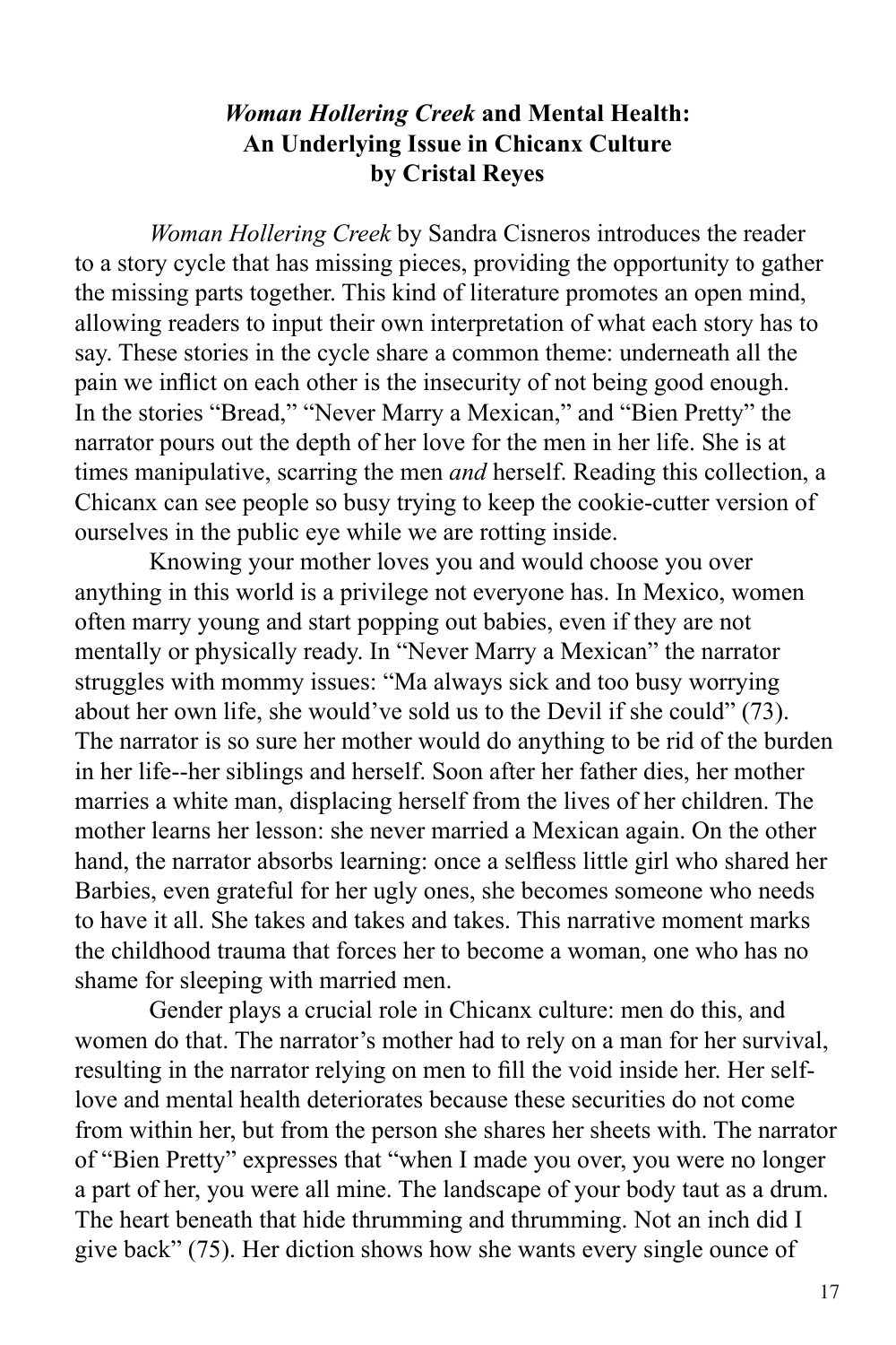## *Woman Hollering Creek* and Mental Health: An Underlying Issue in Chicanx Culture
### by Cristal Reyes

*Woman Hollering Creek* by Sandra Cisneros introduces the reader to a story cycle that has missing pieces, providing the opportunity to gather the missing parts together. This kind of literature promotes an open mind, allowing readers to input their own interpretation of what each story has to say. These stories in the cycle share a common theme: underneath all the pain we inflict on each other is the insecurity of not being good enough. In the stories "Bread," "Never Marry a Mexican," and "Bien Pretty" the narrator pours out the depth of her love for the men in her life. She is at times manipulative, scarring the men *and* herself. Reading this collection, a Chicanx can see people so busy trying to keep the cookie-cutter version of ourselves in the public eye while we are rotting inside.

Knowing your mother loves you and would choose you over anything in this world is a privilege not everyone has. In Mexico, women often marry young and start popping out babies, even if they are not mentally or physically ready. In "Never Marry a Mexican" the narrator struggles with mommy issues: "Ma always sick and too busy worrying about her own life, she would've sold us to the Devil if she could" (73). The narrator is so sure her mother would do anything to be rid of the burden in her life--her siblings and herself. Soon after her father dies, her mother marries a white man, displacing herself from the lives of her children. The mother learns her lesson: she never married a Mexican again. On the other hand, the narrator absorbs learning: once a selfless little girl who shared her Barbies, even grateful for her ugly ones, she becomes someone who needs to have it all. She takes and takes and takes. This narrative moment marks the childhood trauma that forces her to become a woman, one who has no shame for sleeping with married men.

Gender plays a crucial role in Chicanx culture: men do this, and women do that. The narrator's mother had to rely on a man for her survival, resulting in the narrator relying on men to fill the void inside her. Her self-love and mental health deteriorates because these securities do not come from within her, but from the person she shares her sheets with. The narrator of "Bien Pretty" expresses that "when I made you over, you were no longer a part of her, you were all mine. The landscape of your body taut as a drum. The heart beneath that hide thrumming and thrumming. Not an inch did I give back" (75). Her diction shows how she wants every single ounce of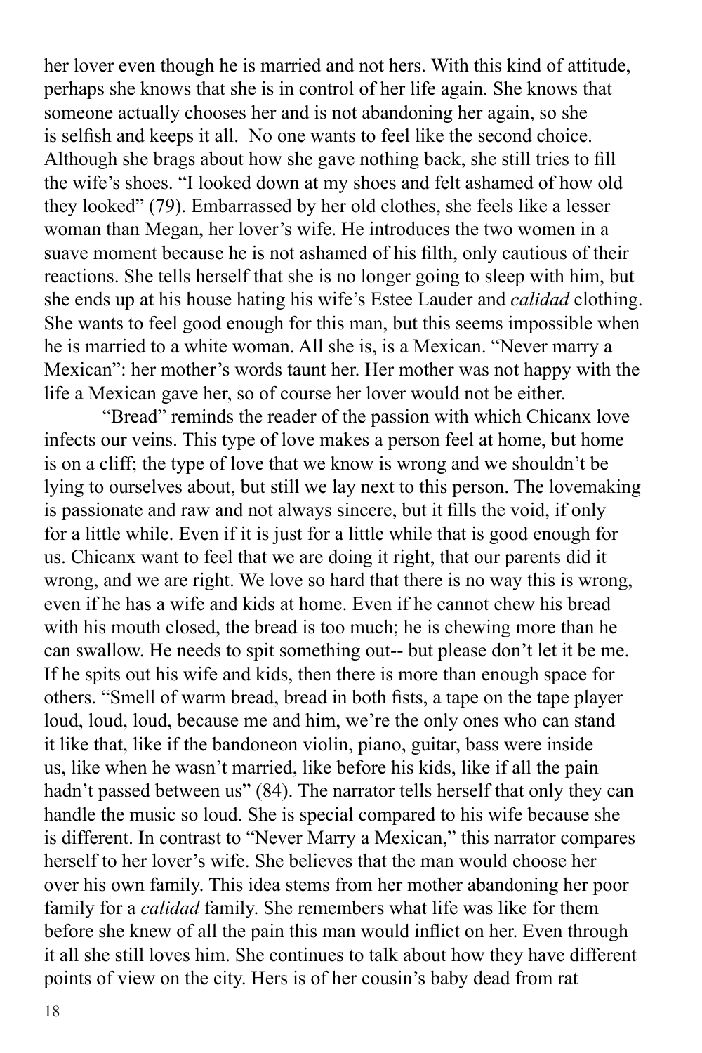her lover even though he is married and not hers. With this kind of attitude, perhaps she knows that she is in control of her life again. She knows that someone actually chooses her and is not abandoning her again, so she is selfish and keeps it all.  No one wants to feel like the second choice. Although she brags about how she gave nothing back, she still tries to fill the wife's shoes. "I looked down at my shoes and felt ashamed of how old they looked" (79). Embarrassed by her old clothes, she feels like a lesser woman than Megan, her lover's wife. He introduces the two women in a suave moment because he is not ashamed of his filth, only cautious of their reactions. She tells herself that she is no longer going to sleep with him, but she ends up at his house hating his wife's Estee Lauder and *calidad* clothing. She wants to feel good enough for this man, but this seems impossible when he is married to a white woman. All she is, is a Mexican. "Never marry a Mexican": her mother's words taunt her. Her mother was not happy with the life a Mexican gave her, so of course her lover would not be either.

"Bread" reminds the reader of the passion with which Chicanx love infects our veins. This type of love makes a person feel at home, but home is on a cliff; the type of love that we know is wrong and we shouldn't be lying to ourselves about, but still we lay next to this person. The lovemaking is passionate and raw and not always sincere, but it fills the void, if only for a little while. Even if it is just for a little while that is good enough for us. Chicanx want to feel that we are doing it right, that our parents did it wrong, and we are right. We love so hard that there is no way this is wrong, even if he has a wife and kids at home. Even if he cannot chew his bread with his mouth closed, the bread is too much; he is chewing more than he can swallow. He needs to spit something out-- but please don't let it be me. If he spits out his wife and kids, then there is more than enough space for others. "Smell of warm bread, bread in both fists, a tape on the tape player loud, loud, loud, because me and him, we're the only ones who can stand it like that, like if the bandoneon violin, piano, guitar, bass were inside us, like when he wasn't married, like before his kids, like if all the pain hadn't passed between us" (84). The narrator tells herself that only they can handle the music so loud. She is special compared to his wife because she is different. In contrast to "Never Marry a Mexican," this narrator compares herself to her lover's wife. She believes that the man would choose her over his own family. This idea stems from her mother abandoning her poor family for a *calidad* family. She remembers what life was like for them before she knew of all the pain this man would inflict on her. Even through it all she still loves him. She continues to talk about how they have different points of view on the city. Hers is of her cousin's baby dead from rat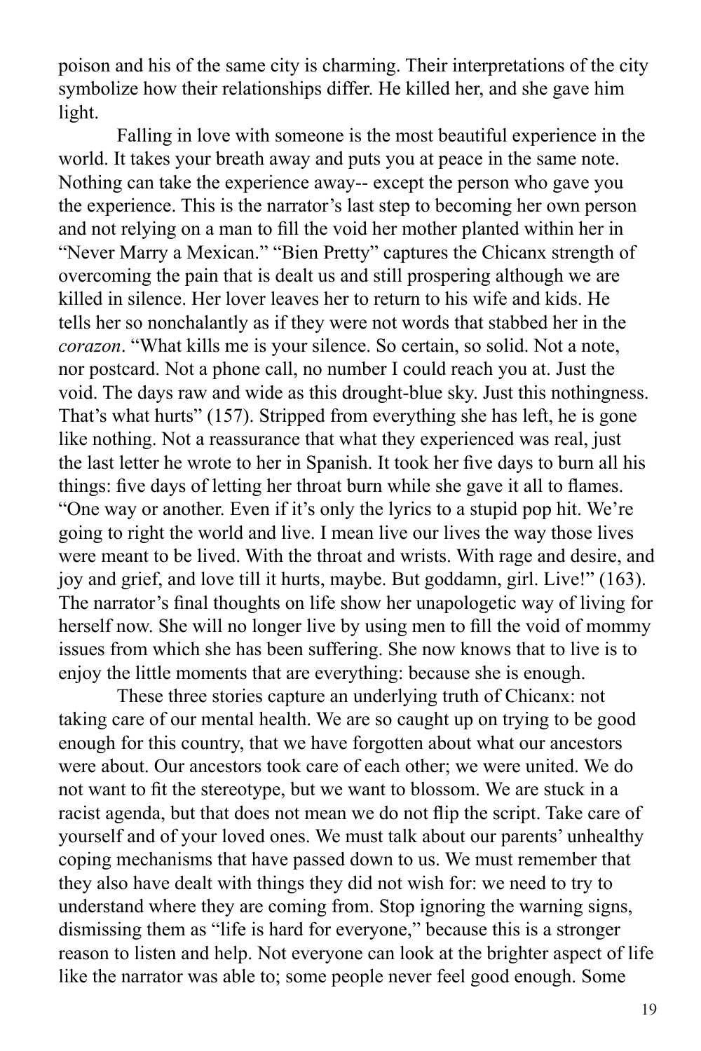poison and his of the same city is charming. Their interpretations of the city symbolize how their relationships differ. He killed her, and she gave him light.

Falling in love with someone is the most beautiful experience in the world. It takes your breath away and puts you at peace in the same note. Nothing can take the experience away-- except the person who gave you the experience. This is the narrator's last step to becoming her own person and not relying on a man to fill the void her mother planted within her in "Never Marry a Mexican." "Bien Pretty" captures the Chicanx strength of overcoming the pain that is dealt us and still prospering although we are killed in silence. Her lover leaves her to return to his wife and kids. He tells her so nonchalantly as if they were not words that stabbed her in the *corazon*. "What kills me is your silence. So certain, so solid. Not a note, nor postcard. Not a phone call, no number I could reach you at. Just the void. The days raw and wide as this drought-blue sky. Just this nothingness. That's what hurts" (157). Stripped from everything she has left, he is gone like nothing. Not a reassurance that what they experienced was real, just the last letter he wrote to her in Spanish. It took her five days to burn all his things: five days of letting her throat burn while she gave it all to flames. "One way or another. Even if it's only the lyrics to a stupid pop hit. We're going to right the world and live. I mean live our lives the way those lives were meant to be lived. With the throat and wrists. With rage and desire, and joy and grief, and love till it hurts, maybe. But goddamn, girl. Live!" (163). The narrator's final thoughts on life show her unapologetic way of living for herself now. She will no longer live by using men to fill the void of mommy issues from which she has been suffering. She now knows that to live is to enjoy the little moments that are everything: because she is enough.

These three stories capture an underlying truth of Chicanx: not taking care of our mental health. We are so caught up on trying to be good enough for this country, that we have forgotten about what our ancestors were about. Our ancestors took care of each other; we were united. We do not want to fit the stereotype, but we want to blossom. We are stuck in a racist agenda, but that does not mean we do not flip the script. Take care of yourself and of your loved ones. We must talk about our parents' unhealthy coping mechanisms that have passed down to us. We must remember that they also have dealt with things they did not wish for: we need to try to understand where they are coming from. Stop ignoring the warning signs, dismissing them as "life is hard for everyone," because this is a stronger reason to listen and help. Not everyone can look at the brighter aspect of life like the narrator was able to; some people never feel good enough. Some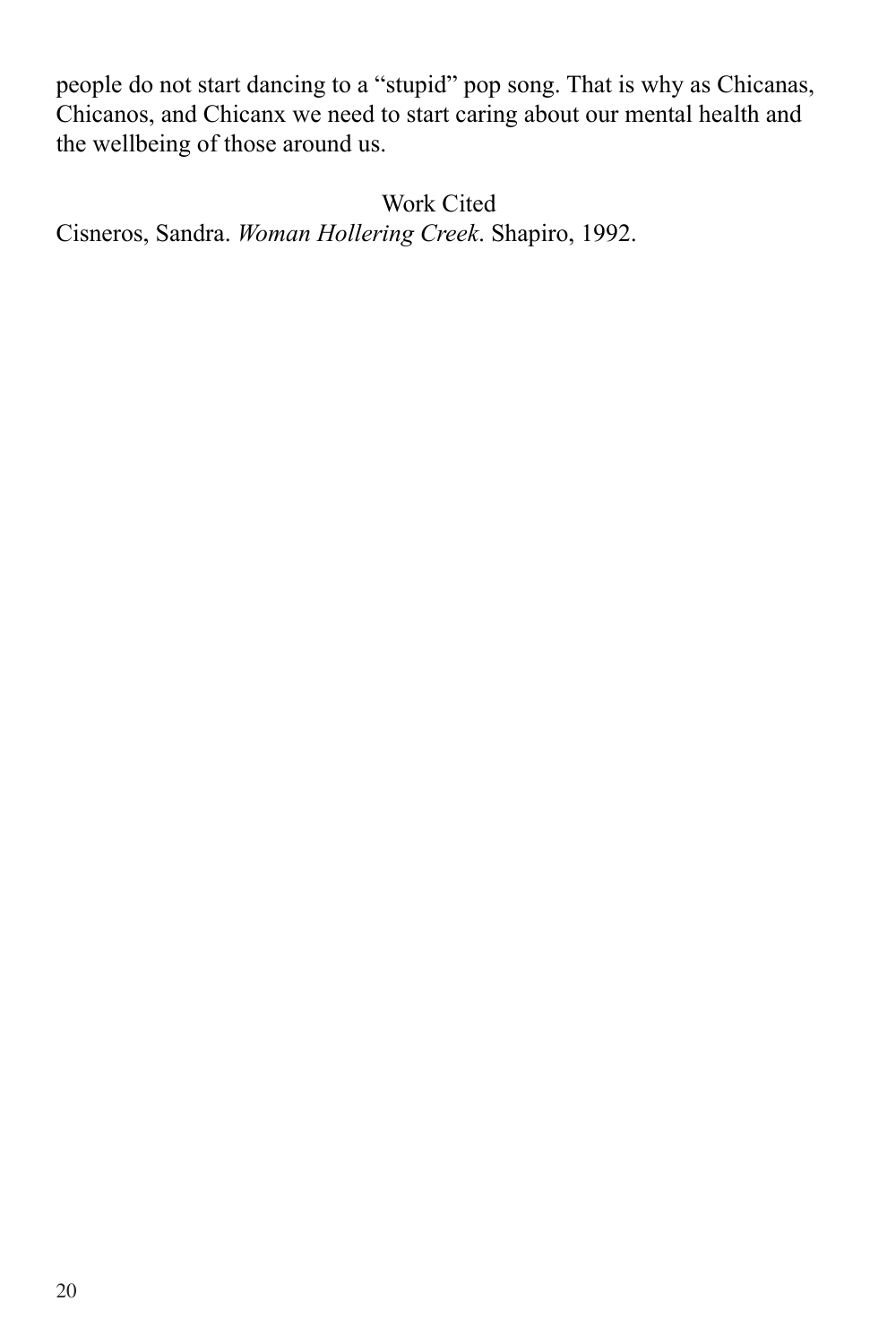people do not start dancing to a “stupid” pop song. That is why as Chicanas, Chicanos, and Chicanx we need to start caring about our mental health and the wellbeing of those around us.

Work Cited

Cisneros, Sandra. *Woman Hollering Creek*. Shapiro, 1992.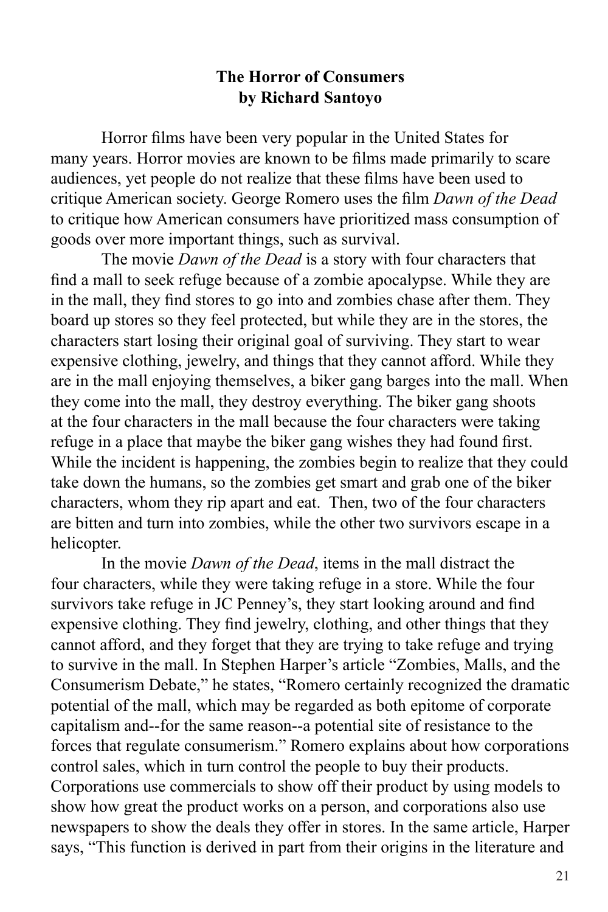## The Horror of Consumers
### by Richard Santoyo

Horror films have been very popular in the United States for many years. Horror movies are known to be films made primarily to scare audiences, yet people do not realize that these films have been used to critique American society. George Romero uses the film *Dawn of the Dead* to critique how American consumers have prioritized mass consumption of goods over more important things, such as survival.

The movie *Dawn of the Dead* is a story with four characters that find a mall to seek refuge because of a zombie apocalypse. While they are in the mall, they find stores to go into and zombies chase after them. They board up stores so they feel protected, but while they are in the stores, the characters start losing their original goal of surviving. They start to wear expensive clothing, jewelry, and things that they cannot afford. While they are in the mall enjoying themselves, a biker gang barges into the mall. When they come into the mall, they destroy everything. The biker gang shoots at the four characters in the mall because the four characters were taking refuge in a place that maybe the biker gang wishes they had found first. While the incident is happening, the zombies begin to realize that they could take down the humans, so the zombies get smart and grab one of the biker characters, whom they rip apart and eat. Then, two of the four characters are bitten and turn into zombies, while the other two survivors escape in a helicopter.

In the movie *Dawn of the Dead*, items in the mall distract the four characters, while they were taking refuge in a store. While the four survivors take refuge in JC Penney's, they start looking around and find expensive clothing. They find jewelry, clothing, and other things that they cannot afford, and they forget that they are trying to take refuge and trying to survive in the mall. In Stephen Harper's article "Zombies, Malls, and the Consumerism Debate," he states, "Romero certainly recognized the dramatic potential of the mall, which may be regarded as both epitome of corporate capitalism and--for the same reason--a potential site of resistance to the forces that regulate consumerism." Romero explains about how corporations control sales, which in turn control the people to buy their products. Corporations use commercials to show off their product by using models to show how great the product works on a person, and corporations also use newspapers to show the deals they offer in stores. In the same article, Harper says, "This function is derived in part from their origins in the literature and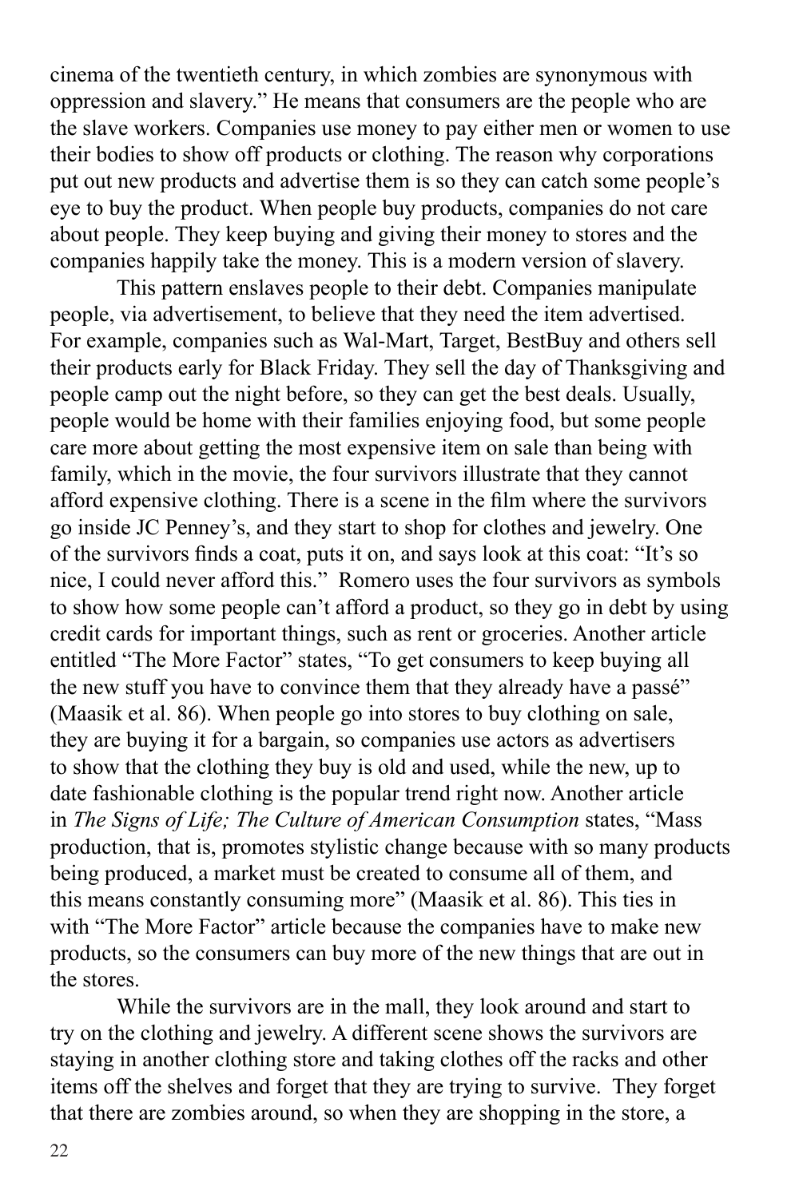cinema of the twentieth century, in which zombies are synonymous with oppression and slavery." He means that consumers are the people who are the slave workers. Companies use money to pay either men or women to use their bodies to show off products or clothing. The reason why corporations put out new products and advertise them is so they can catch some people's eye to buy the product. When people buy products, companies do not care about people. They keep buying and giving their money to stores and the companies happily take the money. This is a modern version of slavery.

This pattern enslaves people to their debt. Companies manipulate people, via advertisement, to believe that they need the item advertised. For example, companies such as Wal-Mart, Target, BestBuy and others sell their products early for Black Friday. They sell the day of Thanksgiving and people camp out the night before, so they can get the best deals. Usually, people would be home with their families enjoying food, but some people care more about getting the most expensive item on sale than being with family, which in the movie, the four survivors illustrate that they cannot afford expensive clothing. There is a scene in the film where the survivors go inside JC Penney's, and they start to shop for clothes and jewelry. One of the survivors finds a coat, puts it on, and says look at this coat: "It's so nice, I could never afford this." Romero uses the four survivors as symbols to show how some people can't afford a product, so they go in debt by using credit cards for important things, such as rent or groceries. Another article entitled "The More Factor" states, "To get consumers to keep buying all the new stuff you have to convince them that they already have a passé" (Maasik et al. 86). When people go into stores to buy clothing on sale, they are buying it for a bargain, so companies use actors as advertisers to show that the clothing they buy is old and used, while the new, up to date fashionable clothing is the popular trend right now. Another article in *The Signs of Life; The Culture of American Consumption* states, "Mass production, that is, promotes stylistic change because with so many products being produced, a market must be created to consume all of them, and this means constantly consuming more" (Maasik et al. 86). This ties in with "The More Factor" article because the companies have to make new products, so the consumers can buy more of the new things that are out in the stores.

While the survivors are in the mall, they look around and start to try on the clothing and jewelry. A different scene shows the survivors are staying in another clothing store and taking clothes off the racks and other items off the shelves and forget that they are trying to survive. They forget that there are zombies around, so when they are shopping in the store, a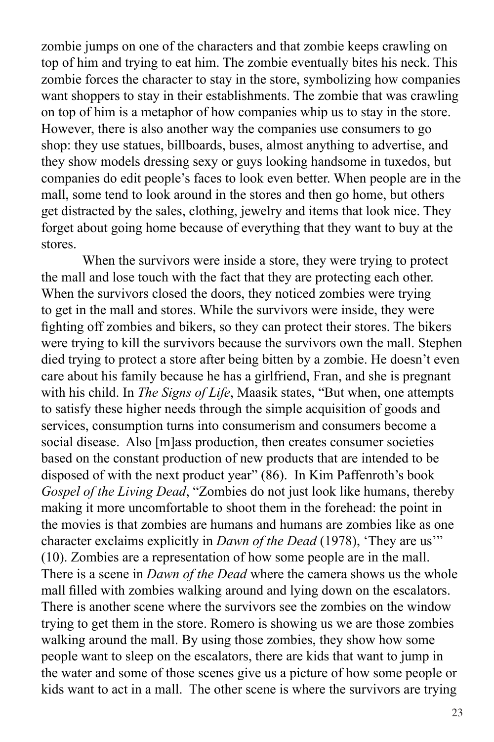zombie jumps on one of the characters and that zombie keeps crawling on top of him and trying to eat him. The zombie eventually bites his neck. This zombie forces the character to stay in the store, symbolizing how companies want shoppers to stay in their establishments. The zombie that was crawling on top of him is a metaphor of how companies whip us to stay in the store. However, there is also another way the companies use consumers to go shop: they use statues, billboards, buses, almost anything to advertise, and they show models dressing sexy or guys looking handsome in tuxedos, but companies do edit people's faces to look even better. When people are in the mall, some tend to look around in the stores and then go home, but others get distracted by the sales, clothing, jewelry and items that look nice. They forget about going home because of everything that they want to buy at the stores.

When the survivors were inside a store, they were trying to protect the mall and lose touch with the fact that they are protecting each other. When the survivors closed the doors, they noticed zombies were trying to get in the mall and stores. While the survivors were inside, they were fighting off zombies and bikers, so they can protect their stores. The bikers were trying to kill the survivors because the survivors own the mall. Stephen died trying to protect a store after being bitten by a zombie. He doesn't even care about his family because he has a girlfriend, Fran, and she is pregnant with his child. In *The Signs of Life*, Maasik states, "But when, one attempts to satisfy these higher needs through the simple acquisition of goods and services, consumption turns into consumerism and consumers become a social disease. Also [m]ass production, then creates consumer societies based on the constant production of new products that are intended to be disposed of with the next product year" (86). In Kim Paffenroth's book *Gospel of the Living Dead*, "Zombies do not just look like humans, thereby making it more uncomfortable to shoot them in the forehead: the point in the movies is that zombies are humans and humans are zombies like as one character exclaims explicitly in *Dawn of the Dead* (1978), 'They are us'" (10). Zombies are a representation of how some people are in the mall. There is a scene in *Dawn of the Dead* where the camera shows us the whole mall filled with zombies walking around and lying down on the escalators. There is another scene where the survivors see the zombies on the window trying to get them in the store. Romero is showing us we are those zombies walking around the mall. By using those zombies, they show how some people want to sleep on the escalators, there are kids that want to jump in the water and some of those scenes give us a picture of how some people or kids want to act in a mall. The other scene is where the survivors are trying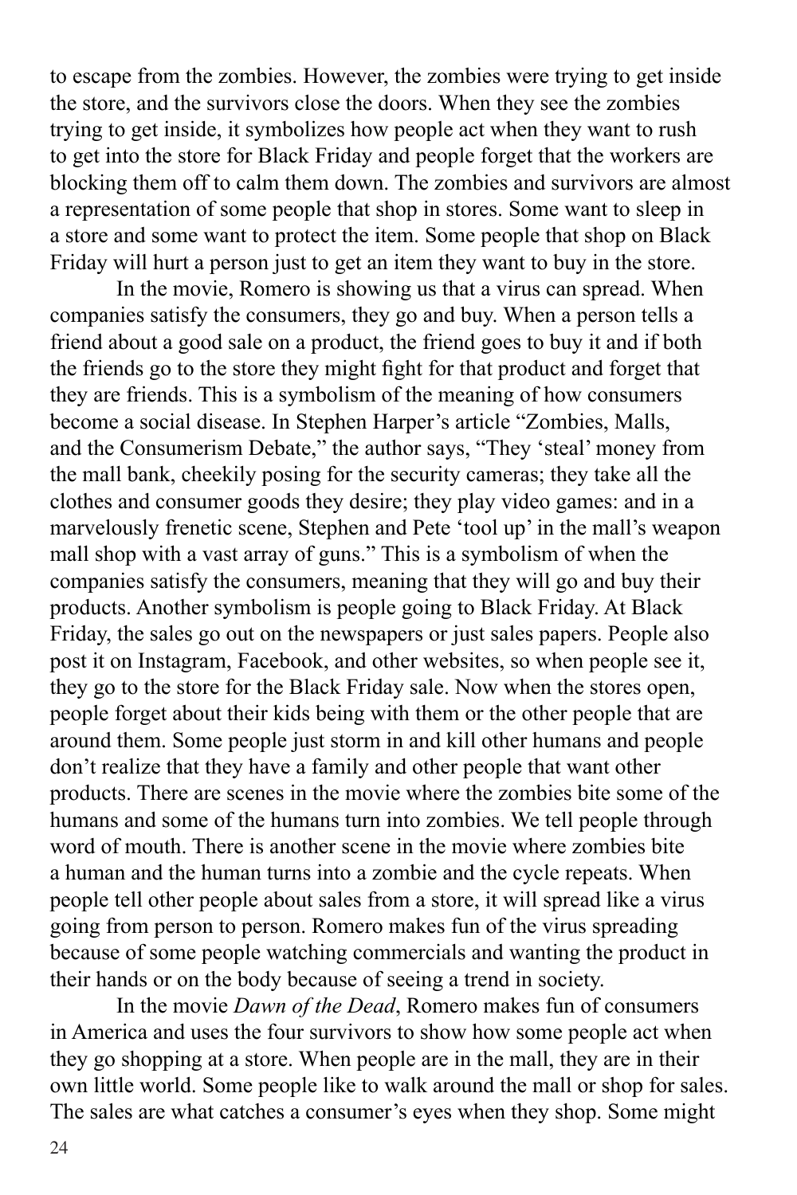to escape from the zombies. However, the zombies were trying to get inside the store, and the survivors close the doors. When they see the zombies trying to get inside, it symbolizes how people act when they want to rush to get into the store for Black Friday and people forget that the workers are blocking them off to calm them down. The zombies and survivors are almost a representation of some people that shop in stores. Some want to sleep in a store and some want to protect the item. Some people that shop on Black Friday will hurt a person just to get an item they want to buy in the store.

In the movie, Romero is showing us that a virus can spread. When companies satisfy the consumers, they go and buy. When a person tells a friend about a good sale on a product, the friend goes to buy it and if both the friends go to the store they might fight for that product and forget that they are friends. This is a symbolism of the meaning of how consumers become a social disease. In Stephen Harper's article "Zombies, Malls, and the Consumerism Debate," the author says, "They 'steal' money from the mall bank, cheekily posing for the security cameras; they take all the clothes and consumer goods they desire; they play video games: and in a marvelously frenetic scene, Stephen and Pete 'tool up' in the mall's weapon mall shop with a vast array of guns." This is a symbolism of when the companies satisfy the consumers, meaning that they will go and buy their products. Another symbolism is people going to Black Friday. At Black Friday, the sales go out on the newspapers or just sales papers. People also post it on Instagram, Facebook, and other websites, so when people see it, they go to the store for the Black Friday sale. Now when the stores open, people forget about their kids being with them or the other people that are around them. Some people just storm in and kill other humans and people don't realize that they have a family and other people that want other products. There are scenes in the movie where the zombies bite some of the humans and some of the humans turn into zombies. We tell people through word of mouth. There is another scene in the movie where zombies bite a human and the human turns into a zombie and the cycle repeats. When people tell other people about sales from a store, it will spread like a virus going from person to person. Romero makes fun of the virus spreading because of some people watching commercials and wanting the product in their hands or on the body because of seeing a trend in society.

In the movie *Dawn of the Dead*, Romero makes fun of consumers in America and uses the four survivors to show how some people act when they go shopping at a store. When people are in the mall, they are in their own little world. Some people like to walk around the mall or shop for sales. The sales are what catches a consumer's eyes when they shop. Some might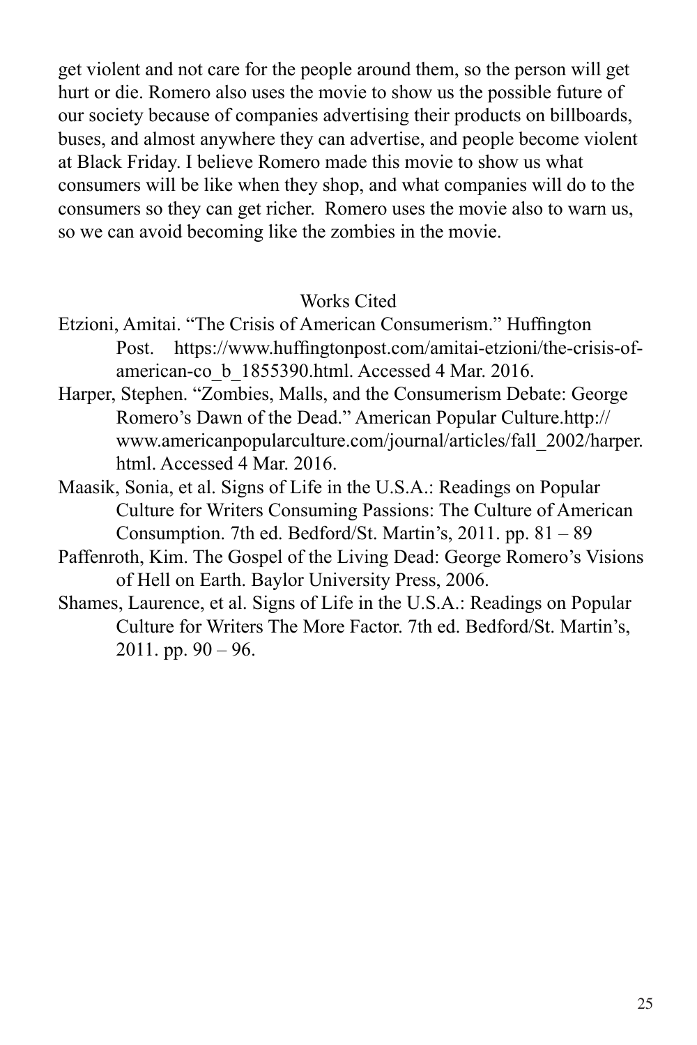get violent and not care for the people around them, so the person will get hurt or die. Romero also uses the movie to show us the possible future of our society because of companies advertising their products on billboards, buses, and almost anywhere they can advertise, and people become violent at Black Friday. I believe Romero made this movie to show us what consumers will be like when they shop, and what companies will do to the consumers so they can get richer. Romero uses the movie also to warn us, so we can avoid becoming like the zombies in the movie.

## Works Cited

Etzioni, Amitai. "The Crisis of American Consumerism." Huffington Post. https://www.huffingtonpost.com/amitai-etzioni/the-crisis-of-american-co_b_1855390.html. Accessed 4 Mar. 2016.

Harper, Stephen. "Zombies, Malls, and the Consumerism Debate: George Romero's Dawn of the Dead." American Popular Culture.http://www.americanpopularculture.com/journal/articles/fall_2002/harper.html. Accessed 4 Mar. 2016.

Maasik, Sonia, et al. Signs of Life in the U.S.A.: Readings on Popular Culture for Writers Consuming Passions: The Culture of American Consumption. 7th ed. Bedford/St. Martin's, 2011. pp. 81 – 89

Paffenroth, Kim. The Gospel of the Living Dead: George Romero's Visions of Hell on Earth. Baylor University Press, 2006.

Shames, Laurence, et al. Signs of Life in the U.S.A.: Readings on Popular Culture for Writers The More Factor. 7th ed. Bedford/St. Martin's, 2011. pp. 90 – 96.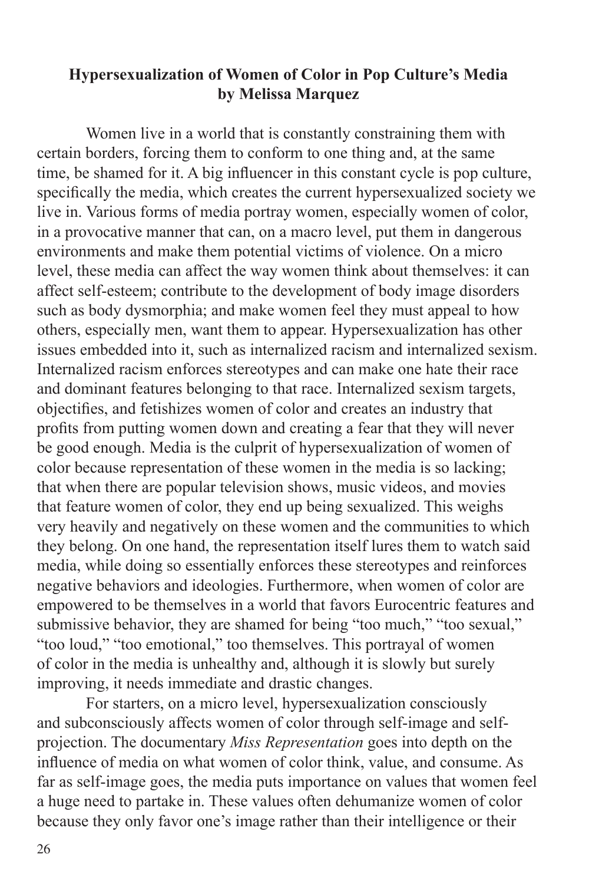**Hypersexualization of Women of Color in Pop Culture's Media**
**by Melissa Marquez**

Women live in a world that is constantly constraining them with certain borders, forcing them to conform to one thing and, at the same time, be shamed for it. A big influencer in this constant cycle is pop culture, specifically the media, which creates the current hypersexualized society we live in. Various forms of media portray women, especially women of color, in a provocative manner that can, on a macro level, put them in dangerous environments and make them potential victims of violence. On a micro level, these media can affect the way women think about themselves: it can affect self-esteem; contribute to the development of body image disorders such as body dysmorphia; and make women feel they must appeal to how others, especially men, want them to appear. Hypersexualization has other issues embedded into it, such as internalized racism and internalized sexism. Internalized racism enforces stereotypes and can make one hate their race and dominant features belonging to that race. Internalized sexism targets, objectifies, and fetishizes women of color and creates an industry that profits from putting women down and creating a fear that they will never be good enough. Media is the culprit of hypersexualization of women of color because representation of these women in the media is so lacking; that when there are popular television shows, music videos, and movies that feature women of color, they end up being sexualized. This weighs very heavily and negatively on these women and the communities to which they belong. On one hand, the representation itself lures them to watch said media, while doing so essentially enforces these stereotypes and reinforces negative behaviors and ideologies. Furthermore, when women of color are empowered to be themselves in a world that favors Eurocentric features and submissive behavior, they are shamed for being "too much," "too sexual," "too loud," "too emotional," too themselves. This portrayal of women of color in the media is unhealthy and, although it is slowly but surely improving, it needs immediate and drastic changes.

For starters, on a micro level, hypersexualization consciously and subconsciously affects women of color through self-image and self-projection. The documentary *Miss Representation* goes into depth on the influence of media on what women of color think, value, and consume. As far as self-image goes, the media puts importance on values that women feel a huge need to partake in. These values often dehumanize women of color because they only favor one's image rather than their intelligence or their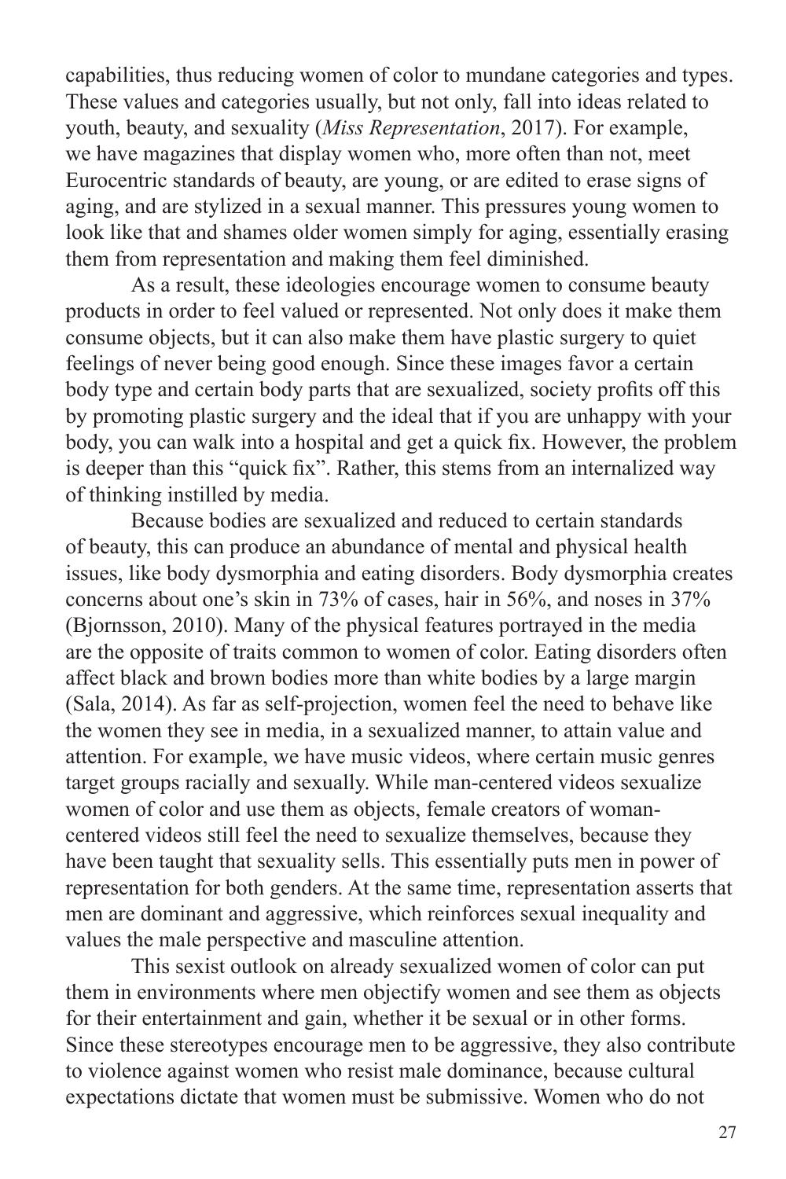capabilities, thus reducing women of color to mundane categories and types. These values and categories usually, but not only, fall into ideas related to youth, beauty, and sexuality (*Miss Representation*, 2017). For example, we have magazines that display women who, more often than not, meet Eurocentric standards of beauty, are young, or are edited to erase signs of aging, and are stylized in a sexual manner. This pressures young women to look like that and shames older women simply for aging, essentially erasing them from representation and making them feel diminished.

As a result, these ideologies encourage women to consume beauty products in order to feel valued or represented. Not only does it make them consume objects, but it can also make them have plastic surgery to quiet feelings of never being good enough. Since these images favor a certain body type and certain body parts that are sexualized, society profits off this by promoting plastic surgery and the ideal that if you are unhappy with your body, you can walk into a hospital and get a quick fix. However, the problem is deeper than this "quick fix". Rather, this stems from an internalized way of thinking instilled by media.

Because bodies are sexualized and reduced to certain standards of beauty, this can produce an abundance of mental and physical health issues, like body dysmorphia and eating disorders. Body dysmorphia creates concerns about one's skin in 73% of cases, hair in 56%, and noses in 37% (Bjornsson, 2010). Many of the physical features portrayed in the media are the opposite of traits common to women of color. Eating disorders often affect black and brown bodies more than white bodies by a large margin (Sala, 2014). As far as self-projection, women feel the need to behave like the women they see in media, in a sexualized manner, to attain value and attention. For example, we have music videos, where certain music genres target groups racially and sexually. While man-centered videos sexualize women of color and use them as objects, female creators of woman-centered videos still feel the need to sexualize themselves, because they have been taught that sexuality sells. This essentially puts men in power of representation for both genders. At the same time, representation asserts that men are dominant and aggressive, which reinforces sexual inequality and values the male perspective and masculine attention.

This sexist outlook on already sexualized women of color can put them in environments where men objectify women and see them as objects for their entertainment and gain, whether it be sexual or in other forms. Since these stereotypes encourage men to be aggressive, they also contribute to violence against women who resist male dominance, because cultural expectations dictate that women must be submissive. Women who do not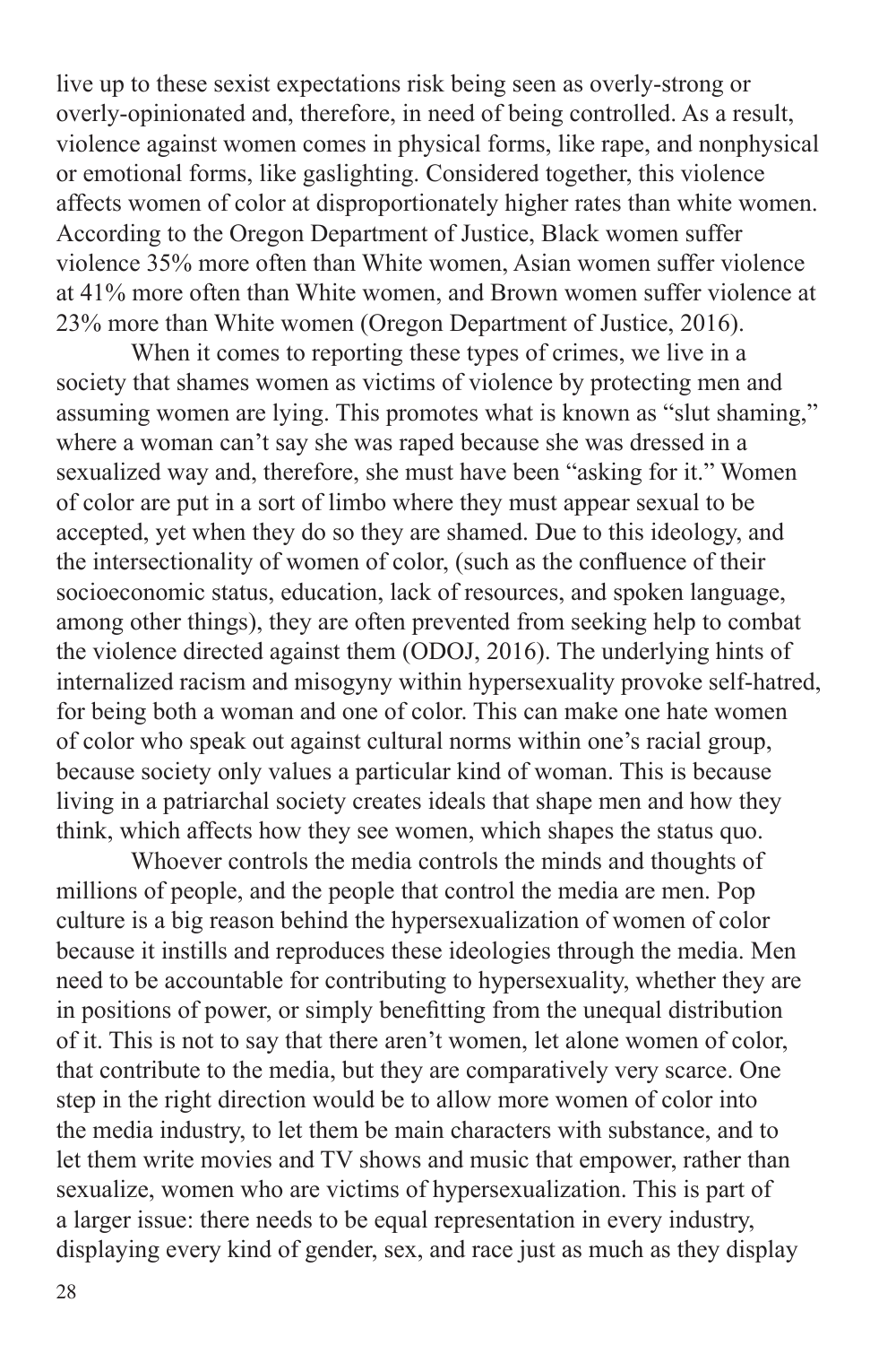live up to these sexist expectations risk being seen as overly-strong or overly-opinionated and, therefore, in need of being controlled. As a result, violence against women comes in physical forms, like rape, and nonphysical or emotional forms, like gaslighting. Considered together, this violence affects women of color at disproportionately higher rates than white women. According to the Oregon Department of Justice, Black women suffer violence 35% more often than White women, Asian women suffer violence at 41% more often than White women, and Brown women suffer violence at 23% more than White women (Oregon Department of Justice, 2016).

When it comes to reporting these types of crimes, we live in a society that shames women as victims of violence by protecting men and assuming women are lying. This promotes what is known as "slut shaming," where a woman can't say she was raped because she was dressed in a sexualized way and, therefore, she must have been "asking for it." Women of color are put in a sort of limbo where they must appear sexual to be accepted, yet when they do so they are shamed. Due to this ideology, and the intersectionality of women of color, (such as the confluence of their socioeconomic status, education, lack of resources, and spoken language, among other things), they are often prevented from seeking help to combat the violence directed against them (ODOJ, 2016). The underlying hints of internalized racism and misogyny within hypersexuality provoke self-hatred, for being both a woman and one of color. This can make one hate women of color who speak out against cultural norms within one's racial group, because society only values a particular kind of woman. This is because living in a patriarchal society creates ideals that shape men and how they think, which affects how they see women, which shapes the status quo.

Whoever controls the media controls the minds and thoughts of millions of people, and the people that control the media are men. Pop culture is a big reason behind the hypersexualization of women of color because it instills and reproduces these ideologies through the media. Men need to be accountable for contributing to hypersexuality, whether they are in positions of power, or simply benefitting from the unequal distribution of it. This is not to say that there aren't women, let alone women of color, that contribute to the media, but they are comparatively very scarce. One step in the right direction would be to allow more women of color into the media industry, to let them be main characters with substance, and to let them write movies and TV shows and music that empower, rather than sexualize, women who are victims of hypersexualization. This is part of a larger issue: there needs to be equal representation in every industry, displaying every kind of gender, sex, and race just as much as they display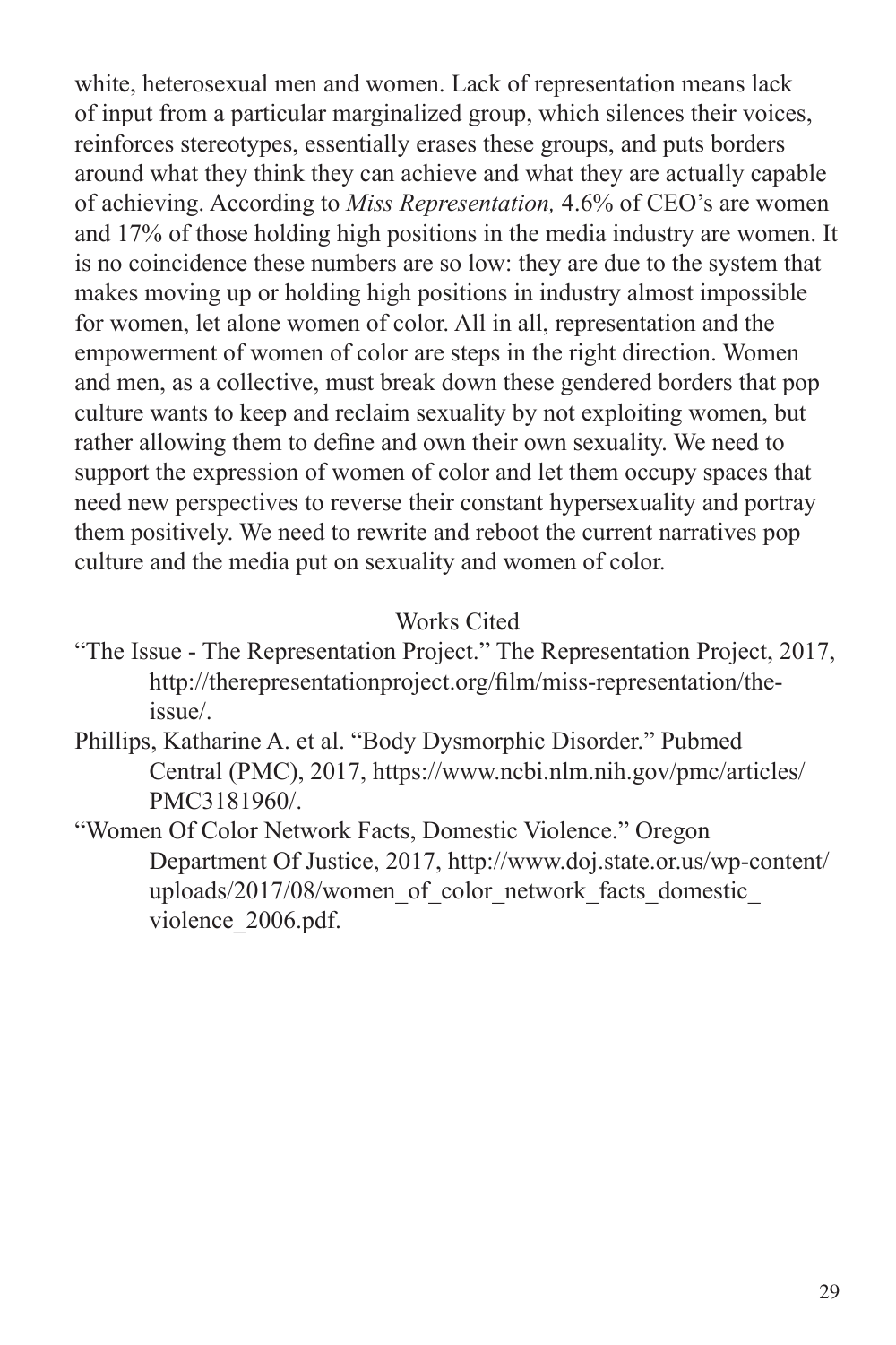white, heterosexual men and women. Lack of representation means lack of input from a particular marginalized group, which silences their voices, reinforces stereotypes, essentially erases these groups, and puts borders around what they think they can achieve and what they are actually capable of achieving. According to *Miss Representation,* 4.6% of CEO's are women and 17% of those holding high positions in the media industry are women. It is no coincidence these numbers are so low: they are due to the system that makes moving up or holding high positions in industry almost impossible for women, let alone women of color. All in all, representation and the empowerment of women of color are steps in the right direction. Women and men, as a collective, must break down these gendered borders that pop culture wants to keep and reclaim sexuality by not exploiting women, but rather allowing them to define and own their own sexuality. We need to support the expression of women of color and let them occupy spaces that need new perspectives to reverse their constant hypersexuality and portray them positively. We need to rewrite and reboot the current narratives pop culture and the media put on sexuality and women of color.

## Works Cited

"The Issue - The Representation Project." The Representation Project, 2017, http://therepresentationproject.org/film/miss-representation/the-issue/.

Phillips, Katharine A. et al. "Body Dysmorphic Disorder." Pubmed Central (PMC), 2017, https://www.ncbi.nlm.nih.gov/pmc/articles/PMC3181960/.

"Women Of Color Network Facts, Domestic Violence." Oregon Department Of Justice, 2017, http://www.doj.state.or.us/wp-content/uploads/2017/08/women_of_color_network_facts_domestic_violence_2006.pdf.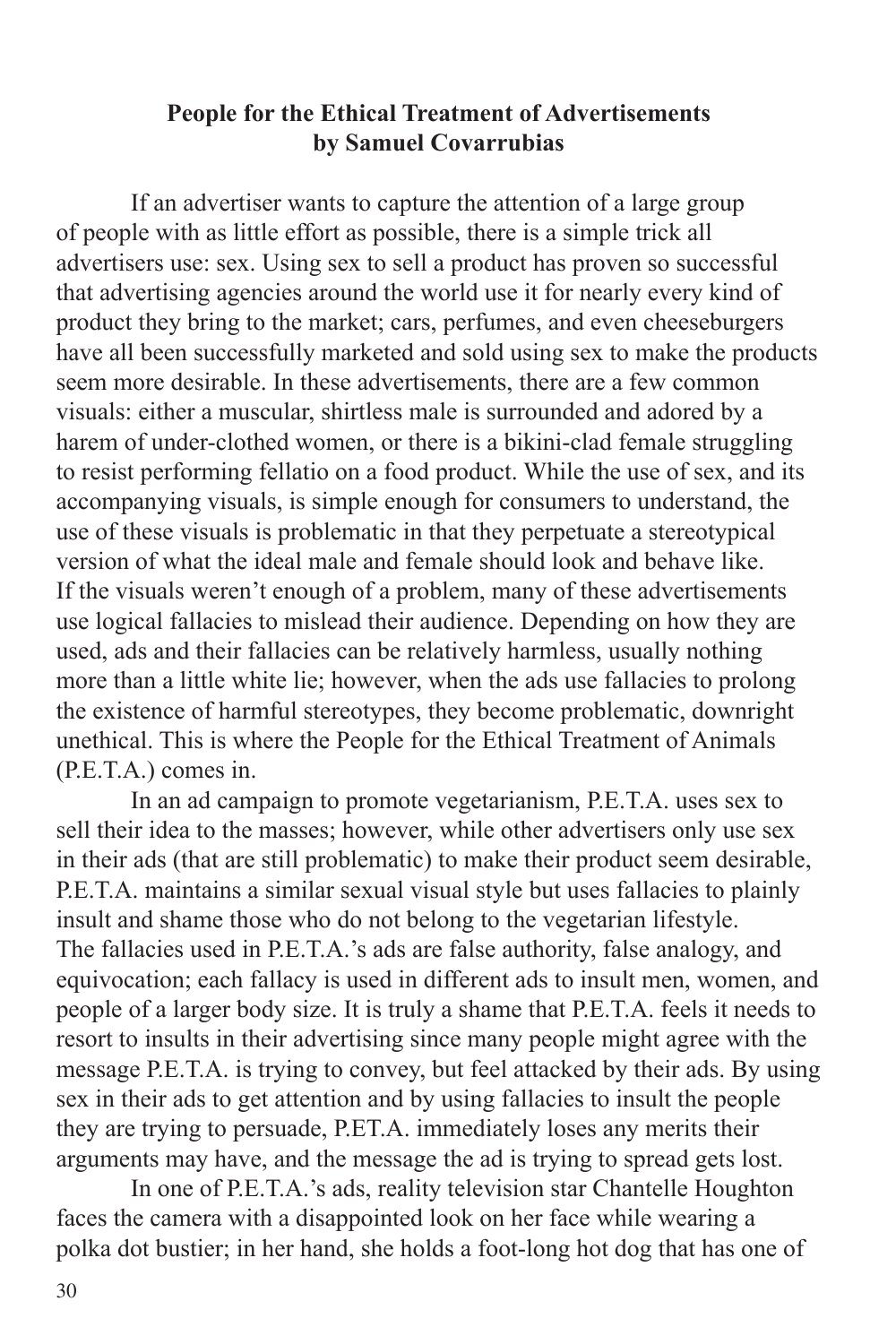**People for the Ethical Treatment of Advertisements**
**by Samuel Covarrubias**

If an advertiser wants to capture the attention of a large group of people with as little effort as possible, there is a simple trick all advertisers use: sex. Using sex to sell a product has proven so successful that advertising agencies around the world use it for nearly every kind of product they bring to the market; cars, perfumes, and even cheeseburgers have all been successfully marketed and sold using sex to make the products seem more desirable. In these advertisements, there are a few common visuals: either a muscular, shirtless male is surrounded and adored by a harem of under-clothed women, or there is a bikini-clad female struggling to resist performing fellatio on a food product. While the use of sex, and its accompanying visuals, is simple enough for consumers to understand, the use of these visuals is problematic in that they perpetuate a stereotypical version of what the ideal male and female should look and behave like. If the visuals weren't enough of a problem, many of these advertisements use logical fallacies to mislead their audience. Depending on how they are used, ads and their fallacies can be relatively harmless, usually nothing more than a little white lie; however, when the ads use fallacies to prolong the existence of harmful stereotypes, they become problematic, downright unethical. This is where the People for the Ethical Treatment of Animals (P.E.T.A.) comes in.

In an ad campaign to promote vegetarianism, P.E.T.A. uses sex to sell their idea to the masses; however, while other advertisers only use sex in their ads (that are still problematic) to make their product seem desirable, P.E.T.A. maintains a similar sexual visual style but uses fallacies to plainly insult and shame those who do not belong to the vegetarian lifestyle. The fallacies used in P.E.T.A.'s ads are false authority, false analogy, and equivocation; each fallacy is used in different ads to insult men, women, and people of a larger body size. It is truly a shame that P.E.T.A. feels it needs to resort to insults in their advertising since many people might agree with the message P.E.T.A. is trying to convey, but feel attacked by their ads. By using sex in their ads to get attention and by using fallacies to insult the people they are trying to persuade, P.ET.A. immediately loses any merits their arguments may have, and the message the ad is trying to spread gets lost.

In one of P.E.T.A.'s ads, reality television star Chantelle Houghton faces the camera with a disappointed look on her face while wearing a polka dot bustier; in her hand, she holds a foot-long hot dog that has one of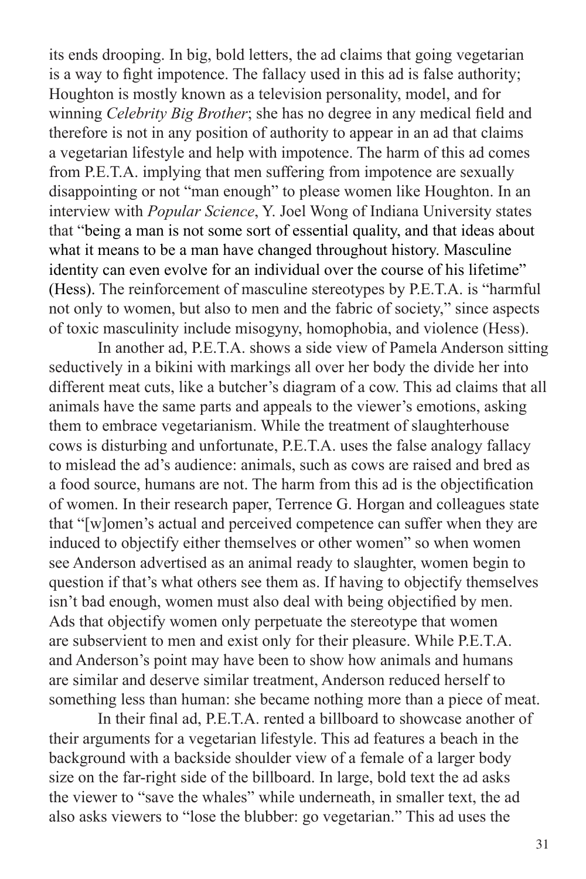its ends drooping. In big, bold letters, the ad claims that going vegetarian is a way to fight impotence. The fallacy used in this ad is false authority; Houghton is mostly known as a television personality, model, and for winning *Celebrity Big Brother*; she has no degree in any medical field and therefore is not in any position of authority to appear in an ad that claims a vegetarian lifestyle and help with impotence. The harm of this ad comes from P.E.T.A. implying that men suffering from impotence are sexually disappointing or not "man enough" to please women like Houghton. In an interview with *Popular Science*, Y. Joel Wong of Indiana University states that "being a man is not some sort of essential quality, and that ideas about what it means to be a man have changed throughout history. Masculine identity can even evolve for an individual over the course of his lifetime" (Hess). The reinforcement of masculine stereotypes by P.E.T.A. is "harmful not only to women, but also to men and the fabric of society," since aspects of toxic masculinity include misogyny, homophobia, and violence (Hess).

In another ad, P.E.T.A. shows a side view of Pamela Anderson sitting seductively in a bikini with markings all over her body the divide her into different meat cuts, like a butcher's diagram of a cow. This ad claims that all animals have the same parts and appeals to the viewer's emotions, asking them to embrace vegetarianism. While the treatment of slaughterhouse cows is disturbing and unfortunate, P.E.T.A. uses the false analogy fallacy to mislead the ad's audience: animals, such as cows are raised and bred as a food source, humans are not. The harm from this ad is the objectification of women. In their research paper, Terrence G. Horgan and colleagues state that "[w]omen's actual and perceived competence can suffer when they are induced to objectify either themselves or other women" so when women see Anderson advertised as an animal ready to slaughter, women begin to question if that's what others see them as. If having to objectify themselves isn't bad enough, women must also deal with being objectified by men. Ads that objectify women only perpetuate the stereotype that women are subservient to men and exist only for their pleasure. While P.E.T.A. and Anderson's point may have been to show how animals and humans are similar and deserve similar treatment, Anderson reduced herself to something less than human: she became nothing more than a piece of meat.

In their final ad, P.E.T.A. rented a billboard to showcase another of their arguments for a vegetarian lifestyle. This ad features a beach in the background with a backside shoulder view of a female of a larger body size on the far-right side of the billboard. In large, bold text the ad asks the viewer to "save the whales" while underneath, in smaller text, the ad also asks viewers to "lose the blubber: go vegetarian." This ad uses the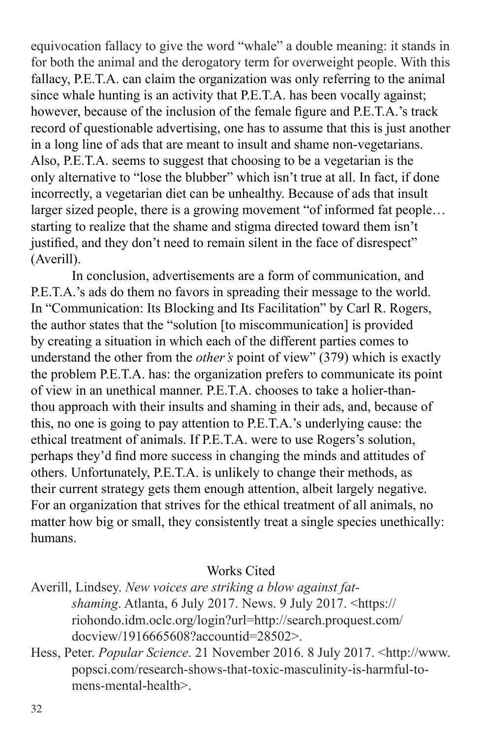equivocation fallacy to give the word "whale" a double meaning: it stands in for both the animal and the derogatory term for overweight people. With this fallacy, P.E.T.A. can claim the organization was only referring to the animal since whale hunting is an activity that P.E.T.A. has been vocally against; however, because of the inclusion of the female figure and P.E.T.A.'s track record of questionable advertising, one has to assume that this is just another in a long line of ads that are meant to insult and shame non-vegetarians. Also, P.E.T.A. seems to suggest that choosing to be a vegetarian is the only alternative to "lose the blubber" which isn't true at all. In fact, if done incorrectly, a vegetarian diet can be unhealthy. Because of ads that insult larger sized people, there is a growing movement "of informed fat people… starting to realize that the shame and stigma directed toward them isn't justified, and they don't need to remain silent in the face of disrespect" (Averill).

In conclusion, advertisements are a form of communication, and P.E.T.A.'s ads do them no favors in spreading their message to the world. In "Communication: Its Blocking and Its Facilitation" by Carl R. Rogers, the author states that the "solution [to miscommunication] is provided by creating a situation in which each of the different parties comes to understand the other from the *other's* point of view" (379) which is exactly the problem P.E.T.A. has: the organization prefers to communicate its point of view in an unethical manner. P.E.T.A. chooses to take a holier-than-thou approach with their insults and shaming in their ads, and, because of this, no one is going to pay attention to P.E.T.A.'s underlying cause: the ethical treatment of animals. If P.E.T.A. were to use Rogers's solution, perhaps they'd find more success in changing the minds and attitudes of others. Unfortunately, P.E.T.A. is unlikely to change their methods, as their current strategy gets them enough attention, albeit largely negative. For an organization that strives for the ethical treatment of all animals, no matter how big or small, they consistently treat a single species unethically: humans.

Works Cited

Averill, Lindsey. *New voices are striking a blow against fat-shaming*. Atlanta, 6 July 2017. News. 9 July 2017. <https://riohondo.idm.oclc.org/login?url=http://search.proquest.com/docview/1916665608?accountid=28502>.

Hess, Peter. *Popular Science*. 21 November 2016. 8 July 2017. <http://www.popsci.com/research-shows-that-toxic-masculinity-is-harmful-to-mens-mental-health>.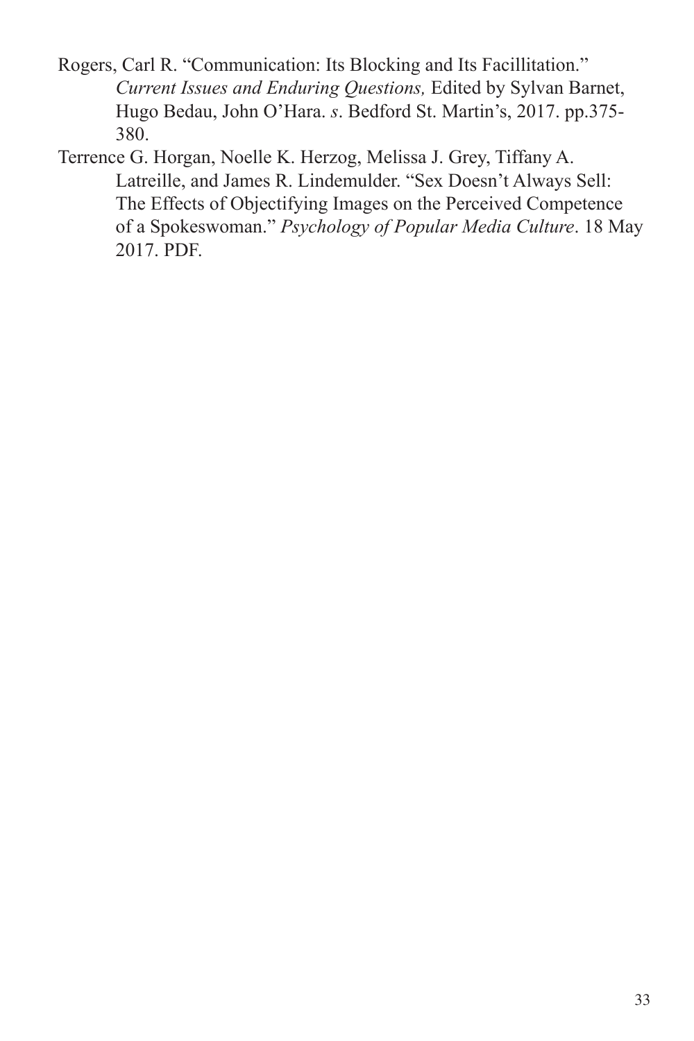Rogers, Carl R. “Communication: Its Blocking and Its Facillitation.” *Current Issues and Enduring Questions,* Edited by Sylvan Barnet, Hugo Bedau, John O’Hara. *s*. Bedford St. Martin’s, 2017. pp.375-380.

Terrence G. Horgan, Noelle K. Herzog, Melissa J. Grey, Tiffany A. Latreille, and James R. Lindemulder. “Sex Doesn’t Always Sell: The Effects of Objectifying Images on the Perceived Competence of a Spokeswoman.” *Psychology of Popular Media Culture*. 18 May 2017. PDF.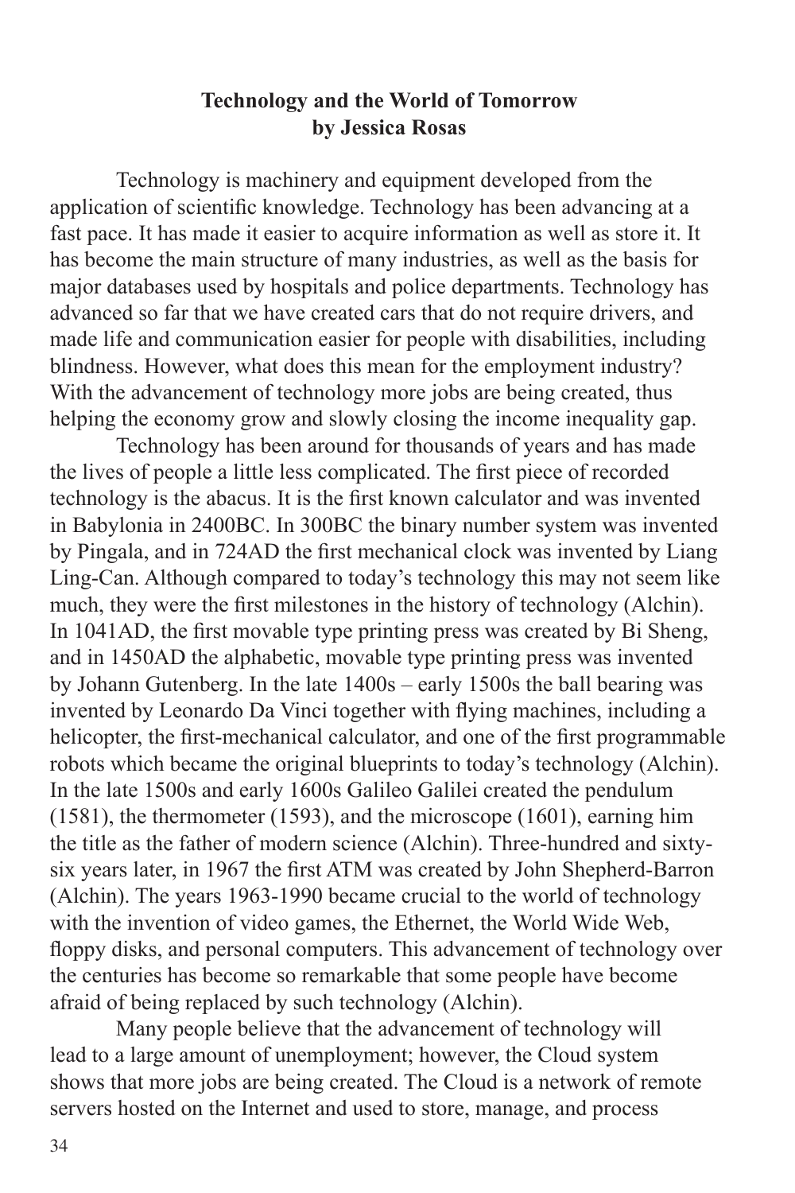**Technology and the World of Tomorrow**
**by Jessica Rosas**

Technology is machinery and equipment developed from the application of scientific knowledge. Technology has been advancing at a fast pace. It has made it easier to acquire information as well as store it. It has become the main structure of many industries, as well as the basis for major databases used by hospitals and police departments. Technology has advanced so far that we have created cars that do not require drivers, and made life and communication easier for people with disabilities, including blindness. However, what does this mean for the employment industry? With the advancement of technology more jobs are being created, thus helping the economy grow and slowly closing the income inequality gap.

Technology has been around for thousands of years and has made the lives of people a little less complicated. The first piece of recorded technology is the abacus. It is the first known calculator and was invented in Babylonia in 2400BC. In 300BC the binary number system was invented by Pingala, and in 724AD the first mechanical clock was invented by Liang Ling-Can. Although compared to today's technology this may not seem like much, they were the first milestones in the history of technology (Alchin). In 1041AD, the first movable type printing press was created by Bi Sheng, and in 1450AD the alphabetic, movable type printing press was invented by Johann Gutenberg. In the late 1400s – early 1500s the ball bearing was invented by Leonardo Da Vinci together with flying machines, including a helicopter, the first-mechanical calculator, and one of the first programmable robots which became the original blueprints to today's technology (Alchin). In the late 1500s and early 1600s Galileo Galilei created the pendulum (1581), the thermometer (1593), and the microscope (1601), earning him the title as the father of modern science (Alchin). Three-hundred and sixty-six years later, in 1967 the first ATM was created by John Shepherd-Barron (Alchin). The years 1963-1990 became crucial to the world of technology with the invention of video games, the Ethernet, the World Wide Web, floppy disks, and personal computers. This advancement of technology over the centuries has become so remarkable that some people have become afraid of being replaced by such technology (Alchin).

Many people believe that the advancement of technology will lead to a large amount of unemployment; however, the Cloud system shows that more jobs are being created. The Cloud is a network of remote servers hosted on the Internet and used to store, manage, and process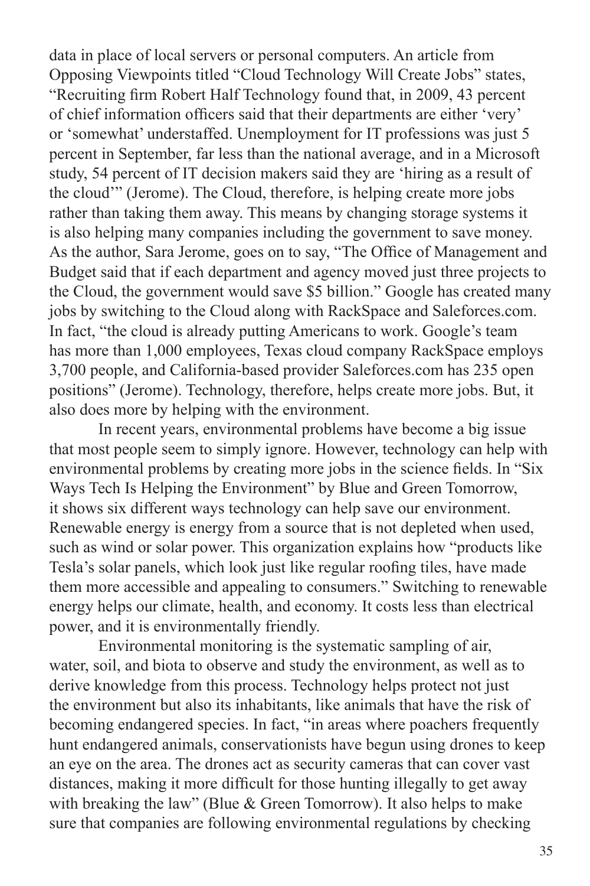data in place of local servers or personal computers. An article from Opposing Viewpoints titled "Cloud Technology Will Create Jobs" states, "Recruiting firm Robert Half Technology found that, in 2009, 43 percent of chief information officers said that their departments are either 'very' or 'somewhat' understaffed. Unemployment for IT professions was just 5 percent in September, far less than the national average, and in a Microsoft study, 54 percent of IT decision makers said they are 'hiring as a result of the cloud'" (Jerome). The Cloud, therefore, is helping create more jobs rather than taking them away. This means by changing storage systems it is also helping many companies including the government to save money. As the author, Sara Jerome, goes on to say, "The Office of Management and Budget said that if each department and agency moved just three projects to the Cloud, the government would save $5 billion." Google has created many jobs by switching to the Cloud along with RackSpace and Saleforces.com. In fact, "the cloud is already putting Americans to work. Google's team has more than 1,000 employees, Texas cloud company RackSpace employs 3,700 people, and California-based provider Saleforces.com has 235 open positions" (Jerome). Technology, therefore, helps create more jobs. But, it also does more by helping with the environment.

In recent years, environmental problems have become a big issue that most people seem to simply ignore. However, technology can help with environmental problems by creating more jobs in the science fields. In "Six Ways Tech Is Helping the Environment" by Blue and Green Tomorrow, it shows six different ways technology can help save our environment. Renewable energy is energy from a source that is not depleted when used, such as wind or solar power. This organization explains how "products like Tesla's solar panels, which look just like regular roofing tiles, have made them more accessible and appealing to consumers." Switching to renewable energy helps our climate, health, and economy. It costs less than electrical power, and it is environmentally friendly.

Environmental monitoring is the systematic sampling of air, water, soil, and biota to observe and study the environment, as well as to derive knowledge from this process. Technology helps protect not just the environment but also its inhabitants, like animals that have the risk of becoming endangered species. In fact, "in areas where poachers frequently hunt endangered animals, conservationists have begun using drones to keep an eye on the area. The drones act as security cameras that can cover vast distances, making it more difficult for those hunting illegally to get away with breaking the law" (Blue & Green Tomorrow). It also helps to make sure that companies are following environmental regulations by checking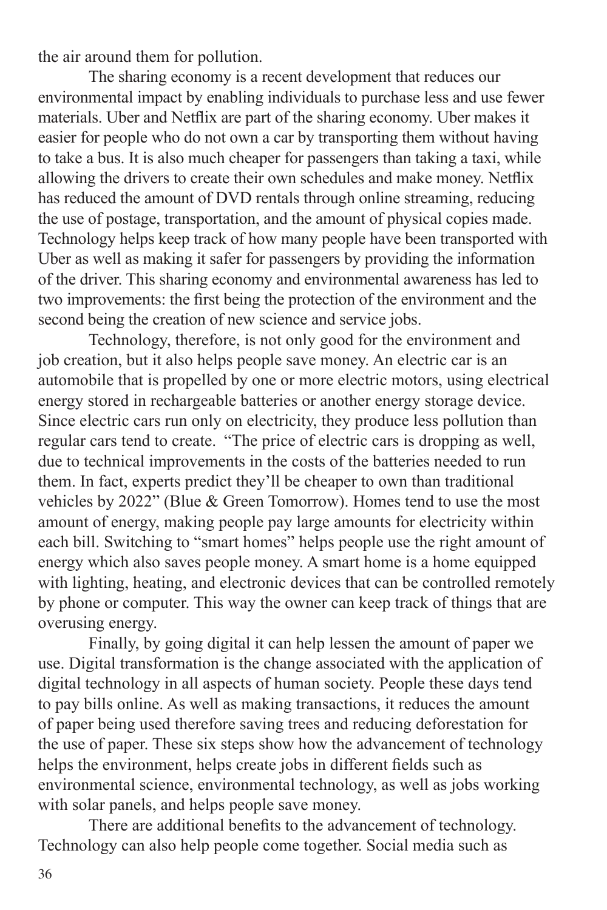the air around them for pollution.

The sharing economy is a recent development that reduces our environmental impact by enabling individuals to purchase less and use fewer materials. Uber and Netflix are part of the sharing economy. Uber makes it easier for people who do not own a car by transporting them without having to take a bus. It is also much cheaper for passengers than taking a taxi, while allowing the drivers to create their own schedules and make money. Netflix has reduced the amount of DVD rentals through online streaming, reducing the use of postage, transportation, and the amount of physical copies made. Technology helps keep track of how many people have been transported with Uber as well as making it safer for passengers by providing the information of the driver. This sharing economy and environmental awareness has led to two improvements: the first being the protection of the environment and the second being the creation of new science and service jobs.

Technology, therefore, is not only good for the environment and job creation, but it also helps people save money. An electric car is an automobile that is propelled by one or more electric motors, using electrical energy stored in rechargeable batteries or another energy storage device. Since electric cars run only on electricity, they produce less pollution than regular cars tend to create. "The price of electric cars is dropping as well, due to technical improvements in the costs of the batteries needed to run them. In fact, experts predict they'll be cheaper to own than traditional vehicles by 2022" (Blue & Green Tomorrow). Homes tend to use the most amount of energy, making people pay large amounts for electricity within each bill. Switching to "smart homes" helps people use the right amount of energy which also saves people money. A smart home is a home equipped with lighting, heating, and electronic devices that can be controlled remotely by phone or computer. This way the owner can keep track of things that are overusing energy.

Finally, by going digital it can help lessen the amount of paper we use. Digital transformation is the change associated with the application of digital technology in all aspects of human society. People these days tend to pay bills online. As well as making transactions, it reduces the amount of paper being used therefore saving trees and reducing deforestation for the use of paper. These six steps show how the advancement of technology helps the environment, helps create jobs in different fields such as environmental science, environmental technology, as well as jobs working with solar panels, and helps people save money.

There are additional benefits to the advancement of technology. Technology can also help people come together. Social media such as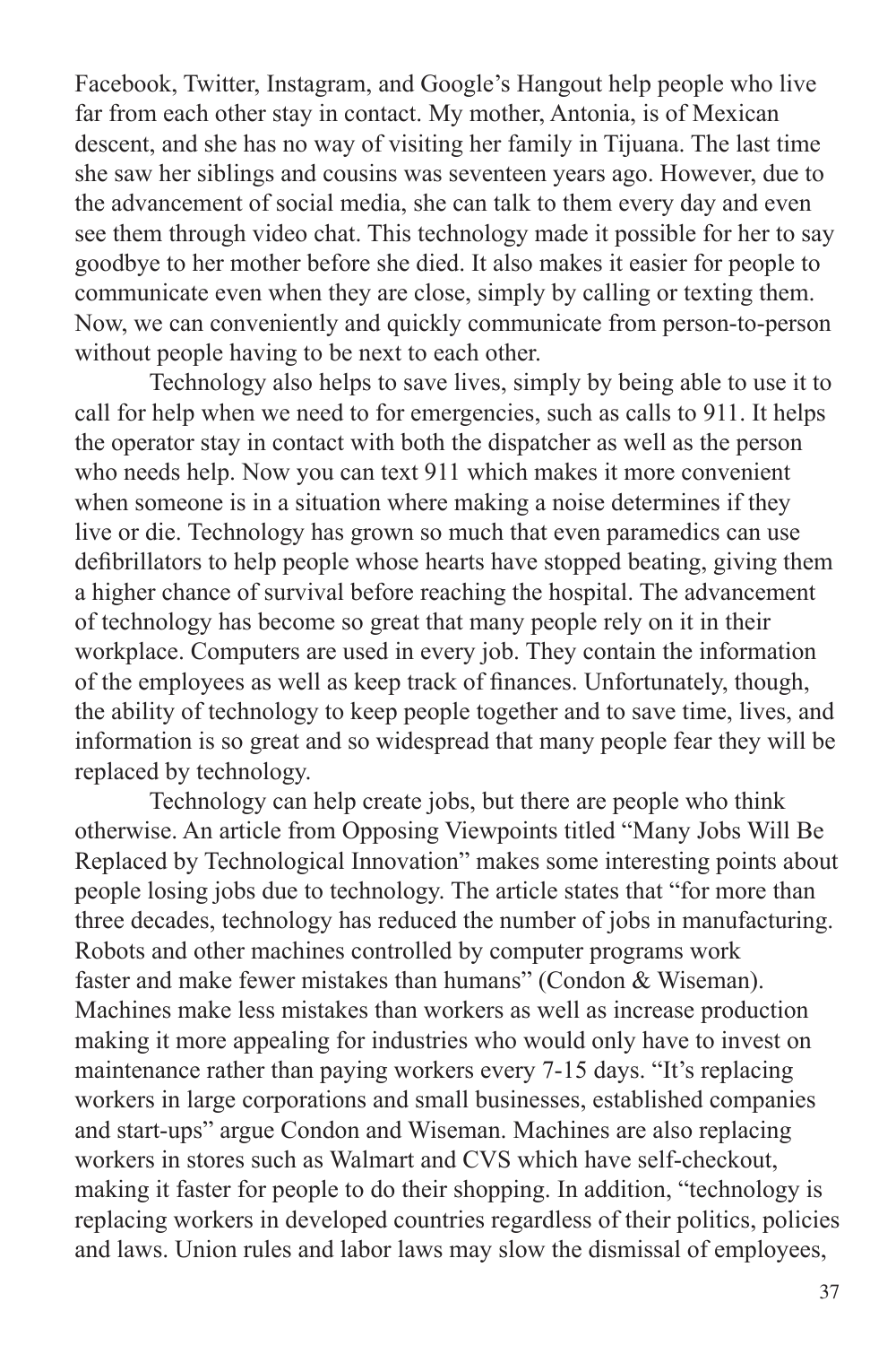Facebook, Twitter, Instagram, and Google's Hangout help people who live far from each other stay in contact. My mother, Antonia, is of Mexican descent, and she has no way of visiting her family in Tijuana. The last time she saw her siblings and cousins was seventeen years ago. However, due to the advancement of social media, she can talk to them every day and even see them through video chat. This technology made it possible for her to say goodbye to her mother before she died. It also makes it easier for people to communicate even when they are close, simply by calling or texting them. Now, we can conveniently and quickly communicate from person-to-person without people having to be next to each other.

Technology also helps to save lives, simply by being able to use it to call for help when we need to for emergencies, such as calls to 911. It helps the operator stay in contact with both the dispatcher as well as the person who needs help. Now you can text 911 which makes it more convenient when someone is in a situation where making a noise determines if they live or die. Technology has grown so much that even paramedics can use defibrillators to help people whose hearts have stopped beating, giving them a higher chance of survival before reaching the hospital. The advancement of technology has become so great that many people rely on it in their workplace. Computers are used in every job. They contain the information of the employees as well as keep track of finances. Unfortunately, though, the ability of technology to keep people together and to save time, lives, and information is so great and so widespread that many people fear they will be replaced by technology.

Technology can help create jobs, but there are people who think otherwise. An article from Opposing Viewpoints titled "Many Jobs Will Be Replaced by Technological Innovation" makes some interesting points about people losing jobs due to technology. The article states that "for more than three decades, technology has reduced the number of jobs in manufacturing. Robots and other machines controlled by computer programs work faster and make fewer mistakes than humans" (Condon & Wiseman). Machines make less mistakes than workers as well as increase production making it more appealing for industries who would only have to invest on maintenance rather than paying workers every 7-15 days. "It's replacing workers in large corporations and small businesses, established companies and start-ups" argue Condon and Wiseman. Machines are also replacing workers in stores such as Walmart and CVS which have self-checkout, making it faster for people to do their shopping. In addition, "technology is replacing workers in developed countries regardless of their politics, policies and laws. Union rules and labor laws may slow the dismissal of employees,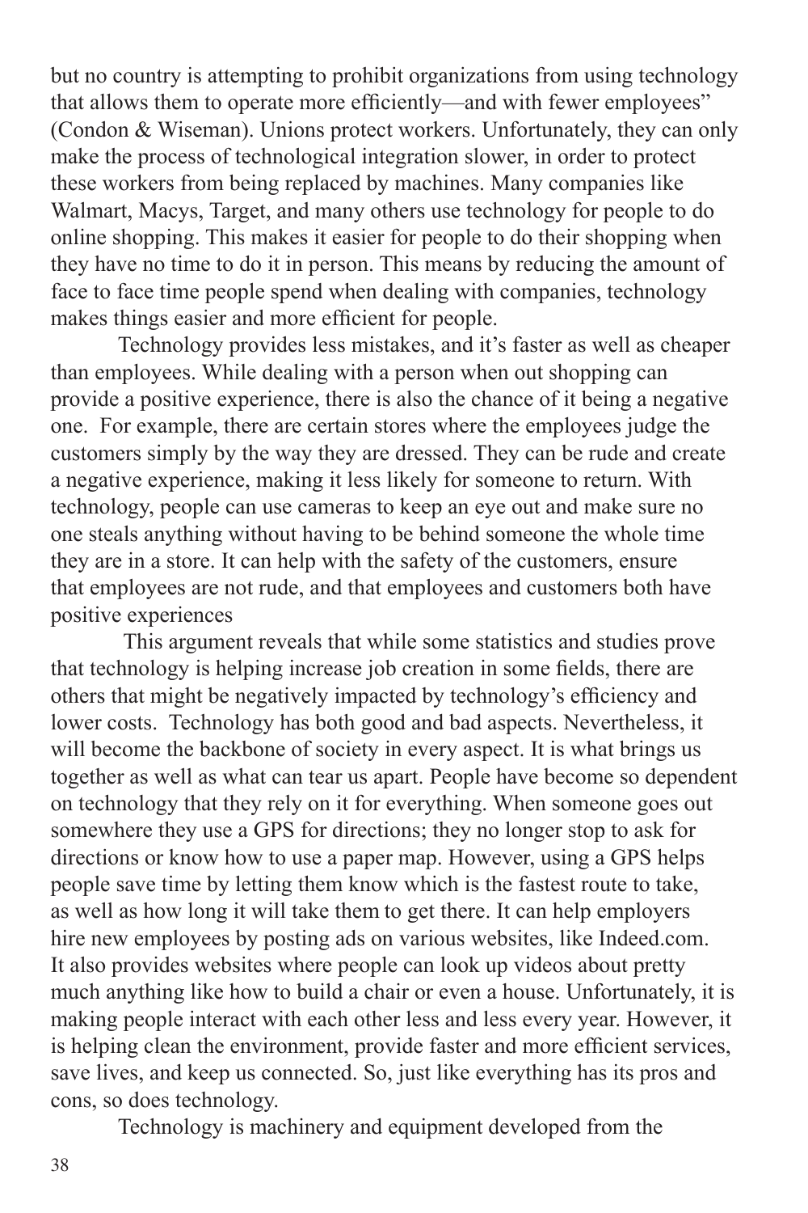but no country is attempting to prohibit organizations from using technology that allows them to operate more efficiently—and with fewer employees" (Condon & Wiseman). Unions protect workers. Unfortunately, they can only make the process of technological integration slower, in order to protect these workers from being replaced by machines. Many companies like Walmart, Macys, Target, and many others use technology for people to do online shopping. This makes it easier for people to do their shopping when they have no time to do it in person. This means by reducing the amount of face to face time people spend when dealing with companies, technology makes things easier and more efficient for people.

Technology provides less mistakes, and it's faster as well as cheaper than employees. While dealing with a person when out shopping can provide a positive experience, there is also the chance of it being a negative one. For example, there are certain stores where the employees judge the customers simply by the way they are dressed. They can be rude and create a negative experience, making it less likely for someone to return. With technology, people can use cameras to keep an eye out and make sure no one steals anything without having to be behind someone the whole time they are in a store. It can help with the safety of the customers, ensure that employees are not rude, and that employees and customers both have positive experiences

This argument reveals that while some statistics and studies prove that technology is helping increase job creation in some fields, there are others that might be negatively impacted by technology's efficiency and lower costs. Technology has both good and bad aspects. Nevertheless, it will become the backbone of society in every aspect. It is what brings us together as well as what can tear us apart. People have become so dependent on technology that they rely on it for everything. When someone goes out somewhere they use a GPS for directions; they no longer stop to ask for directions or know how to use a paper map. However, using a GPS helps people save time by letting them know which is the fastest route to take, as well as how long it will take them to get there. It can help employers hire new employees by posting ads on various websites, like Indeed.com. It also provides websites where people can look up videos about pretty much anything like how to build a chair or even a house. Unfortunately, it is making people interact with each other less and less every year. However, it is helping clean the environment, provide faster and more efficient services, save lives, and keep us connected. So, just like everything has its pros and cons, so does technology.

Technology is machinery and equipment developed from the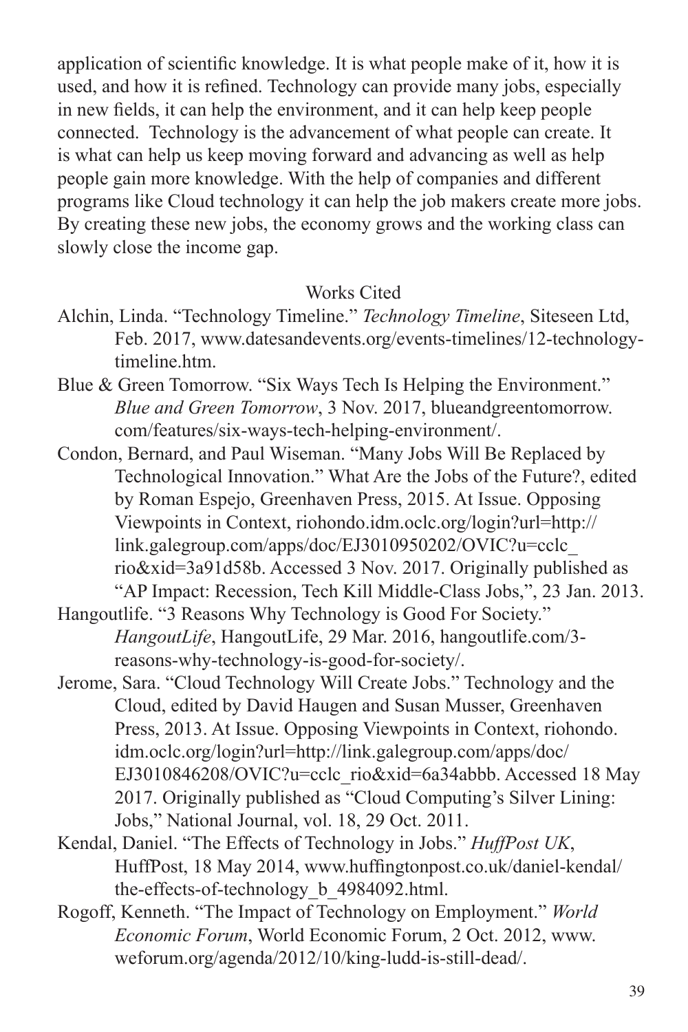application of scientific knowledge. It is what people make of it, how it is used, and how it is refined. Technology can provide many jobs, especially in new fields, it can help the environment, and it can help keep people connected. Technology is the advancement of what people can create. It is what can help us keep moving forward and advancing as well as help people gain more knowledge. With the help of companies and different programs like Cloud technology it can help the job makers create more jobs. By creating these new jobs, the economy grows and the working class can slowly close the income gap.

## Works Cited

Alchin, Linda. "Technology Timeline." *Technology Timeline*, Siteseen Ltd, Feb. 2017, www.datesandevents.org/events-timelines/12-technology-timeline.htm.

Blue & Green Tomorrow. "Six Ways Tech Is Helping the Environment." *Blue and Green Tomorrow*, 3 Nov. 2017, blueandgreentomorrow.com/features/six-ways-tech-helping-environment/.

Condon, Bernard, and Paul Wiseman. "Many Jobs Will Be Replaced by Technological Innovation." What Are the Jobs of the Future?, edited by Roman Espejo, Greenhaven Press, 2015. At Issue. Opposing Viewpoints in Context, riohondo.idm.oclc.org/login?url=http://link.galegroup.com/apps/doc/EJ3010950202/OVIC?u=cclc_rio&xid=3a91d58b. Accessed 3 Nov. 2017. Originally published as "AP Impact: Recession, Tech Kill Middle-Class Jobs,", 23 Jan. 2013.

Hangoutlife. "3 Reasons Why Technology is Good For Society." *HangoutLife*, HangoutLife, 29 Mar. 2016, hangoutlife.com/3-reasons-why-technology-is-good-for-society/.

Jerome, Sara. "Cloud Technology Will Create Jobs." Technology and the Cloud, edited by David Haugen and Susan Musser, Greenhaven Press, 2013. At Issue. Opposing Viewpoints in Context, riohondo.idm.oclc.org/login?url=http://link.galegroup.com/apps/doc/EJ3010846208/OVIC?u=cclc_rio&xid=6a34abbb. Accessed 18 May 2017. Originally published as "Cloud Computing's Silver Lining: Jobs," National Journal, vol. 18, 29 Oct. 2011.

Kendal, Daniel. "The Effects of Technology in Jobs." *HuffPost UK*, HuffPost, 18 May 2014, www.huffingtonpost.co.uk/daniel-kendal/the-effects-of-technology_b_4984092.html.

Rogoff, Kenneth. "The Impact of Technology on Employment." *World Economic Forum*, World Economic Forum, 2 Oct. 2012, www.weforum.org/agenda/2012/10/king-ludd-is-still-dead/.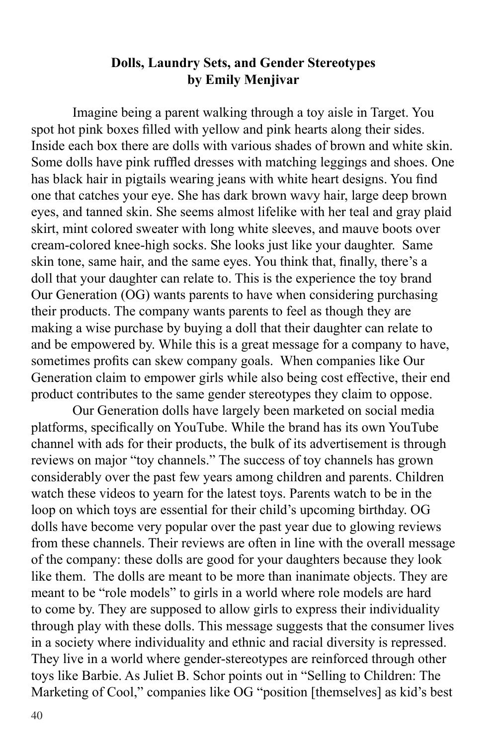**Dolls, Laundry Sets, and Gender Stereotypes**
**by Emily Menjivar**

Imagine being a parent walking through a toy aisle in Target. You spot hot pink boxes filled with yellow and pink hearts along their sides. Inside each box there are dolls with various shades of brown and white skin. Some dolls have pink ruffled dresses with matching leggings and shoes. One has black hair in pigtails wearing jeans with white heart designs. You find one that catches your eye. She has dark brown wavy hair, large deep brown eyes, and tanned skin. She seems almost lifelike with her teal and gray plaid skirt, mint colored sweater with long white sleeves, and mauve boots over cream-colored knee-high socks. She looks just like your daughter. Same skin tone, same hair, and the same eyes. You think that, finally, there's a doll that your daughter can relate to. This is the experience the toy brand Our Generation (OG) wants parents to have when considering purchasing their products. The company wants parents to feel as though they are making a wise purchase by buying a doll that their daughter can relate to and be empowered by. While this is a great message for a company to have, sometimes profits can skew company goals. When companies like Our Generation claim to empower girls while also being cost effective, their end product contributes to the same gender stereotypes they claim to oppose.

Our Generation dolls have largely been marketed on social media platforms, specifically on YouTube. While the brand has its own YouTube channel with ads for their products, the bulk of its advertisement is through reviews on major "toy channels." The success of toy channels has grown considerably over the past few years among children and parents. Children watch these videos to yearn for the latest toys. Parents watch to be in the loop on which toys are essential for their child's upcoming birthday. OG dolls have become very popular over the past year due to glowing reviews from these channels. Their reviews are often in line with the overall message of the company: these dolls are good for your daughters because they look like them. The dolls are meant to be more than inanimate objects. They are meant to be "role models" to girls in a world where role models are hard to come by. They are supposed to allow girls to express their individuality through play with these dolls. This message suggests that the consumer lives in a society where individuality and ethnic and racial diversity is repressed. They live in a world where gender-stereotypes are reinforced through other toys like Barbie. As Juliet B. Schor points out in "Selling to Children: The Marketing of Cool," companies like OG "position [themselves] as kid's best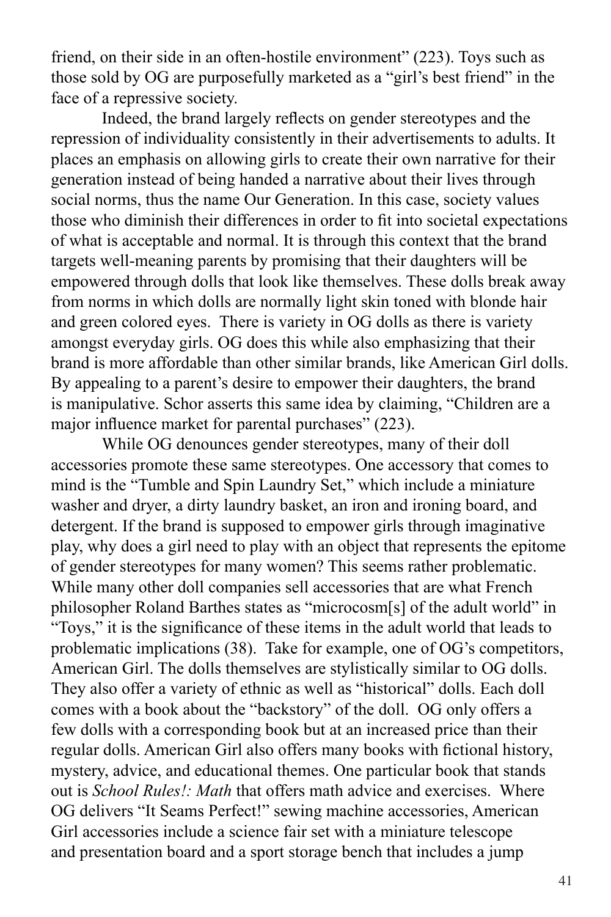friend, on their side in an often-hostile environment" (223). Toys such as those sold by OG are purposefully marketed as a "girl's best friend" in the face of a repressive society.

Indeed, the brand largely reflects on gender stereotypes and the repression of individuality consistently in their advertisements to adults. It places an emphasis on allowing girls to create their own narrative for their generation instead of being handed a narrative about their lives through social norms, thus the name Our Generation. In this case, society values those who diminish their differences in order to fit into societal expectations of what is acceptable and normal. It is through this context that the brand targets well-meaning parents by promising that their daughters will be empowered through dolls that look like themselves. These dolls break away from norms in which dolls are normally light skin toned with blonde hair and green colored eyes. There is variety in OG dolls as there is variety amongst everyday girls. OG does this while also emphasizing that their brand is more affordable than other similar brands, like American Girl dolls. By appealing to a parent's desire to empower their daughters, the brand is manipulative. Schor asserts this same idea by claiming, "Children are a major influence market for parental purchases" (223).

While OG denounces gender stereotypes, many of their doll accessories promote these same stereotypes. One accessory that comes to mind is the "Tumble and Spin Laundry Set," which include a miniature washer and dryer, a dirty laundry basket, an iron and ironing board, and detergent. If the brand is supposed to empower girls through imaginative play, why does a girl need to play with an object that represents the epitome of gender stereotypes for many women? This seems rather problematic. While many other doll companies sell accessories that are what French philosopher Roland Barthes states as "microcosm[s] of the adult world" in "Toys," it is the significance of these items in the adult world that leads to problematic implications (38). Take for example, one of OG's competitors, American Girl. The dolls themselves are stylistically similar to OG dolls. They also offer a variety of ethnic as well as "historical" dolls. Each doll comes with a book about the "backstory" of the doll. OG only offers a few dolls with a corresponding book but at an increased price than their regular dolls. American Girl also offers many books with fictional history, mystery, advice, and educational themes. One particular book that stands out is *School Rules!: Math* that offers math advice and exercises. Where OG delivers "It Seams Perfect!" sewing machine accessories, American Girl accessories include a science fair set with a miniature telescope and presentation board and a sport storage bench that includes a jump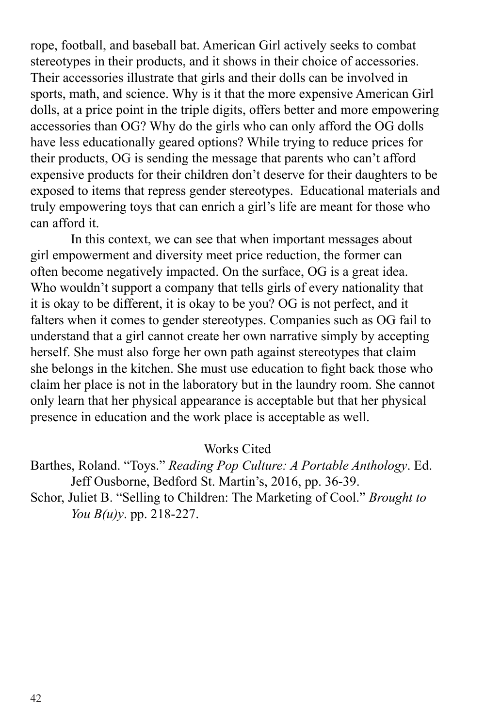rope, football, and baseball bat. American Girl actively seeks to combat stereotypes in their products, and it shows in their choice of accessories. Their accessories illustrate that girls and their dolls can be involved in sports, math, and science. Why is it that the more expensive American Girl dolls, at a price point in the triple digits, offers better and more empowering accessories than OG? Why do the girls who can only afford the OG dolls have less educationally geared options? While trying to reduce prices for their products, OG is sending the message that parents who can't afford expensive products for their children don't deserve for their daughters to be exposed to items that repress gender stereotypes. Educational materials and truly empowering toys that can enrich a girl's life are meant for those who can afford it.

In this context, we can see that when important messages about girl empowerment and diversity meet price reduction, the former can often become negatively impacted. On the surface, OG is a great idea. Who wouldn't support a company that tells girls of every nationality that it is okay to be different, it is okay to be you? OG is not perfect, and it falters when it comes to gender stereotypes. Companies such as OG fail to understand that a girl cannot create her own narrative simply by accepting herself. She must also forge her own path against stereotypes that claim she belongs in the kitchen. She must use education to fight back those who claim her place is not in the laboratory but in the laundry room. She cannot only learn that her physical appearance is acceptable but that her physical presence in education and the work place is acceptable as well.

## Works Cited

Barthes, Roland. "Toys." *Reading Pop Culture: A Portable Anthology*. Ed. Jeff Ousborne, Bedford St. Martin's, 2016, pp. 36-39.

Schor, Juliet B. "Selling to Children: The Marketing of Cool." *Brought to You B(u)y*. pp. 218-227.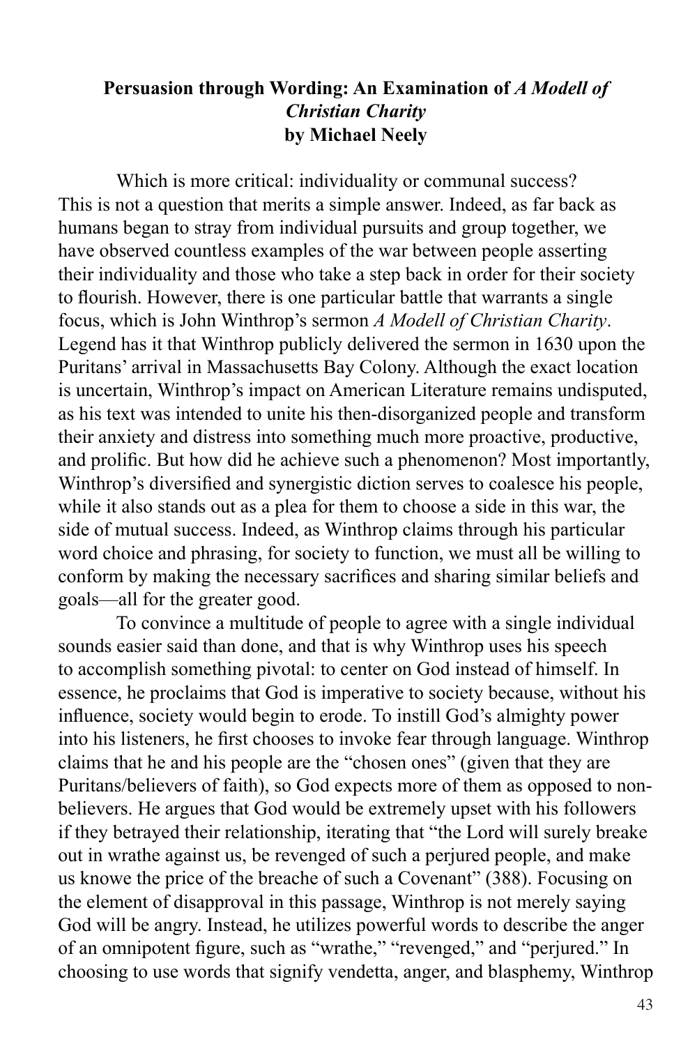# Persuasion through Wording: An Examination of *A Modell of Christian Charity* by Michael Neely

Which is more critical: individuality or communal success? This is not a question that merits a simple answer. Indeed, as far back as humans began to stray from individual pursuits and group together, we have observed countless examples of the war between people asserting their individuality and those who take a step back in order for their society to flourish. However, there is one particular battle that warrants a single focus, which is John Winthrop's sermon *A Modell of Christian Charity*. Legend has it that Winthrop publicly delivered the sermon in 1630 upon the Puritans' arrival in Massachusetts Bay Colony. Although the exact location is uncertain, Winthrop's impact on American Literature remains undisputed, as his text was intended to unite his then-disorganized people and transform their anxiety and distress into something much more proactive, productive, and prolific. But how did he achieve such a phenomenon? Most importantly, Winthrop's diversified and synergistic diction serves to coalesce his people, while it also stands out as a plea for them to choose a side in this war, the side of mutual success. Indeed, as Winthrop claims through his particular word choice and phrasing, for society to function, we must all be willing to conform by making the necessary sacrifices and sharing similar beliefs and goals—all for the greater good.

To convince a multitude of people to agree with a single individual sounds easier said than done, and that is why Winthrop uses his speech to accomplish something pivotal: to center on God instead of himself. In essence, he proclaims that God is imperative to society because, without his influence, society would begin to erode. To instill God's almighty power into his listeners, he first chooses to invoke fear through language. Winthrop claims that he and his people are the "chosen ones" (given that they are Puritans/believers of faith), so God expects more of them as opposed to non-believers. He argues that God would be extremely upset with his followers if they betrayed their relationship, iterating that "the Lord will surely breake out in wrathe against us, be revenged of such a perjured people, and make us knowe the price of the breache of such a Covenant" (388). Focusing on the element of disapproval in this passage, Winthrop is not merely saying God will be angry. Instead, he utilizes powerful words to describe the anger of an omnipotent figure, such as "wrathe," "revenged," and "perjured." In choosing to use words that signify vendetta, anger, and blasphemy, Winthrop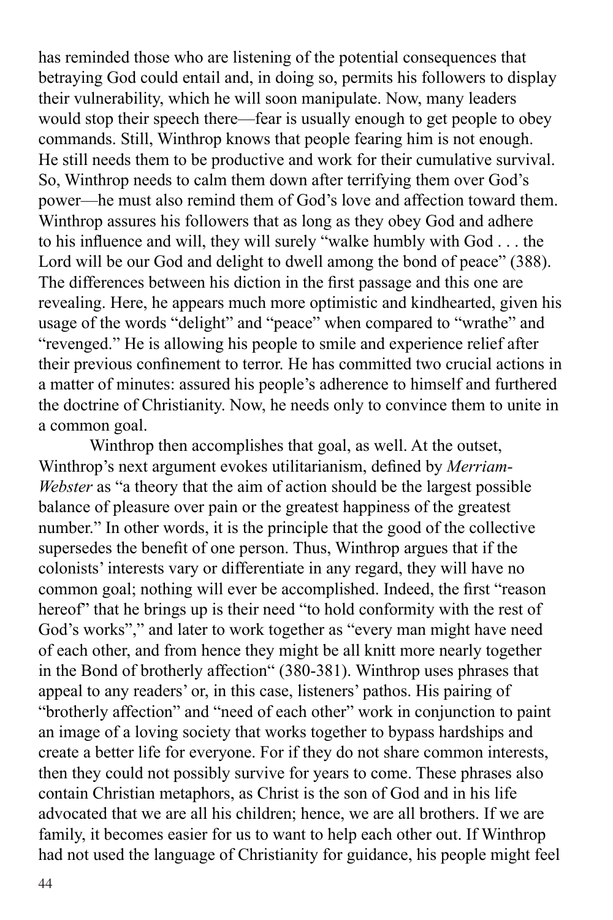has reminded those who are listening of the potential consequences that betraying God could entail and, in doing so, permits his followers to display their vulnerability, which he will soon manipulate. Now, many leaders would stop their speech there—fear is usually enough to get people to obey commands. Still, Winthrop knows that people fearing him is not enough. He still needs them to be productive and work for their cumulative survival. So, Winthrop needs to calm them down after terrifying them over God's power—he must also remind them of God's love and affection toward them. Winthrop assures his followers that as long as they obey God and adhere to his influence and will, they will surely "walke humbly with God . . . the Lord will be our God and delight to dwell among the bond of peace" (388). The differences between his diction in the first passage and this one are revealing. Here, he appears much more optimistic and kindhearted, given his usage of the words "delight" and "peace" when compared to "wrathe" and "revenged." He is allowing his people to smile and experience relief after their previous confinement to terror. He has committed two crucial actions in a matter of minutes: assured his people's adherence to himself and furthered the doctrine of Christianity. Now, he needs only to convince them to unite in a common goal.

Winthrop then accomplishes that goal, as well. At the outset, Winthrop's next argument evokes utilitarianism, defined by *Merriam-Webster* as "a theory that the aim of action should be the largest possible balance of pleasure over pain or the greatest happiness of the greatest number." In other words, it is the principle that the good of the collective supersedes the benefit of one person. Thus, Winthrop argues that if the colonists' interests vary or differentiate in any regard, they will have no common goal; nothing will ever be accomplished. Indeed, the first "reason hereof" that he brings up is their need "to hold conformity with the rest of God's works"," and later to work together as "every man might have need of each other, and from hence they might be all knitt more nearly together in the Bond of brotherly affection" (380-381). Winthrop uses phrases that appeal to any readers' or, in this case, listeners' pathos. His pairing of "brotherly affection" and "need of each other" work in conjunction to paint an image of a loving society that works together to bypass hardships and create a better life for everyone. For if they do not share common interests, then they could not possibly survive for years to come. These phrases also contain Christian metaphors, as Christ is the son of God and in his life advocated that we are all his children; hence, we are all brothers. If we are family, it becomes easier for us to want to help each other out. If Winthrop had not used the language of Christianity for guidance, his people might feel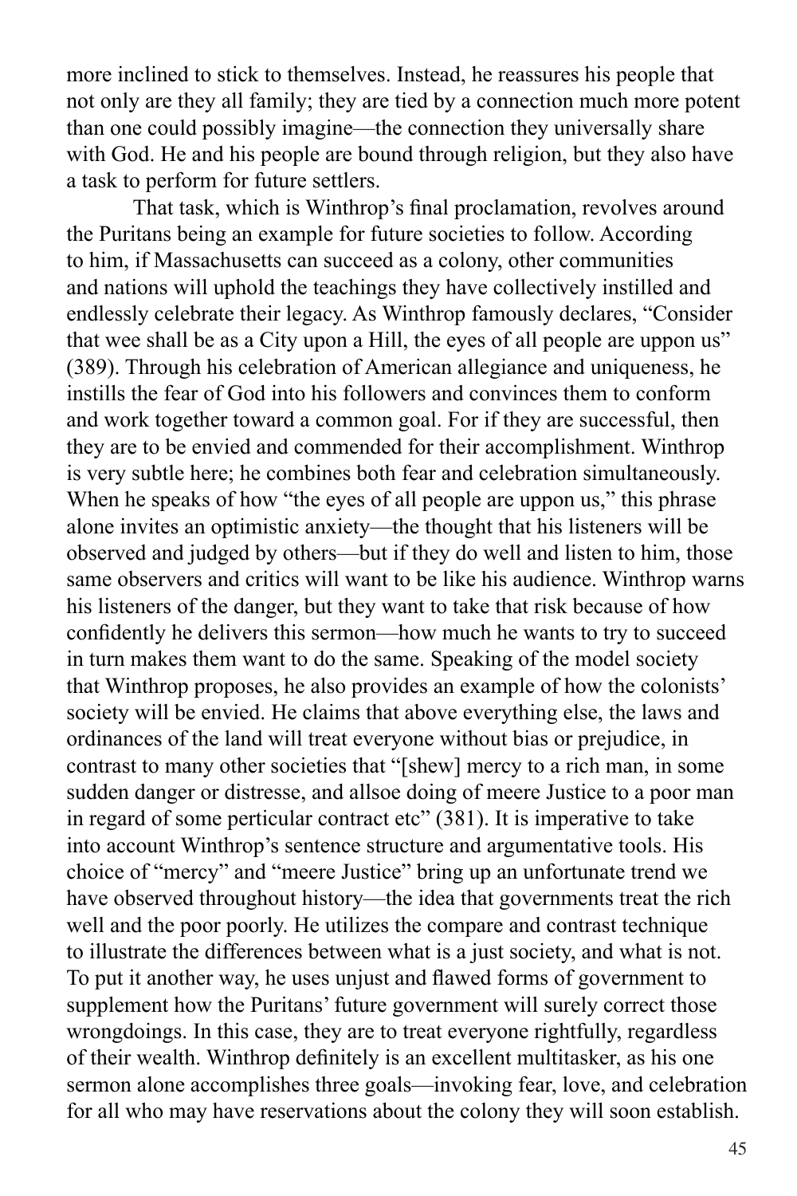more inclined to stick to themselves. Instead, he reassures his people that not only are they all family; they are tied by a connection much more potent than one could possibly imagine—the connection they universally share with God. He and his people are bound through religion, but they also have a task to perform for future settlers.

That task, which is Winthrop's final proclamation, revolves around the Puritans being an example for future societies to follow. According to him, if Massachusetts can succeed as a colony, other communities and nations will uphold the teachings they have collectively instilled and endlessly celebrate their legacy. As Winthrop famously declares, "Consider that wee shall be as a City upon a Hill, the eyes of all people are uppon us" (389). Through his celebration of American allegiance and uniqueness, he instills the fear of God into his followers and convinces them to conform and work together toward a common goal. For if they are successful, then they are to be envied and commended for their accomplishment. Winthrop is very subtle here; he combines both fear and celebration simultaneously. When he speaks of how "the eyes of all people are uppon us," this phrase alone invites an optimistic anxiety—the thought that his listeners will be observed and judged by others—but if they do well and listen to him, those same observers and critics will want to be like his audience. Winthrop warns his listeners of the danger, but they want to take that risk because of how confidently he delivers this sermon—how much he wants to try to succeed in turn makes them want to do the same. Speaking of the model society that Winthrop proposes, he also provides an example of how the colonists' society will be envied. He claims that above everything else, the laws and ordinances of the land will treat everyone without bias or prejudice, in contrast to many other societies that "[shew] mercy to a rich man, in some sudden danger or distresse, and allsoe doing of meere Justice to a poor man in regard of some perticular contract etc" (381). It is imperative to take into account Winthrop's sentence structure and argumentative tools. His choice of "mercy" and "meere Justice" bring up an unfortunate trend we have observed throughout history—the idea that governments treat the rich well and the poor poorly. He utilizes the compare and contrast technique to illustrate the differences between what is a just society, and what is not. To put it another way, he uses unjust and flawed forms of government to supplement how the Puritans' future government will surely correct those wrongdoings. In this case, they are to treat everyone rightfully, regardless of their wealth. Winthrop definitely is an excellent multitasker, as his one sermon alone accomplishes three goals—invoking fear, love, and celebration for all who may have reservations about the colony they will soon establish.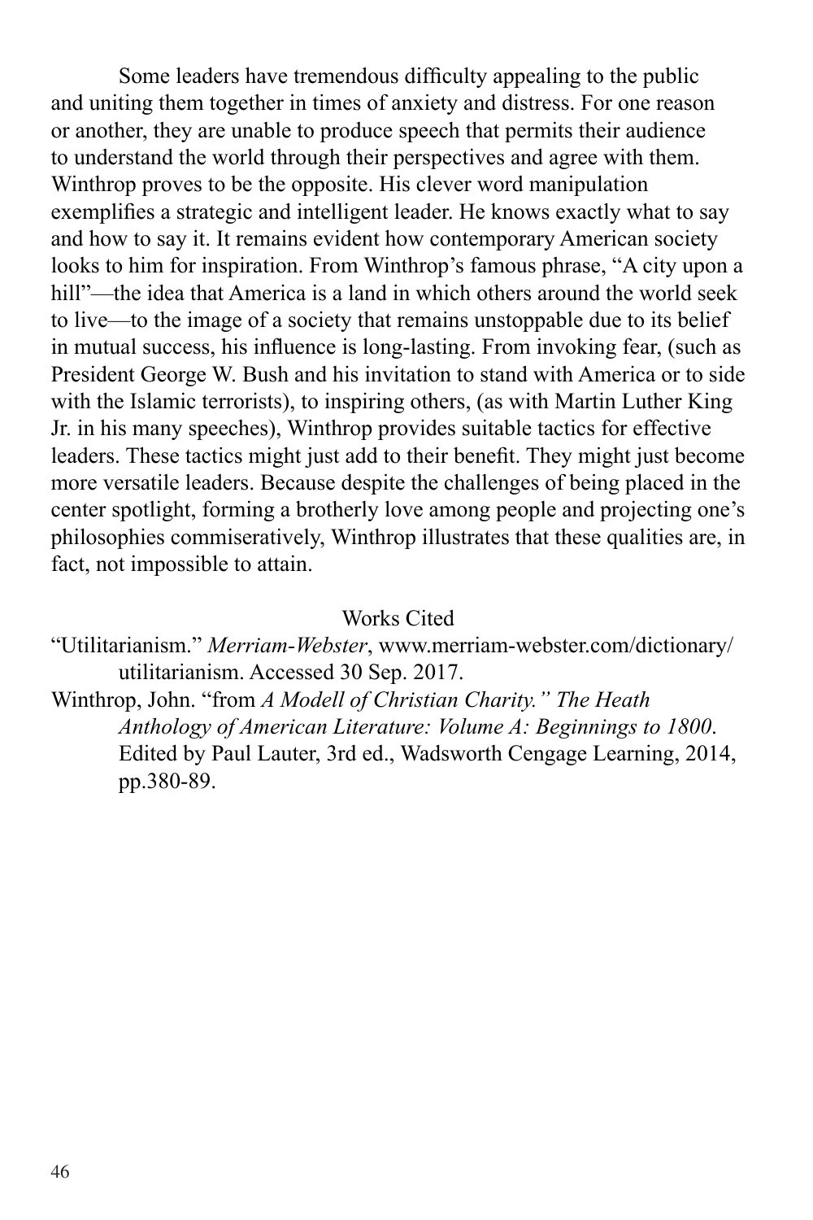Some leaders have tremendous difficulty appealing to the public and uniting them together in times of anxiety and distress. For one reason or another, they are unable to produce speech that permits their audience to understand the world through their perspectives and agree with them. Winthrop proves to be the opposite. His clever word manipulation exemplifies a strategic and intelligent leader. He knows exactly what to say and how to say it. It remains evident how contemporary American society looks to him for inspiration. From Winthrop's famous phrase, "A city upon a hill"—the idea that America is a land in which others around the world seek to live—to the image of a society that remains unstoppable due to its belief in mutual success, his influence is long-lasting. From invoking fear, (such as President George W. Bush and his invitation to stand with America or to side with the Islamic terrorists), to inspiring others, (as with Martin Luther King Jr. in his many speeches), Winthrop provides suitable tactics for effective leaders. These tactics might just add to their benefit. They might just become more versatile leaders. Because despite the challenges of being placed in the center spotlight, forming a brotherly love among people and projecting one's philosophies commiseratively, Winthrop illustrates that these qualities are, in fact, not impossible to attain.

## Works Cited

"Utilitarianism." *Merriam-Webster*, www.merriam-webster.com/dictionary/utilitarianism. Accessed 30 Sep. 2017.

Winthrop, John. "from *A Modell of Christian Charity." The Heath Anthology of American Literature: Volume A: Beginnings to 1800*. Edited by Paul Lauter, 3rd ed., Wadsworth Cengage Learning, 2014, pp.380-89.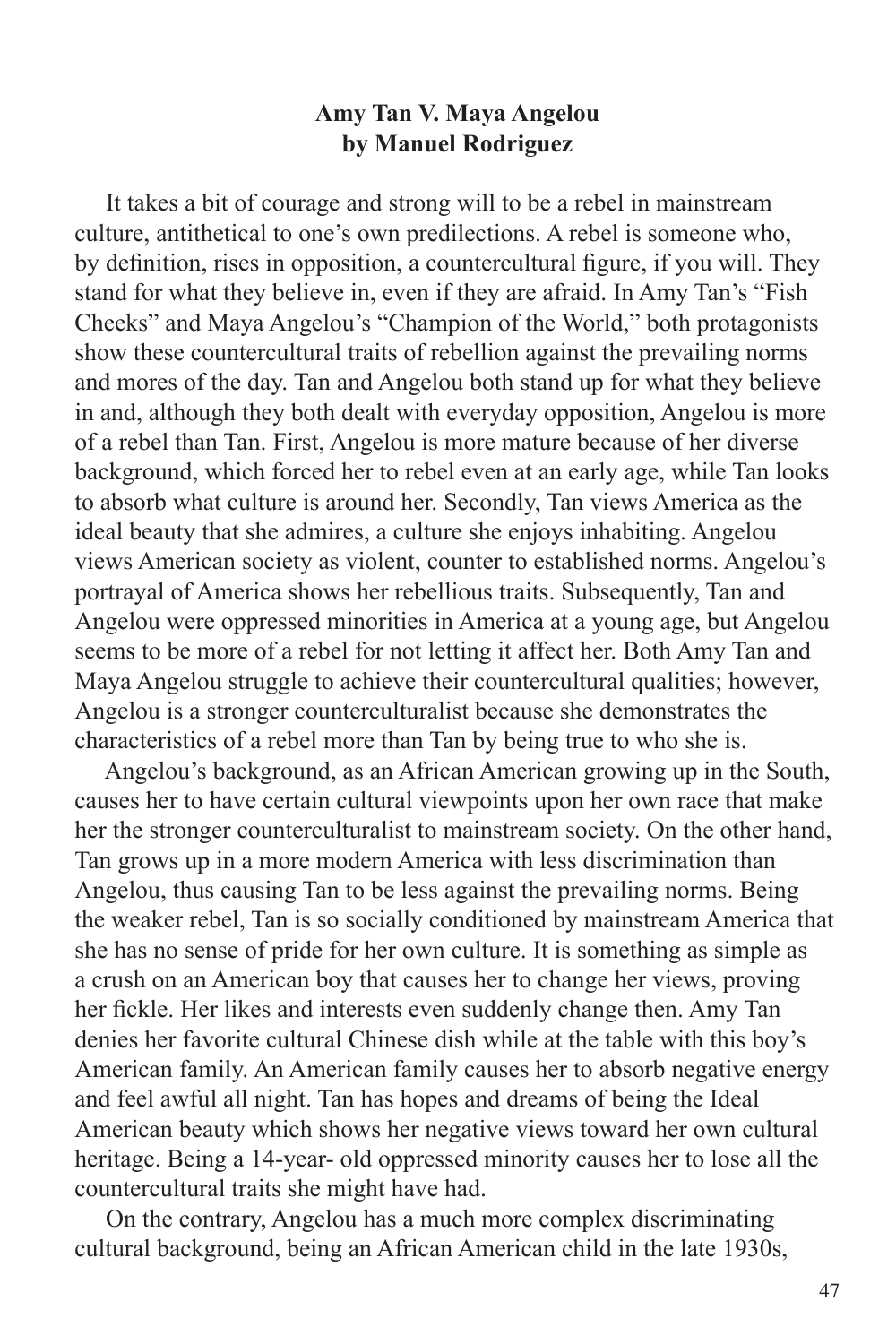**Amy Tan V. Maya Angelou**
**by Manuel Rodriguez**

It takes a bit of courage and strong will to be a rebel in mainstream culture, antithetical to one's own predilections. A rebel is someone who, by definition, rises in opposition, a countercultural figure, if you will. They stand for what they believe in, even if they are afraid. In Amy Tan's "Fish Cheeks" and Maya Angelou's "Champion of the World," both protagonists show these countercultural traits of rebellion against the prevailing norms and mores of the day. Tan and Angelou both stand up for what they believe in and, although they both dealt with everyday opposition, Angelou is more of a rebel than Tan. First, Angelou is more mature because of her diverse background, which forced her to rebel even at an early age, while Tan looks to absorb what culture is around her. Secondly, Tan views America as the ideal beauty that she admires, a culture she enjoys inhabiting. Angelou views American society as violent, counter to established norms. Angelou's portrayal of America shows her rebellious traits. Subsequently, Tan and Angelou were oppressed minorities in America at a young age, but Angelou seems to be more of a rebel for not letting it affect her. Both Amy Tan and Maya Angelou struggle to achieve their countercultural qualities; however, Angelou is a stronger counterculturalist because she demonstrates the characteristics of a rebel more than Tan by being true to who she is.

Angelou's background, as an African American growing up in the South, causes her to have certain cultural viewpoints upon her own race that make her the stronger counterculturalist to mainstream society. On the other hand, Tan grows up in a more modern America with less discrimination than Angelou, thus causing Tan to be less against the prevailing norms. Being the weaker rebel, Tan is so socially conditioned by mainstream America that she has no sense of pride for her own culture. It is something as simple as a crush on an American boy that causes her to change her views, proving her fickle. Her likes and interests even suddenly change then. Amy Tan denies her favorite cultural Chinese dish while at the table with this boy's American family. An American family causes her to absorb negative energy and feel awful all night. Tan has hopes and dreams of being the Ideal American beauty which shows her negative views toward her own cultural heritage. Being a 14-year- old oppressed minority causes her to lose all the countercultural traits she might have had.

On the contrary, Angelou has a much more complex discriminating cultural background, being an African American child in the late 1930s,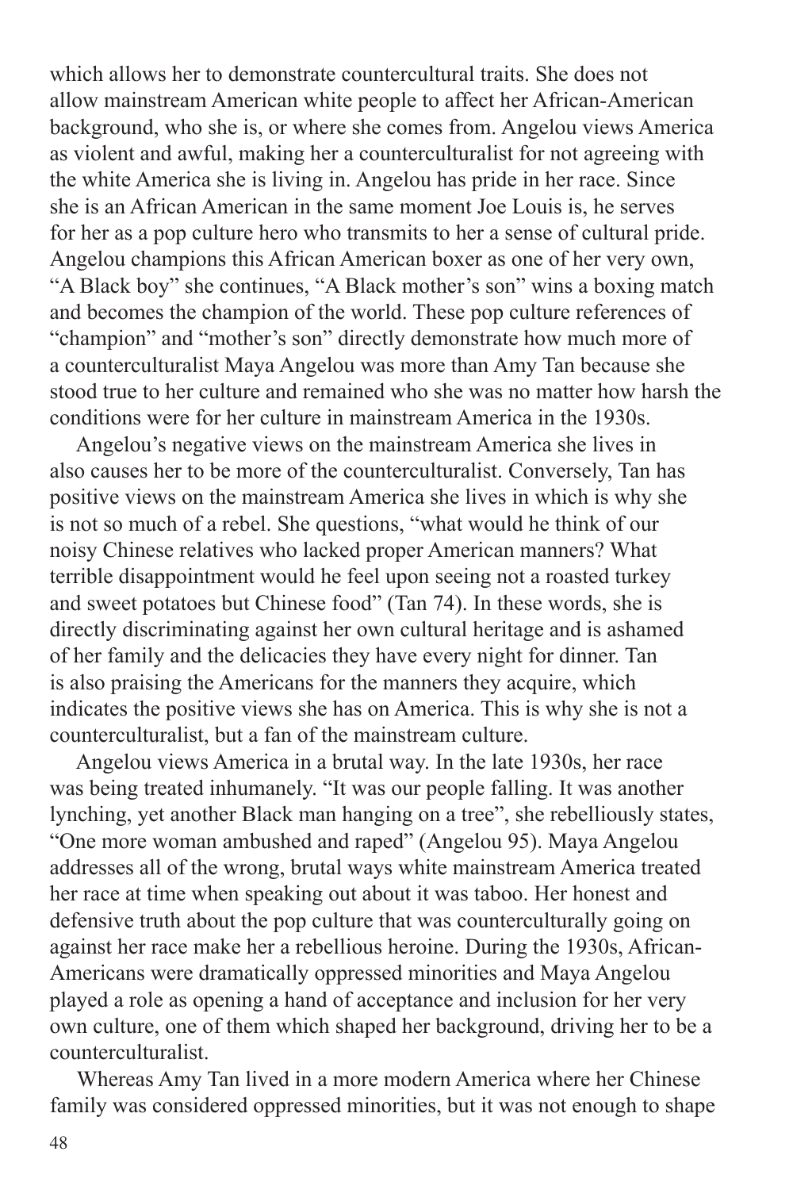which allows her to demonstrate countercultural traits. She does not allow mainstream American white people to affect her African-American background, who she is, or where she comes from. Angelou views America as violent and awful, making her a counterculturalist for not agreeing with the white America she is living in. Angelou has pride in her race. Since she is an African American in the same moment Joe Louis is, he serves for her as a pop culture hero who transmits to her a sense of cultural pride. Angelou champions this African American boxer as one of her very own, "A Black boy" she continues, "A Black mother's son" wins a boxing match and becomes the champion of the world. These pop culture references of "champion" and "mother's son" directly demonstrate how much more of a counterculturalist Maya Angelou was more than Amy Tan because she stood true to her culture and remained who she was no matter how harsh the conditions were for her culture in mainstream America in the 1930s.

Angelou's negative views on the mainstream America she lives in also causes her to be more of the counterculturalist. Conversely, Tan has positive views on the mainstream America she lives in which is why she is not so much of a rebel. She questions, "what would he think of our noisy Chinese relatives who lacked proper American manners? What terrible disappointment would he feel upon seeing not a roasted turkey and sweet potatoes but Chinese food" (Tan 74). In these words, she is directly discriminating against her own cultural heritage and is ashamed of her family and the delicacies they have every night for dinner. Tan is also praising the Americans for the manners they acquire, which indicates the positive views she has on America. This is why she is not a counterculturalist, but a fan of the mainstream culture.

Angelou views America in a brutal way. In the late 1930s, her race was being treated inhumanely. "It was our people falling. It was another lynching, yet another Black man hanging on a tree", she rebelliously states, "One more woman ambushed and raped" (Angelou 95). Maya Angelou addresses all of the wrong, brutal ways white mainstream America treated her race at time when speaking out about it was taboo. Her honest and defensive truth about the pop culture that was counterculturally going on against her race make her a rebellious heroine. During the 1930s, African-Americans were dramatically oppressed minorities and Maya Angelou played a role as opening a hand of acceptance and inclusion for her very own culture, one of them which shaped her background, driving her to be a counterculturalist.

Whereas Amy Tan lived in a more modern America where her Chinese family was considered oppressed minorities, but it was not enough to shape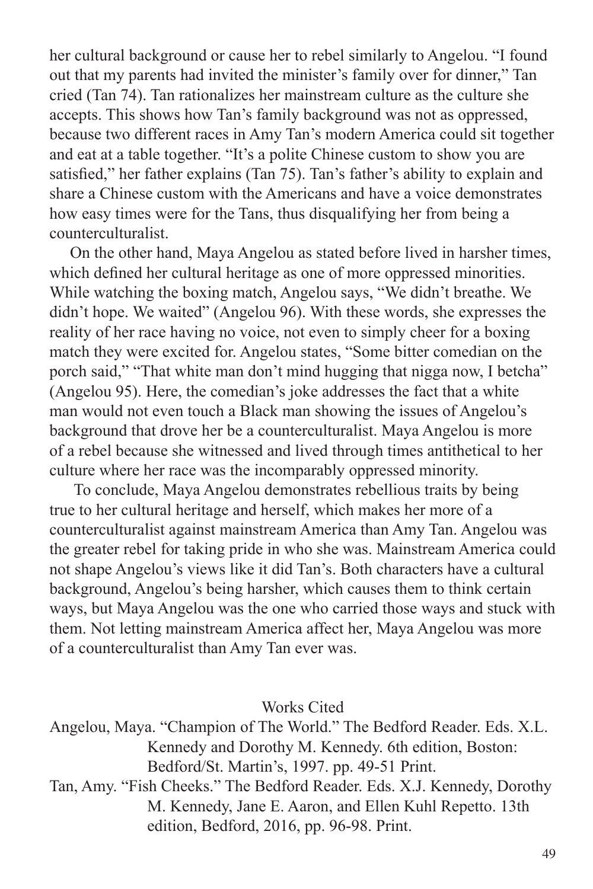her cultural background or cause her to rebel similarly to Angelou. "I found out that my parents had invited the minister's family over for dinner," Tan cried (Tan 74). Tan rationalizes her mainstream culture as the culture she accepts. This shows how Tan's family background was not as oppressed, because two different races in Amy Tan's modern America could sit together and eat at a table together. "It's a polite Chinese custom to show you are satisfied," her father explains (Tan 75). Tan's father's ability to explain and share a Chinese custom with the Americans and have a voice demonstrates how easy times were for the Tans, thus disqualifying her from being a counterculturalist.

On the other hand, Maya Angelou as stated before lived in harsher times, which defined her cultural heritage as one of more oppressed minorities. While watching the boxing match, Angelou says, "We didn't breathe. We didn't hope. We waited" (Angelou 96). With these words, she expresses the reality of her race having no voice, not even to simply cheer for a boxing match they were excited for. Angelou states, "Some bitter comedian on the porch said," "That white man don't mind hugging that nigga now, I betcha" (Angelou 95). Here, the comedian's joke addresses the fact that a white man would not even touch a Black man showing the issues of Angelou's background that drove her be a counterculturalist. Maya Angelou is more of a rebel because she witnessed and lived through times antithetical to her culture where her race was the incomparably oppressed minority.

To conclude, Maya Angelou demonstrates rebellious traits by being true to her cultural heritage and herself, which makes her more of a counterculturalist against mainstream America than Amy Tan. Angelou was the greater rebel for taking pride in who she was. Mainstream America could not shape Angelou's views like it did Tan's. Both characters have a cultural background, Angelou's being harsher, which causes them to think certain ways, but Maya Angelou was the one who carried those ways and stuck with them. Not letting mainstream America affect her, Maya Angelou was more of a counterculturalist than Amy Tan ever was.

Works Cited

Angelou, Maya. "Champion of The World." The Bedford Reader. Eds. X.L. Kennedy and Dorothy M. Kennedy. 6th edition, Boston: Bedford/St. Martin's, 1997. pp. 49-51 Print.

Tan, Amy. "Fish Cheeks." The Bedford Reader. Eds. X.J. Kennedy, Dorothy M. Kennedy, Jane E. Aaron, and Ellen Kuhl Repetto. 13th edition, Bedford, 2016, pp. 96-98. Print.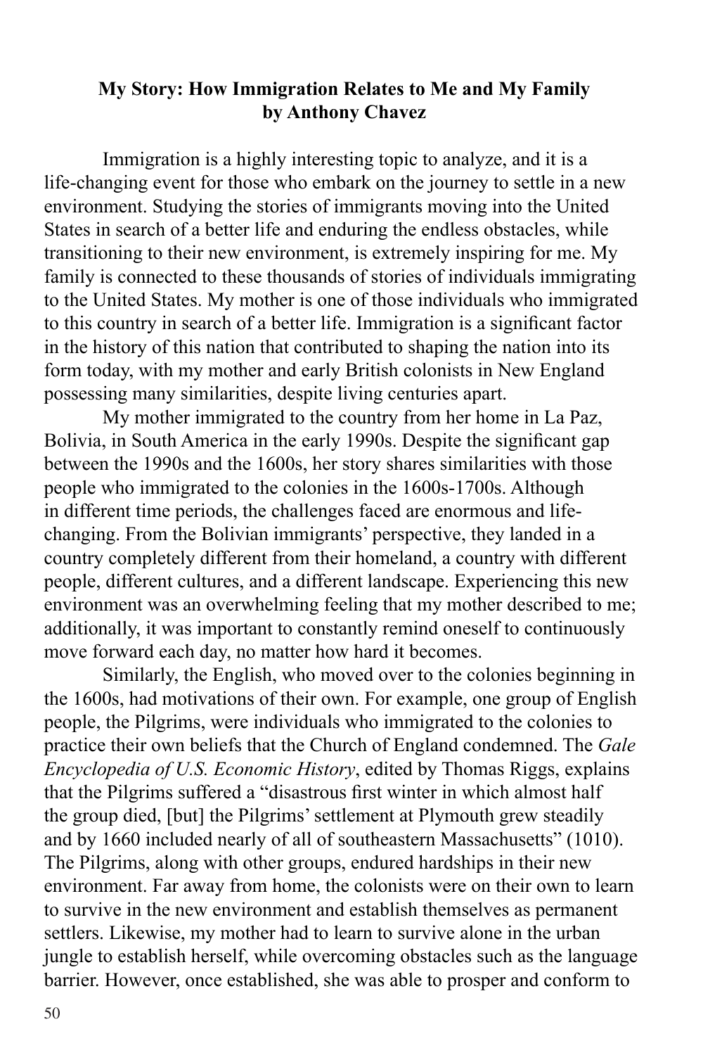**My Story: How Immigration Relates to Me and My Family**
**by Anthony Chavez**

Immigration is a highly interesting topic to analyze, and it is a life-changing event for those who embark on the journey to settle in a new environment. Studying the stories of immigrants moving into the United States in search of a better life and enduring the endless obstacles, while transitioning to their new environment, is extremely inspiring for me. My family is connected to these thousands of stories of individuals immigrating to the United States. My mother is one of those individuals who immigrated to this country in search of a better life. Immigration is a significant factor in the history of this nation that contributed to shaping the nation into its form today, with my mother and early British colonists in New England possessing many similarities, despite living centuries apart.

My mother immigrated to the country from her home in La Paz, Bolivia, in South America in the early 1990s. Despite the significant gap between the 1990s and the 1600s, her story shares similarities with those people who immigrated to the colonies in the 1600s-1700s. Although in different time periods, the challenges faced are enormous and life-changing. From the Bolivian immigrants' perspective, they landed in a country completely different from their homeland, a country with different people, different cultures, and a different landscape. Experiencing this new environment was an overwhelming feeling that my mother described to me; additionally, it was important to constantly remind oneself to continuously move forward each day, no matter how hard it becomes.

Similarly, the English, who moved over to the colonies beginning in the 1600s, had motivations of their own. For example, one group of English people, the Pilgrims, were individuals who immigrated to the colonies to practice their own beliefs that the Church of England condemned. The *Gale Encyclopedia of U.S. Economic History*, edited by Thomas Riggs, explains that the Pilgrims suffered a "disastrous first winter in which almost half the group died, [but] the Pilgrims' settlement at Plymouth grew steadily and by 1660 included nearly of all of southeastern Massachusetts" (1010). The Pilgrims, along with other groups, endured hardships in their new environment. Far away from home, the colonists were on their own to learn to survive in the new environment and establish themselves as permanent settlers. Likewise, my mother had to learn to survive alone in the urban jungle to establish herself, while overcoming obstacles such as the language barrier. However, once established, she was able to prosper and conform to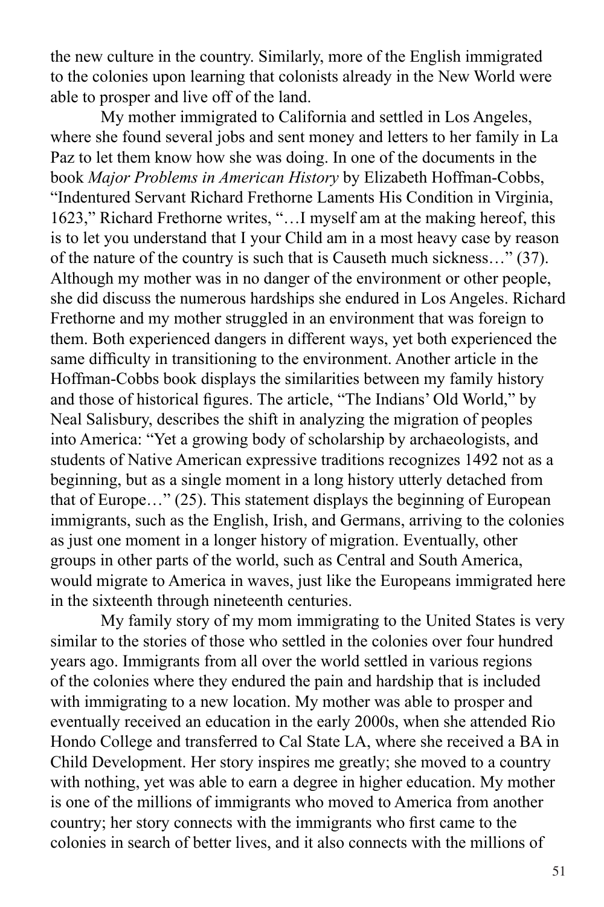the new culture in the country. Similarly, more of the English immigrated to the colonies upon learning that colonists already in the New World were able to prosper and live off of the land.

My mother immigrated to California and settled in Los Angeles, where she found several jobs and sent money and letters to her family in La Paz to let them know how she was doing. In one of the documents in the book *Major Problems in American History* by Elizabeth Hoffman-Cobbs, "Indentured Servant Richard Frethorne Laments His Condition in Virginia, 1623," Richard Frethorne writes, "…I myself am at the making hereof, this is to let you understand that I your Child am in a most heavy case by reason of the nature of the country is such that is Causeth much sickness…" (37). Although my mother was in no danger of the environment or other people, she did discuss the numerous hardships she endured in Los Angeles. Richard Frethorne and my mother struggled in an environment that was foreign to them. Both experienced dangers in different ways, yet both experienced the same difficulty in transitioning to the environment. Another article in the Hoffman-Cobbs book displays the similarities between my family history and those of historical figures. The article, "The Indians' Old World," by Neal Salisbury, describes the shift in analyzing the migration of peoples into America: "Yet a growing body of scholarship by archaeologists, and students of Native American expressive traditions recognizes 1492 not as a beginning, but as a single moment in a long history utterly detached from that of Europe…" (25). This statement displays the beginning of European immigrants, such as the English, Irish, and Germans, arriving to the colonies as just one moment in a longer history of migration. Eventually, other groups in other parts of the world, such as Central and South America, would migrate to America in waves, just like the Europeans immigrated here in the sixteenth through nineteenth centuries.

My family story of my mom immigrating to the United States is very similar to the stories of those who settled in the colonies over four hundred years ago. Immigrants from all over the world settled in various regions of the colonies where they endured the pain and hardship that is included with immigrating to a new location. My mother was able to prosper and eventually received an education in the early 2000s, when she attended Rio Hondo College and transferred to Cal State LA, where she received a BA in Child Development. Her story inspires me greatly; she moved to a country with nothing, yet was able to earn a degree in higher education. My mother is one of the millions of immigrants who moved to America from another country; her story connects with the immigrants who first came to the colonies in search of better lives, and it also connects with the millions of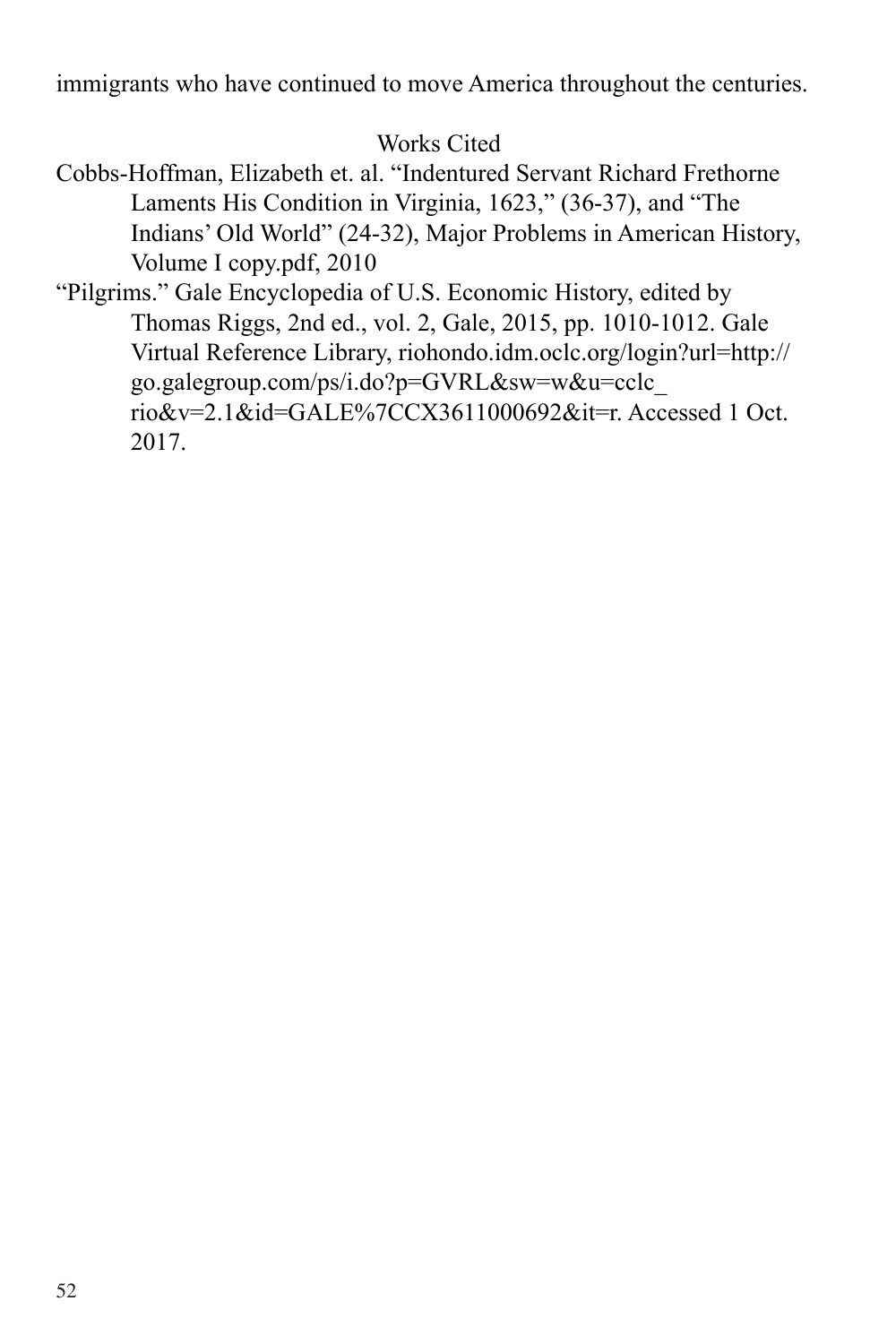immigrants who have continued to move America throughout the centuries.

## Works Cited

Cobbs-Hoffman, Elizabeth et. al. "Indentured Servant Richard Frethorne Laments His Condition in Virginia, 1623," (36-37), and "The Indians' Old World" (24-32), Major Problems in American History, Volume I copy.pdf, 2010

"Pilgrims." Gale Encyclopedia of U.S. Economic History, edited by Thomas Riggs, 2nd ed., vol. 2, Gale, 2015, pp. 1010-1012. Gale Virtual Reference Library, riohondo.idm.oclc.org/login?url=http://go.galegroup.com/ps/i.do?p=GVRL&sw=w&u=cclc_rio&v=2.1&id=GALE%7CCX3611000692&it=r. Accessed 1 Oct. 2017.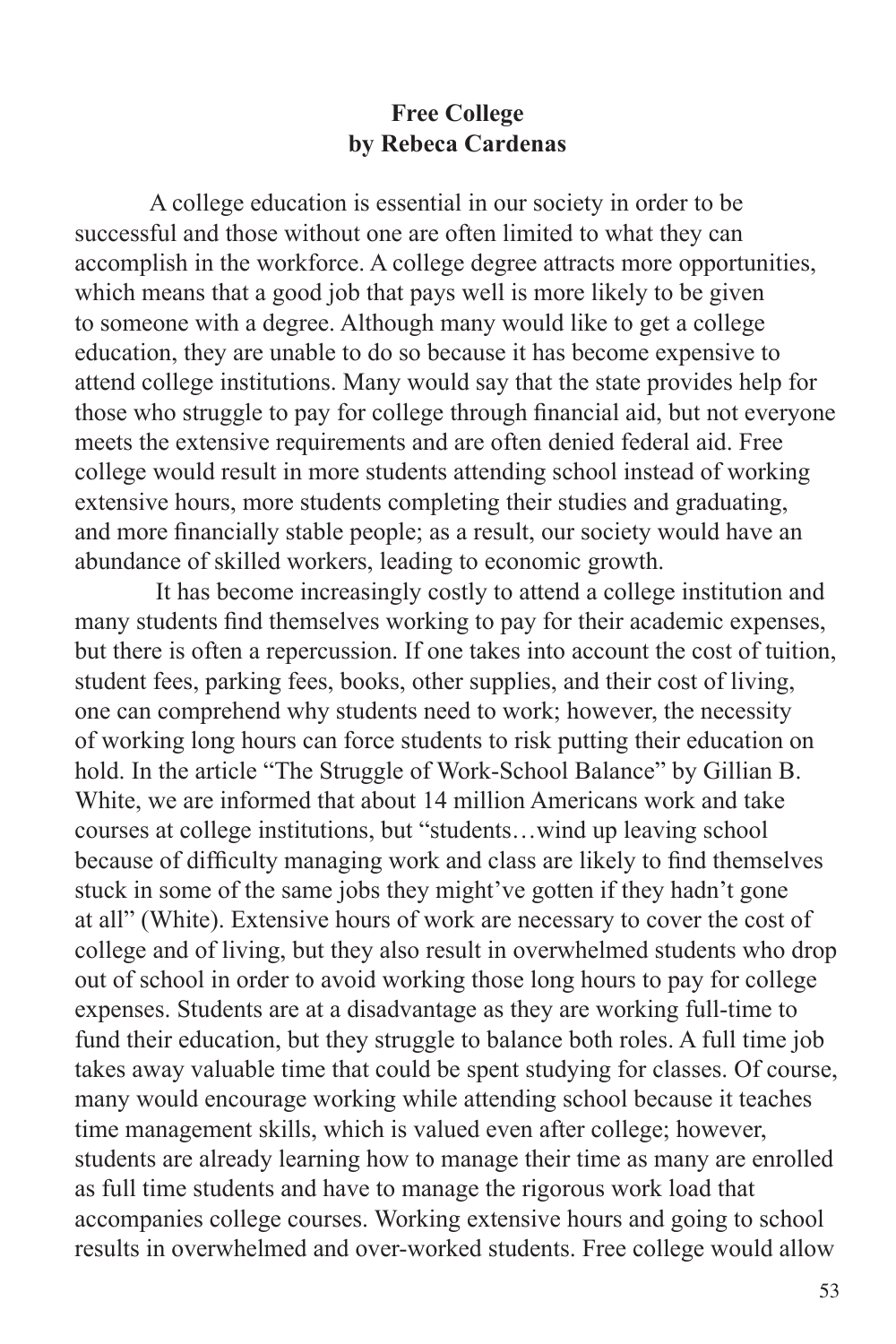**Free College**
**by Rebeca Cardenas**

A college education is essential in our society in order to be successful and those without one are often limited to what they can accomplish in the workforce. A college degree attracts more opportunities, which means that a good job that pays well is more likely to be given to someone with a degree. Although many would like to get a college education, they are unable to do so because it has become expensive to attend college institutions. Many would say that the state provides help for those who struggle to pay for college through financial aid, but not everyone meets the extensive requirements and are often denied federal aid. Free college would result in more students attending school instead of working extensive hours, more students completing their studies and graduating, and more financially stable people; as a result, our society would have an abundance of skilled workers, leading to economic growth.

It has become increasingly costly to attend a college institution and many students find themselves working to pay for their academic expenses, but there is often a repercussion. If one takes into account the cost of tuition, student fees, parking fees, books, other supplies, and their cost of living, one can comprehend why students need to work; however, the necessity of working long hours can force students to risk putting their education on hold. In the article "The Struggle of Work-School Balance" by Gillian B. White, we are informed that about 14 million Americans work and take courses at college institutions, but "students…wind up leaving school because of difficulty managing work and class are likely to find themselves stuck in some of the same jobs they might've gotten if they hadn't gone at all" (White). Extensive hours of work are necessary to cover the cost of college and of living, but they also result in overwhelmed students who drop out of school in order to avoid working those long hours to pay for college expenses. Students are at a disadvantage as they are working full-time to fund their education, but they struggle to balance both roles. A full time job takes away valuable time that could be spent studying for classes. Of course, many would encourage working while attending school because it teaches time management skills, which is valued even after college; however, students are already learning how to manage their time as many are enrolled as full time students and have to manage the rigorous work load that accompanies college courses. Working extensive hours and going to school results in overwhelmed and over-worked students. Free college would allow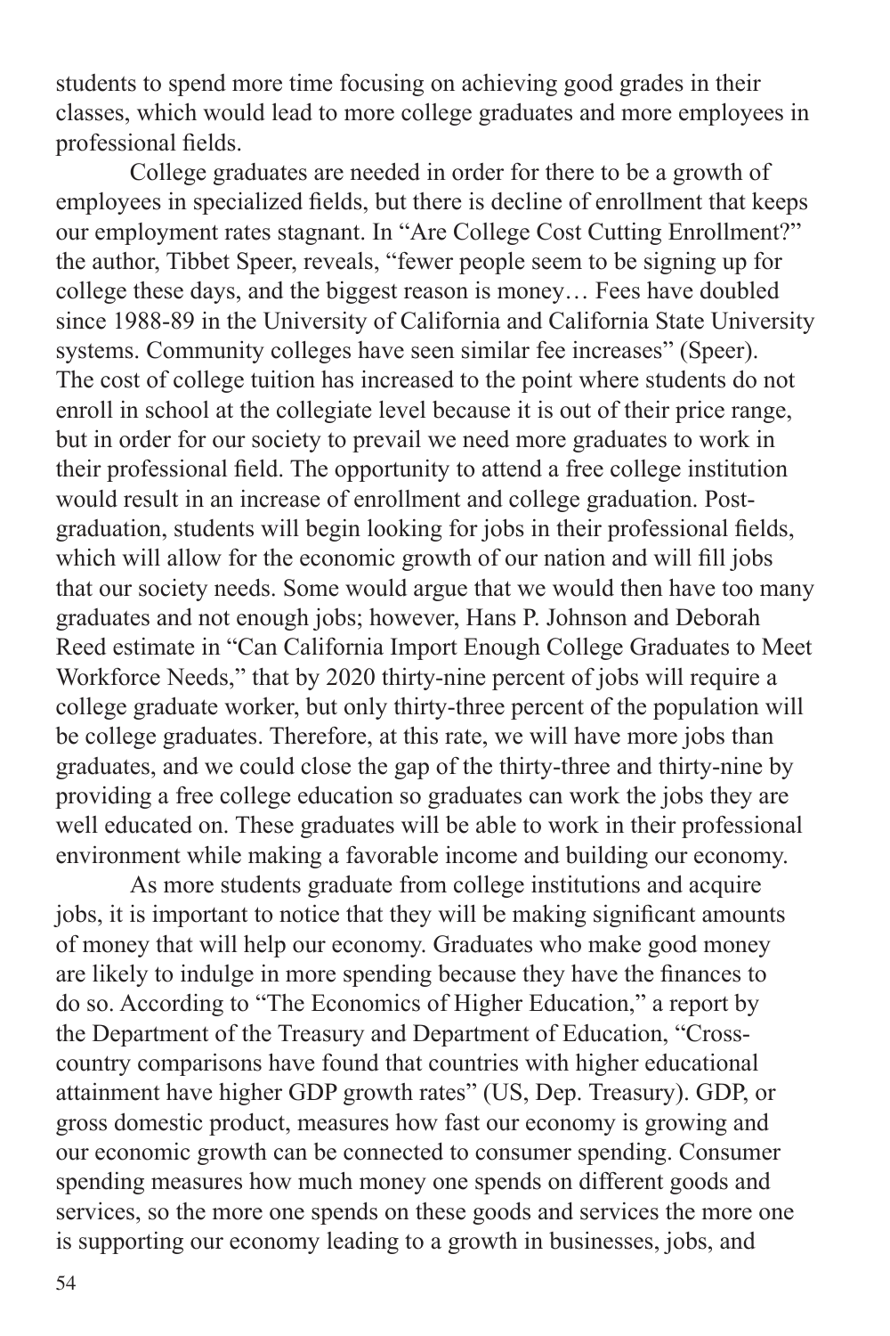students to spend more time focusing on achieving good grades in their classes, which would lead to more college graduates and more employees in professional fields.

College graduates are needed in order for there to be a growth of employees in specialized fields, but there is decline of enrollment that keeps our employment rates stagnant. In "Are College Cost Cutting Enrollment?" the author, Tibbet Speer, reveals, "fewer people seem to be signing up for college these days, and the biggest reason is money… Fees have doubled since 1988-89 in the University of California and California State University systems. Community colleges have seen similar fee increases" (Speer). The cost of college tuition has increased to the point where students do not enroll in school at the collegiate level because it is out of their price range, but in order for our society to prevail we need more graduates to work in their professional field. The opportunity to attend a free college institution would result in an increase of enrollment and college graduation. Post-graduation, students will begin looking for jobs in their professional fields, which will allow for the economic growth of our nation and will fill jobs that our society needs. Some would argue that we would then have too many graduates and not enough jobs; however, Hans P. Johnson and Deborah Reed estimate in "Can California Import Enough College Graduates to Meet Workforce Needs," that by 2020 thirty-nine percent of jobs will require a college graduate worker, but only thirty-three percent of the population will be college graduates. Therefore, at this rate, we will have more jobs than graduates, and we could close the gap of the thirty-three and thirty-nine by providing a free college education so graduates can work the jobs they are well educated on. These graduates will be able to work in their professional environment while making a favorable income and building our economy.

As more students graduate from college institutions and acquire jobs, it is important to notice that they will be making significant amounts of money that will help our economy. Graduates who make good money are likely to indulge in more spending because they have the finances to do so. According to "The Economics of Higher Education," a report by the Department of the Treasury and Department of Education, "Cross-country comparisons have found that countries with higher educational attainment have higher GDP growth rates" (US, Dep. Treasury). GDP, or gross domestic product, measures how fast our economy is growing and our economic growth can be connected to consumer spending. Consumer spending measures how much money one spends on different goods and services, so the more one spends on these goods and services the more one is supporting our economy leading to a growth in businesses, jobs, and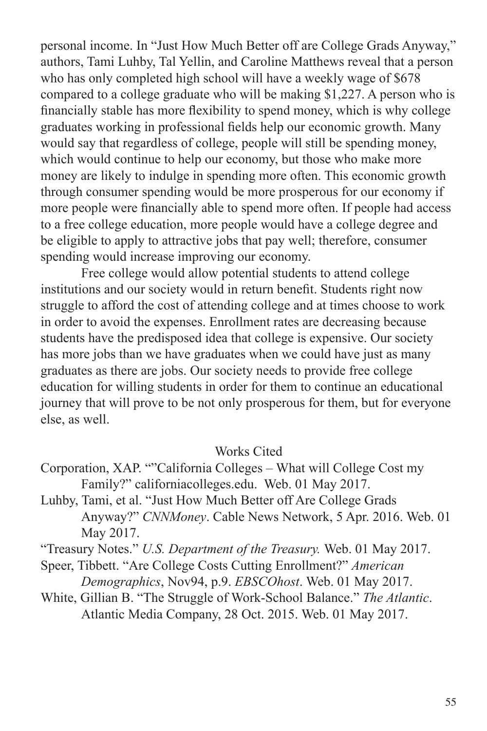personal income. In "Just How Much Better off are College Grads Anyway," authors, Tami Luhby, Tal Yellin, and Caroline Matthews reveal that a person who has only completed high school will have a weekly wage of $678 compared to a college graduate who will be making $1,227. A person who is financially stable has more flexibility to spend money, which is why college graduates working in professional fields help our economic growth. Many would say that regardless of college, people will still be spending money, which would continue to help our economy, but those who make more money are likely to indulge in spending more often. This economic growth through consumer spending would be more prosperous for our economy if more people were financially able to spend more often. If people had access to a free college education, more people would have a college degree and be eligible to apply to attractive jobs that pay well; therefore, consumer spending would increase improving our economy.

Free college would allow potential students to attend college institutions and our society would in return benefit. Students right now struggle to afford the cost of attending college and at times choose to work in order to avoid the expenses. Enrollment rates are decreasing because students have the predisposed idea that college is expensive. Our society has more jobs than we have graduates when we could have just as many graduates as there are jobs. Our society needs to provide free college education for willing students in order for them to continue an educational journey that will prove to be not only prosperous for them, but for everyone else, as well.

Works Cited

Corporation, XAP. ""California Colleges – What will College Cost my Family?" californiacolleges.edu. Web. 01 May 2017.

Luhby, Tami, et al. "Just How Much Better off Are College Grads Anyway?" *CNNMoney*. Cable News Network, 5 Apr. 2016. Web. 01 May 2017.

"Treasury Notes." *U.S. Department of the Treasury.* Web. 01 May 2017.

Speer, Tibbett. "Are College Costs Cutting Enrollment?" *American Demographics*, Nov94, p.9. *EBSCOhost*. Web. 01 May 2017.

White, Gillian B. "The Struggle of Work-School Balance." *The Atlantic*. Atlantic Media Company, 28 Oct. 2015. Web. 01 May 2017.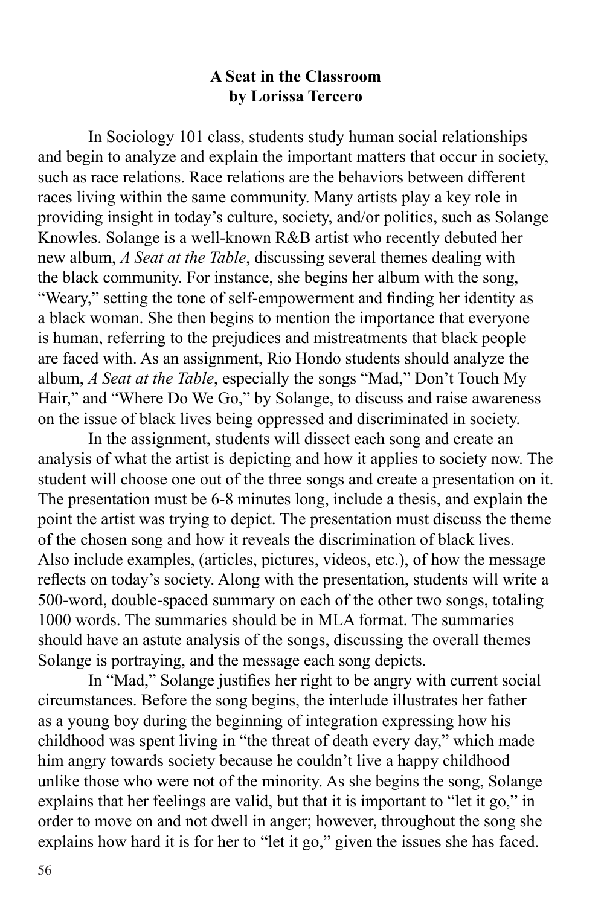**A Seat in the Classroom**
**by Lorissa Tercero**

In Sociology 101 class, students study human social relationships and begin to analyze and explain the important matters that occur in society, such as race relations. Race relations are the behaviors between different races living within the same community. Many artists play a key role in providing insight in today's culture, society, and/or politics, such as Solange Knowles. Solange is a well-known R&B artist who recently debuted her new album, *A Seat at the Table*, discussing several themes dealing with the black community. For instance, she begins her album with the song, "Weary," setting the tone of self-empowerment and finding her identity as a black woman. She then begins to mention the importance that everyone is human, referring to the prejudices and mistreatments that black people are faced with. As an assignment, Rio Hondo students should analyze the album, *A Seat at the Table*, especially the songs "Mad," Don't Touch My Hair," and "Where Do We Go," by Solange, to discuss and raise awareness on the issue of black lives being oppressed and discriminated in society.

In the assignment, students will dissect each song and create an analysis of what the artist is depicting and how it applies to society now. The student will choose one out of the three songs and create a presentation on it. The presentation must be 6-8 minutes long, include a thesis, and explain the point the artist was trying to depict. The presentation must discuss the theme of the chosen song and how it reveals the discrimination of black lives. Also include examples, (articles, pictures, videos, etc.), of how the message reflects on today's society. Along with the presentation, students will write a 500-word, double-spaced summary on each of the other two songs, totaling 1000 words. The summaries should be in MLA format. The summaries should have an astute analysis of the songs, discussing the overall themes Solange is portraying, and the message each song depicts.

In "Mad," Solange justifies her right to be angry with current social circumstances. Before the song begins, the interlude illustrates her father as a young boy during the beginning of integration expressing how his childhood was spent living in "the threat of death every day," which made him angry towards society because he couldn't live a happy childhood unlike those who were not of the minority. As she begins the song, Solange explains that her feelings are valid, but that it is important to "let it go," in order to move on and not dwell in anger; however, throughout the song she explains how hard it is for her to "let it go," given the issues she has faced.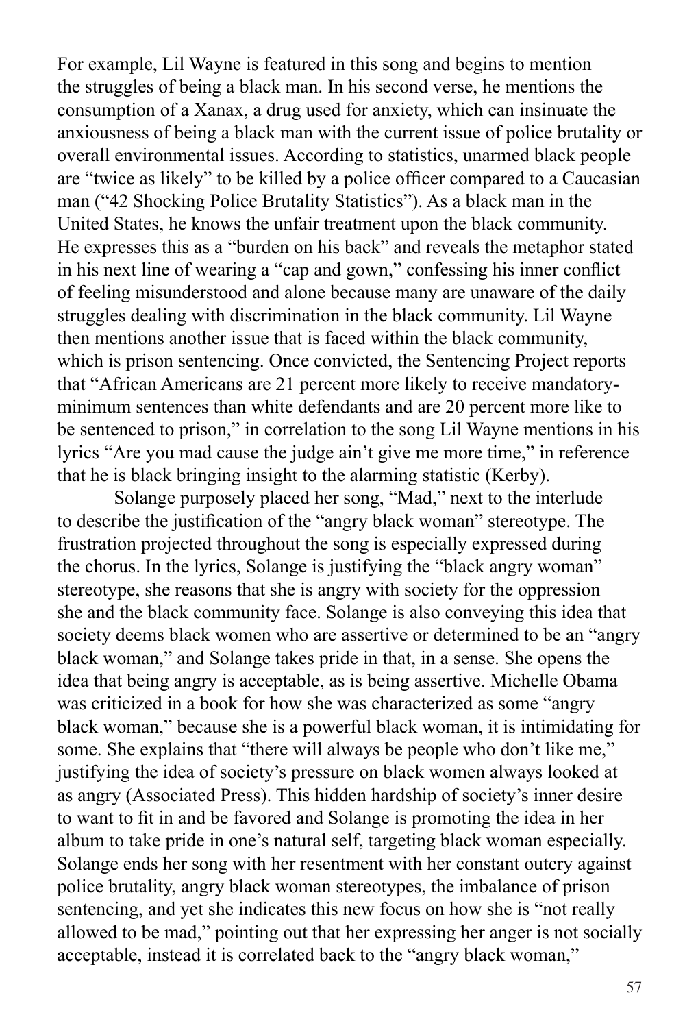For example, Lil Wayne is featured in this song and begins to mention the struggles of being a black man. In his second verse, he mentions the consumption of a Xanax, a drug used for anxiety, which can insinuate the anxiousness of being a black man with the current issue of police brutality or overall environmental issues. According to statistics, unarmed black people are "twice as likely" to be killed by a police officer compared to a Caucasian man ("42 Shocking Police Brutality Statistics"). As a black man in the United States, he knows the unfair treatment upon the black community. He expresses this as a "burden on his back" and reveals the metaphor stated in his next line of wearing a "cap and gown," confessing his inner conflict of feeling misunderstood and alone because many are unaware of the daily struggles dealing with discrimination in the black community. Lil Wayne then mentions another issue that is faced within the black community, which is prison sentencing. Once convicted, the Sentencing Project reports that "African Americans are 21 percent more likely to receive mandatory-minimum sentences than white defendants and are 20 percent more like to be sentenced to prison," in correlation to the song Lil Wayne mentions in his lyrics "Are you mad cause the judge ain't give me more time," in reference that he is black bringing insight to the alarming statistic (Kerby).

Solange purposely placed her song, "Mad," next to the interlude to describe the justification of the "angry black woman" stereotype. The frustration projected throughout the song is especially expressed during the chorus. In the lyrics, Solange is justifying the "black angry woman" stereotype, she reasons that she is angry with society for the oppression she and the black community face. Solange is also conveying this idea that society deems black women who are assertive or determined to be an "angry black woman," and Solange takes pride in that, in a sense. She opens the idea that being angry is acceptable, as is being assertive. Michelle Obama was criticized in a book for how she was characterized as some "angry black woman," because she is a powerful black woman, it is intimidating for some. She explains that "there will always be people who don't like me," justifying the idea of society's pressure on black women always looked at as angry (Associated Press). This hidden hardship of society's inner desire to want to fit in and be favored and Solange is promoting the idea in her album to take pride in one's natural self, targeting black woman especially. Solange ends her song with her resentment with her constant outcry against police brutality, angry black woman stereotypes, the imbalance of prison sentencing, and yet she indicates this new focus on how she is "not really allowed to be mad," pointing out that her expressing her anger is not socially acceptable, instead it is correlated back to the "angry black woman,"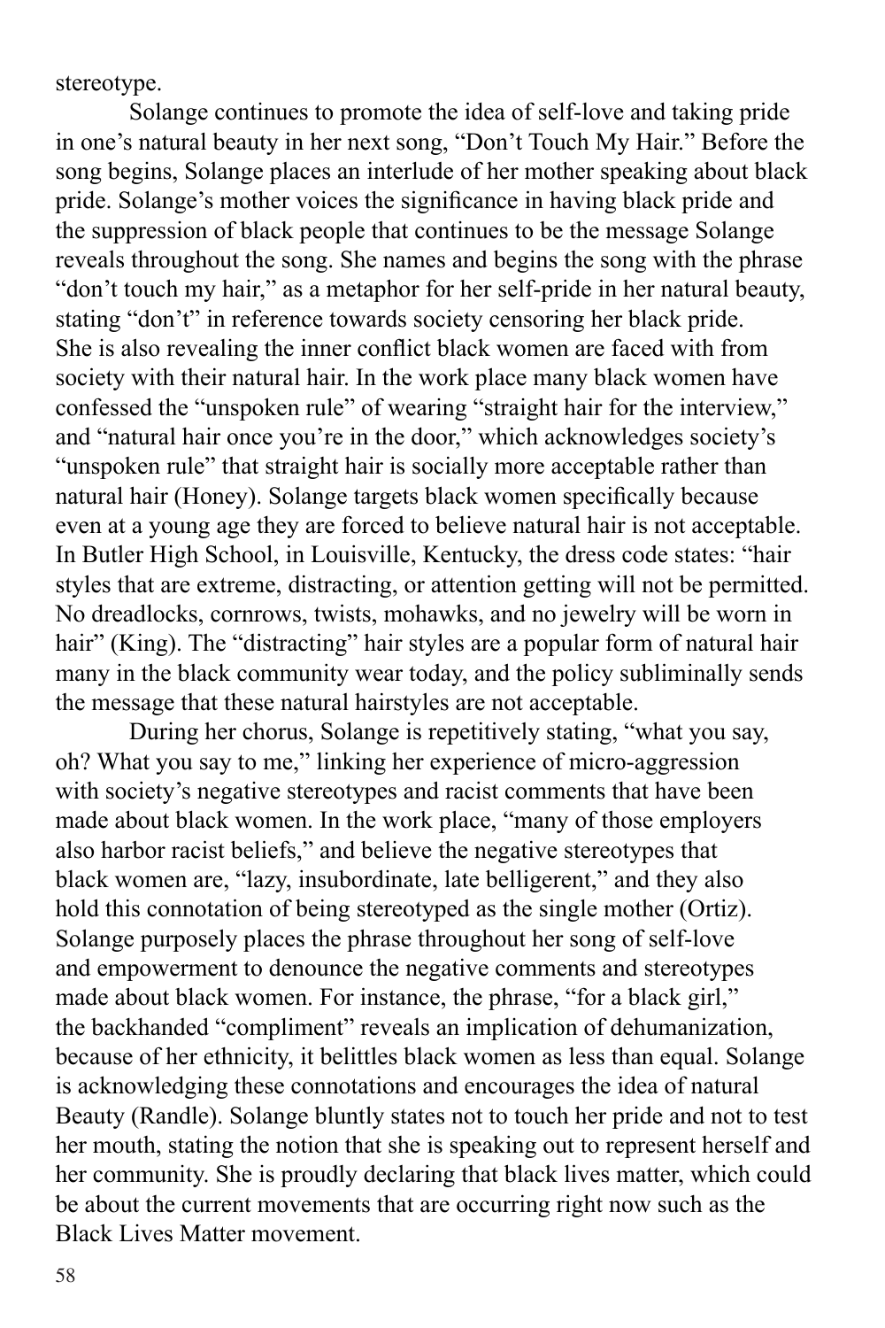stereotype.

Solange continues to promote the idea of self-love and taking pride in one's natural beauty in her next song, "Don't Touch My Hair." Before the song begins, Solange places an interlude of her mother speaking about black pride. Solange's mother voices the significance in having black pride and the suppression of black people that continues to be the message Solange reveals throughout the song. She names and begins the song with the phrase "don't touch my hair," as a metaphor for her self-pride in her natural beauty, stating "don't" in reference towards society censoring her black pride. She is also revealing the inner conflict black women are faced with from society with their natural hair. In the work place many black women have confessed the "unspoken rule" of wearing "straight hair for the interview," and "natural hair once you're in the door," which acknowledges society's "unspoken rule" that straight hair is socially more acceptable rather than natural hair (Honey). Solange targets black women specifically because even at a young age they are forced to believe natural hair is not acceptable. In Butler High School, in Louisville, Kentucky, the dress code states: "hair styles that are extreme, distracting, or attention getting will not be permitted. No dreadlocks, cornrows, twists, mohawks, and no jewelry will be worn in hair" (King). The "distracting" hair styles are a popular form of natural hair many in the black community wear today, and the policy subliminally sends the message that these natural hairstyles are not acceptable.

During her chorus, Solange is repetitively stating, "what you say, oh? What you say to me," linking her experience of micro-aggression with society's negative stereotypes and racist comments that have been made about black women. In the work place, "many of those employers also harbor racist beliefs," and believe the negative stereotypes that black women are, "lazy, insubordinate, late belligerent," and they also hold this connotation of being stereotyped as the single mother (Ortiz). Solange purposely places the phrase throughout her song of self-love and empowerment to denounce the negative comments and stereotypes made about black women. For instance, the phrase, "for a black girl," the backhanded "compliment" reveals an implication of dehumanization, because of her ethnicity, it belittles black women as less than equal. Solange is acknowledging these connotations and encourages the idea of natural Beauty (Randle). Solange bluntly states not to touch her pride and not to test her mouth, stating the notion that she is speaking out to represent herself and her community. She is proudly declaring that black lives matter, which could be about the current movements that are occurring right now such as the Black Lives Matter movement.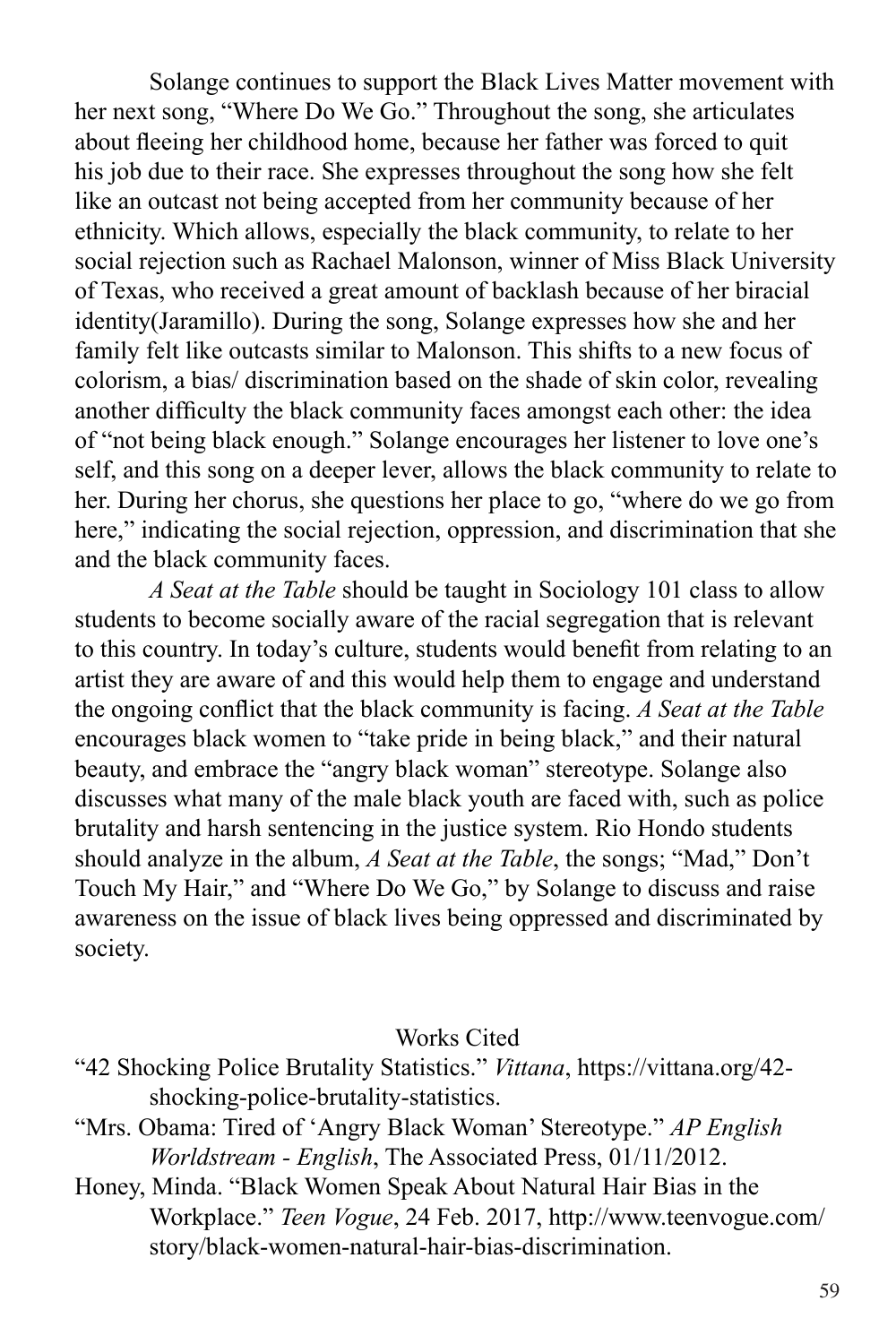Solange continues to support the Black Lives Matter movement with her next song, "Where Do We Go." Throughout the song, she articulates about fleeing her childhood home, because her father was forced to quit his job due to their race. She expresses throughout the song how she felt like an outcast not being accepted from her community because of her ethnicity. Which allows, especially the black community, to relate to her social rejection such as Rachael Malonson, winner of Miss Black University of Texas, who received a great amount of backlash because of her biracial identity(Jaramillo). During the song, Solange expresses how she and her family felt like outcasts similar to Malonson. This shifts to a new focus of colorism, a bias/ discrimination based on the shade of skin color, revealing another difficulty the black community faces amongst each other: the idea of "not being black enough." Solange encourages her listener to love one's self, and this song on a deeper lever, allows the black community to relate to her. During her chorus, she questions her place to go, "where do we go from here," indicating the social rejection, oppression, and discrimination that she and the black community faces.

*A Seat at the Table* should be taught in Sociology 101 class to allow students to become socially aware of the racial segregation that is relevant to this country. In today's culture, students would benefit from relating to an artist they are aware of and this would help them to engage and understand the ongoing conflict that the black community is facing. *A Seat at the Table* encourages black women to "take pride in being black," and their natural beauty, and embrace the "angry black woman" stereotype. Solange also discusses what many of the male black youth are faced with, such as police brutality and harsh sentencing in the justice system. Rio Hondo students should analyze in the album, *A Seat at the Table*, the songs; "Mad," Don't Touch My Hair," and "Where Do We Go," by Solange to discuss and raise awareness on the issue of black lives being oppressed and discriminated by society.

Works Cited

"42 Shocking Police Brutality Statistics." *Vittana*, https://vittana.org/42-shocking-police-brutality-statistics.

"Mrs. Obama: Tired of 'Angry Black Woman' Stereotype." *AP English Worldstream - English*, The Associated Press, 01/11/2012.

Honey, Minda. "Black Women Speak About Natural Hair Bias in the Workplace." *Teen Vogue*, 24 Feb. 2017, http://www.teenvogue.com/story/black-women-natural-hair-bias-discrimination.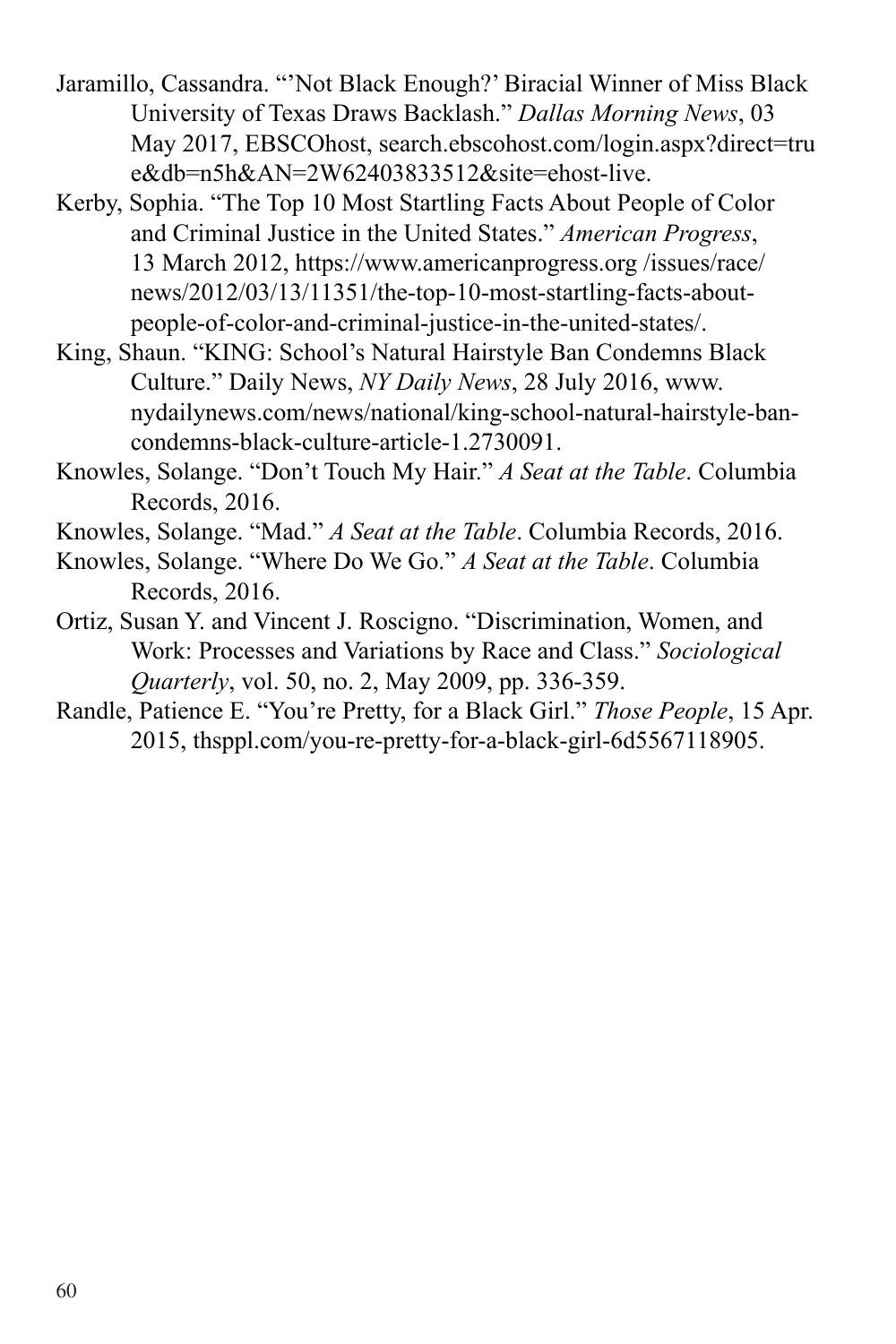Jaramillo, Cassandra. "'Not Black Enough?' Biracial Winner of Miss Black University of Texas Draws Backlash." *Dallas Morning News*, 03 May 2017, EBSCOhost, search.ebscohost.com/login.aspx?direct=true&db=n5h&AN=2W62403833512&site=ehost-live.

Kerby, Sophia. "The Top 10 Most Startling Facts About People of Color and Criminal Justice in the United States." *American Progress*, 13 March 2012, https://www.americanprogress.org /issues/race/news/2012/03/13/11351/the-top-10-most-startling-facts-about-people-of-color-and-criminal-justice-in-the-united-states/.

King, Shaun. "KING: School's Natural Hairstyle Ban Condemns Black Culture." Daily News, *NY Daily News*, 28 July 2016, www.nydailynews.com/news/national/king-school-natural-hairstyle-ban-condemns-black-culture-article-1.2730091.

Knowles, Solange. "Don't Touch My Hair." *A Seat at the Table*. Columbia Records, 2016.

Knowles, Solange. "Mad." *A Seat at the Table*. Columbia Records, 2016.

Knowles, Solange. "Where Do We Go." *A Seat at the Table*. Columbia Records, 2016.

Ortiz, Susan Y. and Vincent J. Roscigno. "Discrimination, Women, and Work: Processes and Variations by Race and Class." *Sociological Quarterly*, vol. 50, no. 2, May 2009, pp. 336-359.

Randle, Patience E. "You're Pretty, for a Black Girl." *Those People*, 15 Apr. 2015, thsppl.com/you-re-pretty-for-a-black-girl-6d5567118905.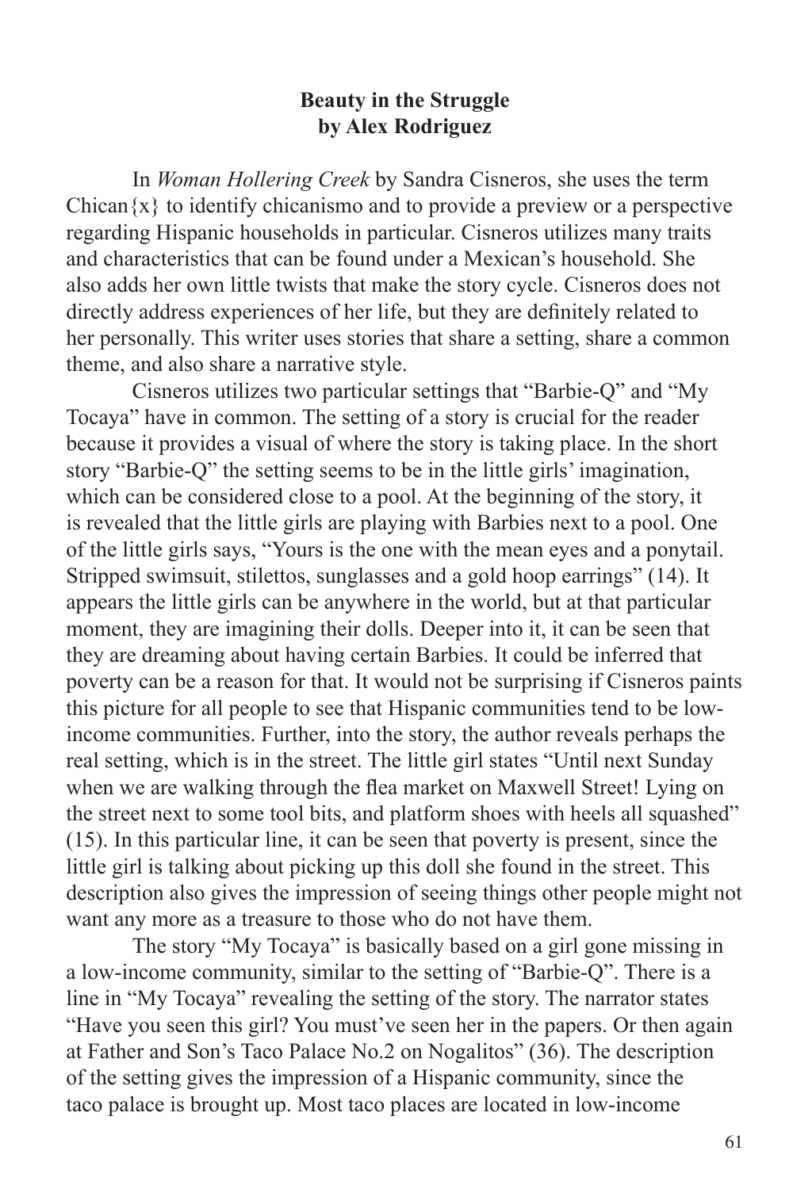**Beauty in the Struggle**
**by Alex Rodriguez**

In *Woman Hollering Creek* by Sandra Cisneros, she uses the term Chican{x} to identify chicanismo and to provide a preview or a perspective regarding Hispanic households in particular. Cisneros utilizes many traits and characteristics that can be found under a Mexican's household. She also adds her own little twists that make the story cycle. Cisneros does not directly address experiences of her life, but they are definitely related to her personally. This writer uses stories that share a setting, share a common theme, and also share a narrative style.

Cisneros utilizes two particular settings that "Barbie-Q" and "My Tocaya" have in common. The setting of a story is crucial for the reader because it provides a visual of where the story is taking place. In the short story "Barbie-Q" the setting seems to be in the little girls' imagination, which can be considered close to a pool. At the beginning of the story, it is revealed that the little girls are playing with Barbies next to a pool. One of the little girls says, "Yours is the one with the mean eyes and a ponytail. Stripped swimsuit, stilettos, sunglasses and a gold hoop earrings" (14). It appears the little girls can be anywhere in the world, but at that particular moment, they are imagining their dolls. Deeper into it, it can be seen that they are dreaming about having certain Barbies. It could be inferred that poverty can be a reason for that. It would not be surprising if Cisneros paints this picture for all people to see that Hispanic communities tend to be low-income communities. Further, into the story, the author reveals perhaps the real setting, which is in the street. The little girl states "Until next Sunday when we are walking through the flea market on Maxwell Street! Lying on the street next to some tool bits, and platform shoes with heels all squashed" (15). In this particular line, it can be seen that poverty is present, since the little girl is talking about picking up this doll she found in the street. This description also gives the impression of seeing things other people might not want any more as a treasure to those who do not have them.

The story "My Tocaya" is basically based on a girl gone missing in a low-income community, similar to the setting of "Barbie-Q". There is a line in "My Tocaya" revealing the setting of the story. The narrator states "Have you seen this girl? You must've seen her in the papers. Or then again at Father and Son's Taco Palace No.2 on Nogalitos" (36). The description of the setting gives the impression of a Hispanic community, since the taco palace is brought up. Most taco places are located in low-income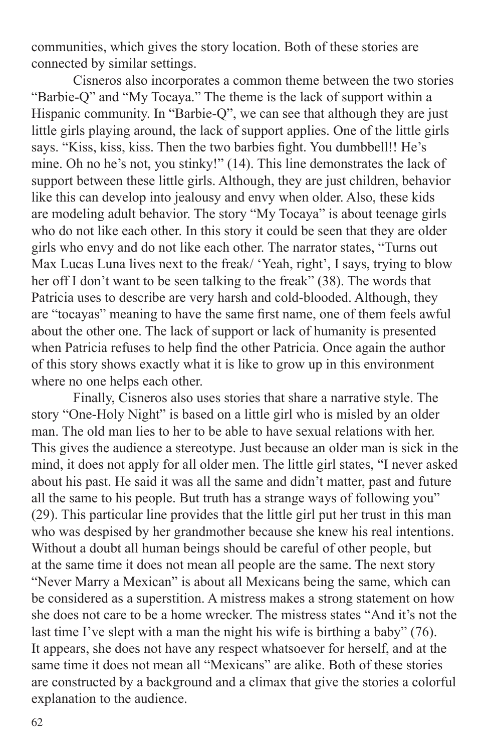communities, which gives the story location. Both of these stories are connected by similar settings.

Cisneros also incorporates a common theme between the two stories "Barbie-Q" and "My Tocaya." The theme is the lack of support within a Hispanic community. In "Barbie-Q", we can see that although they are just little girls playing around, the lack of support applies. One of the little girls says. "Kiss, kiss, kiss. Then the two barbies fight. You dumbbell!! He's mine. Oh no he's not, you stinky!" (14). This line demonstrates the lack of support between these little girls. Although, they are just children, behavior like this can develop into jealousy and envy when older. Also, these kids are modeling adult behavior. The story "My Tocaya" is about teenage girls who do not like each other. In this story it could be seen that they are older girls who envy and do not like each other. The narrator states, "Turns out Max Lucas Luna lives next to the freak/ 'Yeah, right', I says, trying to blow her off I don't want to be seen talking to the freak" (38). The words that Patricia uses to describe are very harsh and cold-blooded. Although, they are "tocayas" meaning to have the same first name, one of them feels awful about the other one. The lack of support or lack of humanity is presented when Patricia refuses to help find the other Patricia. Once again the author of this story shows exactly what it is like to grow up in this environment where no one helps each other.

Finally, Cisneros also uses stories that share a narrative style. The story "One-Holy Night" is based on a little girl who is misled by an older man. The old man lies to her to be able to have sexual relations with her. This gives the audience a stereotype. Just because an older man is sick in the mind, it does not apply for all older men. The little girl states, "I never asked about his past. He said it was all the same and didn't matter, past and future all the same to his people. But truth has a strange ways of following you" (29). This particular line provides that the little girl put her trust in this man who was despised by her grandmother because she knew his real intentions. Without a doubt all human beings should be careful of other people, but at the same time it does not mean all people are the same. The next story "Never Marry a Mexican" is about all Mexicans being the same, which can be considered as a superstition. A mistress makes a strong statement on how she does not care to be a home wrecker. The mistress states "And it's not the last time I've slept with a man the night his wife is birthing a baby" (76). It appears, she does not have any respect whatsoever for herself, and at the same time it does not mean all "Mexicans" are alike. Both of these stories are constructed by a background and a climax that give the stories a colorful explanation to the audience.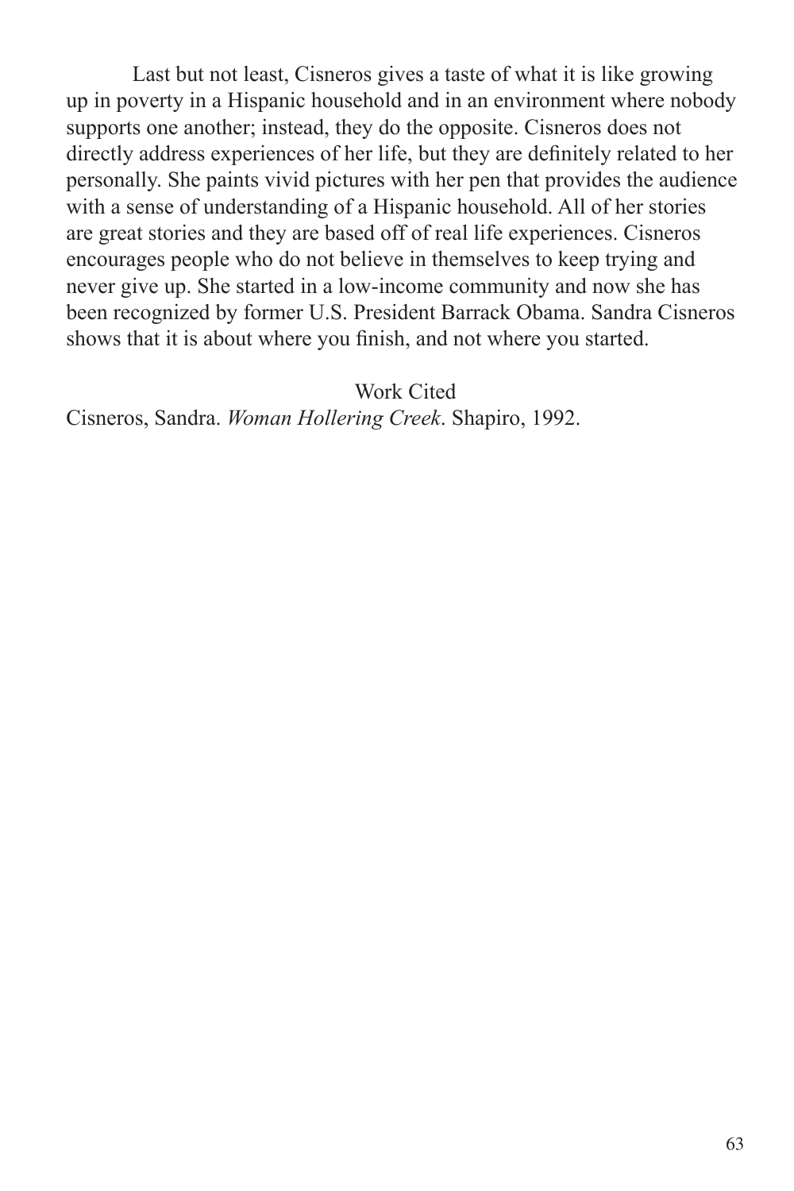Last but not least, Cisneros gives a taste of what it is like growing up in poverty in a Hispanic household and in an environment where nobody supports one another; instead, they do the opposite. Cisneros does not directly address experiences of her life, but they are definitely related to her personally. She paints vivid pictures with her pen that provides the audience with a sense of understanding of a Hispanic household. All of her stories are great stories and they are based off of real life experiences. Cisneros encourages people who do not believe in themselves to keep trying and never give up. She started in a low-income community and now she has been recognized by former U.S. President Barrack Obama. Sandra Cisneros shows that it is about where you finish, and not where you started.

Work Cited

Cisneros, Sandra. *Woman Hollering Creek*. Shapiro, 1992.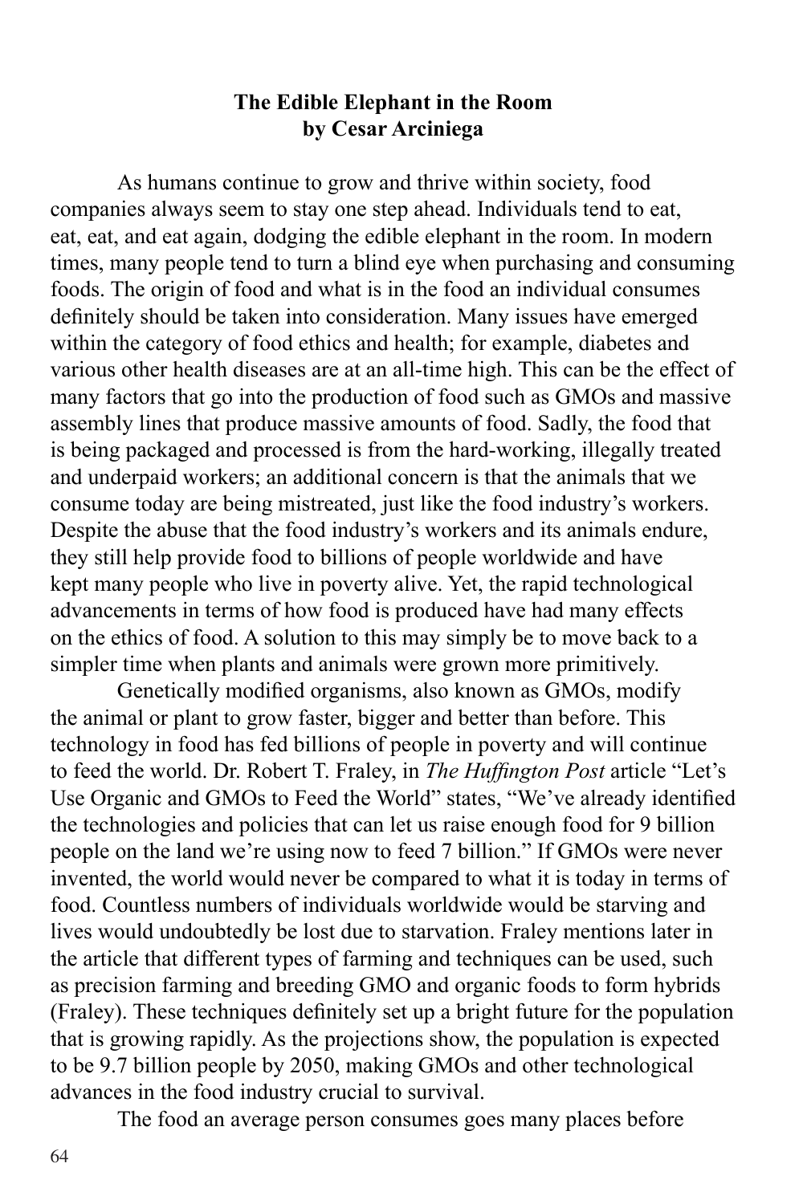**The Edible Elephant in the Room**
**by Cesar Arciniega**

As humans continue to grow and thrive within society, food companies always seem to stay one step ahead. Individuals tend to eat, eat, eat, and eat again, dodging the edible elephant in the room. In modern times, many people tend to turn a blind eye when purchasing and consuming foods. The origin of food and what is in the food an individual consumes definitely should be taken into consideration. Many issues have emerged within the category of food ethics and health; for example, diabetes and various other health diseases are at an all-time high. This can be the effect of many factors that go into the production of food such as GMOs and massive assembly lines that produce massive amounts of food. Sadly, the food that is being packaged and processed is from the hard-working, illegally treated and underpaid workers; an additional concern is that the animals that we consume today are being mistreated, just like the food industry's workers. Despite the abuse that the food industry's workers and its animals endure, they still help provide food to billions of people worldwide and have kept many people who live in poverty alive. Yet, the rapid technological advancements in terms of how food is produced have had many effects on the ethics of food. A solution to this may simply be to move back to a simpler time when plants and animals were grown more primitively.

Genetically modified organisms, also known as GMOs, modify the animal or plant to grow faster, bigger and better than before. This technology in food has fed billions of people in poverty and will continue to feed the world. Dr. Robert T. Fraley, in *The Huffington Post* article "Let's Use Organic and GMOs to Feed the World" states, "We've already identified the technologies and policies that can let us raise enough food for 9 billion people on the land we're using now to feed 7 billion." If GMOs were never invented, the world would never be compared to what it is today in terms of food. Countless numbers of individuals worldwide would be starving and lives would undoubtedly be lost due to starvation. Fraley mentions later in the article that different types of farming and techniques can be used, such as precision farming and breeding GMO and organic foods to form hybrids (Fraley). These techniques definitely set up a bright future for the population that is growing rapidly. As the projections show, the population is expected to be 9.7 billion people by 2050, making GMOs and other technological advances in the food industry crucial to survival.

The food an average person consumes goes many places before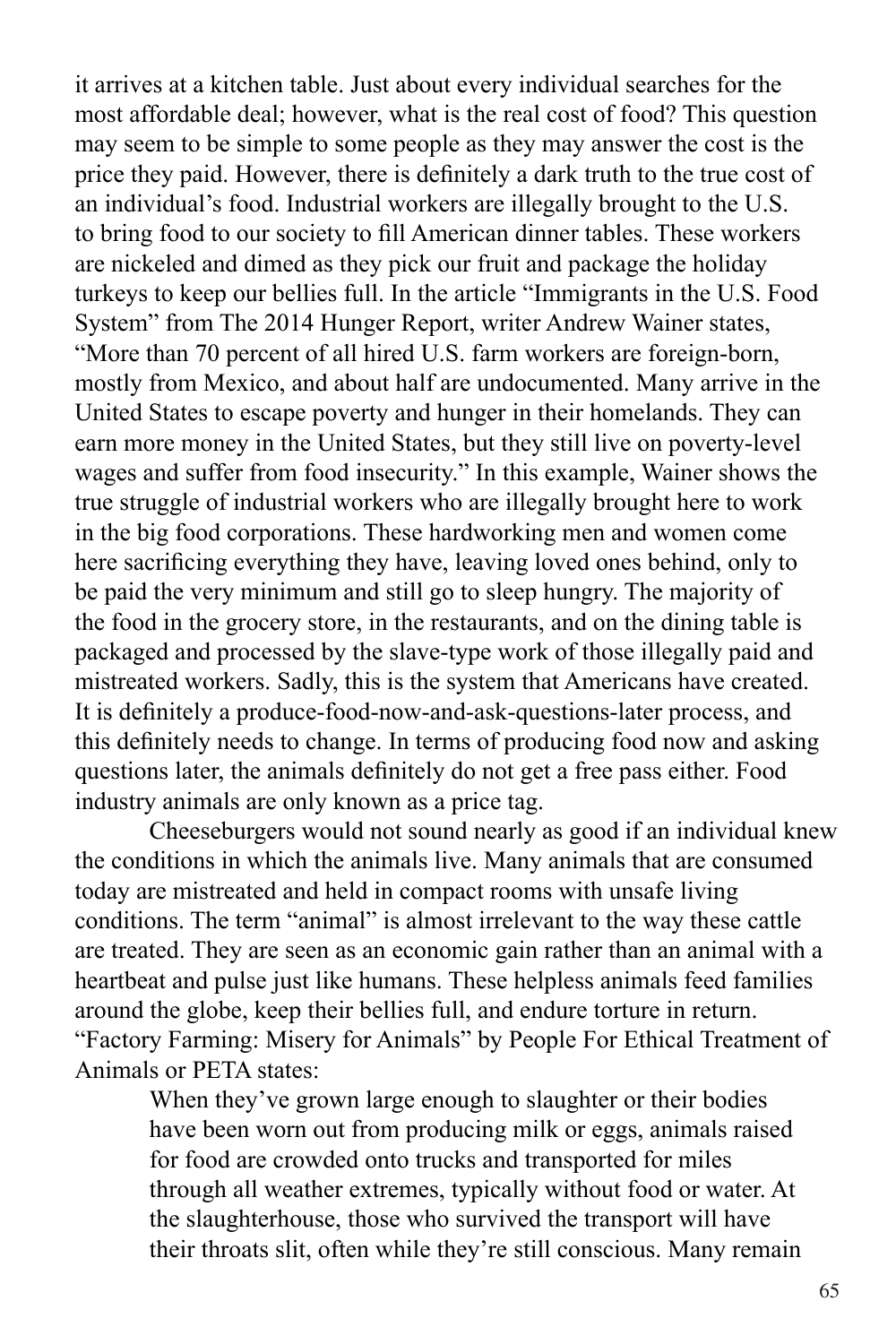it arrives at a kitchen table. Just about every individual searches for the most affordable deal; however, what is the real cost of food? This question may seem to be simple to some people as they may answer the cost is the price they paid. However, there is definitely a dark truth to the true cost of an individual's food. Industrial workers are illegally brought to the U.S. to bring food to our society to fill American dinner tables. These workers are nickeled and dimed as they pick our fruit and package the holiday turkeys to keep our bellies full. In the article "Immigrants in the U.S. Food System" from The 2014 Hunger Report, writer Andrew Wainer states, "More than 70 percent of all hired U.S. farm workers are foreign-born, mostly from Mexico, and about half are undocumented. Many arrive in the United States to escape poverty and hunger in their homelands. They can earn more money in the United States, but they still live on poverty-level wages and suffer from food insecurity." In this example, Wainer shows the true struggle of industrial workers who are illegally brought here to work in the big food corporations. These hardworking men and women come here sacrificing everything they have, leaving loved ones behind, only to be paid the very minimum and still go to sleep hungry. The majority of the food in the grocery store, in the restaurants, and on the dining table is packaged and processed by the slave-type work of those illegally paid and mistreated workers. Sadly, this is the system that Americans have created. It is definitely a produce-food-now-and-ask-questions-later process, and this definitely needs to change. In terms of producing food now and asking questions later, the animals definitely do not get a free pass either. Food industry animals are only known as a price tag.

Cheeseburgers would not sound nearly as good if an individual knew the conditions in which the animals live. Many animals that are consumed today are mistreated and held in compact rooms with unsafe living conditions. The term "animal" is almost irrelevant to the way these cattle are treated. They are seen as an economic gain rather than an animal with a heartbeat and pulse just like humans. These helpless animals feed families around the globe, keep their bellies full, and endure torture in return. "Factory Farming: Misery for Animals" by People For Ethical Treatment of Animals or PETA states:

> When they've grown large enough to slaughter or their bodies have been worn out from producing milk or eggs, animals raised for food are crowded onto trucks and transported for miles through all weather extremes, typically without food or water. At the slaughterhouse, those who survived the transport will have their throats slit, often while they're still conscious. Many remain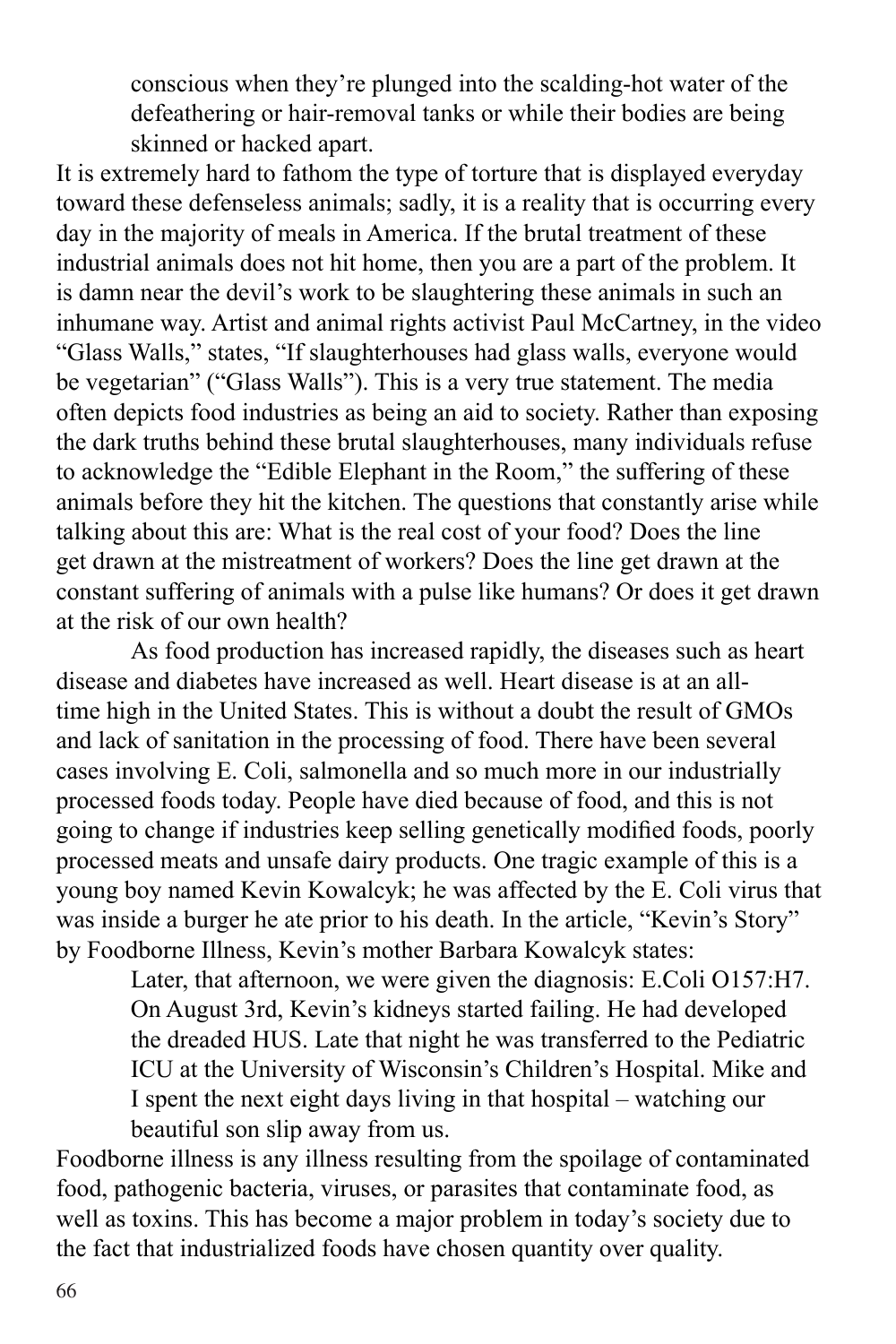> conscious when they're plunged into the scalding-hot water of the defeathering or hair-removal tanks or while their bodies are being skinned or hacked apart.

It is extremely hard to fathom the type of torture that is displayed everyday toward these defenseless animals; sadly, it is a reality that is occurring every day in the majority of meals in America. If the brutal treatment of these industrial animals does not hit home, then you are a part of the problem. It is damn near the devil's work to be slaughtering these animals in such an inhumane way. Artist and animal rights activist Paul McCartney, in the video "Glass Walls," states, "If slaughterhouses had glass walls, everyone would be vegetarian" ("Glass Walls"). This is a very true statement. The media often depicts food industries as being an aid to society. Rather than exposing the dark truths behind these brutal slaughterhouses, many individuals refuse to acknowledge the "Edible Elephant in the Room," the suffering of these animals before they hit the kitchen. The questions that constantly arise while talking about this are: What is the real cost of your food? Does the line get drawn at the mistreatment of workers? Does the line get drawn at the constant suffering of animals with a pulse like humans? Or does it get drawn at the risk of our own health?

As food production has increased rapidly, the diseases such as heart disease and diabetes have increased as well. Heart disease is at an all-time high in the United States. This is without a doubt the result of GMOs and lack of sanitation in the processing of food. There have been several cases involving E. Coli, salmonella and so much more in our industrially processed foods today. People have died because of food, and this is not going to change if industries keep selling genetically modified foods, poorly processed meats and unsafe dairy products. One tragic example of this is a young boy named Kevin Kowalcyk; he was affected by the E. Coli virus that was inside a burger he ate prior to his death. In the article, "Kevin's Story" by Foodborne Illness, Kevin's mother Barbara Kowalcyk states:

> Later, that afternoon, we were given the diagnosis: E.Coli O157:H7. On August 3rd, Kevin's kidneys started failing. He had developed the dreaded HUS. Late that night he was transferred to the Pediatric ICU at the University of Wisconsin's Children's Hospital. Mike and I spent the next eight days living in that hospital – watching our beautiful son slip away from us.

Foodborne illness is any illness resulting from the spoilage of contaminated food, pathogenic bacteria, viruses, or parasites that contaminate food, as well as toxins. This has become a major problem in today's society due to the fact that industrialized foods have chosen quantity over quality.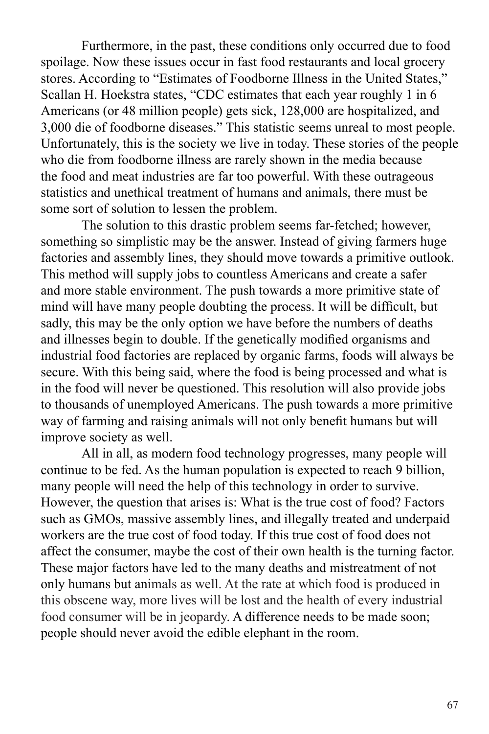Furthermore, in the past, these conditions only occurred due to food spoilage. Now these issues occur in fast food restaurants and local grocery stores. According to "Estimates of Foodborne Illness in the United States," Scallan H. Hoekstra states, "CDC estimates that each year roughly 1 in 6 Americans (or 48 million people) gets sick, 128,000 are hospitalized, and 3,000 die of foodborne diseases." This statistic seems unreal to most people. Unfortunately, this is the society we live in today. These stories of the people who die from foodborne illness are rarely shown in the media because the food and meat industries are far too powerful. With these outrageous statistics and unethical treatment of humans and animals, there must be some sort of solution to lessen the problem.

The solution to this drastic problem seems far-fetched; however, something so simplistic may be the answer. Instead of giving farmers huge factories and assembly lines, they should move towards a primitive outlook. This method will supply jobs to countless Americans and create a safer and more stable environment. The push towards a more primitive state of mind will have many people doubting the process. It will be difficult, but sadly, this may be the only option we have before the numbers of deaths and illnesses begin to double. If the genetically modified organisms and industrial food factories are replaced by organic farms, foods will always be secure. With this being said, where the food is being processed and what is in the food will never be questioned. This resolution will also provide jobs to thousands of unemployed Americans. The push towards a more primitive way of farming and raising animals will not only benefit humans but will improve society as well.

All in all, as modern food technology progresses, many people will continue to be fed. As the human population is expected to reach 9 billion, many people will need the help of this technology in order to survive. However, the question that arises is: What is the true cost of food? Factors such as GMOs, massive assembly lines, and illegally treated and underpaid workers are the true cost of food today. If this true cost of food does not affect the consumer, maybe the cost of their own health is the turning factor. These major factors have led to the many deaths and mistreatment of not only humans but animals as well. At the rate at which food is produced in this obscene way, more lives will be lost and the health of every industrial food consumer will be in jeopardy. A difference needs to be made soon; people should never avoid the edible elephant in the room.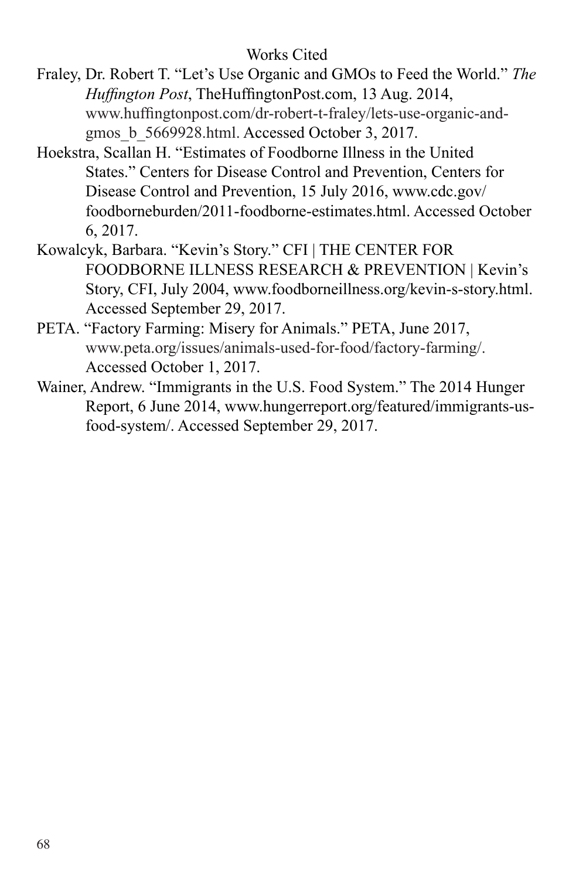## Works Cited

Fraley, Dr. Robert T. "Let's Use Organic and GMOs to Feed the World." *The Huffington Post*, TheHuffingtonPost.com, 13 Aug. 2014, www.huffingtonpost.com/dr-robert-t-fraley/lets-use-organic-and-gmos_b_5669928.html. Accessed October 3, 2017.

Hoekstra, Scallan H. "Estimates of Foodborne Illness in the United States." Centers for Disease Control and Prevention, Centers for Disease Control and Prevention, 15 July 2016, www.cdc.gov/foodborneburden/2011-foodborne-estimates.html. Accessed October 6, 2017.

Kowalcyk, Barbara. "Kevin's Story." CFI | THE CENTER FOR FOODBORNE ILLNESS RESEARCH & PREVENTION | Kevin's Story, CFI, July 2004, www.foodborneillness.org/kevin-s-story.html. Accessed September 29, 2017.

PETA. "Factory Farming: Misery for Animals." PETA, June 2017, www.peta.org/issues/animals-used-for-food/factory-farming/. Accessed October 1, 2017.

Wainer, Andrew. "Immigrants in the U.S. Food System." The 2014 Hunger Report, 6 June 2014, www.hungerreport.org/featured/immigrants-us-food-system/. Accessed September 29, 2017.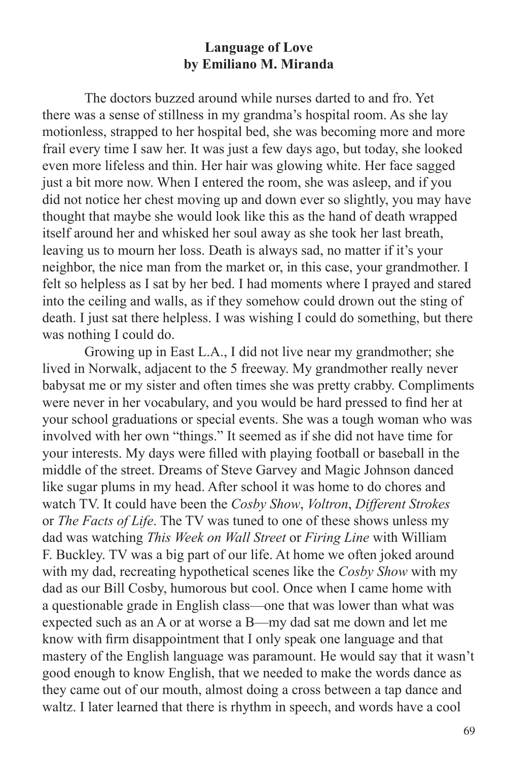**Language of Love**
**by Emiliano M. Miranda**

The doctors buzzed around while nurses darted to and fro. Yet there was a sense of stillness in my grandma's hospital room. As she lay motionless, strapped to her hospital bed, she was becoming more and more frail every time I saw her. It was just a few days ago, but today, she looked even more lifeless and thin. Her hair was glowing white. Her face sagged just a bit more now. When I entered the room, she was asleep, and if you did not notice her chest moving up and down ever so slightly, you may have thought that maybe she would look like this as the hand of death wrapped itself around her and whisked her soul away as she took her last breath, leaving us to mourn her loss. Death is always sad, no matter if it's your neighbor, the nice man from the market or, in this case, your grandmother. I felt so helpless as I sat by her bed. I had moments where I prayed and stared into the ceiling and walls, as if they somehow could drown out the sting of death. I just sat there helpless. I was wishing I could do something, but there was nothing I could do.

Growing up in East L.A., I did not live near my grandmother; she lived in Norwalk, adjacent to the 5 freeway. My grandmother really never babysat me or my sister and often times she was pretty crabby. Compliments were never in her vocabulary, and you would be hard pressed to find her at your school graduations or special events. She was a tough woman who was involved with her own "things." It seemed as if she did not have time for your interests. My days were filled with playing football or baseball in the middle of the street. Dreams of Steve Garvey and Magic Johnson danced like sugar plums in my head. After school it was home to do chores and watch TV. It could have been the *Cosby Show*, *Voltron*, *Different Strokes* or *The Facts of Life*. The TV was tuned to one of these shows unless my dad was watching *This Week on Wall Street* or *Firing Line* with William F. Buckley. TV was a big part of our life. At home we often joked around with my dad, recreating hypothetical scenes like the *Cosby Show* with my dad as our Bill Cosby, humorous but cool. Once when I came home with a questionable grade in English class—one that was lower than what was expected such as an A or at worse a B—my dad sat me down and let me know with firm disappointment that I only speak one language and that mastery of the English language was paramount. He would say that it wasn't good enough to know English, that we needed to make the words dance as they came out of our mouth, almost doing a cross between a tap dance and waltz. I later learned that there is rhythm in speech, and words have a cool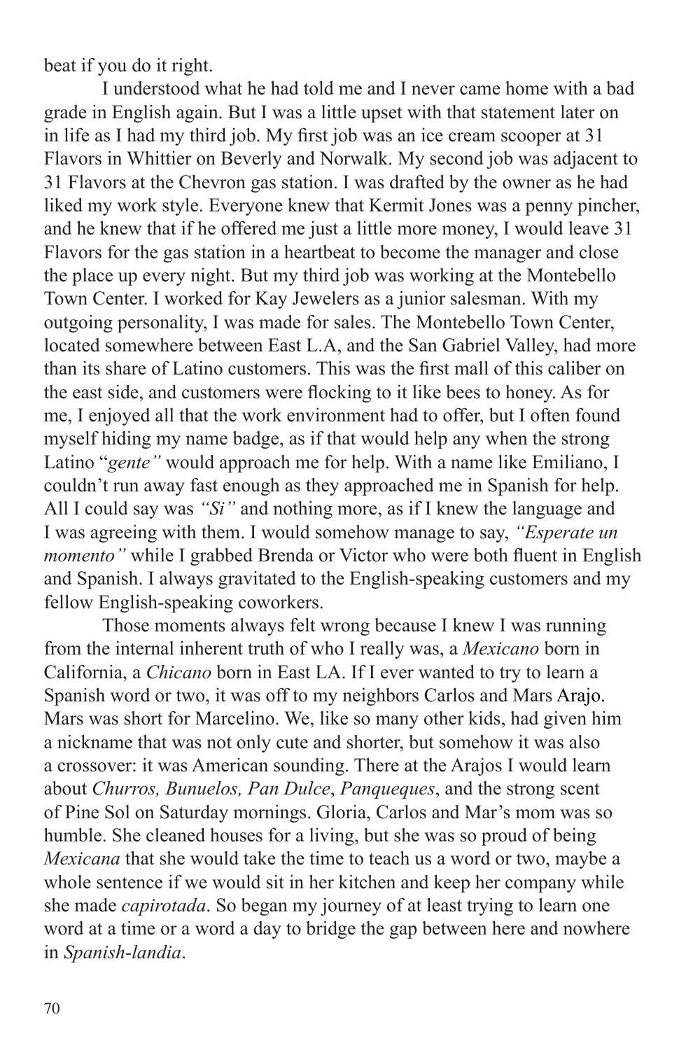beat if you do it right.

I understood what he had told me and I never came home with a bad grade in English again. But I was a little upset with that statement later on in life as I had my third job. My first job was an ice cream scooper at 31 Flavors in Whittier on Beverly and Norwalk. My second job was adjacent to 31 Flavors at the Chevron gas station. I was drafted by the owner as he had liked my work style. Everyone knew that Kermit Jones was a penny pincher, and he knew that if he offered me just a little more money, I would leave 31 Flavors for the gas station in a heartbeat to become the manager and close the place up every night. But my third job was working at the Montebello Town Center. I worked for Kay Jewelers as a junior salesman. With my outgoing personality, I was made for sales. The Montebello Town Center, located somewhere between East L.A, and the San Gabriel Valley, had more than its share of Latino customers. This was the first mall of this caliber on the east side, and customers were flocking to it like bees to honey. As for me, I enjoyed all that the work environment had to offer, but I often found myself hiding my name badge, as if that would help any when the strong Latino "*gente"* would approach me for help. With a name like Emiliano, I couldn't run away fast enough as they approached me in Spanish for help. All I could say was *"Si"* and nothing more, as if I knew the language and I was agreeing with them. I would somehow manage to say, *"Esperate un momento"* while I grabbed Brenda or Victor who were both fluent in English and Spanish. I always gravitated to the English-speaking customers and my fellow English-speaking coworkers.

Those moments always felt wrong because I knew I was running from the internal inherent truth of who I really was, a *Mexicano* born in California, a *Chicano* born in East LA. If I ever wanted to try to learn a Spanish word or two, it was off to my neighbors Carlos and Mars Arajo. Mars was short for Marcelino. We, like so many other kids, had given him a nickname that was not only cute and shorter, but somehow it was also a crossover: it was American sounding. There at the Arajos I would learn about *Churros, Bunuelos, Pan Dulce*, *Panqueques*, and the strong scent of Pine Sol on Saturday mornings. Gloria, Carlos and Mar's mom was so humble. She cleaned houses for a living, but she was so proud of being *Mexicana* that she would take the time to teach us a word or two, maybe a whole sentence if we would sit in her kitchen and keep her company while she made *capirotada*. So began my journey of at least trying to learn one word at a time or a word a day to bridge the gap between here and nowhere in *Spanish-landia*.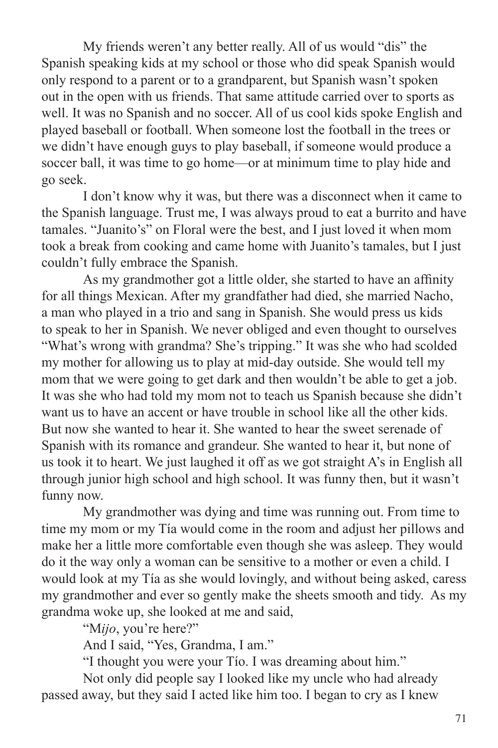My friends weren't any better really. All of us would "dis" the Spanish speaking kids at my school or those who did speak Spanish would only respond to a parent or to a grandparent, but Spanish wasn't spoken out in the open with us friends. That same attitude carried over to sports as well. It was no Spanish and no soccer. All of us cool kids spoke English and played baseball or football. When someone lost the football in the trees or we didn't have enough guys to play baseball, if someone would produce a soccer ball, it was time to go home—or at minimum time to play hide and go seek.

I don't know why it was, but there was a disconnect when it came to the Spanish language. Trust me, I was always proud to eat a burrito and have tamales. "Juanito's" on Floral were the best, and I just loved it when mom took a break from cooking and came home with Juanito's tamales, but I just couldn't fully embrace the Spanish.

As my grandmother got a little older, she started to have an affinity for all things Mexican. After my grandfather had died, she married Nacho, a man who played in a trio and sang in Spanish. She would press us kids to speak to her in Spanish. We never obliged and even thought to ourselves "What's wrong with grandma? She's tripping." It was she who had scolded my mother for allowing us to play at mid-day outside. She would tell my mom that we were going to get dark and then wouldn't be able to get a job. It was she who had told my mom not to teach us Spanish because she didn't want us to have an accent or have trouble in school like all the other kids. But now she wanted to hear it. She wanted to hear the sweet serenade of Spanish with its romance and grandeur. She wanted to hear it, but none of us took it to heart. We just laughed it off as we got straight A's in English all through junior high school and high school. It was funny then, but it wasn't funny now.

My grandmother was dying and time was running out. From time to time my mom or my Tía would come in the room and adjust her pillows and make her a little more comfortable even though she was asleep. They would do it the way only a woman can be sensitive to a mother or even a child. I would look at my Tía as she would lovingly, and without being asked, caress my grandmother and ever so gently make the sheets smooth and tidy. As my grandma woke up, she looked at me and said,

"M*ijo*, you're here?"

And I said, "Yes, Grandma, I am."

"I thought you were your Tío. I was dreaming about him."

Not only did people say I looked like my uncle who had already passed away, but they said I acted like him too. I began to cry as I knew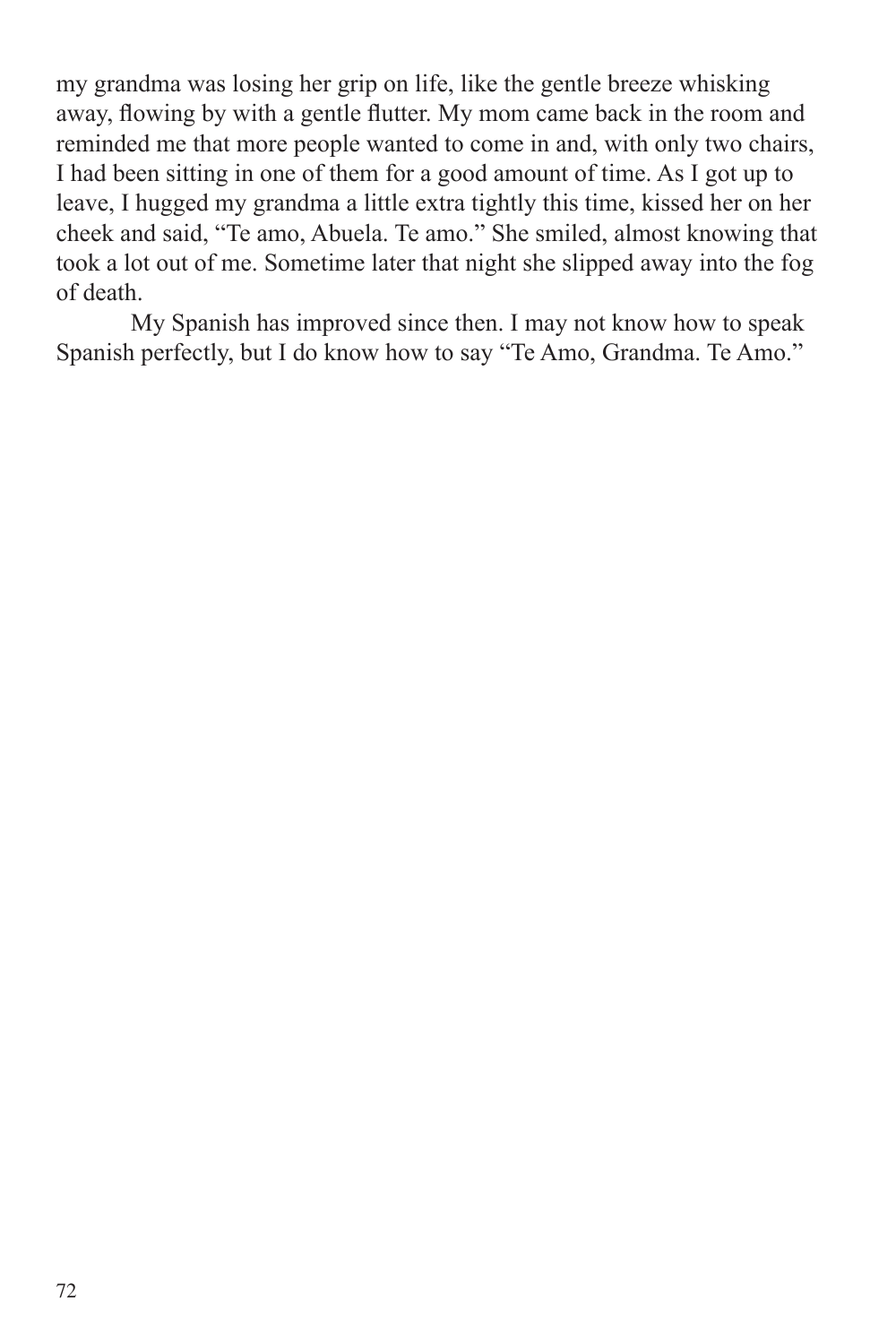my grandma was losing her grip on life, like the gentle breeze whisking away, flowing by with a gentle flutter. My mom came back in the room and reminded me that more people wanted to come in and, with only two chairs, I had been sitting in one of them for a good amount of time. As I got up to leave, I hugged my grandma a little extra tightly this time, kissed her on her cheek and said, “Te amo, Abuela. Te amo.” She smiled, almost knowing that took a lot out of me. Sometime later that night she slipped away into the fog of death.

My Spanish has improved since then. I may not know how to speak Spanish perfectly, but I do know how to say “Te Amo, Grandma. Te Amo.”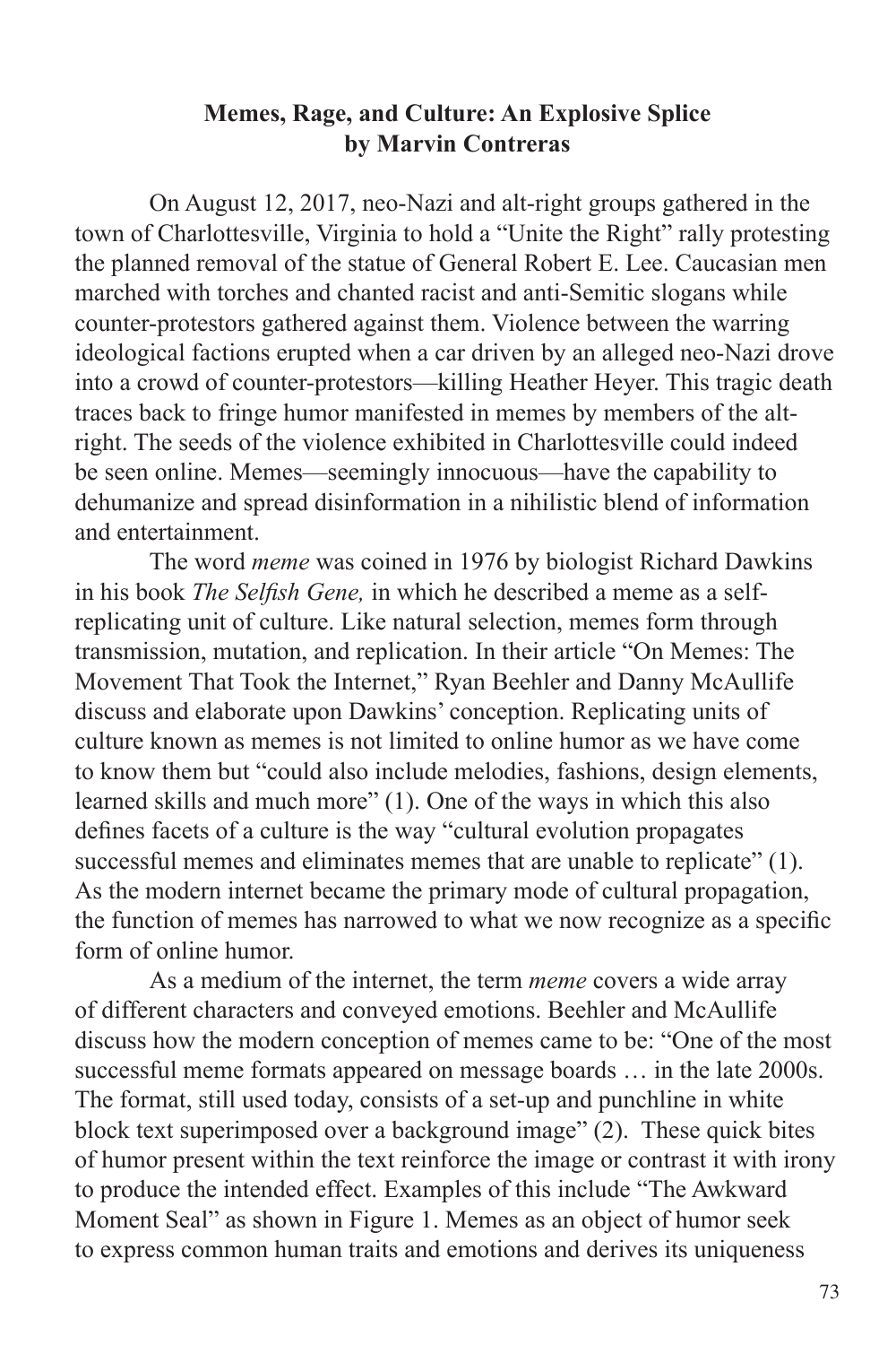**Memes, Rage, and Culture: An Explosive Splice**
**by Marvin Contreras**

On August 12, 2017, neo-Nazi and alt-right groups gathered in the town of Charlottesville, Virginia to hold a "Unite the Right" rally protesting the planned removal of the statue of General Robert E. Lee. Caucasian men marched with torches and chanted racist and anti-Semitic slogans while counter-protestors gathered against them. Violence between the warring ideological factions erupted when a car driven by an alleged neo-Nazi drove into a crowd of counter-protestors—killing Heather Heyer. This tragic death traces back to fringe humor manifested in memes by members of the alt-right. The seeds of the violence exhibited in Charlottesville could indeed be seen online. Memes—seemingly innocuous—have the capability to dehumanize and spread disinformation in a nihilistic blend of information and entertainment.

The word *meme* was coined in 1976 by biologist Richard Dawkins in his book *The Selfish Gene,* in which he described a meme as a self-replicating unit of culture. Like natural selection, memes form through transmission, mutation, and replication. In their article "On Memes: The Movement That Took the Internet," Ryan Beehler and Danny McAullife discuss and elaborate upon Dawkins' conception. Replicating units of culture known as memes is not limited to online humor as we have come to know them but "could also include melodies, fashions, design elements, learned skills and much more" (1). One of the ways in which this also defines facets of a culture is the way "cultural evolution propagates successful memes and eliminates memes that are unable to replicate" (1). As the modern internet became the primary mode of cultural propagation, the function of memes has narrowed to what we now recognize as a specific form of online humor.

As a medium of the internet, the term *meme* covers a wide array of different characters and conveyed emotions. Beehler and McAullife discuss how the modern conception of memes came to be: "One of the most successful meme formats appeared on message boards … in the late 2000s. The format, still used today, consists of a set-up and punchline in white block text superimposed over a background image" (2). These quick bites of humor present within the text reinforce the image or contrast it with irony to produce the intended effect. Examples of this include "The Awkward Moment Seal" as shown in Figure 1. Memes as an object of humor seek to express common human traits and emotions and derives its uniqueness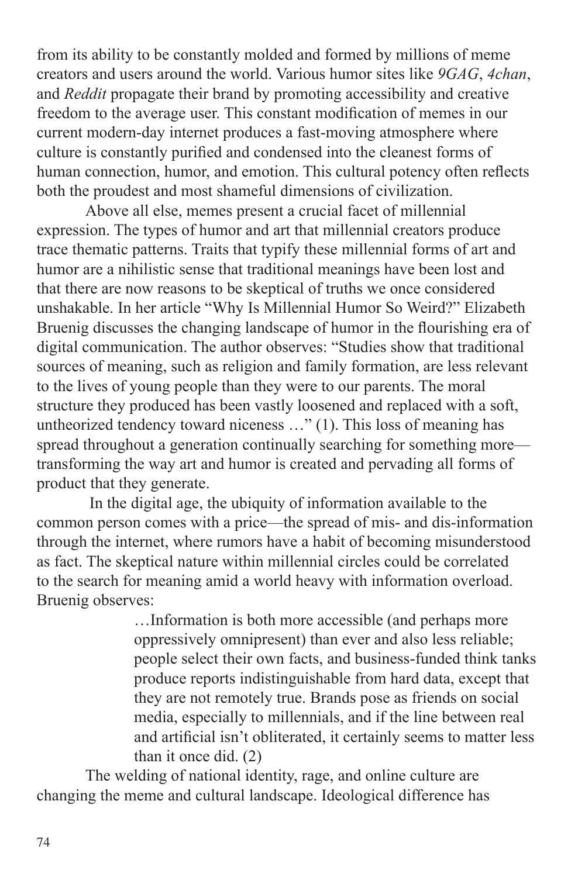from its ability to be constantly molded and formed by millions of meme creators and users around the world. Various humor sites like *9GAG*, *4chan*, and *Reddit* propagate their brand by promoting accessibility and creative freedom to the average user. This constant modification of memes in our current modern-day internet produces a fast-moving atmosphere where culture is constantly purified and condensed into the cleanest forms of human connection, humor, and emotion. This cultural potency often reflects both the proudest and most shameful dimensions of civilization.

Above all else, memes present a crucial facet of millennial expression. The types of humor and art that millennial creators produce trace thematic patterns. Traits that typify these millennial forms of art and humor are a nihilistic sense that traditional meanings have been lost and that there are now reasons to be skeptical of truths we once considered unshakable. In her article "Why Is Millennial Humor So Weird?" Elizabeth Bruenig discusses the changing landscape of humor in the flourishing era of digital communication. The author observes: "Studies show that traditional sources of meaning, such as religion and family formation, are less relevant to the lives of young people than they were to our parents. The moral structure they produced has been vastly loosened and replaced with a soft, untheorized tendency toward niceness …" (1). This loss of meaning has spread throughout a generation continually searching for something more—transforming the way art and humor is created and pervading all forms of product that they generate.

In the digital age, the ubiquity of information available to the common person comes with a price—the spread of mis- and dis-information through the internet, where rumors have a habit of becoming misunderstood as fact. The skeptical nature within millennial circles could be correlated to the search for meaning amid a world heavy with information overload. Bruenig observes:

> …Information is both more accessible (and perhaps more oppressively omnipresent) than ever and also less reliable; people select their own facts, and business-funded think tanks produce reports indistinguishable from hard data, except that they are not remotely true. Brands pose as friends on social media, especially to millennials, and if the line between real and artificial isn't obliterated, it certainly seems to matter less than it once did. (2)

The welding of national identity, rage, and online culture are changing the meme and cultural landscape. Ideological difference has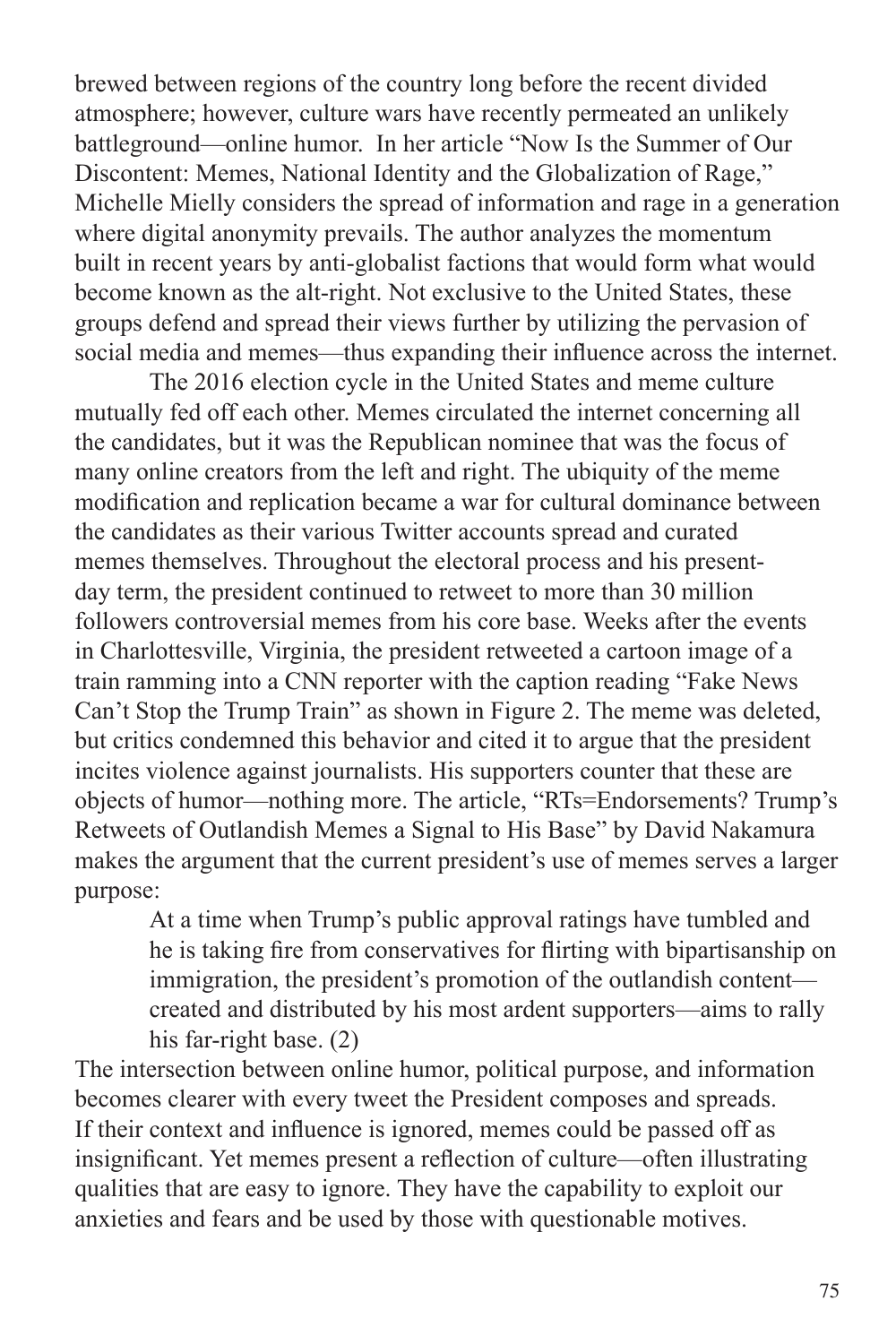brewed between regions of the country long before the recent divided atmosphere; however, culture wars have recently permeated an unlikely battleground—online humor. In her article "Now Is the Summer of Our Discontent: Memes, National Identity and the Globalization of Rage," Michelle Mielly considers the spread of information and rage in a generation where digital anonymity prevails. The author analyzes the momentum built in recent years by anti-globalist factions that would form what would become known as the alt-right. Not exclusive to the United States, these groups defend and spread their views further by utilizing the pervasion of social media and memes—thus expanding their influence across the internet.

The 2016 election cycle in the United States and meme culture mutually fed off each other. Memes circulated the internet concerning all the candidates, but it was the Republican nominee that was the focus of many online creators from the left and right. The ubiquity of the meme modification and replication became a war for cultural dominance between the candidates as their various Twitter accounts spread and curated memes themselves. Throughout the electoral process and his present-day term, the president continued to retweet to more than 30 million followers controversial memes from his core base. Weeks after the events in Charlottesville, Virginia, the president retweeted a cartoon image of a train ramming into a CNN reporter with the caption reading "Fake News Can't Stop the Trump Train" as shown in Figure 2. The meme was deleted, but critics condemned this behavior and cited it to argue that the president incites violence against journalists. His supporters counter that these are objects of humor—nothing more. The article, "RTs=Endorsements? Trump's Retweets of Outlandish Memes a Signal to His Base" by David Nakamura makes the argument that the current president's use of memes serves a larger purpose:

> At a time when Trump's public approval ratings have tumbled and he is taking fire from conservatives for flirting with bipartisanship on immigration, the president's promotion of the outlandish content—created and distributed by his most ardent supporters—aims to rally his far-right base. (2)

The intersection between online humor, political purpose, and information becomes clearer with every tweet the President composes and spreads. If their context and influence is ignored, memes could be passed off as insignificant. Yet memes present a reflection of culture—often illustrating qualities that are easy to ignore. They have the capability to exploit our anxieties and fears and be used by those with questionable motives.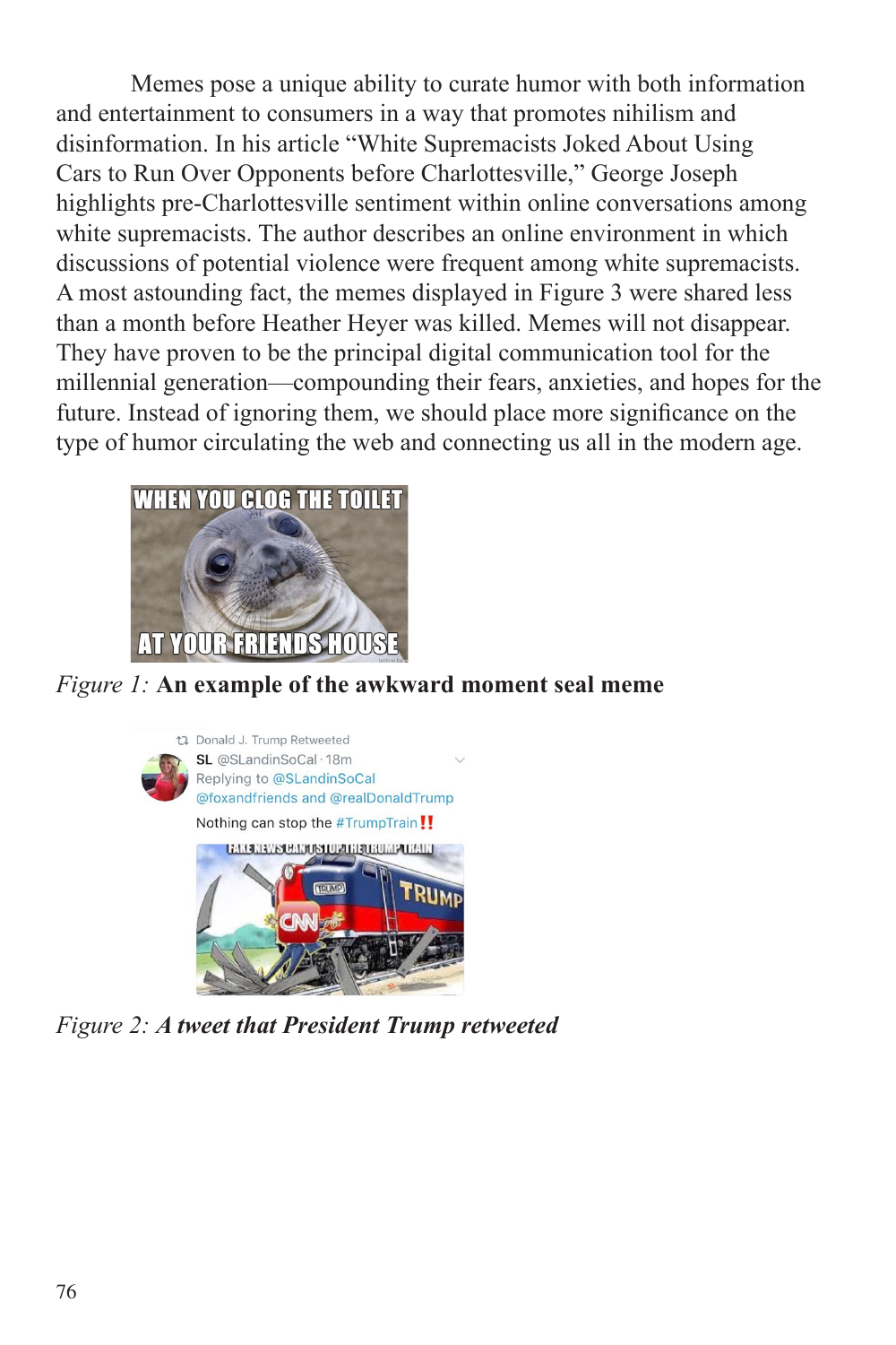Memes pose a unique ability to curate humor with both information and entertainment to consumers in a way that promotes nihilism and disinformation. In his article "White Supremacists Joked About Using Cars to Run Over Opponents before Charlottesville," George Joseph highlights pre-Charlottesville sentiment within online conversations among white supremacists. The author describes an online environment in which discussions of potential violence were frequent among white supremacists. A most astounding fact, the memes displayed in Figure 3 were shared less than a month before Heather Heyer was killed. Memes will not disappear. They have proven to be the principal digital communication tool for the millennial generation—compounding their fears, anxieties, and hopes for the future. Instead of ignoring them, we should place more significance on the type of humor circulating the web and connecting us all in the modern age.

*Figure 1:* **An example of the awkward moment seal meme**

*Figure 2:* ***A tweet that President Trump retweeted***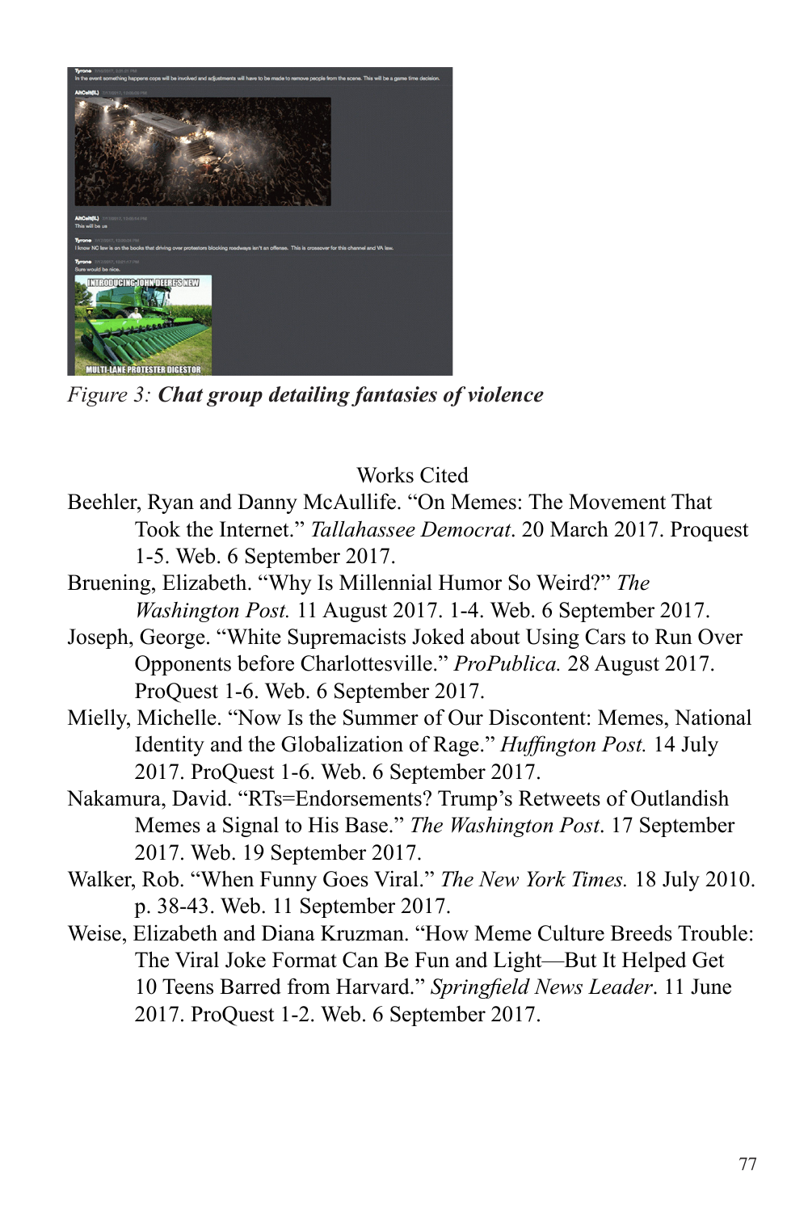*Figure 3:* ***Chat group detailing fantasies of violence***

## Works Cited

Beehler, Ryan and Danny McAullife. "On Memes: The Movement That Took the Internet." *Tallahassee Democrat*. 20 March 2017. Proquest 1-5. Web. 6 September 2017.

Bruening, Elizabeth. "Why Is Millennial Humor So Weird?" *The Washington Post.* 11 August 2017. 1-4. Web. 6 September 2017.

Joseph, George. "White Supremacists Joked about Using Cars to Run Over Opponents before Charlottesville." *ProPublica.* 28 August 2017. ProQuest 1-6. Web. 6 September 2017.

Mielly, Michelle. "Now Is the Summer of Our Discontent: Memes, National Identity and the Globalization of Rage." *Huffington Post.* 14 July 2017. ProQuest 1-6. Web. 6 September 2017.

Nakamura, David. "RTs=Endorsements? Trump's Retweets of Outlandish Memes a Signal to His Base." *The Washington Post*. 17 September 2017. Web. 19 September 2017.

Walker, Rob. "When Funny Goes Viral." *The New York Times.* 18 July 2010. p. 38-43. Web. 11 September 2017.

Weise, Elizabeth and Diana Kruzman. "How Meme Culture Breeds Trouble: The Viral Joke Format Can Be Fun and Light—But It Helped Get 10 Teens Barred from Harvard." *Springfield News Leader*. 11 June 2017. ProQuest 1-2. Web. 6 September 2017.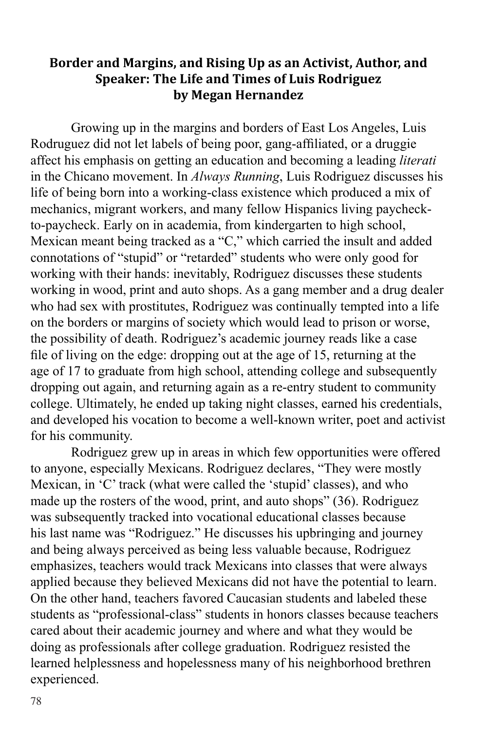## Border and Margins, and Rising Up as an Activist, Author, and Speaker: The Life and Times of Luis Rodriguez
### by Megan Hernandez

Growing up in the margins and borders of East Los Angeles, Luis Rodruguez did not let labels of being poor, gang-affiliated, or a druggie affect his emphasis on getting an education and becoming a leading *literati* in the Chicano movement. In *Always Running*, Luis Rodriguez discusses his life of being born into a working-class existence which produced a mix of mechanics, migrant workers, and many fellow Hispanics living paycheck-to-paycheck. Early on in academia, from kindergarten to high school, Mexican meant being tracked as a "C," which carried the insult and added connotations of "stupid" or "retarded" students who were only good for working with their hands: inevitably, Rodriguez discusses these students working in wood, print and auto shops. As a gang member and a drug dealer who had sex with prostitutes, Rodriguez was continually tempted into a life on the borders or margins of society which would lead to prison or worse, the possibility of death. Rodriguez's academic journey reads like a case file of living on the edge: dropping out at the age of 15, returning at the age of 17 to graduate from high school, attending college and subsequently dropping out again, and returning again as a re-entry student to community college. Ultimately, he ended up taking night classes, earned his credentials, and developed his vocation to become a well-known writer, poet and activist for his community.

Rodriguez grew up in areas in which few opportunities were offered to anyone, especially Mexicans. Rodriguez declares, "They were mostly Mexican, in 'C' track (what were called the 'stupid' classes), and who made up the rosters of the wood, print, and auto shops" (36). Rodriguez was subsequently tracked into vocational educational classes because his last name was "Rodriguez." He discusses his upbringing and journey and being always perceived as being less valuable because, Rodriguez emphasizes, teachers would track Mexicans into classes that were always applied because they believed Mexicans did not have the potential to learn. On the other hand, teachers favored Caucasian students and labeled these students as "professional-class" students in honors classes because teachers cared about their academic journey and where and what they would be doing as professionals after college graduation. Rodriguez resisted the learned helplessness and hopelessness many of his neighborhood brethren experienced.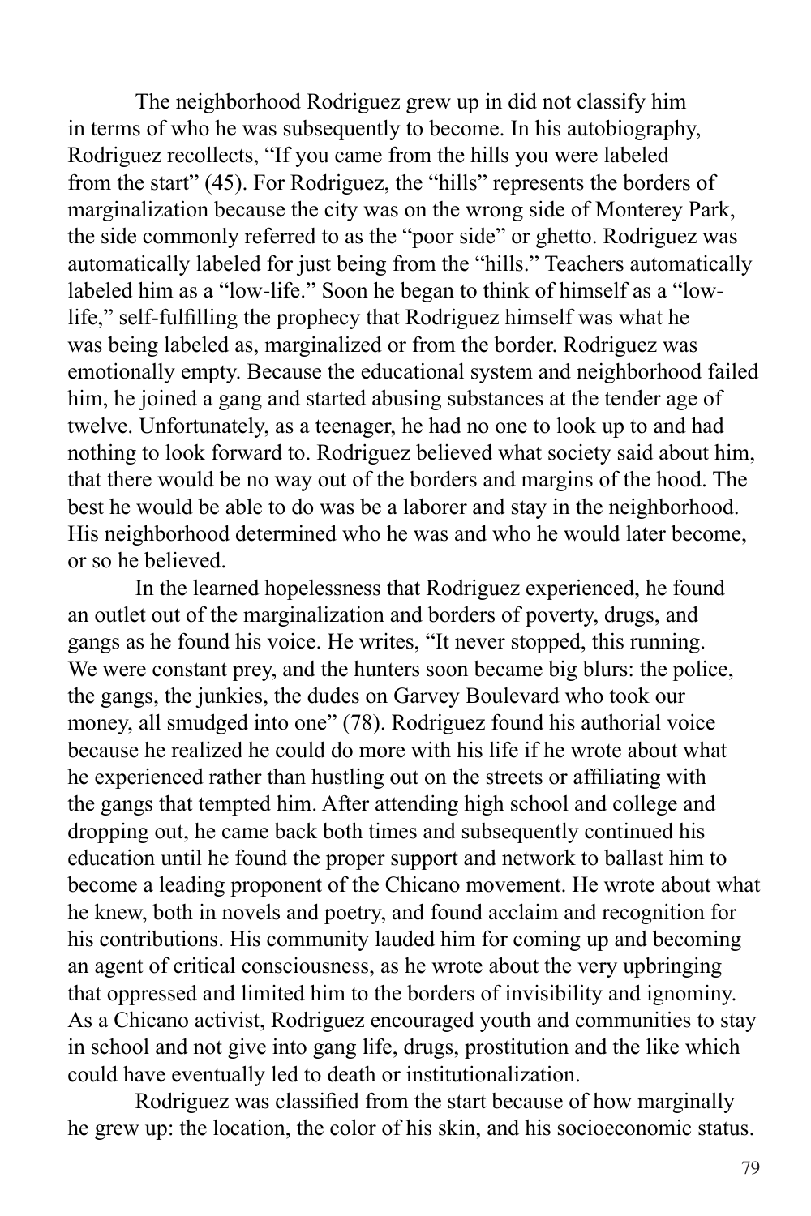The neighborhood Rodriguez grew up in did not classify him in terms of who he was subsequently to become. In his autobiography, Rodriguez recollects, "If you came from the hills you were labeled from the start" (45). For Rodriguez, the "hills" represents the borders of marginalization because the city was on the wrong side of Monterey Park, the side commonly referred to as the "poor side" or ghetto. Rodriguez was automatically labeled for just being from the "hills." Teachers automatically labeled him as a "low-life." Soon he began to think of himself as a "low-life," self-fulfilling the prophecy that Rodriguez himself was what he was being labeled as, marginalized or from the border. Rodriguez was emotionally empty. Because the educational system and neighborhood failed him, he joined a gang and started abusing substances at the tender age of twelve. Unfortunately, as a teenager, he had no one to look up to and had nothing to look forward to. Rodriguez believed what society said about him, that there would be no way out of the borders and margins of the hood. The best he would be able to do was be a laborer and stay in the neighborhood. His neighborhood determined who he was and who he would later become, or so he believed.

In the learned hopelessness that Rodriguez experienced, he found an outlet out of the marginalization and borders of poverty, drugs, and gangs as he found his voice. He writes, "It never stopped, this running. We were constant prey, and the hunters soon became big blurs: the police, the gangs, the junkies, the dudes on Garvey Boulevard who took our money, all smudged into one" (78). Rodriguez found his authorial voice because he realized he could do more with his life if he wrote about what he experienced rather than hustling out on the streets or affiliating with the gangs that tempted him. After attending high school and college and dropping out, he came back both times and subsequently continued his education until he found the proper support and network to ballast him to become a leading proponent of the Chicano movement. He wrote about what he knew, both in novels and poetry, and found acclaim and recognition for his contributions. His community lauded him for coming up and becoming an agent of critical consciousness, as he wrote about the very upbringing that oppressed and limited him to the borders of invisibility and ignominy. As a Chicano activist, Rodriguez encouraged youth and communities to stay in school and not give into gang life, drugs, prostitution and the like which could have eventually led to death or institutionalization.

Rodriguez was classified from the start because of how marginally he grew up: the location, the color of his skin, and his socioeconomic status.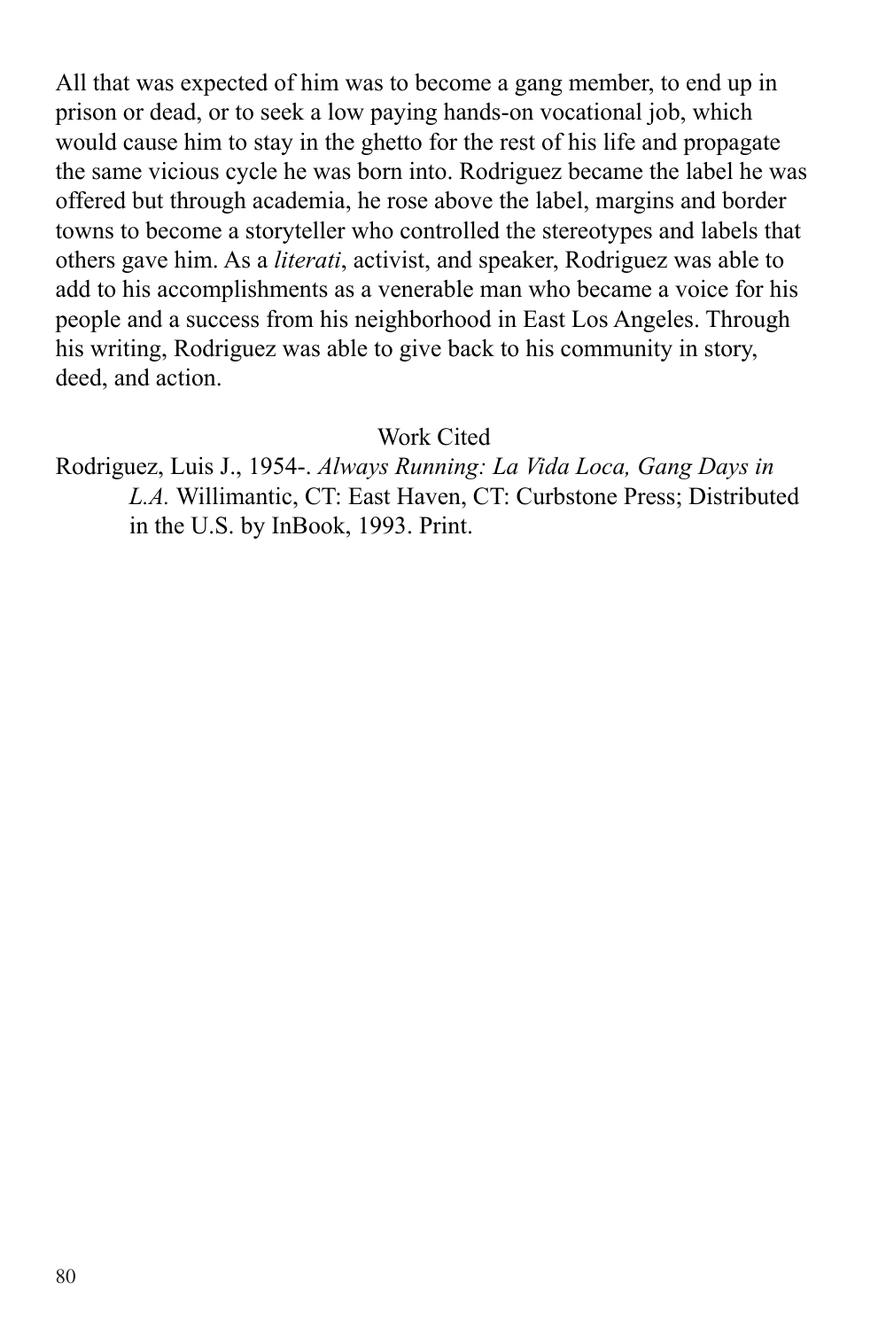All that was expected of him was to become a gang member, to end up in prison or dead, or to seek a low paying hands-on vocational job, which would cause him to stay in the ghetto for the rest of his life and propagate the same vicious cycle he was born into. Rodriguez became the label he was offered but through academia, he rose above the label, margins and border towns to become a storyteller who controlled the stereotypes and labels that others gave him. As a *literati*, activist, and speaker, Rodriguez was able to add to his accomplishments as a venerable man who became a voice for his people and a success from his neighborhood in East Los Angeles. Through his writing, Rodriguez was able to give back to his community in story, deed, and action.

Work Cited

Rodriguez, Luis J., 1954-. *Always Running: La Vida Loca, Gang Days in L.A.* Willimantic, CT: East Haven, CT: Curbstone Press; Distributed in the U.S. by InBook, 1993. Print.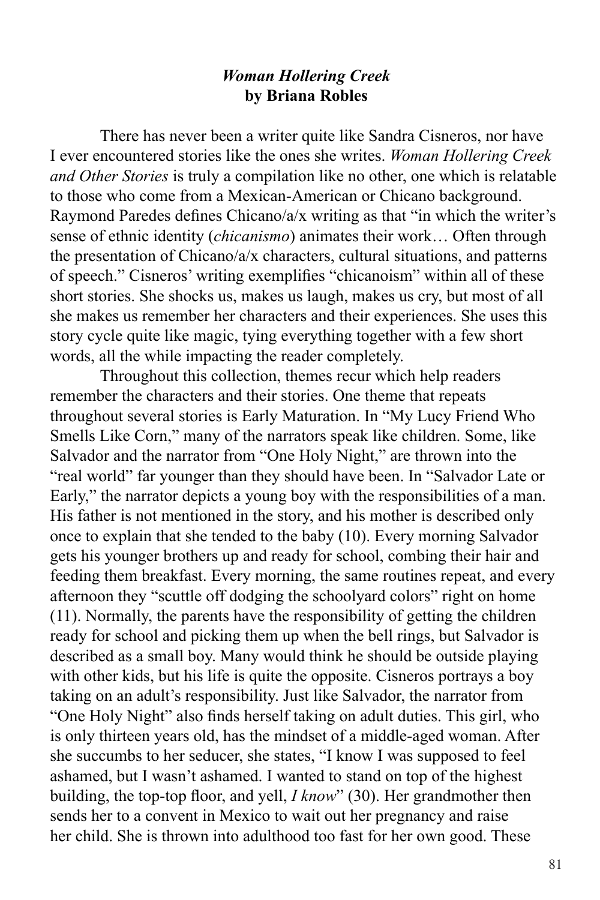## *Woman Hollering Creek*
**by Briana Robles**

There has never been a writer quite like Sandra Cisneros, nor have I ever encountered stories like the ones she writes. *Woman Hollering Creek and Other Stories* is truly a compilation like no other, one which is relatable to those who come from a Mexican-American or Chicano background. Raymond Paredes defines Chicano/a/x writing as that "in which the writer's sense of ethnic identity (*chicanismo*) animates their work… Often through the presentation of Chicano/a/x characters, cultural situations, and patterns of speech." Cisneros' writing exemplifies "chicanoism" within all of these short stories. She shocks us, makes us laugh, makes us cry, but most of all she makes us remember her characters and their experiences. She uses this story cycle quite like magic, tying everything together with a few short words, all the while impacting the reader completely.

Throughout this collection, themes recur which help readers remember the characters and their stories. One theme that repeats throughout several stories is Early Maturation. In "My Lucy Friend Who Smells Like Corn," many of the narrators speak like children. Some, like Salvador and the narrator from "One Holy Night," are thrown into the "real world" far younger than they should have been. In "Salvador Late or Early," the narrator depicts a young boy with the responsibilities of a man. His father is not mentioned in the story, and his mother is described only once to explain that she tended to the baby (10). Every morning Salvador gets his younger brothers up and ready for school, combing their hair and feeding them breakfast. Every morning, the same routines repeat, and every afternoon they "scuttle off dodging the schoolyard colors" right on home (11). Normally, the parents have the responsibility of getting the children ready for school and picking them up when the bell rings, but Salvador is described as a small boy. Many would think he should be outside playing with other kids, but his life is quite the opposite. Cisneros portrays a boy taking on an adult's responsibility. Just like Salvador, the narrator from "One Holy Night" also finds herself taking on adult duties. This girl, who is only thirteen years old, has the mindset of a middle-aged woman. After she succumbs to her seducer, she states, "I know I was supposed to feel ashamed, but I wasn't ashamed. I wanted to stand on top of the highest building, the top-top floor, and yell, *I know*" (30). Her grandmother then sends her to a convent in Mexico to wait out her pregnancy and raise her child. She is thrown into adulthood too fast for her own good. These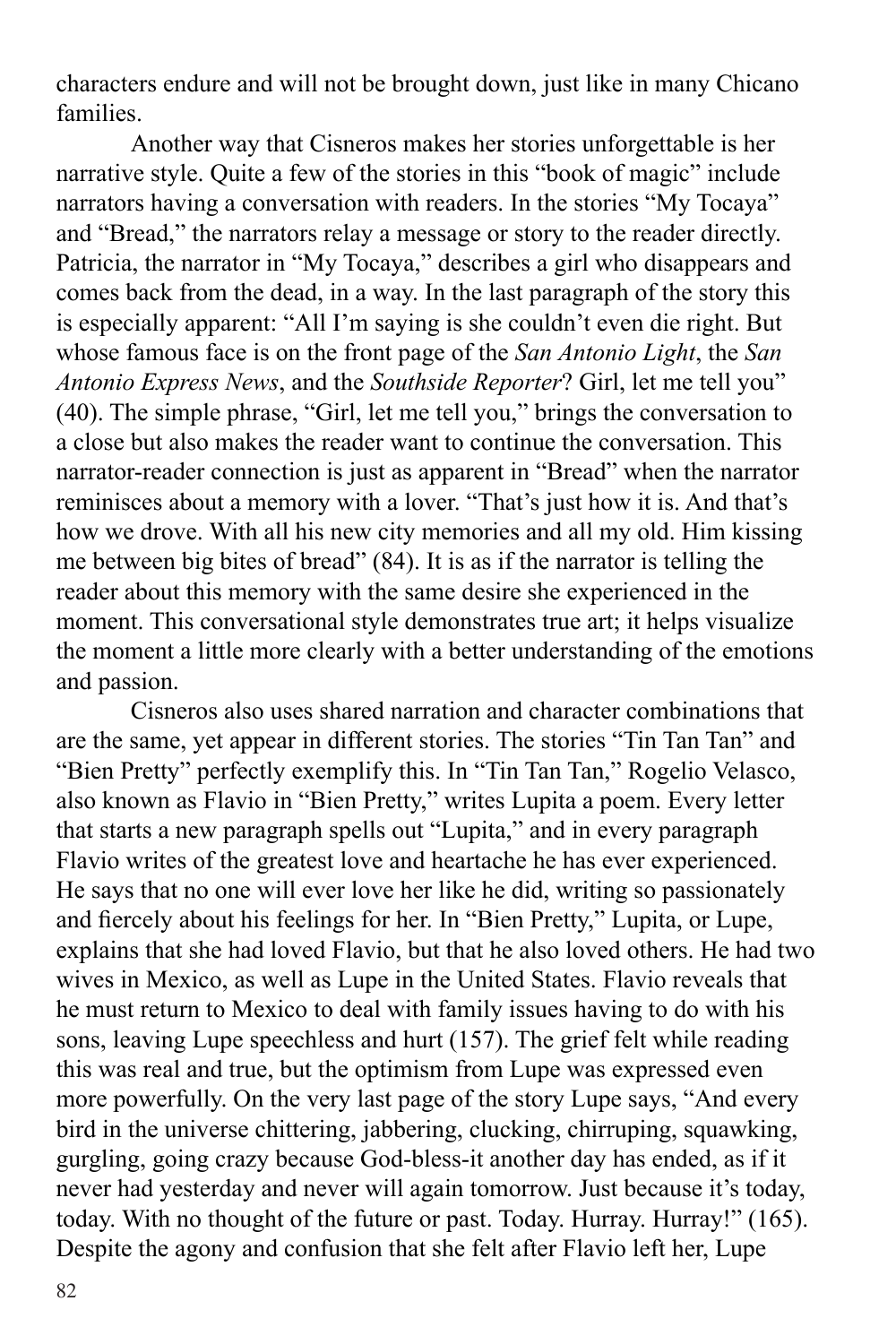characters endure and will not be brought down, just like in many Chicano families.

Another way that Cisneros makes her stories unforgettable is her narrative style. Quite a few of the stories in this "book of magic" include narrators having a conversation with readers. In the stories "My Tocaya" and "Bread," the narrators relay a message or story to the reader directly. Patricia, the narrator in "My Tocaya," describes a girl who disappears and comes back from the dead, in a way. In the last paragraph of the story this is especially apparent: "All I'm saying is she couldn't even die right. But whose famous face is on the front page of the *San Antonio Light*, the *San Antonio Express News*, and the *Southside Reporter*? Girl, let me tell you" (40). The simple phrase, "Girl, let me tell you," brings the conversation to a close but also makes the reader want to continue the conversation. This narrator-reader connection is just as apparent in "Bread" when the narrator reminisces about a memory with a lover. "That's just how it is. And that's how we drove. With all his new city memories and all my old. Him kissing me between big bites of bread" (84). It is as if the narrator is telling the reader about this memory with the same desire she experienced in the moment. This conversational style demonstrates true art; it helps visualize the moment a little more clearly with a better understanding of the emotions and passion.

Cisneros also uses shared narration and character combinations that are the same, yet appear in different stories. The stories "Tin Tan Tan" and "Bien Pretty" perfectly exemplify this. In "Tin Tan Tan," Rogelio Velasco, also known as Flavio in "Bien Pretty," writes Lupita a poem. Every letter that starts a new paragraph spells out "Lupita," and in every paragraph Flavio writes of the greatest love and heartache he has ever experienced. He says that no one will ever love her like he did, writing so passionately and fiercely about his feelings for her. In "Bien Pretty," Lupita, or Lupe, explains that she had loved Flavio, but that he also loved others. He had two wives in Mexico, as well as Lupe in the United States. Flavio reveals that he must return to Mexico to deal with family issues having to do with his sons, leaving Lupe speechless and hurt (157). The grief felt while reading this was real and true, but the optimism from Lupe was expressed even more powerfully. On the very last page of the story Lupe says, "And every bird in the universe chittering, jabbering, clucking, chirruping, squawking, gurgling, going crazy because God-bless-it another day has ended, as if it never had yesterday and never will again tomorrow. Just because it's today, today. With no thought of the future or past. Today. Hurray. Hurray!" (165). Despite the agony and confusion that she felt after Flavio left her, Lupe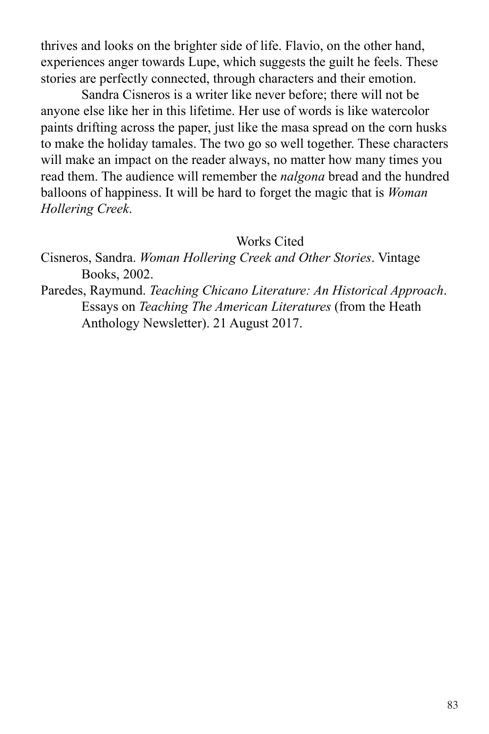thrives and looks on the brighter side of life. Flavio, on the other hand, experiences anger towards Lupe, which suggests the guilt he feels. These stories are perfectly connected, through characters and their emotion.

Sandra Cisneros is a writer like never before; there will not be anyone else like her in this lifetime. Her use of words is like watercolor paints drifting across the paper, just like the masa spread on the corn husks to make the holiday tamales. The two go so well together. These characters will make an impact on the reader always, no matter how many times you read them. The audience will remember the *nalgona* bread and the hundred balloons of happiness. It will be hard to forget the magic that is *Woman Hollering Creek*.

Works Cited

Cisneros, Sandra. *Woman Hollering Creek and Other Stories*. Vintage Books, 2002.

Paredes, Raymund. *Teaching Chicano Literature: An Historical Approach*. Essays on *Teaching The American Literatures* (from the Heath Anthology Newsletter). 21 August 2017.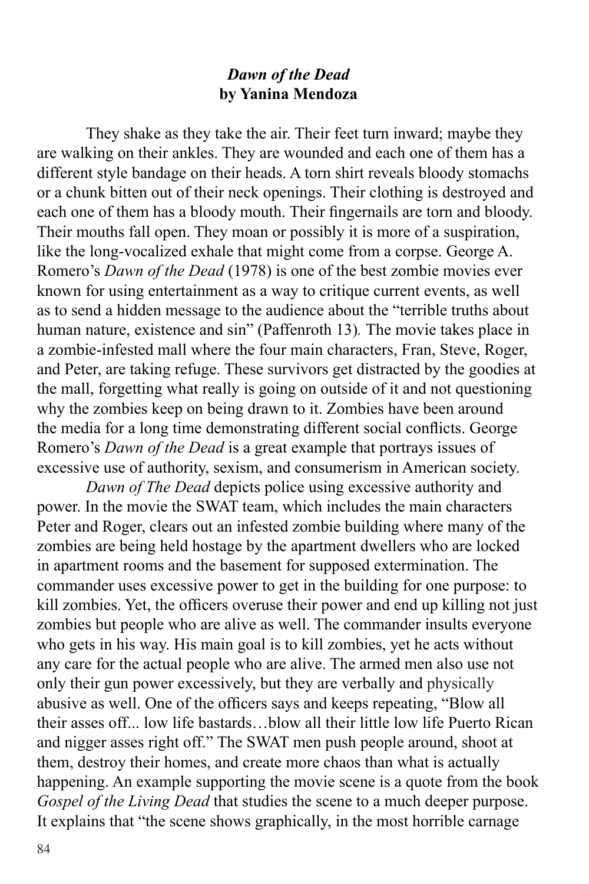## *Dawn of the Dead*
**by Yanina Mendoza**

They shake as they take the air. Their feet turn inward; maybe they are walking on their ankles. They are wounded and each one of them has a different style bandage on their heads. A torn shirt reveals bloody stomachs or a chunk bitten out of their neck openings. Their clothing is destroyed and each one of them has a bloody mouth. Their fingernails are torn and bloody. Their mouths fall open. They moan or possibly it is more of a suspiration, like the long-vocalized exhale that might come from a corpse. George A. Romero's *Dawn of the Dead* (1978) is one of the best zombie movies ever known for using entertainment as a way to critique current events, as well as to send a hidden message to the audience about the "terrible truths about human nature, existence and sin" (Paffenroth 13). The movie takes place in a zombie-infested mall where the four main characters, Fran, Steve, Roger, and Peter, are taking refuge. These survivors get distracted by the goodies at the mall, forgetting what really is going on outside of it and not questioning why the zombies keep on being drawn to it. Zombies have been around the media for a long time demonstrating different social conflicts. George Romero's *Dawn of the Dead* is a great example that portrays issues of excessive use of authority, sexism, and consumerism in American society.

*Dawn of The Dead* depicts police using excessive authority and power. In the movie the SWAT team, which includes the main characters Peter and Roger, clears out an infested zombie building where many of the zombies are being held hostage by the apartment dwellers who are locked in apartment rooms and the basement for supposed extermination. The commander uses excessive power to get in the building for one purpose: to kill zombies. Yet, the officers overuse their power and end up killing not just zombies but people who are alive as well. The commander insults everyone who gets in his way. His main goal is to kill zombies, yet he acts without any care for the actual people who are alive. The armed men also use not only their gun power excessively, but they are verbally and physically abusive as well. One of the officers says and keeps repeating, "Blow all their asses off... low life bastards…blow all their little low life Puerto Rican and nigger asses right off." The SWAT men push people around, shoot at them, destroy their homes, and create more chaos than what is actually happening. An example supporting the movie scene is a quote from the book *Gospel of the Living Dead* that studies the scene to a much deeper purpose. It explains that "the scene shows graphically, in the most horrible carnage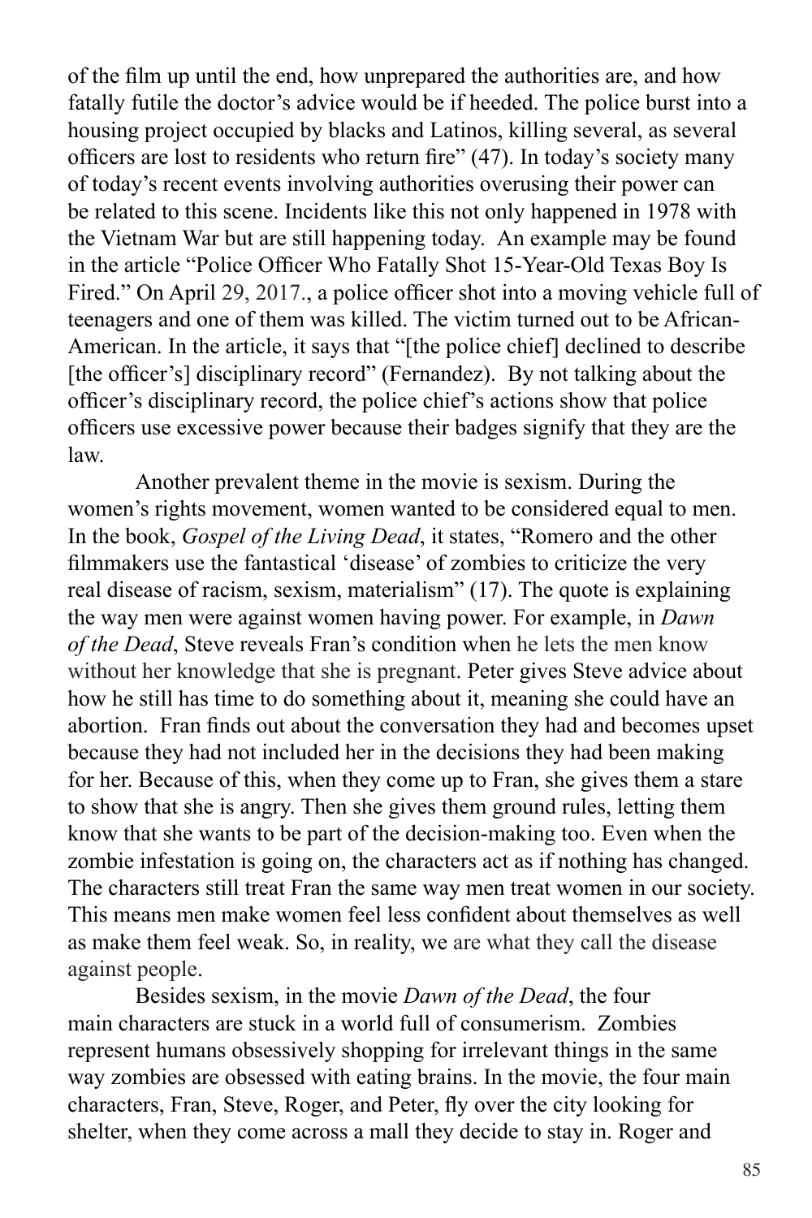of the film up until the end, how unprepared the authorities are, and how fatally futile the doctor's advice would be if heeded. The police burst into a housing project occupied by blacks and Latinos, killing several, as several officers are lost to residents who return fire" (47). In today's society many of today's recent events involving authorities overusing their power can be related to this scene. Incidents like this not only happened in 1978 with the Vietnam War but are still happening today. An example may be found in the article "Police Officer Who Fatally Shot 15-Year-Old Texas Boy Is Fired." On April 29, 2017., a police officer shot into a moving vehicle full of teenagers and one of them was killed. The victim turned out to be African-American. In the article, it says that "[the police chief] declined to describe [the officer's] disciplinary record" (Fernandez). By not talking about the officer's disciplinary record, the police chief's actions show that police officers use excessive power because their badges signify that they are the law.

Another prevalent theme in the movie is sexism. During the women's rights movement, women wanted to be considered equal to men. In the book, *Gospel of the Living Dead*, it states, "Romero and the other filmmakers use the fantastical 'disease' of zombies to criticize the very real disease of racism, sexism, materialism" (17). The quote is explaining the way men were against women having power. For example, in *Dawn of the Dead*, Steve reveals Fran's condition when he lets the men know without her knowledge that she is pregnant. Peter gives Steve advice about how he still has time to do something about it, meaning she could have an abortion. Fran finds out about the conversation they had and becomes upset because they had not included her in the decisions they had been making for her. Because of this, when they come up to Fran, she gives them a stare to show that she is angry. Then she gives them ground rules, letting them know that she wants to be part of the decision-making too. Even when the zombie infestation is going on, the characters act as if nothing has changed. The characters still treat Fran the same way men treat women in our society. This means men make women feel less confident about themselves as well as make them feel weak. So, in reality, we are what they call the disease against people.

Besides sexism, in the movie *Dawn of the Dead*, the four main characters are stuck in a world full of consumerism. Zombies represent humans obsessively shopping for irrelevant things in the same way zombies are obsessed with eating brains. In the movie, the four main characters, Fran, Steve, Roger, and Peter, fly over the city looking for shelter, when they come across a mall they decide to stay in. Roger and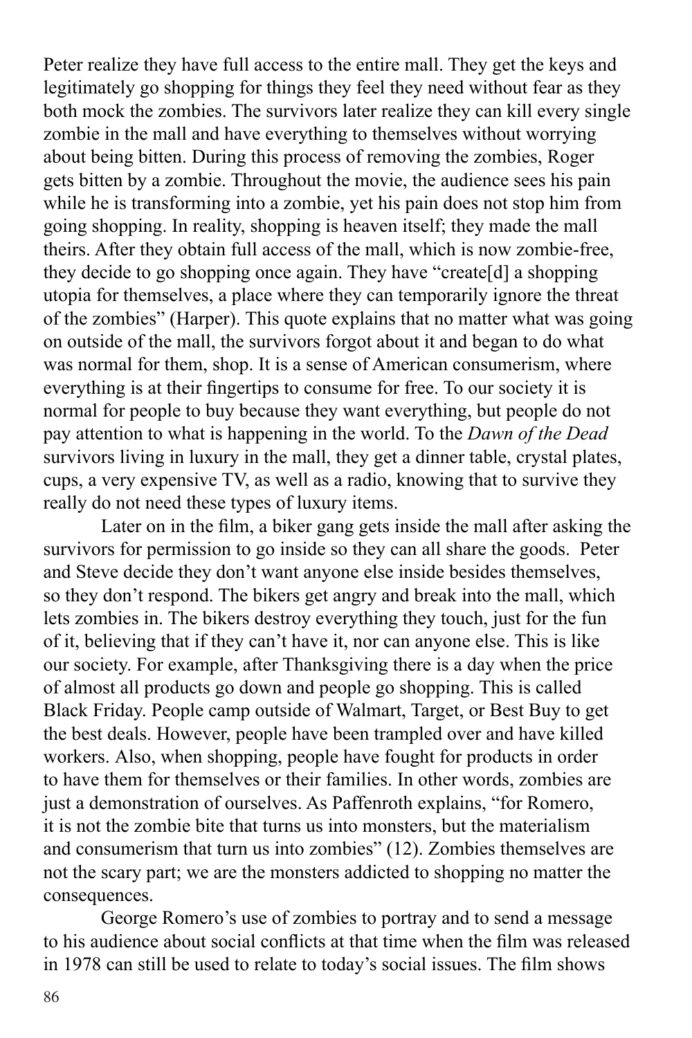Peter realize they have full access to the entire mall. They get the keys and legitimately go shopping for things they feel they need without fear as they both mock the zombies. The survivors later realize they can kill every single zombie in the mall and have everything to themselves without worrying about being bitten. During this process of removing the zombies, Roger gets bitten by a zombie. Throughout the movie, the audience sees his pain while he is transforming into a zombie, yet his pain does not stop him from going shopping. In reality, shopping is heaven itself; they made the mall theirs. After they obtain full access of the mall, which is now zombie-free, they decide to go shopping once again. They have "create[d] a shopping utopia for themselves, a place where they can temporarily ignore the threat of the zombies" (Harper). This quote explains that no matter what was going on outside of the mall, the survivors forgot about it and began to do what was normal for them, shop. It is a sense of American consumerism, where everything is at their fingertips to consume for free. To our society it is normal for people to buy because they want everything, but people do not pay attention to what is happening in the world. To the *Dawn of the Dead* survivors living in luxury in the mall, they get a dinner table, crystal plates, cups, a very expensive TV, as well as a radio, knowing that to survive they really do not need these types of luxury items.

Later on in the film, a biker gang gets inside the mall after asking the survivors for permission to go inside so they can all share the goods. Peter and Steve decide they don't want anyone else inside besides themselves, so they don't respond. The bikers get angry and break into the mall, which lets zombies in. The bikers destroy everything they touch, just for the fun of it, believing that if they can't have it, nor can anyone else. This is like our society. For example, after Thanksgiving there is a day when the price of almost all products go down and people go shopping. This is called Black Friday. People camp outside of Walmart, Target, or Best Buy to get the best deals. However, people have been trampled over and have killed workers. Also, when shopping, people have fought for products in order to have them for themselves or their families. In other words, zombies are just a demonstration of ourselves. As Paffenroth explains, "for Romero, it is not the zombie bite that turns us into monsters, but the materialism and consumerism that turn us into zombies" (12). Zombies themselves are not the scary part; we are the monsters addicted to shopping no matter the consequences.

George Romero's use of zombies to portray and to send a message to his audience about social conflicts at that time when the film was released in 1978 can still be used to relate to today's social issues. The film shows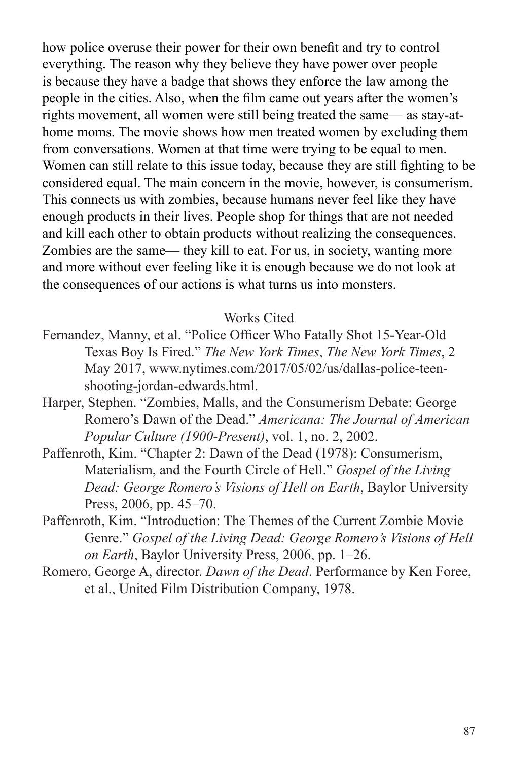how police overuse their power for their own benefit and try to control everything. The reason why they believe they have power over people is because they have a badge that shows they enforce the law among the people in the cities. Also, when the film came out years after the women's rights movement, all women were still being treated the same— as stay-at-home moms. The movie shows how men treated women by excluding them from conversations. Women at that time were trying to be equal to men. Women can still relate to this issue today, because they are still fighting to be considered equal. The main concern in the movie, however, is consumerism. This connects us with zombies, because humans never feel like they have enough products in their lives. People shop for things that are not needed and kill each other to obtain products without realizing the consequences. Zombies are the same— they kill to eat. For us, in society, wanting more and more without ever feeling like it is enough because we do not look at the consequences of our actions is what turns us into monsters.

Works Cited

Fernandez, Manny, et al. "Police Officer Who Fatally Shot 15-Year-Old Texas Boy Is Fired." *The New York Times*, *The New York Times*, 2 May 2017, www.nytimes.com/2017/05/02/us/dallas-police-teen-shooting-jordan-edwards.html.

Harper, Stephen. "Zombies, Malls, and the Consumerism Debate: George Romero's Dawn of the Dead." *Americana: The Journal of American Popular Culture (1900-Present)*, vol. 1, no. 2, 2002.

Paffenroth, Kim. "Chapter 2: Dawn of the Dead (1978): Consumerism, Materialism, and the Fourth Circle of Hell." *Gospel of the Living Dead: George Romero's Visions of Hell on Earth*, Baylor University Press, 2006, pp. 45–70.

Paffenroth, Kim. "Introduction: The Themes of the Current Zombie Movie Genre." *Gospel of the Living Dead: George Romero's Visions of Hell on Earth*, Baylor University Press, 2006, pp. 1–26.

Romero, George A, director. *Dawn of the Dead*. Performance by Ken Foree, et al., United Film Distribution Company, 1978.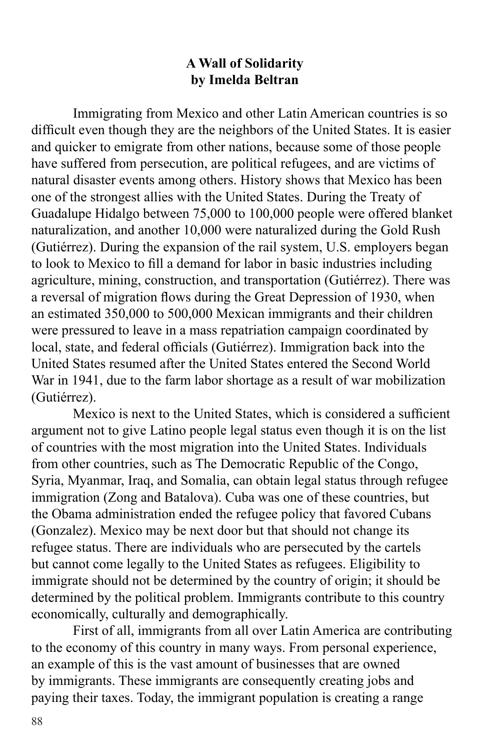**A Wall of Solidarity**
**by Imelda Beltran**

Immigrating from Mexico and other Latin American countries is so difficult even though they are the neighbors of the United States. It is easier and quicker to emigrate from other nations, because some of those people have suffered from persecution, are political refugees, and are victims of natural disaster events among others. History shows that Mexico has been one of the strongest allies with the United States. During the Treaty of Guadalupe Hidalgo between 75,000 to 100,000 people were offered blanket naturalization, and another 10,000 were naturalized during the Gold Rush (Gutiérrez). During the expansion of the rail system, U.S. employers began to look to Mexico to fill a demand for labor in basic industries including agriculture, mining, construction, and transportation (Gutiérrez). There was a reversal of migration flows during the Great Depression of 1930, when an estimated 350,000 to 500,000 Mexican immigrants and their children were pressured to leave in a mass repatriation campaign coordinated by local, state, and federal officials (Gutiérrez). Immigration back into the United States resumed after the United States entered the Second World War in 1941, due to the farm labor shortage as a result of war mobilization (Gutiérrez).

Mexico is next to the United States, which is considered a sufficient argument not to give Latino people legal status even though it is on the list of countries with the most migration into the United States. Individuals from other countries, such as The Democratic Republic of the Congo, Syria, Myanmar, Iraq, and Somalia, can obtain legal status through refugee immigration (Zong and Batalova). Cuba was one of these countries, but the Obama administration ended the refugee policy that favored Cubans (Gonzalez). Mexico may be next door but that should not change its refugee status. There are individuals who are persecuted by the cartels but cannot come legally to the United States as refugees. Eligibility to immigrate should not be determined by the country of origin; it should be determined by the political problem. Immigrants contribute to this country economically, culturally and demographically.

First of all, immigrants from all over Latin America are contributing to the economy of this country in many ways. From personal experience, an example of this is the vast amount of businesses that are owned by immigrants. These immigrants are consequently creating jobs and paying their taxes. Today, the immigrant population is creating a range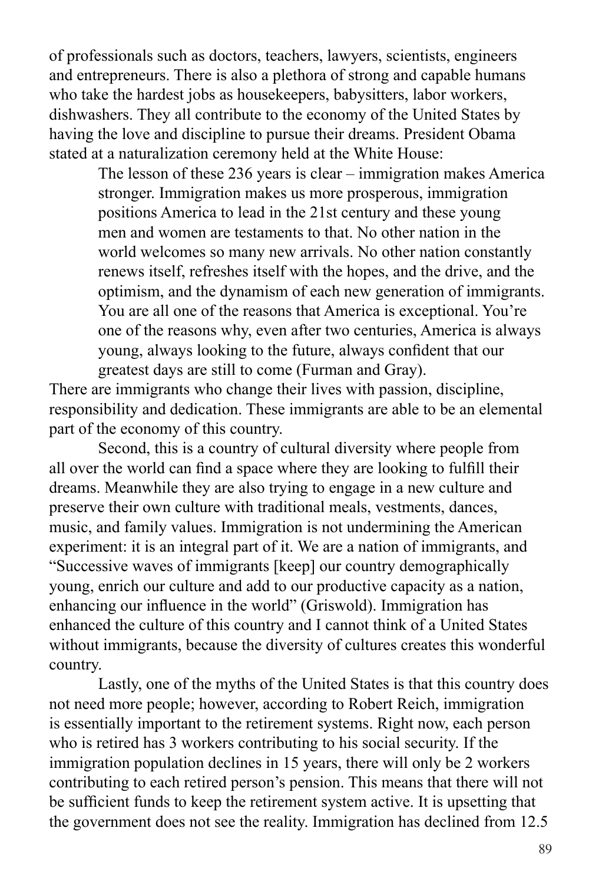of professionals such as doctors, teachers, lawyers, scientists, engineers and entrepreneurs. There is also a plethora of strong and capable humans who take the hardest jobs as housekeepers, babysitters, labor workers, dishwashers. They all contribute to the economy of the United States by having the love and discipline to pursue their dreams. President Obama stated at a naturalization ceremony held at the White House:

> The lesson of these 236 years is clear – immigration makes America stronger. Immigration makes us more prosperous, immigration positions America to lead in the 21st century and these young men and women are testaments to that. No other nation in the world welcomes so many new arrivals. No other nation constantly renews itself, refreshes itself with the hopes, and the drive, and the optimism, and the dynamism of each new generation of immigrants. You are all one of the reasons that America is exceptional. You're one of the reasons why, even after two centuries, America is always young, always looking to the future, always confident that our greatest days are still to come (Furman and Gray).

There are immigrants who change their lives with passion, discipline, responsibility and dedication. These immigrants are able to be an elemental part of the economy of this country.

Second, this is a country of cultural diversity where people from all over the world can find a space where they are looking to fulfill their dreams. Meanwhile they are also trying to engage in a new culture and preserve their own culture with traditional meals, vestments, dances, music, and family values. Immigration is not undermining the American experiment: it is an integral part of it. We are a nation of immigrants, and "Successive waves of immigrants [keep] our country demographically young, enrich our culture and add to our productive capacity as a nation, enhancing our influence in the world" (Griswold). Immigration has enhanced the culture of this country and I cannot think of a United States without immigrants, because the diversity of cultures creates this wonderful country.

Lastly, one of the myths of the United States is that this country does not need more people; however, according to Robert Reich, immigration is essentially important to the retirement systems. Right now, each person who is retired has 3 workers contributing to his social security. If the immigration population declines in 15 years, there will only be 2 workers contributing to each retired person's pension. This means that there will not be sufficient funds to keep the retirement system active. It is upsetting that the government does not see the reality. Immigration has declined from 12.5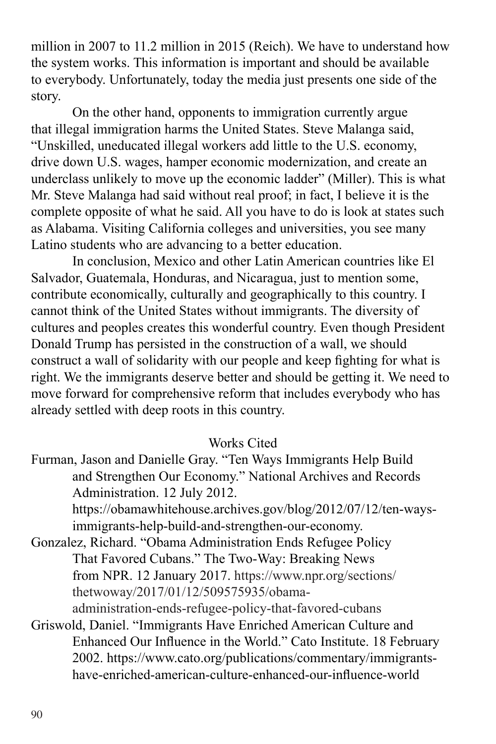million in 2007 to 11.2 million in 2015 (Reich). We have to understand how the system works. This information is important and should be available to everybody. Unfortunately, today the media just presents one side of the story.

On the other hand, opponents to immigration currently argue that illegal immigration harms the United States. Steve Malanga said, "Unskilled, uneducated illegal workers add little to the U.S. economy, drive down U.S. wages, hamper economic modernization, and create an underclass unlikely to move up the economic ladder" (Miller). This is what Mr. Steve Malanga had said without real proof; in fact, I believe it is the complete opposite of what he said. All you have to do is look at states such as Alabama. Visiting California colleges and universities, you see many Latino students who are advancing to a better education.

In conclusion, Mexico and other Latin American countries like El Salvador, Guatemala, Honduras, and Nicaragua, just to mention some, contribute economically, culturally and geographically to this country. I cannot think of the United States without immigrants. The diversity of cultures and peoples creates this wonderful country. Even though President Donald Trump has persisted in the construction of a wall, we should construct a wall of solidarity with our people and keep fighting for what is right. We the immigrants deserve better and should be getting it. We need to move forward for comprehensive reform that includes everybody who has already settled with deep roots in this country.

Works Cited

Furman, Jason and Danielle Gray. "Ten Ways Immigrants Help Build and Strengthen Our Economy." National Archives and Records Administration. 12 July 2012. https://obamawhitehouse.archives.gov/blog/2012/07/12/ten-ways-immigrants-help-build-and-strengthen-our-economy.

Gonzalez, Richard. "Obama Administration Ends Refugee Policy That Favored Cubans." The Two-Way: Breaking News from NPR. 12 January 2017. https://www.npr.org/sections/thetwoway/2017/01/12/509575935/obama-administration-ends-refugee-policy-that-favored-cubans

Griswold, Daniel. "Immigrants Have Enriched American Culture and Enhanced Our Influence in the World." Cato Institute. 18 February 2002. https://www.cato.org/publications/commentary/immigrants-have-enriched-american-culture-enhanced-our-influence-world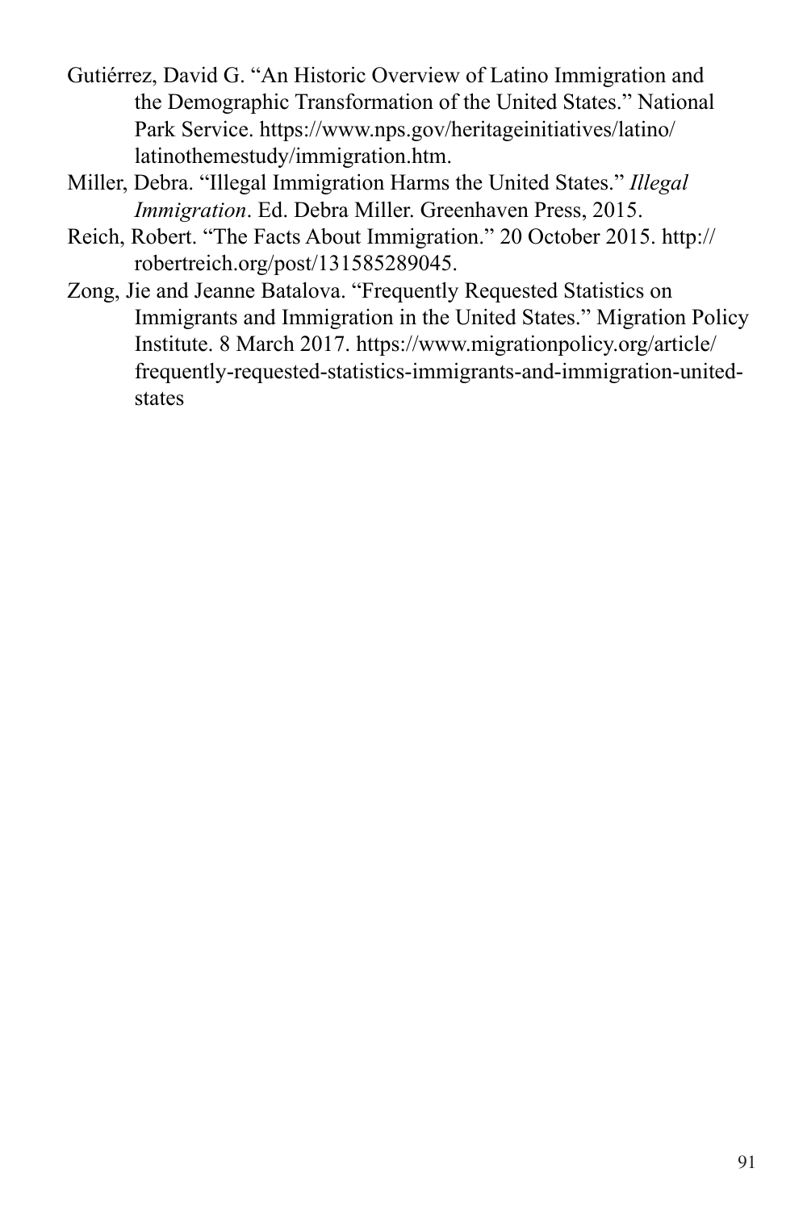Gutiérrez, David G. "An Historic Overview of Latino Immigration and the Demographic Transformation of the United States." National Park Service. https://www.nps.gov/heritageinitiatives/latino/latinothemestudy/immigration.htm.

Miller, Debra. "Illegal Immigration Harms the United States." *Illegal Immigration*. Ed. Debra Miller. Greenhaven Press, 2015.

Reich, Robert. "The Facts About Immigration." 20 October 2015. http://robertreich.org/post/131585289045.

Zong, Jie and Jeanne Batalova. "Frequently Requested Statistics on Immigrants and Immigration in the United States." Migration Policy Institute. 8 March 2017. https://www.migrationpolicy.org/article/frequently-requested-statistics-immigrants-and-immigration-united-states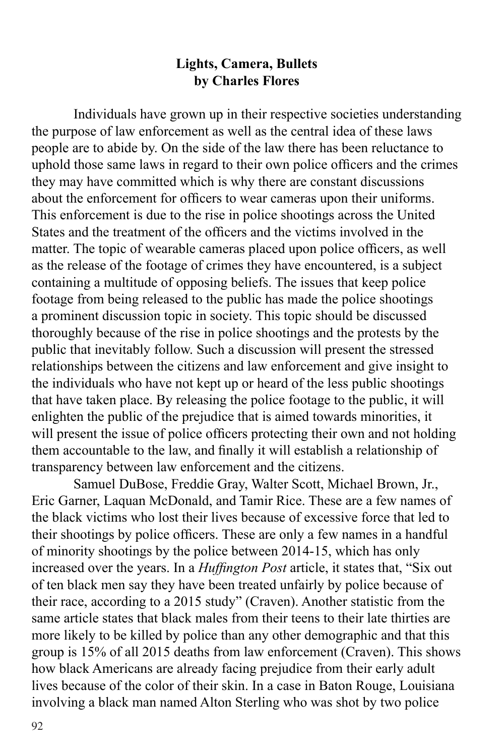**Lights, Camera, Bullets**
**by Charles Flores**

Individuals have grown up in their respective societies understanding the purpose of law enforcement as well as the central idea of these laws people are to abide by. On the side of the law there has been reluctance to uphold those same laws in regard to their own police officers and the crimes they may have committed which is why there are constant discussions about the enforcement for officers to wear cameras upon their uniforms. This enforcement is due to the rise in police shootings across the United States and the treatment of the officers and the victims involved in the matter. The topic of wearable cameras placed upon police officers, as well as the release of the footage of crimes they have encountered, is a subject containing a multitude of opposing beliefs. The issues that keep police footage from being released to the public has made the police shootings a prominent discussion topic in society. This topic should be discussed thoroughly because of the rise in police shootings and the protests by the public that inevitably follow. Such a discussion will present the stressed relationships between the citizens and law enforcement and give insight to the individuals who have not kept up or heard of the less public shootings that have taken place. By releasing the police footage to the public, it will enlighten the public of the prejudice that is aimed towards minorities, it will present the issue of police officers protecting their own and not holding them accountable to the law, and finally it will establish a relationship of transparency between law enforcement and the citizens.

Samuel DuBose, Freddie Gray, Walter Scott, Michael Brown, Jr., Eric Garner, Laquan McDonald, and Tamir Rice. These are a few names of the black victims who lost their lives because of excessive force that led to their shootings by police officers. These are only a few names in a handful of minority shootings by the police between 2014-15, which has only increased over the years. In a *Huffington Post* article, it states that, "Six out of ten black men say they have been treated unfairly by police because of their race, according to a 2015 study" (Craven). Another statistic from the same article states that black males from their teens to their late thirties are more likely to be killed by police than any other demographic and that this group is 15% of all 2015 deaths from law enforcement (Craven). This shows how black Americans are already facing prejudice from their early adult lives because of the color of their skin. In a case in Baton Rouge, Louisiana involving a black man named Alton Sterling who was shot by two police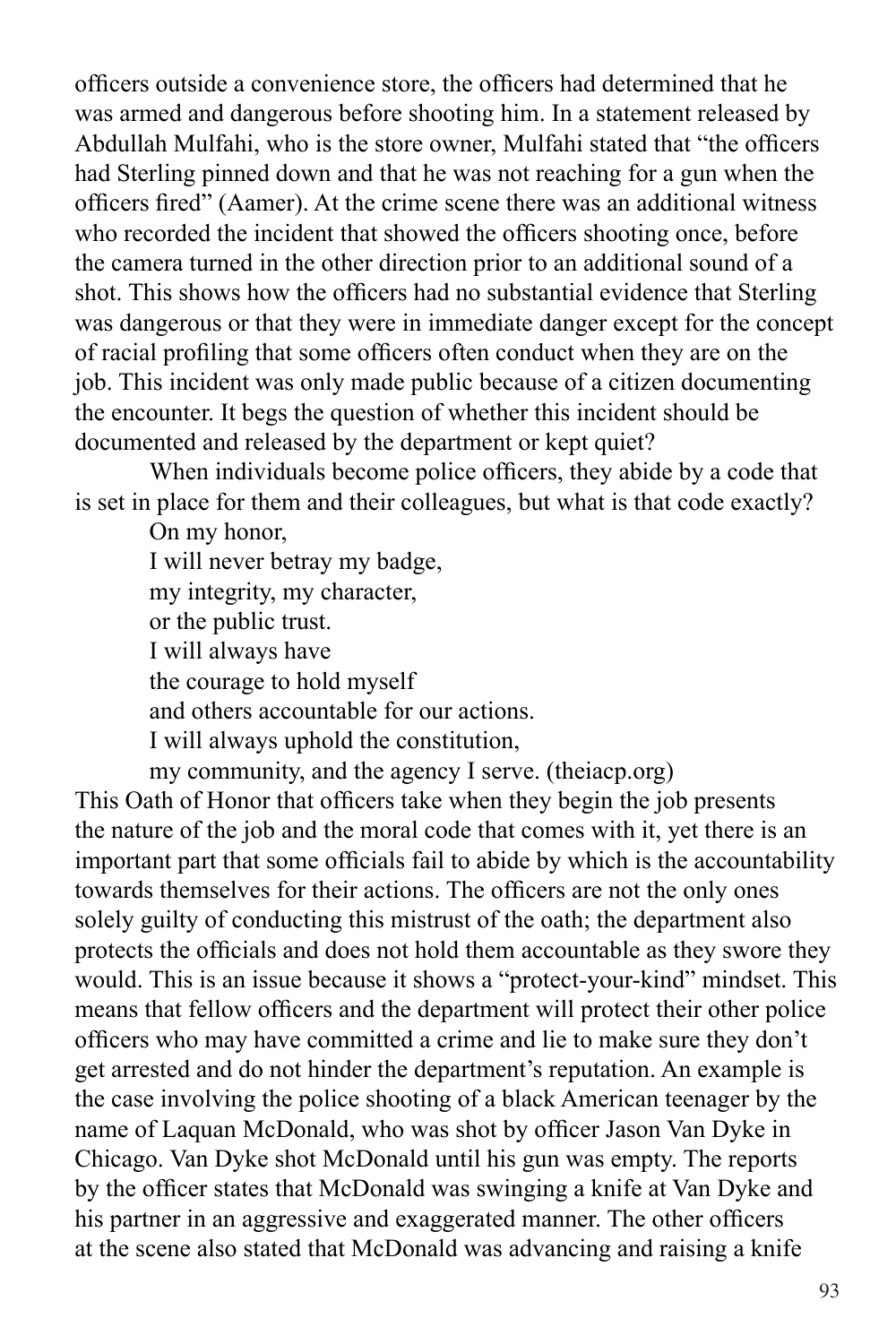officers outside a convenience store, the officers had determined that he was armed and dangerous before shooting him. In a statement released by Abdullah Mulfahi, who is the store owner, Mulfahi stated that "the officers had Sterling pinned down and that he was not reaching for a gun when the officers fired" (Aamer). At the crime scene there was an additional witness who recorded the incident that showed the officers shooting once, before the camera turned in the other direction prior to an additional sound of a shot. This shows how the officers had no substantial evidence that Sterling was dangerous or that they were in immediate danger except for the concept of racial profiling that some officers often conduct when they are on the job. This incident was only made public because of a citizen documenting the encounter. It begs the question of whether this incident should be documented and released by the department or kept quiet?

When individuals become police officers, they abide by a code that is set in place for them and their colleagues, but what is that code exactly?

> On my honor,
> I will never betray my badge,
> my integrity, my character,
> or the public trust.
> I will always have
> the courage to hold myself
> and others accountable for our actions.
> I will always uphold the constitution,
> my community, and the agency I serve. (theiacp.org)

This Oath of Honor that officers take when they begin the job presents the nature of the job and the moral code that comes with it, yet there is an important part that some officials fail to abide by which is the accountability towards themselves for their actions. The officers are not the only ones solely guilty of conducting this mistrust of the oath; the department also protects the officials and does not hold them accountable as they swore they would. This is an issue because it shows a "protect-your-kind" mindset. This means that fellow officers and the department will protect their other police officers who may have committed a crime and lie to make sure they don't get arrested and do not hinder the department's reputation. An example is the case involving the police shooting of a black American teenager by the name of Laquan McDonald, who was shot by officer Jason Van Dyke in Chicago. Van Dyke shot McDonald until his gun was empty. The reports by the officer states that McDonald was swinging a knife at Van Dyke and his partner in an aggressive and exaggerated manner. The other officers at the scene also stated that McDonald was advancing and raising a knife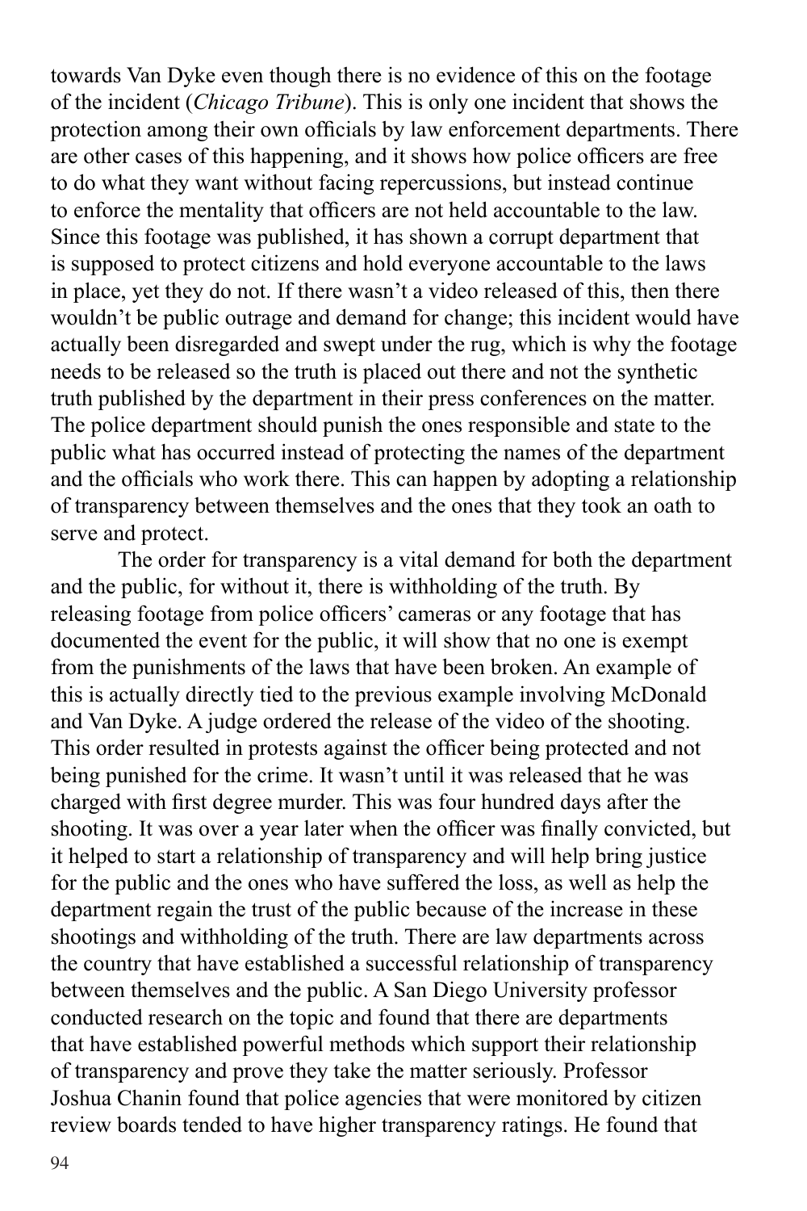towards Van Dyke even though there is no evidence of this on the footage of the incident (*Chicago Tribune*). This is only one incident that shows the protection among their own officials by law enforcement departments. There are other cases of this happening, and it shows how police officers are free to do what they want without facing repercussions, but instead continue to enforce the mentality that officers are not held accountable to the law. Since this footage was published, it has shown a corrupt department that is supposed to protect citizens and hold everyone accountable to the laws in place, yet they do not. If there wasn't a video released of this, then there wouldn't be public outrage and demand for change; this incident would have actually been disregarded and swept under the rug, which is why the footage needs to be released so the truth is placed out there and not the synthetic truth published by the department in their press conferences on the matter. The police department should punish the ones responsible and state to the public what has occurred instead of protecting the names of the department and the officials who work there. This can happen by adopting a relationship of transparency between themselves and the ones that they took an oath to serve and protect.

The order for transparency is a vital demand for both the department and the public, for without it, there is withholding of the truth. By releasing footage from police officers' cameras or any footage that has documented the event for the public, it will show that no one is exempt from the punishments of the laws that have been broken. An example of this is actually directly tied to the previous example involving McDonald and Van Dyke. A judge ordered the release of the video of the shooting. This order resulted in protests against the officer being protected and not being punished for the crime. It wasn't until it was released that he was charged with first degree murder. This was four hundred days after the shooting. It was over a year later when the officer was finally convicted, but it helped to start a relationship of transparency and will help bring justice for the public and the ones who have suffered the loss, as well as help the department regain the trust of the public because of the increase in these shootings and withholding of the truth. There are law departments across the country that have established a successful relationship of transparency between themselves and the public. A San Diego University professor conducted research on the topic and found that there are departments that have established powerful methods which support their relationship of transparency and prove they take the matter seriously. Professor Joshua Chanin found that police agencies that were monitored by citizen review boards tended to have higher transparency ratings. He found that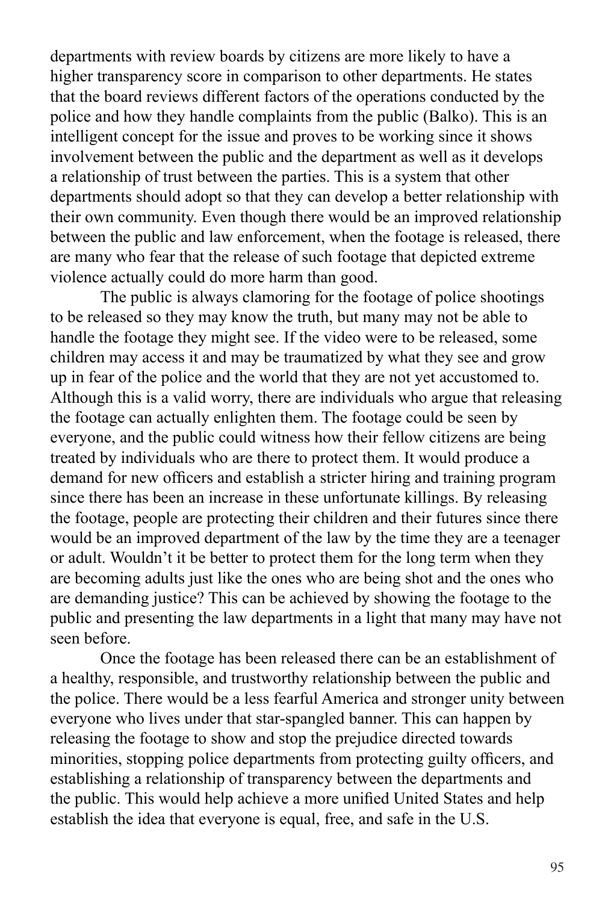departments with review boards by citizens are more likely to have a higher transparency score in comparison to other departments. He states that the board reviews different factors of the operations conducted by the police and how they handle complaints from the public (Balko). This is an intelligent concept for the issue and proves to be working since it shows involvement between the public and the department as well as it develops a relationship of trust between the parties. This is a system that other departments should adopt so that they can develop a better relationship with their own community. Even though there would be an improved relationship between the public and law enforcement, when the footage is released, there are many who fear that the release of such footage that depicted extreme violence actually could do more harm than good.

The public is always clamoring for the footage of police shootings to be released so they may know the truth, but many may not be able to handle the footage they might see. If the video were to be released, some children may access it and may be traumatized by what they see and grow up in fear of the police and the world that they are not yet accustomed to. Although this is a valid worry, there are individuals who argue that releasing the footage can actually enlighten them. The footage could be seen by everyone, and the public could witness how their fellow citizens are being treated by individuals who are there to protect them. It would produce a demand for new officers and establish a stricter hiring and training program since there has been an increase in these unfortunate killings. By releasing the footage, people are protecting their children and their futures since there would be an improved department of the law by the time they are a teenager or adult. Wouldn't it be better to protect them for the long term when they are becoming adults just like the ones who are being shot and the ones who are demanding justice? This can be achieved by showing the footage to the public and presenting the law departments in a light that many may have not seen before.

Once the footage has been released there can be an establishment of a healthy, responsible, and trustworthy relationship between the public and the police. There would be a less fearful America and stronger unity between everyone who lives under that star-spangled banner. This can happen by releasing the footage to show and stop the prejudice directed towards minorities, stopping police departments from protecting guilty officers, and establishing a relationship of transparency between the departments and the public. This would help achieve a more unified United States and help establish the idea that everyone is equal, free, and safe in the U.S.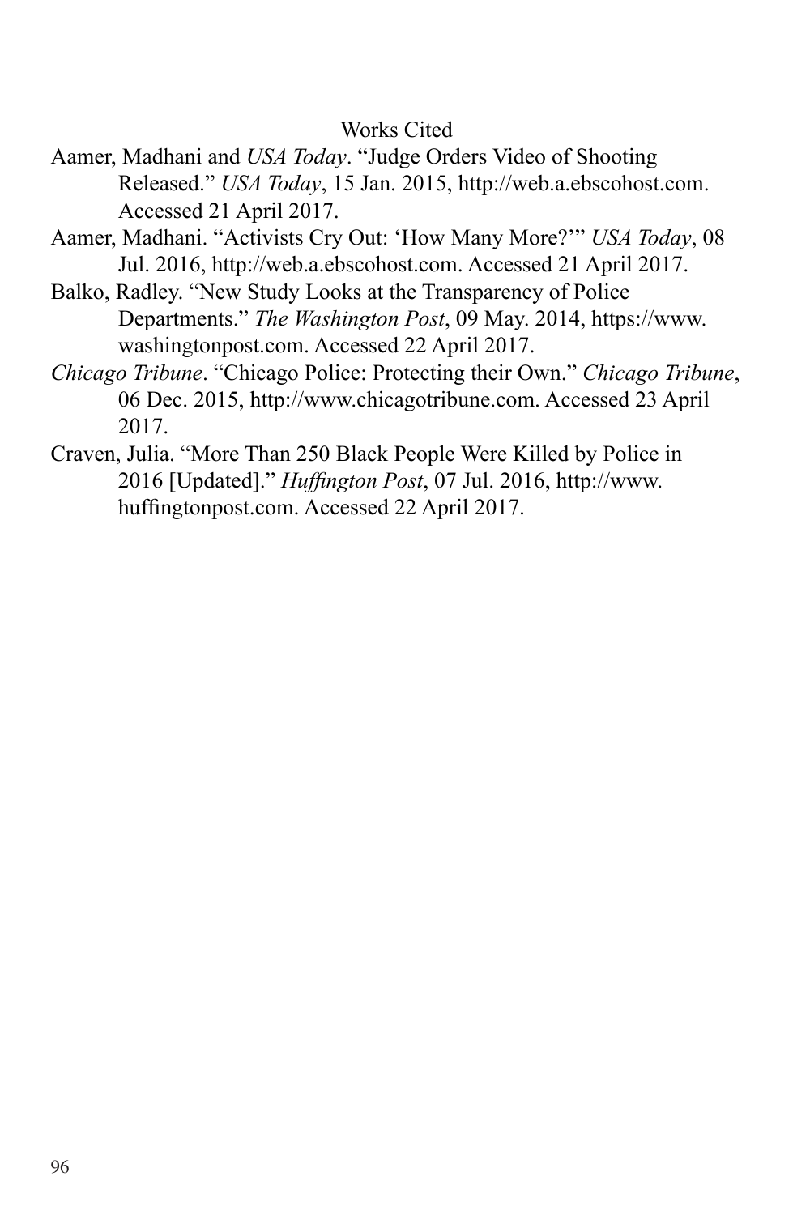## Works Cited

Aamer, Madhani and *USA Today*. “Judge Orders Video of Shooting Released.” *USA Today*, 15 Jan. 2015, http://web.a.ebscohost.com. Accessed 21 April 2017.

Aamer, Madhani. “Activists Cry Out: ‘How Many More?’” *USA Today*, 08 Jul. 2016, http://web.a.ebscohost.com. Accessed 21 April 2017.

Balko, Radley. “New Study Looks at the Transparency of Police Departments.” *The Washington Post*, 09 May. 2014, https://www.washingtonpost.com. Accessed 22 April 2017.

*Chicago Tribune*. “Chicago Police: Protecting their Own.” *Chicago Tribune*, 06 Dec. 2015, http://www.chicagotribune.com. Accessed 23 April 2017.

Craven, Julia. “More Than 250 Black People Were Killed by Police in 2016 [Updated].” *Huffington Post*, 07 Jul. 2016, http://www.huffingtonpost.com. Accessed 22 April 2017.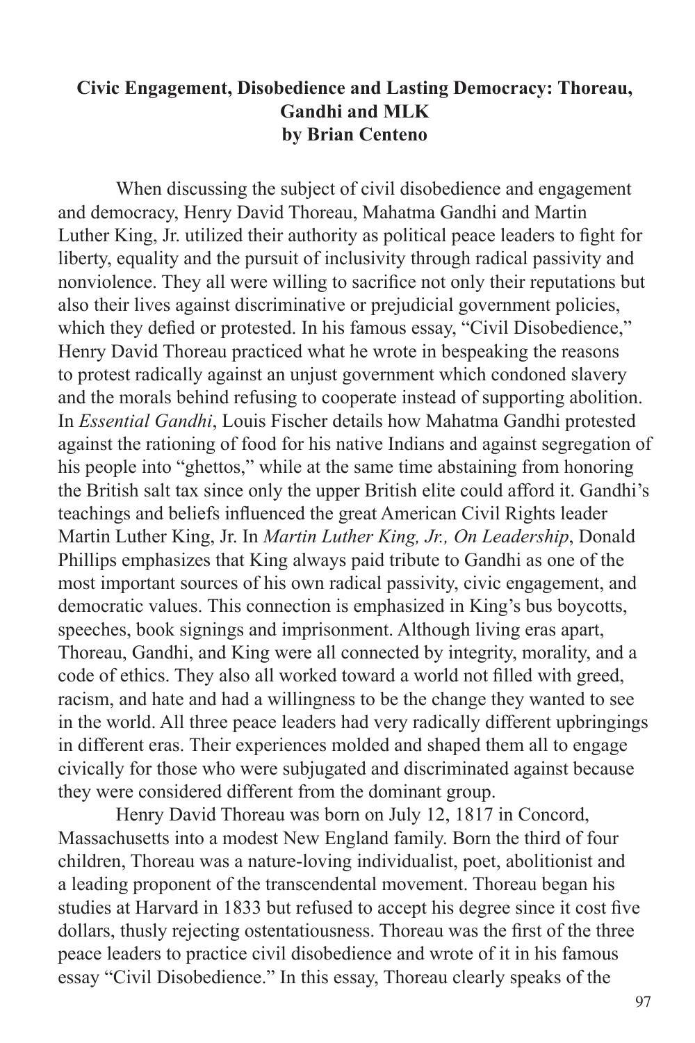**Civic Engagement, Disobedience and Lasting Democracy: Thoreau, Gandhi and MLK**
**by Brian Centeno**

When discussing the subject of civil disobedience and engagement and democracy, Henry David Thoreau, Mahatma Gandhi and Martin Luther King, Jr. utilized their authority as political peace leaders to fight for liberty, equality and the pursuit of inclusivity through radical passivity and nonviolence. They all were willing to sacrifice not only their reputations but also their lives against discriminative or prejudicial government policies, which they defied or protested. In his famous essay, "Civil Disobedience," Henry David Thoreau practiced what he wrote in bespeaking the reasons to protest radically against an unjust government which condoned slavery and the morals behind refusing to cooperate instead of supporting abolition. In *Essential Gandhi*, Louis Fischer details how Mahatma Gandhi protested against the rationing of food for his native Indians and against segregation of his people into "ghettos," while at the same time abstaining from honoring the British salt tax since only the upper British elite could afford it. Gandhi's teachings and beliefs influenced the great American Civil Rights leader Martin Luther King, Jr. In *Martin Luther King, Jr., On Leadership*, Donald Phillips emphasizes that King always paid tribute to Gandhi as one of the most important sources of his own radical passivity, civic engagement, and democratic values. This connection is emphasized in King's bus boycotts, speeches, book signings and imprisonment. Although living eras apart, Thoreau, Gandhi, and King were all connected by integrity, morality, and a code of ethics. They also all worked toward a world not filled with greed, racism, and hate and had a willingness to be the change they wanted to see in the world. All three peace leaders had very radically different upbringings in different eras. Their experiences molded and shaped them all to engage civically for those who were subjugated and discriminated against because they were considered different from the dominant group.

Henry David Thoreau was born on July 12, 1817 in Concord, Massachusetts into a modest New England family. Born the third of four children, Thoreau was a nature-loving individualist, poet, abolitionist and a leading proponent of the transcendental movement. Thoreau began his studies at Harvard in 1833 but refused to accept his degree since it cost five dollars, thusly rejecting ostentatiousness. Thoreau was the first of the three peace leaders to practice civil disobedience and wrote of it in his famous essay "Civil Disobedience." In this essay, Thoreau clearly speaks of the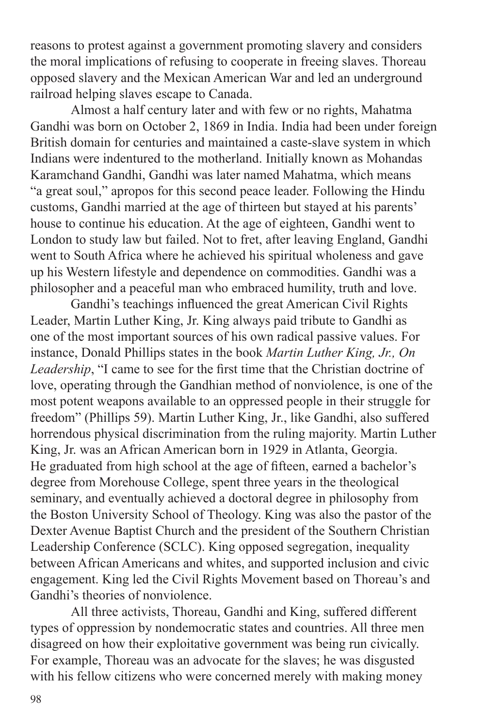reasons to protest against a government promoting slavery and considers the moral implications of refusing to cooperate in freeing slaves. Thoreau opposed slavery and the Mexican American War and led an underground railroad helping slaves escape to Canada.

Almost a half century later and with few or no rights, Mahatma Gandhi was born on October 2, 1869 in India. India had been under foreign British domain for centuries and maintained a caste-slave system in which Indians were indentured to the motherland. Initially known as Mohandas Karamchand Gandhi, Gandhi was later named Mahatma, which means "a great soul," apropos for this second peace leader. Following the Hindu customs, Gandhi married at the age of thirteen but stayed at his parents' house to continue his education. At the age of eighteen, Gandhi went to London to study law but failed. Not to fret, after leaving England, Gandhi went to South Africa where he achieved his spiritual wholeness and gave up his Western lifestyle and dependence on commodities. Gandhi was a philosopher and a peaceful man who embraced humility, truth and love.

Gandhi's teachings influenced the great American Civil Rights Leader, Martin Luther King, Jr. King always paid tribute to Gandhi as one of the most important sources of his own radical passive values. For instance, Donald Phillips states in the book *Martin Luther King, Jr., On Leadership*, "I came to see for the first time that the Christian doctrine of love, operating through the Gandhian method of nonviolence, is one of the most potent weapons available to an oppressed people in their struggle for freedom" (Phillips 59). Martin Luther King, Jr., like Gandhi, also suffered horrendous physical discrimination from the ruling majority. Martin Luther King, Jr. was an African American born in 1929 in Atlanta, Georgia. He graduated from high school at the age of fifteen, earned a bachelor's degree from Morehouse College, spent three years in the theological seminary, and eventually achieved a doctoral degree in philosophy from the Boston University School of Theology. King was also the pastor of the Dexter Avenue Baptist Church and the president of the Southern Christian Leadership Conference (SCLC). King opposed segregation, inequality between African Americans and whites, and supported inclusion and civic engagement. King led the Civil Rights Movement based on Thoreau's and Gandhi's theories of nonviolence.

All three activists, Thoreau, Gandhi and King, suffered different types of oppression by nondemocratic states and countries. All three men disagreed on how their exploitative government was being run civically. For example, Thoreau was an advocate for the slaves; he was disgusted with his fellow citizens who were concerned merely with making money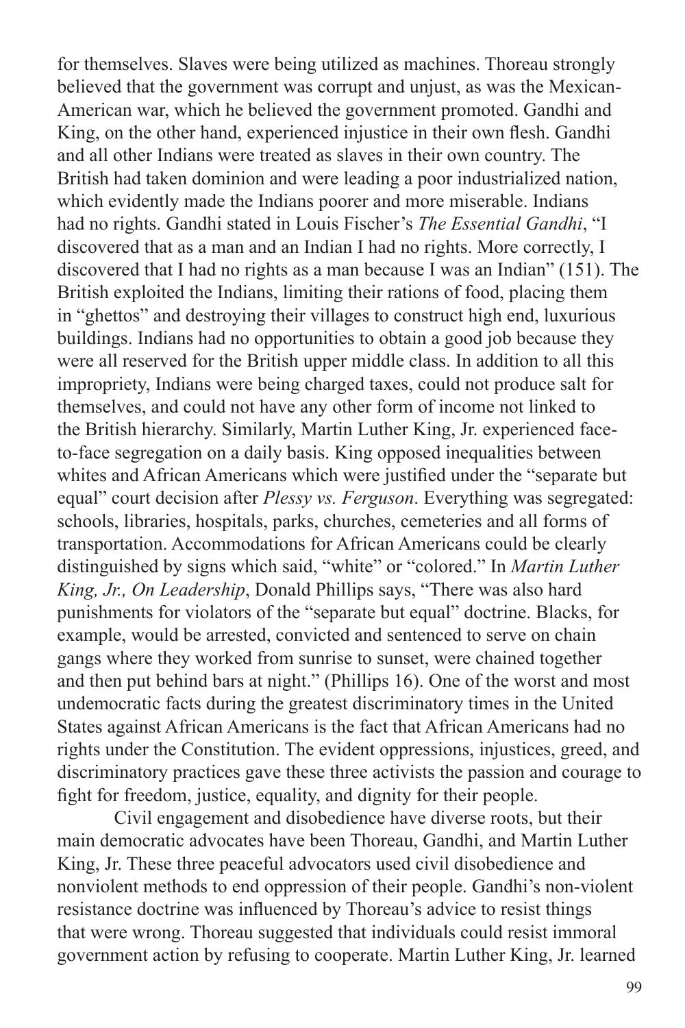for themselves. Slaves were being utilized as machines. Thoreau strongly believed that the government was corrupt and unjust, as was the Mexican-American war, which he believed the government promoted. Gandhi and King, on the other hand, experienced injustice in their own flesh. Gandhi and all other Indians were treated as slaves in their own country. The British had taken dominion and were leading a poor industrialized nation, which evidently made the Indians poorer and more miserable. Indians had no rights. Gandhi stated in Louis Fischer's *The Essential Gandhi*, "I discovered that as a man and an Indian I had no rights. More correctly, I discovered that I had no rights as a man because I was an Indian" (151). The British exploited the Indians, limiting their rations of food, placing them in "ghettos" and destroying their villages to construct high end, luxurious buildings. Indians had no opportunities to obtain a good job because they were all reserved for the British upper middle class. In addition to all this impropriety, Indians were being charged taxes, could not produce salt for themselves, and could not have any other form of income not linked to the British hierarchy. Similarly, Martin Luther King, Jr. experienced face-to-face segregation on a daily basis. King opposed inequalities between whites and African Americans which were justified under the "separate but equal" court decision after *Plessy vs. Ferguson*. Everything was segregated: schools, libraries, hospitals, parks, churches, cemeteries and all forms of transportation. Accommodations for African Americans could be clearly distinguished by signs which said, "white" or "colored." In *Martin Luther King, Jr., On Leadership*, Donald Phillips says, "There was also hard punishments for violators of the "separate but equal" doctrine. Blacks, for example, would be arrested, convicted and sentenced to serve on chain gangs where they worked from sunrise to sunset, were chained together and then put behind bars at night." (Phillips 16). One of the worst and most undemocratic facts during the greatest discriminatory times in the United States against African Americans is the fact that African Americans had no rights under the Constitution. The evident oppressions, injustices, greed, and discriminatory practices gave these three activists the passion and courage to fight for freedom, justice, equality, and dignity for their people.

Civil engagement and disobedience have diverse roots, but their main democratic advocates have been Thoreau, Gandhi, and Martin Luther King, Jr. These three peaceful advocators used civil disobedience and nonviolent methods to end oppression of their people. Gandhi's non-violent resistance doctrine was influenced by Thoreau's advice to resist things that were wrong. Thoreau suggested that individuals could resist immoral government action by refusing to cooperate. Martin Luther King, Jr. learned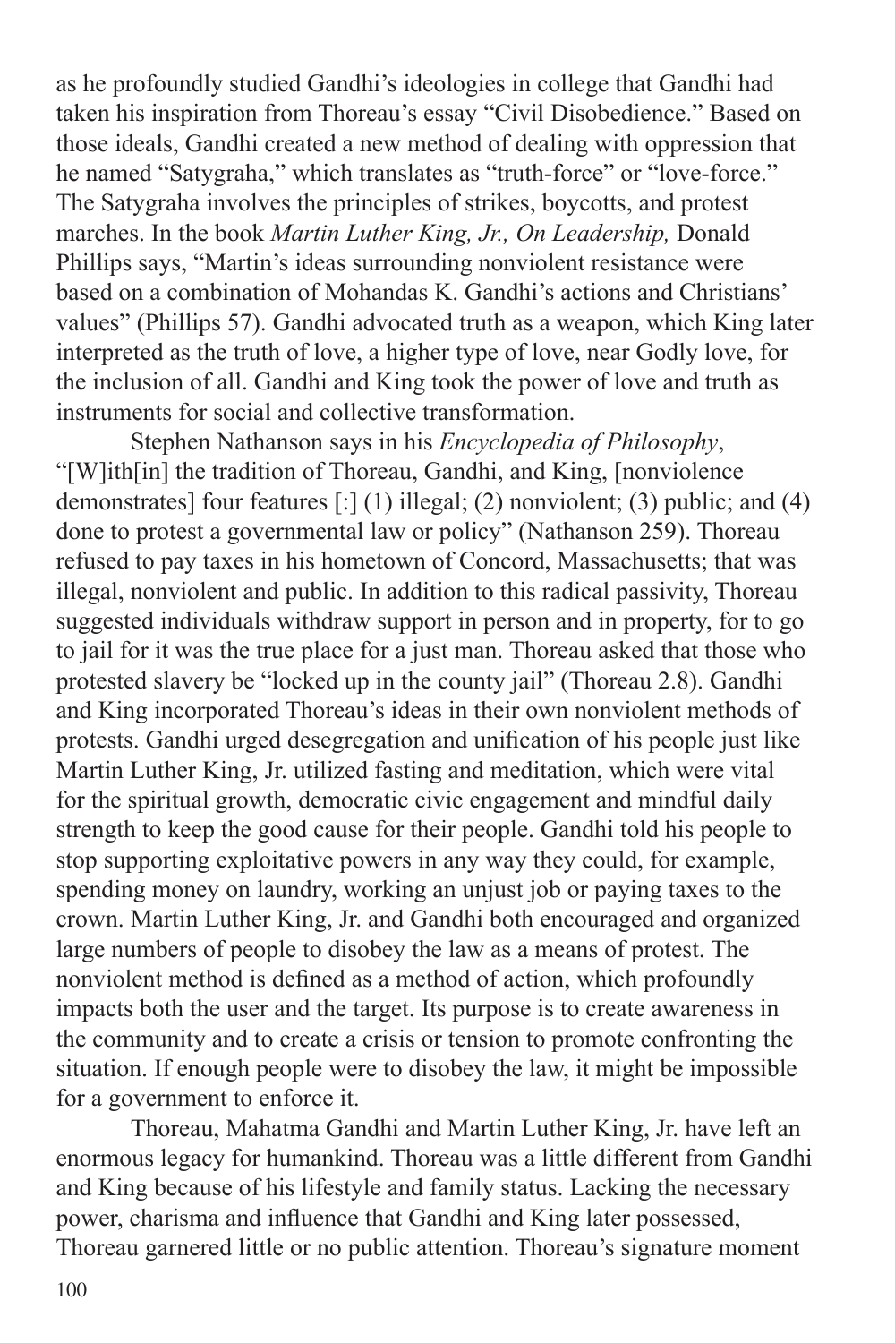as he profoundly studied Gandhi's ideologies in college that Gandhi had taken his inspiration from Thoreau's essay "Civil Disobedience." Based on those ideals, Gandhi created a new method of dealing with oppression that he named "Satygraha," which translates as "truth-force" or "love-force." The Satygraha involves the principles of strikes, boycotts, and protest marches. In the book *Martin Luther King, Jr., On Leadership,* Donald Phillips says, "Martin's ideas surrounding nonviolent resistance were based on a combination of Mohandas K. Gandhi's actions and Christians' values" (Phillips 57). Gandhi advocated truth as a weapon, which King later interpreted as the truth of love, a higher type of love, near Godly love, for the inclusion of all. Gandhi and King took the power of love and truth as instruments for social and collective transformation.

Stephen Nathanson says in his *Encyclopedia of Philosophy*, "[W]ith[in] the tradition of Thoreau, Gandhi, and King, [nonviolence demonstrates] four features [:] (1) illegal; (2) nonviolent; (3) public; and (4) done to protest a governmental law or policy" (Nathanson 259). Thoreau refused to pay taxes in his hometown of Concord, Massachusetts; that was illegal, nonviolent and public. In addition to this radical passivity, Thoreau suggested individuals withdraw support in person and in property, for to go to jail for it was the true place for a just man. Thoreau asked that those who protested slavery be "locked up in the county jail" (Thoreau 2.8). Gandhi and King incorporated Thoreau's ideas in their own nonviolent methods of protests. Gandhi urged desegregation and unification of his people just like Martin Luther King, Jr. utilized fasting and meditation, which were vital for the spiritual growth, democratic civic engagement and mindful daily strength to keep the good cause for their people. Gandhi told his people to stop supporting exploitative powers in any way they could, for example, spending money on laundry, working an unjust job or paying taxes to the crown. Martin Luther King, Jr. and Gandhi both encouraged and organized large numbers of people to disobey the law as a means of protest. The nonviolent method is defined as a method of action, which profoundly impacts both the user and the target. Its purpose is to create awareness in the community and to create a crisis or tension to promote confronting the situation. If enough people were to disobey the law, it might be impossible for a government to enforce it.

Thoreau, Mahatma Gandhi and Martin Luther King, Jr. have left an enormous legacy for humankind. Thoreau was a little different from Gandhi and King because of his lifestyle and family status. Lacking the necessary power, charisma and influence that Gandhi and King later possessed, Thoreau garnered little or no public attention. Thoreau's signature moment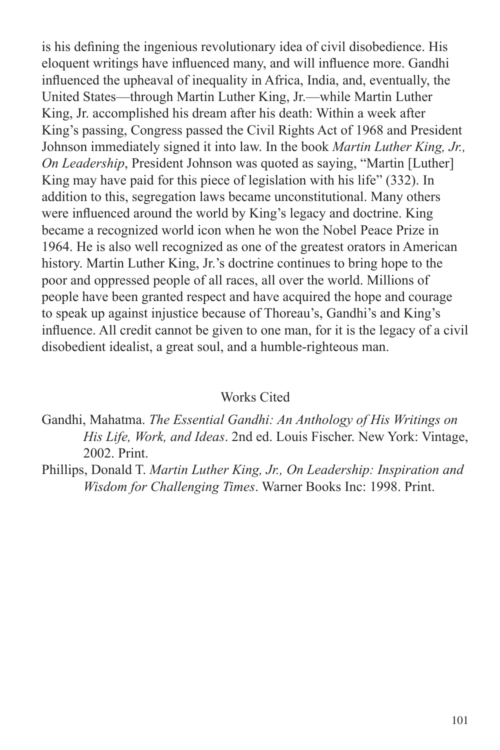is his defining the ingenious revolutionary idea of civil disobedience. His eloquent writings have influenced many, and will influence more. Gandhi influenced the upheaval of inequality in Africa, India, and, eventually, the United States—through Martin Luther King, Jr.—while Martin Luther King, Jr. accomplished his dream after his death: Within a week after King's passing, Congress passed the Civil Rights Act of 1968 and President Johnson immediately signed it into law. In the book *Martin Luther King, Jr., On Leadership*, President Johnson was quoted as saying, "Martin [Luther] King may have paid for this piece of legislation with his life" (332). In addition to this, segregation laws became unconstitutional. Many others were influenced around the world by King's legacy and doctrine. King became a recognized world icon when he won the Nobel Peace Prize in 1964. He is also well recognized as one of the greatest orators in American history. Martin Luther King, Jr.'s doctrine continues to bring hope to the poor and oppressed people of all races, all over the world. Millions of people have been granted respect and have acquired the hope and courage to speak up against injustice because of Thoreau's, Gandhi's and King's influence. All credit cannot be given to one man, for it is the legacy of a civil disobedient idealist, a great soul, and a humble-righteous man.

## Works Cited

Gandhi, Mahatma. *The Essential Gandhi: An Anthology of His Writings on His Life, Work, and Ideas*. 2nd ed. Louis Fischer. New York: Vintage, 2002. Print.

Phillips, Donald T. *Martin Luther King, Jr., On Leadership: Inspiration and Wisdom for Challenging Times*. Warner Books Inc: 1998. Print.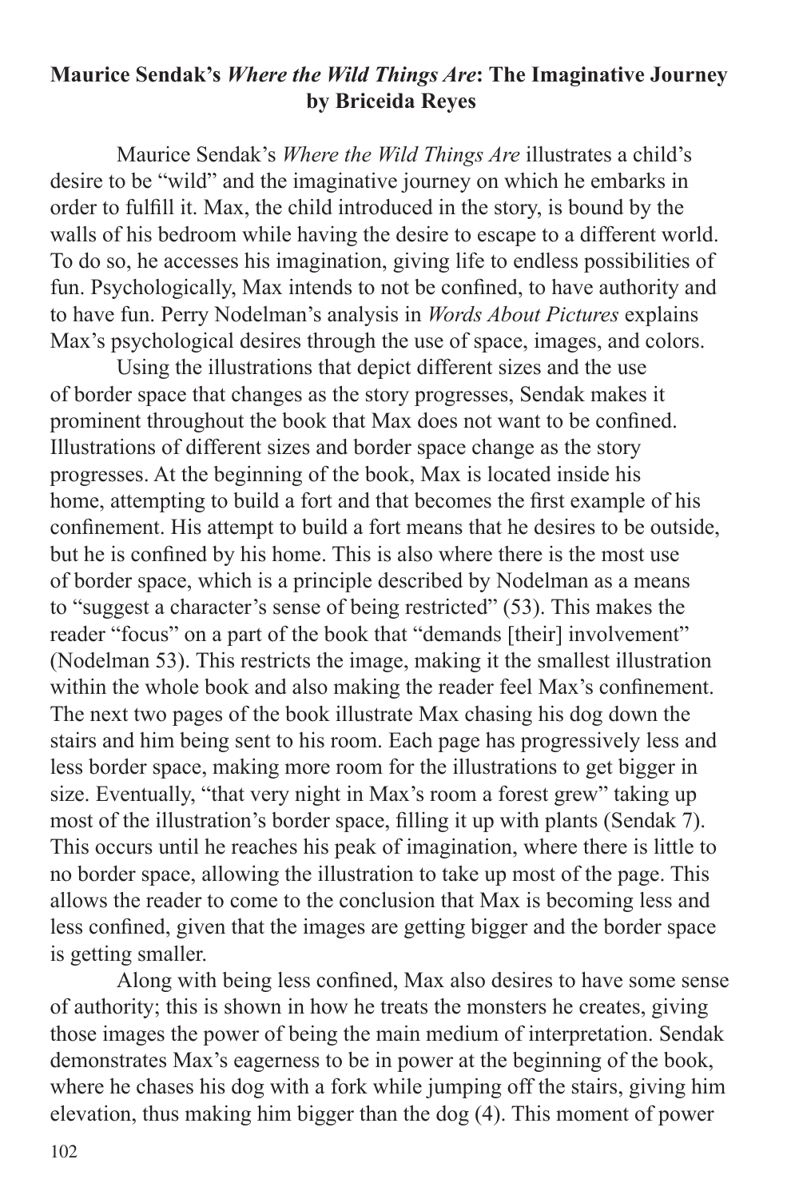## Maurice Sendak's *Where the Wild Things Are*: The Imaginative Journey by Briceida Reyes

Maurice Sendak's *Where the Wild Things Are* illustrates a child's desire to be "wild" and the imaginative journey on which he embarks in order to fulfill it. Max, the child introduced in the story, is bound by the walls of his bedroom while having the desire to escape to a different world. To do so, he accesses his imagination, giving life to endless possibilities of fun. Psychologically, Max intends to not be confined, to have authority and to have fun. Perry Nodelman's analysis in *Words About Pictures* explains Max's psychological desires through the use of space, images, and colors.

Using the illustrations that depict different sizes and the use of border space that changes as the story progresses, Sendak makes it prominent throughout the book that Max does not want to be confined. Illustrations of different sizes and border space change as the story progresses. At the beginning of the book, Max is located inside his home, attempting to build a fort and that becomes the first example of his confinement. His attempt to build a fort means that he desires to be outside, but he is confined by his home. This is also where there is the most use of border space, which is a principle described by Nodelman as a means to "suggest a character's sense of being restricted" (53). This makes the reader "focus" on a part of the book that "demands [their] involvement" (Nodelman 53). This restricts the image, making it the smallest illustration within the whole book and also making the reader feel Max's confinement. The next two pages of the book illustrate Max chasing his dog down the stairs and him being sent to his room. Each page has progressively less and less border space, making more room for the illustrations to get bigger in size. Eventually, "that very night in Max's room a forest grew" taking up most of the illustration's border space, filling it up with plants (Sendak 7). This occurs until he reaches his peak of imagination, where there is little to no border space, allowing the illustration to take up most of the page. This allows the reader to come to the conclusion that Max is becoming less and less confined, given that the images are getting bigger and the border space is getting smaller.

Along with being less confined, Max also desires to have some sense of authority; this is shown in how he treats the monsters he creates, giving those images the power of being the main medium of interpretation. Sendak demonstrates Max's eagerness to be in power at the beginning of the book, where he chases his dog with a fork while jumping off the stairs, giving him elevation, thus making him bigger than the dog (4). This moment of power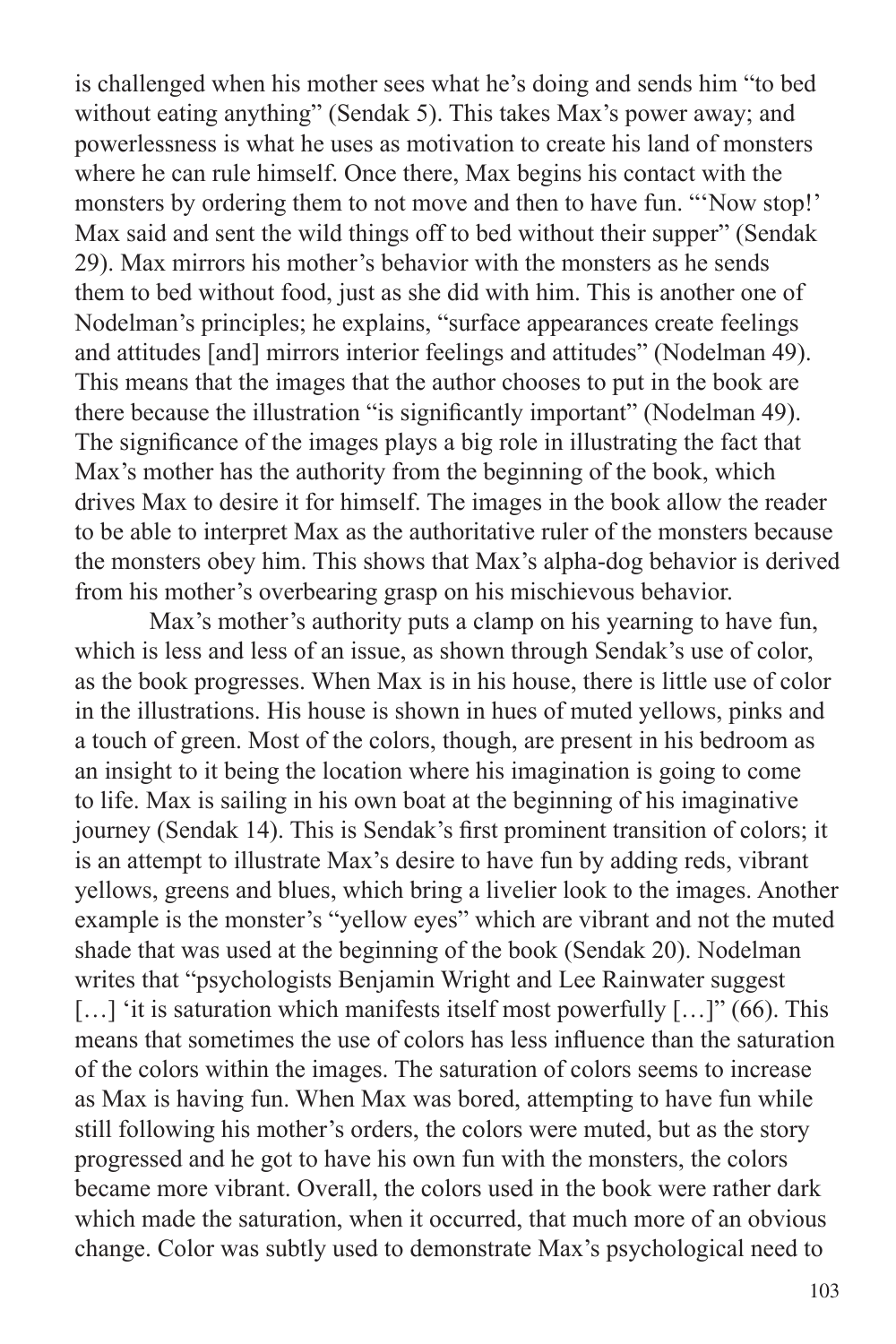is challenged when his mother sees what he's doing and sends him "to bed without eating anything" (Sendak 5). This takes Max's power away; and powerlessness is what he uses as motivation to create his land of monsters where he can rule himself. Once there, Max begins his contact with the monsters by ordering them to not move and then to have fun. "'Now stop!' Max said and sent the wild things off to bed without their supper" (Sendak 29). Max mirrors his mother's behavior with the monsters as he sends them to bed without food, just as she did with him. This is another one of Nodelman's principles; he explains, "surface appearances create feelings and attitudes [and] mirrors interior feelings and attitudes" (Nodelman 49). This means that the images that the author chooses to put in the book are there because the illustration "is significantly important" (Nodelman 49). The significance of the images plays a big role in illustrating the fact that Max's mother has the authority from the beginning of the book, which drives Max to desire it for himself. The images in the book allow the reader to be able to interpret Max as the authoritative ruler of the monsters because the monsters obey him. This shows that Max's alpha-dog behavior is derived from his mother's overbearing grasp on his mischievous behavior.

Max's mother's authority puts a clamp on his yearning to have fun, which is less and less of an issue, as shown through Sendak's use of color, as the book progresses. When Max is in his house, there is little use of color in the illustrations. His house is shown in hues of muted yellows, pinks and a touch of green. Most of the colors, though, are present in his bedroom as an insight to it being the location where his imagination is going to come to life. Max is sailing in his own boat at the beginning of his imaginative journey (Sendak 14). This is Sendak's first prominent transition of colors; it is an attempt to illustrate Max's desire to have fun by adding reds, vibrant yellows, greens and blues, which bring a livelier look to the images. Another example is the monster's "yellow eyes" which are vibrant and not the muted shade that was used at the beginning of the book (Sendak 20). Nodelman writes that "psychologists Benjamin Wright and Lee Rainwater suggest […] 'it is saturation which manifests itself most powerfully […]" (66). This means that sometimes the use of colors has less influence than the saturation of the colors within the images. The saturation of colors seems to increase as Max is having fun. When Max was bored, attempting to have fun while still following his mother's orders, the colors were muted, but as the story progressed and he got to have his own fun with the monsters, the colors became more vibrant. Overall, the colors used in the book were rather dark which made the saturation, when it occurred, that much more of an obvious change. Color was subtly used to demonstrate Max's psychological need to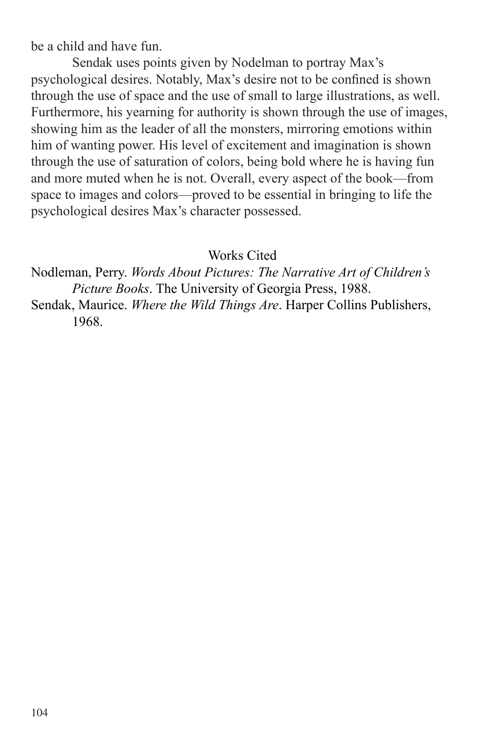be a child and have fun.

Sendak uses points given by Nodelman to portray Max's psychological desires. Notably, Max's desire not to be confined is shown through the use of space and the use of small to large illustrations, as well. Furthermore, his yearning for authority is shown through the use of images, showing him as the leader of all the monsters, mirroring emotions within him of wanting power. His level of excitement and imagination is shown through the use of saturation of colors, being bold where he is having fun and more muted when he is not. Overall, every aspect of the book—from space to images and colors—proved to be essential in bringing to life the psychological desires Max's character possessed.

## Works Cited

Nodleman, Perry. *Words About Pictures: The Narrative Art of Children's Picture Books*. The University of Georgia Press, 1988.

Sendak, Maurice. *Where the Wild Things Are*. Harper Collins Publishers, 1968.